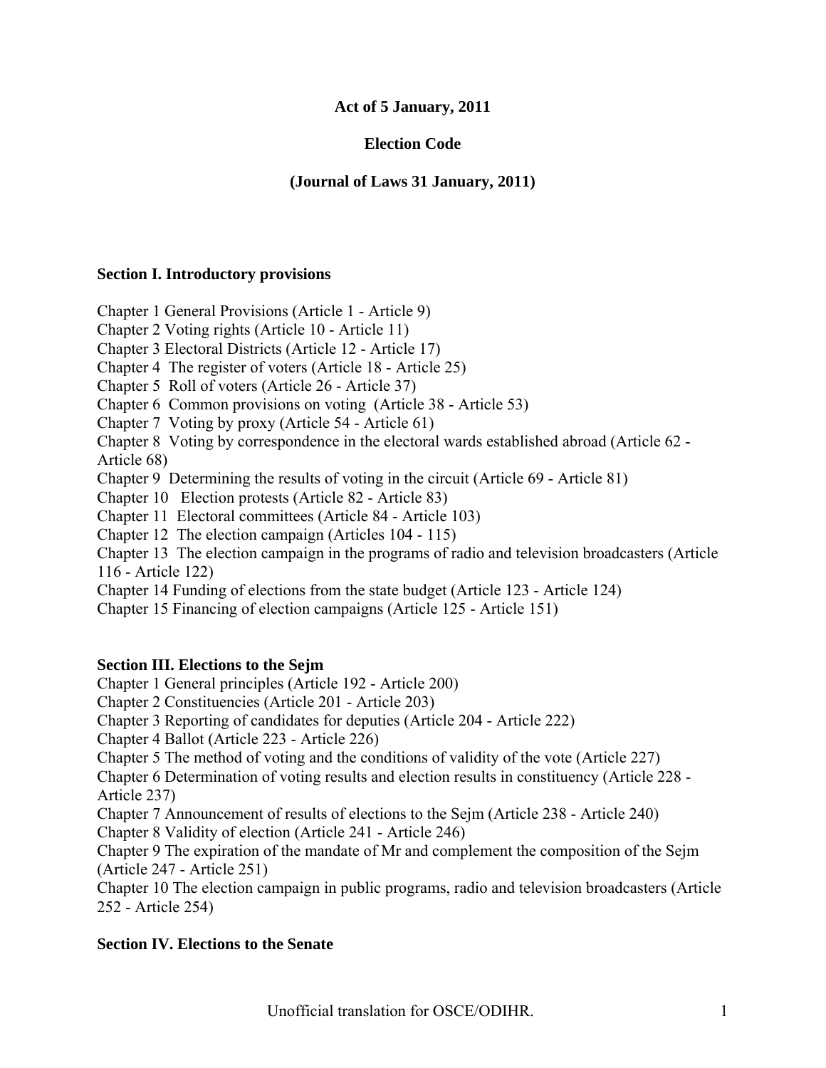**Act of 5 January, 2011**

**Election Code**

**(Journal of Laws 31 January, 2011)**

## Section I. Introductory provisions

Chapter 1 General Provisions (Article 1 - Article 9)
Chapter 2 Voting rights (Article 10 - Article 11)
Chapter 3 Electoral Districts (Article 12 - Article 17)
Chapter 4 The register of voters (Article 18 - Article 25)
Chapter 5 Roll of voters (Article 26 - Article 37)
Chapter 6 Common provisions on voting (Article 38 - Article 53)
Chapter 7 Voting by proxy (Article 54 - Article 61)
Chapter 8 Voting by correspondence in the electoral wards established abroad (Article 62 - Article 68)
Chapter 9 Determining the results of voting in the circuit (Article 69 - Article 81)
Chapter 10 Election protests (Article 82 - Article 83)
Chapter 11 Electoral committees (Article 84 - Article 103)
Chapter 12 The election campaign (Articles 104 - 115)
Chapter 13 The election campaign in the programs of radio and television broadcasters (Article 116 - Article 122)
Chapter 14 Funding of elections from the state budget (Article 123 - Article 124)
Chapter 15 Financing of election campaigns (Article 125 - Article 151)

## Section III. Elections to the Sejm

Chapter 1 General principles (Article 192 - Article 200)
Chapter 2 Constituencies (Article 201 - Article 203)
Chapter 3 Reporting of candidates for deputies (Article 204 - Article 222)
Chapter 4 Ballot (Article 223 - Article 226)
Chapter 5 The method of voting and the conditions of validity of the vote (Article 227)
Chapter 6 Determination of voting results and election results in constituency (Article 228 - Article 237)
Chapter 7 Announcement of results of elections to the Sejm (Article 238 - Article 240)
Chapter 8 Validity of election (Article 241 - Article 246)
Chapter 9 The expiration of the mandate of Mr and complement the composition of the Sejm (Article 247 - Article 251)
Chapter 10 The election campaign in public programs, radio and television broadcasters (Article 252 - Article 254)

## Section IV. Elections to the Senate

Unofficial translation for OSCE/ODIHR.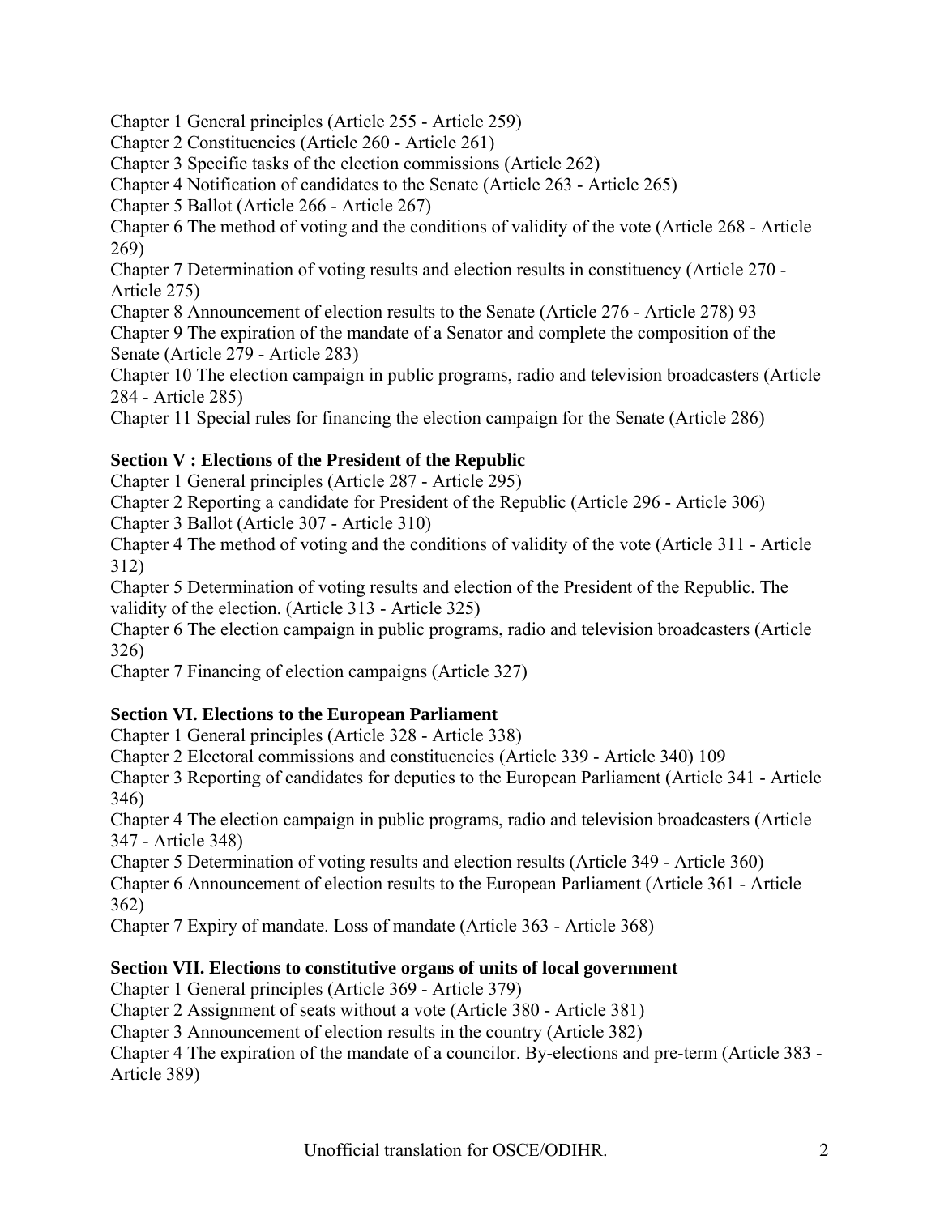Chapter 1 General principles (Article 255 - Article 259)

Chapter 2 Constituencies (Article 260 - Article 261)

Chapter 3 Specific tasks of the election commissions (Article 262)

Chapter 4 Notification of candidates to the Senate (Article 263 - Article 265)

Chapter 5 Ballot (Article 266 - Article 267)

Chapter 6 The method of voting and the conditions of validity of the vote (Article 268 - Article 269)

Chapter 7 Determination of voting results and election results in constituency (Article 270 - Article 275)

Chapter 8 Announcement of election results to the Senate (Article 276 - Article 278) 93

Chapter 9 The expiration of the mandate of a Senator and complete the composition of the Senate (Article 279 - Article 283)

Chapter 10 The election campaign in public programs, radio and television broadcasters (Article 284 - Article 285)

Chapter 11 Special rules for financing the election campaign for the Senate (Article 286)

**Section V : Elections of the President of the Republic**

Chapter 1 General principles (Article 287 - Article 295)

Chapter 2 Reporting a candidate for President of the Republic (Article 296 - Article 306)

Chapter 3 Ballot (Article 307 - Article 310)

Chapter 4 The method of voting and the conditions of validity of the vote (Article 311 - Article 312)

Chapter 5 Determination of voting results and election of the President of the Republic. The validity of the election. (Article 313 - Article 325)

Chapter 6 The election campaign in public programs, radio and television broadcasters (Article 326)

Chapter 7 Financing of election campaigns (Article 327)

**Section VI. Elections to the European Parliament**

Chapter 1 General principles (Article 328 - Article 338)

Chapter 2 Electoral commissions and constituencies (Article 339 - Article 340) 109

Chapter 3 Reporting of candidates for deputies to the European Parliament (Article 341 - Article 346)

Chapter 4 The election campaign in public programs, radio and television broadcasters (Article 347 - Article 348)

Chapter 5 Determination of voting results and election results (Article 349 - Article 360)

Chapter 6 Announcement of election results to the European Parliament (Article 361 - Article 362)

Chapter 7 Expiry of mandate. Loss of mandate (Article 363 - Article 368)

**Section VII. Elections to constitutive organs of units of local government**

Chapter 1 General principles (Article 369 - Article 379)

Chapter 2 Assignment of seats without a vote (Article 380 - Article 381)

Chapter 3 Announcement of election results in the country (Article 382)

Chapter 4 The expiration of the mandate of a councilor. By-elections and pre-term (Article 383 - Article 389)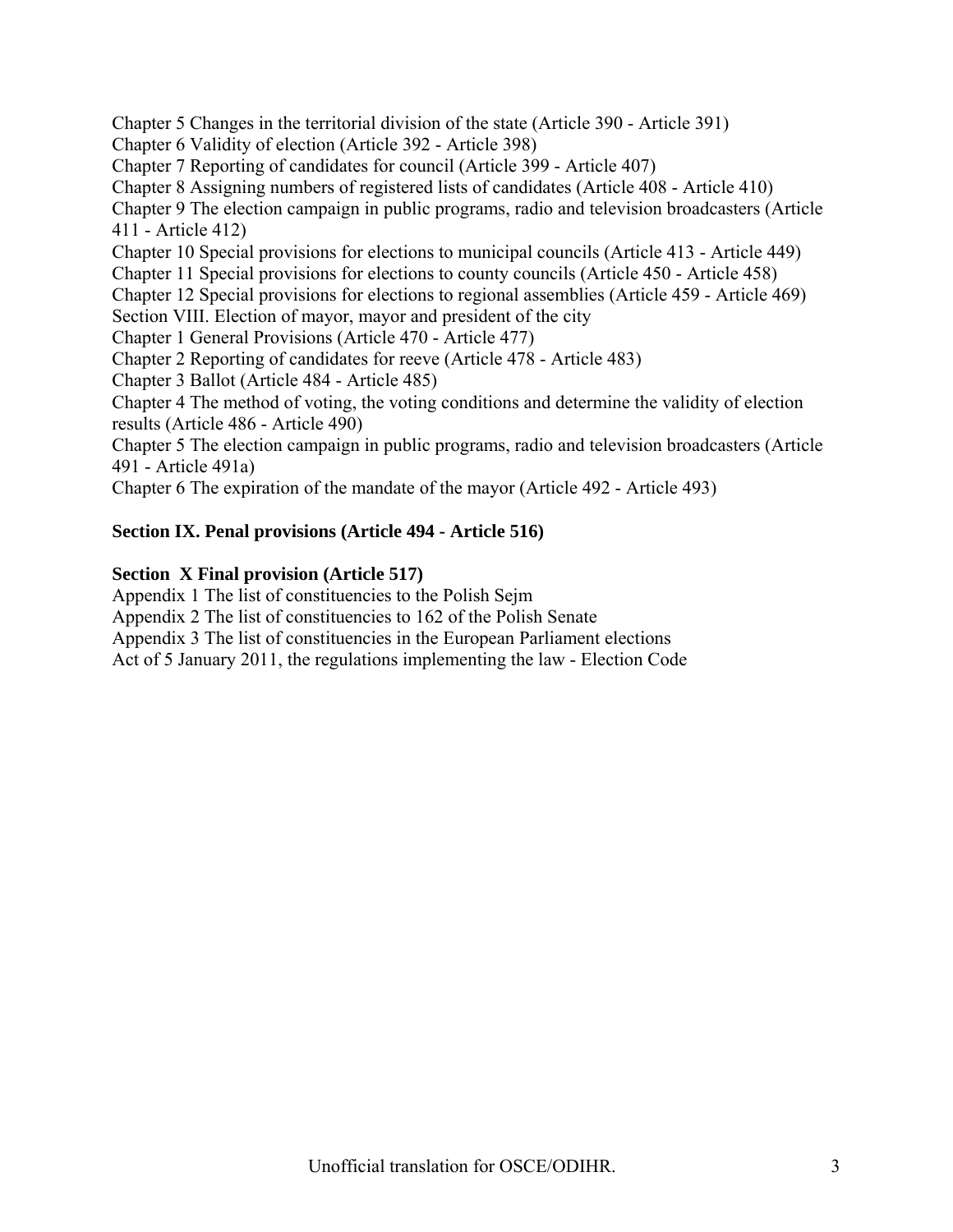Chapter 5 Changes in the territorial division of the state (Article 390 - Article 391)
Chapter 6 Validity of election (Article 392 - Article 398)
Chapter 7 Reporting of candidates for council (Article 399 - Article 407)
Chapter 8 Assigning numbers of registered lists of candidates (Article 408 - Article 410)
Chapter 9 The election campaign in public programs, radio and television broadcasters (Article 411 - Article 412)
Chapter 10 Special provisions for elections to municipal councils (Article 413 - Article 449)
Chapter 11 Special provisions for elections to county councils (Article 450 - Article 458)
Chapter 12 Special provisions for elections to regional assemblies (Article 459 - Article 469)
Section VIII. Election of mayor, mayor and president of the city
Chapter 1 General Provisions (Article 470 - Article 477)
Chapter 2 Reporting of candidates for reeve (Article 478 - Article 483)
Chapter 3 Ballot (Article 484 - Article 485)
Chapter 4 The method of voting, the voting conditions and determine the validity of election results (Article 486 - Article 490)
Chapter 5 The election campaign in public programs, radio and television broadcasters (Article 491 - Article 491a)
Chapter 6 The expiration of the mandate of the mayor (Article 492 - Article 493)

**Section IX. Penal provisions (Article 494 - Article 516)**

**Section X Final provision (Article 517)**
Appendix 1 The list of constituencies to the Polish Sejm
Appendix 2 The list of constituencies to 162 of the Polish Senate
Appendix 3 The list of constituencies in the European Parliament elections
Act of 5 January 2011, the regulations implementing the law - Election Code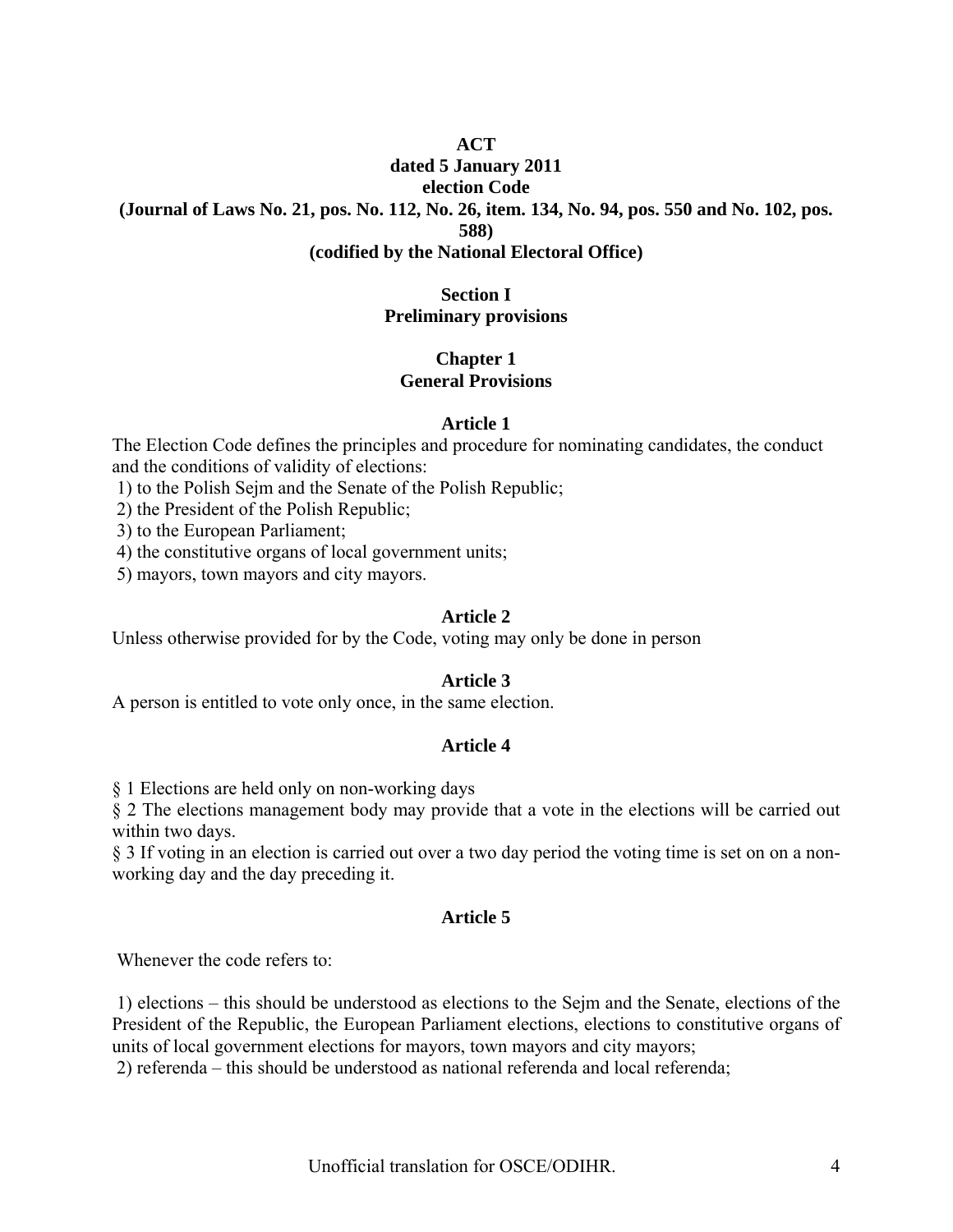**ACT**
**dated 5 January 2011**
**election Code**
**(Journal of Laws No. 21, pos. No. 112, No. 26, item. 134, No. 94, pos. 550 and No. 102, pos. 588)**
**(codified by the National Electoral Office)**

# Section I
# Preliminary provisions

## Chapter 1
## General Provisions

### Article 1

The Election Code defines the principles and procedure for nominating candidates, the conduct and the conditions of validity of elections:

1) to the Polish Sejm and the Senate of the Polish Republic;
2) the President of the Polish Republic;
3) to the European Parliament;
4) the constitutive organs of local government units;
5) mayors, town mayors and city mayors.

### Article 2

Unless otherwise provided for by the Code, voting may only be done in person

### Article 3

A person is entitled to vote only once, in the same election.

### Article 4

§ 1 Elections are held only on non-working days

§ 2 The elections management body may provide that a vote in the elections will be carried out within two days.

§ 3 If voting in an election is carried out over a two day period the voting time is set on on a non-working day and the day preceding it.

### Article 5

Whenever the code refers to:

1) elections – this should be understood as elections to the Sejm and the Senate, elections of the President of the Republic, the European Parliament elections, elections to constitutive organs of units of local government elections for mayors, town mayors and city mayors;
2) referenda – this should be understood as national referenda and local referenda;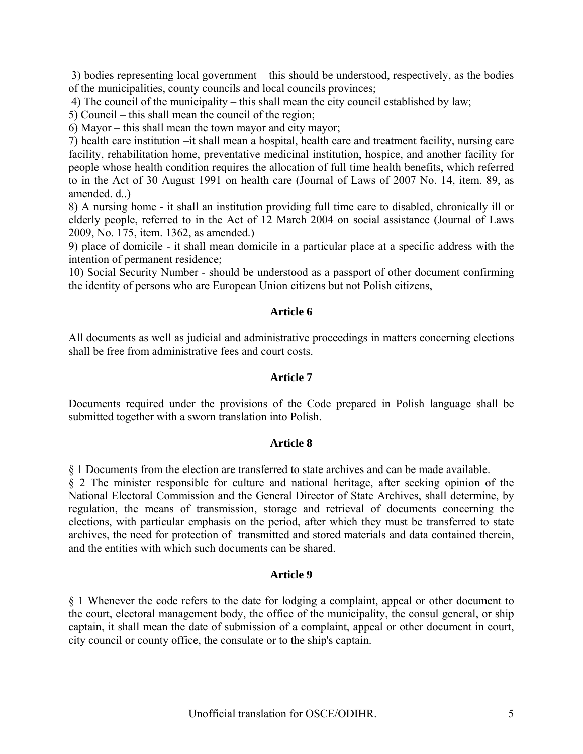3) bodies representing local government – this should be understood, respectively, as the bodies of the municipalities, county councils and local councils provinces;

4) The council of the municipality – this shall mean the city council established by law;

5) Council – this shall mean the council of the region;

6) Mayor – this shall mean the town mayor and city mayor;

7) health care institution –it shall mean a hospital, health care and treatment facility, nursing care facility, rehabilitation home, preventative medicinal institution, hospice, and another facility for people whose health condition requires the allocation of full time health benefits, which referred to in the Act of 30 August 1991 on health care (Journal of Laws of 2007 No. 14, item. 89, as amended. d..)

8) A nursing home - it shall an institution providing full time care to disabled, chronically ill or elderly people, referred to in the Act of 12 March 2004 on social assistance (Journal of Laws 2009, No. 175, item. 1362, as amended.)

9) place of domicile - it shall mean domicile in a particular place at a specific address with the intention of permanent residence;

10) Social Security Number - should be understood as a passport of other document confirming the identity of persons who are European Union citizens but not Polish citizens,

### Article 6

All documents as well as judicial and administrative proceedings in matters concerning elections shall be free from administrative fees and court costs.

### Article 7

Documents required under the provisions of the Code prepared in Polish language shall be submitted together with a sworn translation into Polish.

### Article 8

§ 1 Documents from the election are transferred to state archives and can be made available.

§ 2 The minister responsible for culture and national heritage, after seeking opinion of the National Electoral Commission and the General Director of State Archives, shall determine, by regulation, the means of transmission, storage and retrieval of documents concerning the elections, with particular emphasis on the period, after which they must be transferred to state archives, the need for protection of transmitted and stored materials and data contained therein, and the entities with which such documents can be shared.

### Article 9

§ 1 Whenever the code refers to the date for lodging a complaint, appeal or other document to the court, electoral management body, the office of the municipality, the consul general, or ship captain, it shall mean the date of submission of a complaint, appeal or other document in court, city council or county office, the consulate or to the ship's captain.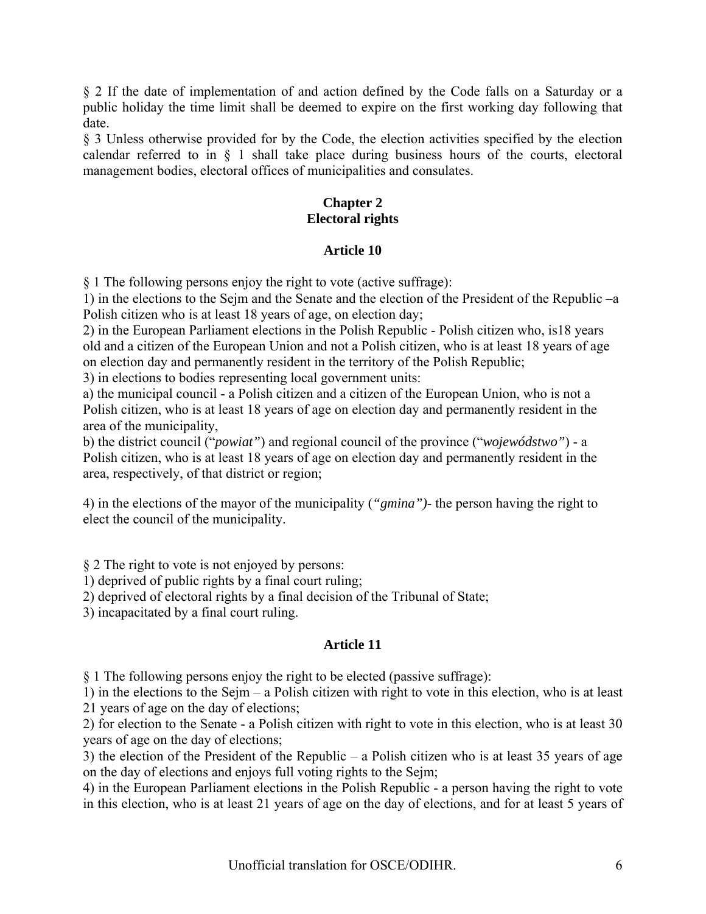§ 2 If the date of implementation of and action defined by the Code falls on a Saturday or a public holiday the time limit shall be deemed to expire on the first working day following that date.

§ 3 Unless otherwise provided for by the Code, the election activities specified by the election calendar referred to in § 1 shall take place during business hours of the courts, electoral management bodies, electoral offices of municipalities and consulates.

## Chapter 2
## Electoral rights

### Article 10

§ 1 The following persons enjoy the right to vote (active suffrage):

1) in the elections to the Sejm and the Senate and the election of the President of the Republic –a Polish citizen who is at least 18 years of age, on election day;

2) in the European Parliament elections in the Polish Republic - Polish citizen who, is18 years old and a citizen of the European Union and not a Polish citizen, who is at least 18 years of age on election day and permanently resident in the territory of the Polish Republic;

3) in elections to bodies representing local government units:

a) the municipal council - a Polish citizen and a citizen of the European Union, who is not a Polish citizen, who is at least 18 years of age on election day and permanently resident in the area of the municipality,

b) the district council ("*powiat"*) and regional council of the province ("*województwo"*) - a Polish citizen, who is at least 18 years of age on election day and permanently resident in the area, respectively, of that district or region;

4) in the elections of the mayor of the municipality (*"gmina")*- the person having the right to elect the council of the municipality.

§ 2 The right to vote is not enjoyed by persons:

1) deprived of public rights by a final court ruling;

2) deprived of electoral rights by a final decision of the Tribunal of State;

3) incapacitated by a final court ruling.

### Article 11

§ 1 The following persons enjoy the right to be elected (passive suffrage):

1) in the elections to the Sejm – a Polish citizen with right to vote in this election, who is at least 21 years of age on the day of elections;

2) for election to the Senate - a Polish citizen with right to vote in this election, who is at least 30 years of age on the day of elections;

3) the election of the President of the Republic – a Polish citizen who is at least 35 years of age on the day of elections and enjoys full voting rights to the Sejm;

4) in the European Parliament elections in the Polish Republic - a person having the right to vote in this election, who is at least 21 years of age on the day of elections, and for at least 5 years of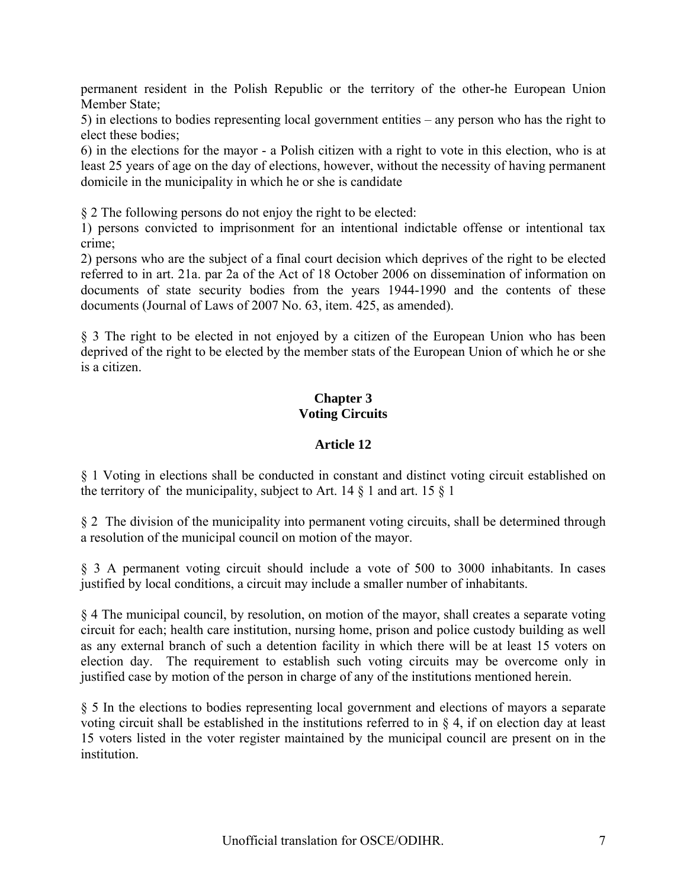permanent resident in the Polish Republic or the territory of the other-he European Union Member State;

5) in elections to bodies representing local government entities – any person who has the right to elect these bodies;

6) in the elections for the mayor - a Polish citizen with a right to vote in this election, who is at least 25 years of age on the day of elections, however, without the necessity of having permanent domicile in the municipality in which he or she is candidate

§ 2 The following persons do not enjoy the right to be elected:

1) persons convicted to imprisonment for an intentional indictable offense or intentional tax crime;

2) persons who are the subject of a final court decision which deprives of the right to be elected referred to in art. 21a. par 2a of the Act of 18 October 2006 on dissemination of information on documents of state security bodies from the years 1944-1990 and the contents of these documents (Journal of Laws of 2007 No. 63, item. 425, as amended).

§ 3 The right to be elected in not enjoyed by a citizen of the European Union who has been deprived of the right to be elected by the member stats of the European Union of which he or she is a citizen.

## Chapter 3
## Voting Circuits

### Article 12

§ 1 Voting in elections shall be conducted in constant and distinct voting circuit established on the territory of the municipality, subject to Art. 14 § 1 and art. 15 § 1

§ 2 The division of the municipality into permanent voting circuits, shall be determined through a resolution of the municipal council on motion of the mayor.

§ 3 A permanent voting circuit should include a vote of 500 to 3000 inhabitants. In cases justified by local conditions, a circuit may include a smaller number of inhabitants.

§ 4 The municipal council, by resolution, on motion of the mayor, shall creates a separate voting circuit for each; health care institution, nursing home, prison and police custody building as well as any external branch of such a detention facility in which there will be at least 15 voters on election day. The requirement to establish such voting circuits may be overcome only in justified case by motion of the person in charge of any of the institutions mentioned herein.

§ 5 In the elections to bodies representing local government and elections of mayors a separate voting circuit shall be established in the institutions referred to in § 4, if on election day at least 15 voters listed in the voter register maintained by the municipal council are present on in the institution.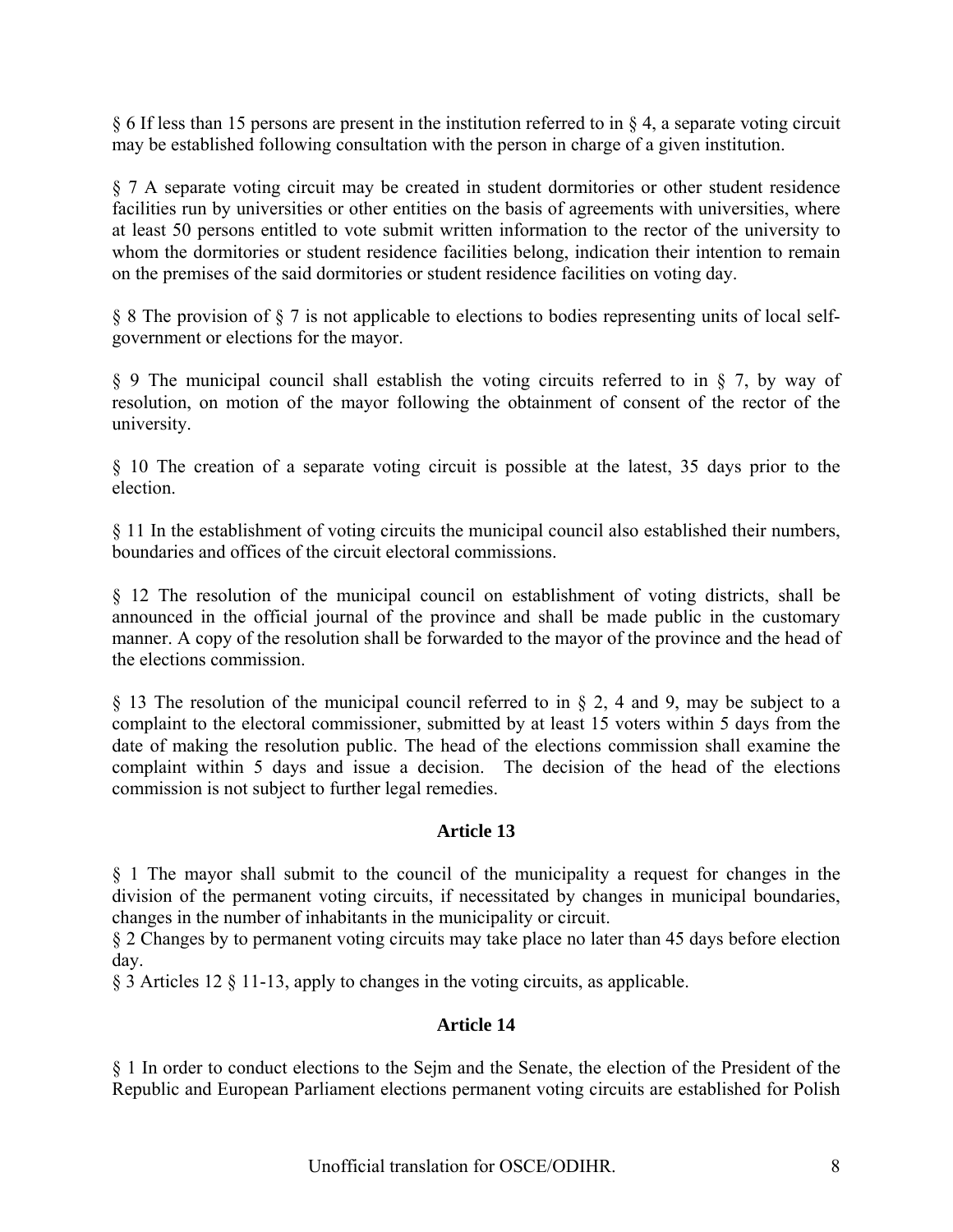§ 6 If less than 15 persons are present in the institution referred to in § 4, a separate voting circuit may be established following consultation with the person in charge of a given institution.

§ 7 A separate voting circuit may be created in student dormitories or other student residence facilities run by universities or other entities on the basis of agreements with universities, where at least 50 persons entitled to vote submit written information to the rector of the university to whom the dormitories or student residence facilities belong, indication their intention to remain on the premises of the said dormitories or student residence facilities on voting day.

§ 8 The provision of § 7 is not applicable to elections to bodies representing units of local self-government or elections for the mayor.

§ 9 The municipal council shall establish the voting circuits referred to in § 7, by way of resolution, on motion of the mayor following the obtainment of consent of the rector of the university.

§ 10 The creation of a separate voting circuit is possible at the latest, 35 days prior to the election.

§ 11 In the establishment of voting circuits the municipal council also established their numbers, boundaries and offices of the circuit electoral commissions.

§ 12 The resolution of the municipal council on establishment of voting districts, shall be announced in the official journal of the province and shall be made public in the customary manner. A copy of the resolution shall be forwarded to the mayor of the province and the head of the elections commission.

§ 13 The resolution of the municipal council referred to in § 2, 4 and 9, may be subject to a complaint to the electoral commissioner, submitted by at least 15 voters within 5 days from the date of making the resolution public. The head of the elections commission shall examine the complaint within 5 days and issue a decision. The decision of the head of the elections commission is not subject to further legal remedies.

**Article 13**

§ 1 The mayor shall submit to the council of the municipality a request for changes in the division of the permanent voting circuits, if necessitated by changes in municipal boundaries, changes in the number of inhabitants in the municipality or circuit.
§ 2 Changes by to permanent voting circuits may take place no later than 45 days before election day.
§ 3 Articles 12 § 11-13, apply to changes in the voting circuits, as applicable.

**Article 14**

§ 1 In order to conduct elections to the Sejm and the Senate, the election of the President of the Republic and European Parliament elections permanent voting circuits are established for Polish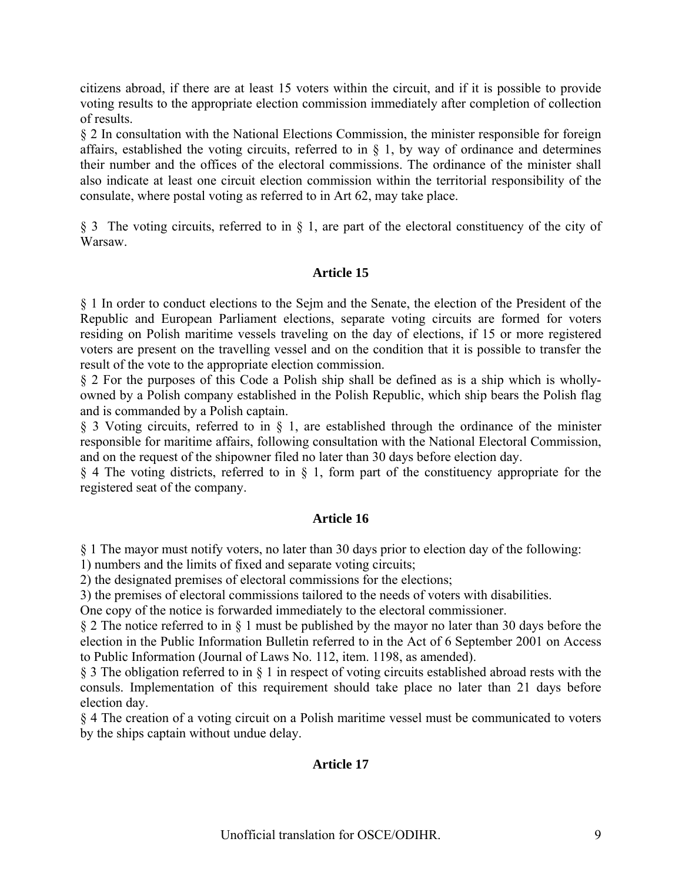citizens abroad, if there are at least 15 voters within the circuit, and if it is possible to provide voting results to the appropriate election commission immediately after completion of collection of results.

§ 2 In consultation with the National Elections Commission, the minister responsible for foreign affairs, established the voting circuits, referred to in § 1, by way of ordinance and determines their number and the offices of the electoral commissions. The ordinance of the minister shall also indicate at least one circuit election commission within the territorial responsibility of the consulate, where postal voting as referred to in Art 62, may take place.

§ 3 The voting circuits, referred to in § 1, are part of the electoral constituency of the city of Warsaw.

### Article 15

§ 1 In order to conduct elections to the Sejm and the Senate, the election of the President of the Republic and European Parliament elections, separate voting circuits are formed for voters residing on Polish maritime vessels traveling on the day of elections, if 15 or more registered voters are present on the travelling vessel and on the condition that it is possible to transfer the result of the vote to the appropriate election commission.

§ 2 For the purposes of this Code a Polish ship shall be defined as is a ship which is wholly-owned by a Polish company established in the Polish Republic, which ship bears the Polish flag and is commanded by a Polish captain.

§ 3 Voting circuits, referred to in § 1, are established through the ordinance of the minister responsible for maritime affairs, following consultation with the National Electoral Commission, and on the request of the shipowner filed no later than 30 days before election day.

§ 4 The voting districts, referred to in § 1, form part of the constituency appropriate for the registered seat of the company.

### Article 16

§ 1 The mayor must notify voters, no later than 30 days prior to election day of the following:

1) numbers and the limits of fixed and separate voting circuits;

2) the designated premises of electoral commissions for the elections;

3) the premises of electoral commissions tailored to the needs of voters with disabilities.

One copy of the notice is forwarded immediately to the electoral commissioner.

§ 2 The notice referred to in § 1 must be published by the mayor no later than 30 days before the election in the Public Information Bulletin referred to in the Act of 6 September 2001 on Access to Public Information (Journal of Laws No. 112, item. 1198, as amended).

§ 3 The obligation referred to in § 1 in respect of voting circuits established abroad rests with the consuls. Implementation of this requirement should take place no later than 21 days before election day.

§ 4 The creation of a voting circuit on a Polish maritime vessel must be communicated to voters by the ships captain without undue delay.

### Article 17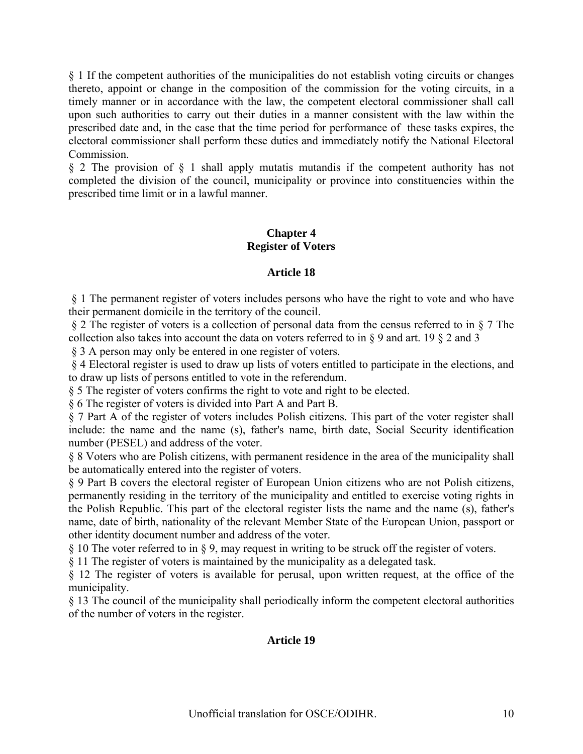§ 1 If the competent authorities of the municipalities do not establish voting circuits or changes thereto, appoint or change in the composition of the commission for the voting circuits, in a timely manner or in accordance with the law, the competent electoral commissioner shall call upon such authorities to carry out their duties in a manner consistent with the law within the prescribed date and, in the case that the time period for performance of these tasks expires, the electoral commissioner shall perform these duties and immediately notify the National Electoral Commission.

§ 2 The provision of § 1 shall apply mutatis mutandis if the competent authority has not completed the division of the council, municipality or province into constituencies within the prescribed time limit or in a lawful manner.

## Chapter 4
## Register of Voters

### Article 18

§ 1 The permanent register of voters includes persons who have the right to vote and who have their permanent domicile in the territory of the council.

§ 2 The register of voters is a collection of personal data from the census referred to in § 7 The collection also takes into account the data on voters referred to in § 9 and art. 19 § 2 and 3

§ 3 A person may only be entered in one register of voters.

§ 4 Electoral register is used to draw up lists of voters entitled to participate in the elections, and to draw up lists of persons entitled to vote in the referendum.

§ 5 The register of voters confirms the right to vote and right to be elected.

§ 6 The register of voters is divided into Part A and Part B.

§ 7 Part A of the register of voters includes Polish citizens. This part of the voter register shall include: the name and the name (s), father's name, birth date, Social Security identification number (PESEL) and address of the voter.

§ 8 Voters who are Polish citizens, with permanent residence in the area of the municipality shall be automatically entered into the register of voters.

§ 9 Part B covers the electoral register of European Union citizens who are not Polish citizens, permanently residing in the territory of the municipality and entitled to exercise voting rights in the Polish Republic. This part of the electoral register lists the name and the name (s), father's name, date of birth, nationality of the relevant Member State of the European Union, passport or other identity document number and address of the voter.

§ 10 The voter referred to in § 9, may request in writing to be struck off the register of voters.

§ 11 The register of voters is maintained by the municipality as a delegated task.

§ 12 The register of voters is available for perusal, upon written request, at the office of the municipality.

§ 13 The council of the municipality shall periodically inform the competent electoral authorities of the number of voters in the register.

### Article 19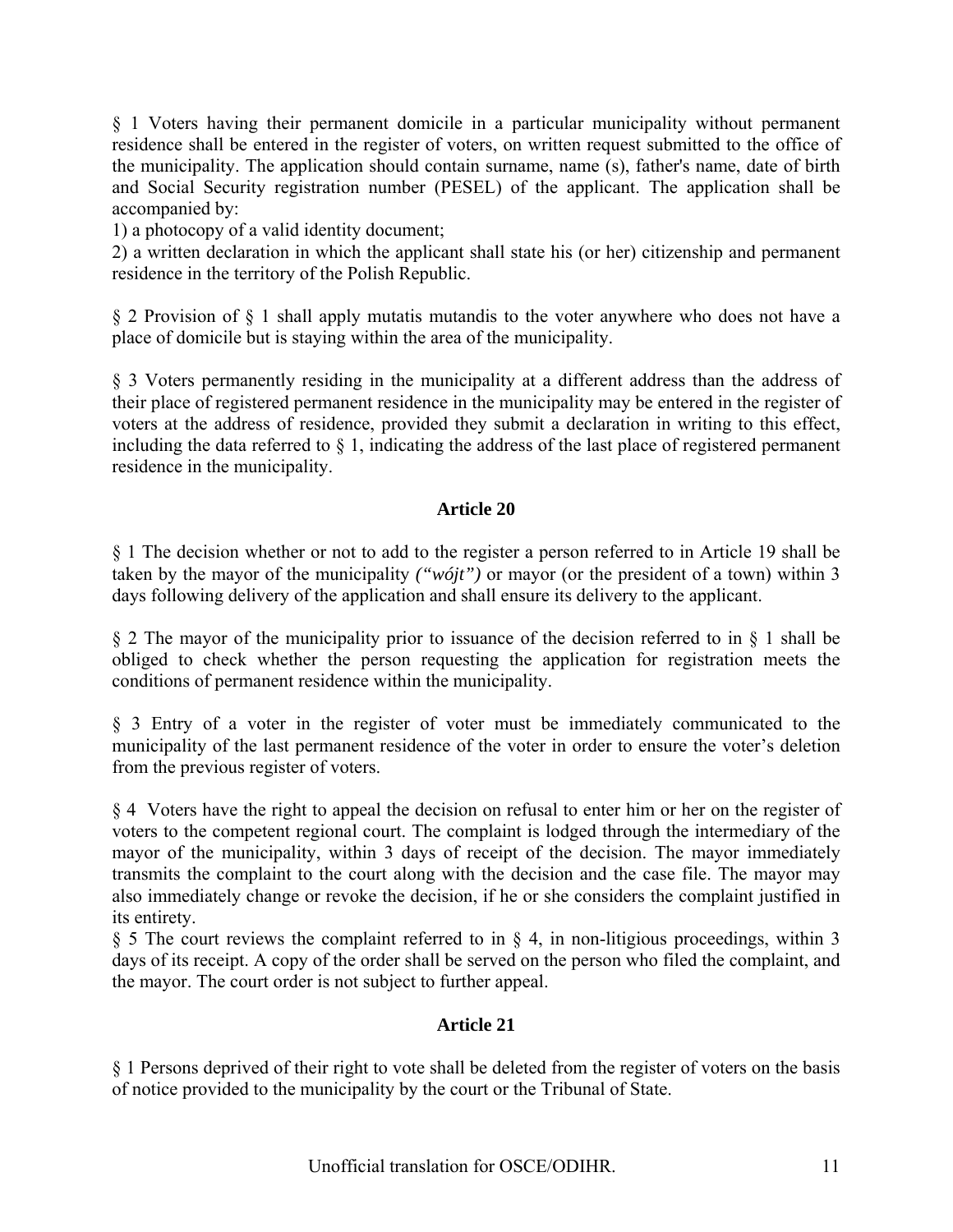§ 1 Voters having their permanent domicile in a particular municipality without permanent residence shall be entered in the register of voters, on written request submitted to the office of the municipality. The application should contain surname, name (s), father's name, date of birth and Social Security registration number (PESEL) of the applicant. The application shall be accompanied by:

1) a photocopy of a valid identity document;

2) a written declaration in which the applicant shall state his (or her) citizenship and permanent residence in the territory of the Polish Republic.

§ 2 Provision of § 1 shall apply mutatis mutandis to the voter anywhere who does not have a place of domicile but is staying within the area of the municipality.

§ 3 Voters permanently residing in the municipality at a different address than the address of their place of registered permanent residence in the municipality may be entered in the register of voters at the address of residence, provided they submit a declaration in writing to this effect, including the data referred to § 1, indicating the address of the last place of registered permanent residence in the municipality.

## Article 20

§ 1 The decision whether or not to add to the register a person referred to in Article 19 shall be taken by the mayor of the municipality *("wójt")* or mayor (or the president of a town) within 3 days following delivery of the application and shall ensure its delivery to the applicant.

§ 2 The mayor of the municipality prior to issuance of the decision referred to in § 1 shall be obliged to check whether the person requesting the application for registration meets the conditions of permanent residence within the municipality.

§ 3 Entry of a voter in the register of voter must be immediately communicated to the municipality of the last permanent residence of the voter in order to ensure the voter's deletion from the previous register of voters.

§ 4 Voters have the right to appeal the decision on refusal to enter him or her on the register of voters to the competent regional court. The complaint is lodged through the intermediary of the mayor of the municipality, within 3 days of receipt of the decision. The mayor immediately transmits the complaint to the court along with the decision and the case file. The mayor may also immediately change or revoke the decision, if he or she considers the complaint justified in its entirety.

§ 5 The court reviews the complaint referred to in § 4, in non-litigious proceedings, within 3 days of its receipt. A copy of the order shall be served on the person who filed the complaint, and the mayor. The court order is not subject to further appeal.

## Article 21

§ 1 Persons deprived of their right to vote shall be deleted from the register of voters on the basis of notice provided to the municipality by the court or the Tribunal of State.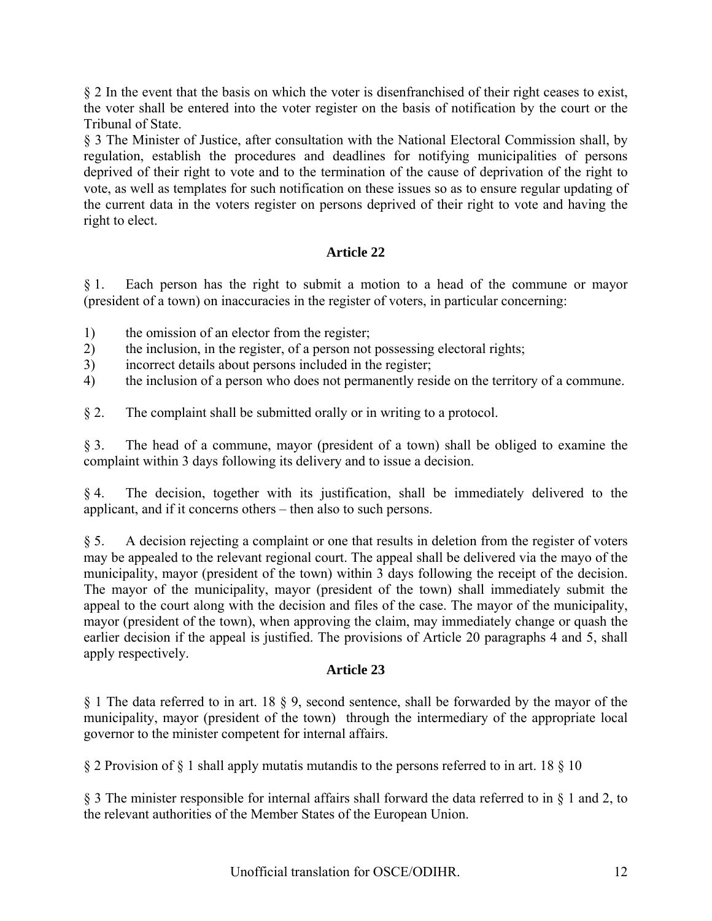§ 2 In the event that the basis on which the voter is disenfranchised of their right ceases to exist, the voter shall be entered into the voter register on the basis of notification by the court or the Tribunal of State.

§ 3 The Minister of Justice, after consultation with the National Electoral Commission shall, by regulation, establish the procedures and deadlines for notifying municipalities of persons deprived of their right to vote and to the termination of the cause of deprivation of the right to vote, as well as templates for such notification on these issues so as to ensure regular updating of the current data in the voters register on persons deprived of their right to vote and having the right to elect.

## Article 22

§ 1. Each person has the right to submit a motion to a head of the commune or mayor (president of a town) on inaccuracies in the register of voters, in particular concerning:

1) the omission of an elector from the register;
2) the inclusion, in the register, of a person not possessing electoral rights;
3) incorrect details about persons included in the register;
4) the inclusion of a person who does not permanently reside on the territory of a commune.

§ 2. The complaint shall be submitted orally or in writing to a protocol.

§ 3. The head of a commune, mayor (president of a town) shall be obliged to examine the complaint within 3 days following its delivery and to issue a decision.

§ 4. The decision, together with its justification, shall be immediately delivered to the applicant, and if it concerns others – then also to such persons.

§ 5. A decision rejecting a complaint or one that results in deletion from the register of voters may be appealed to the relevant regional court. The appeal shall be delivered via the mayo of the municipality, mayor (president of the town) within 3 days following the receipt of the decision. The mayor of the municipality, mayor (president of the town) shall immediately submit the appeal to the court along with the decision and files of the case. The mayor of the municipality, mayor (president of the town), when approving the claim, may immediately change or quash the earlier decision if the appeal is justified. The provisions of Article 20 paragraphs 4 and 5, shall apply respectively.

## Article 23

§ 1 The data referred to in art. 18 § 9, second sentence, shall be forwarded by the mayor of the municipality, mayor (president of the town) through the intermediary of the appropriate local governor to the minister competent for internal affairs.

§ 2 Provision of § 1 shall apply mutatis mutandis to the persons referred to in art. 18 § 10

§ 3 The minister responsible for internal affairs shall forward the data referred to in § 1 and 2, to the relevant authorities of the Member States of the European Union.

Unofficial translation for OSCE/ODIHR.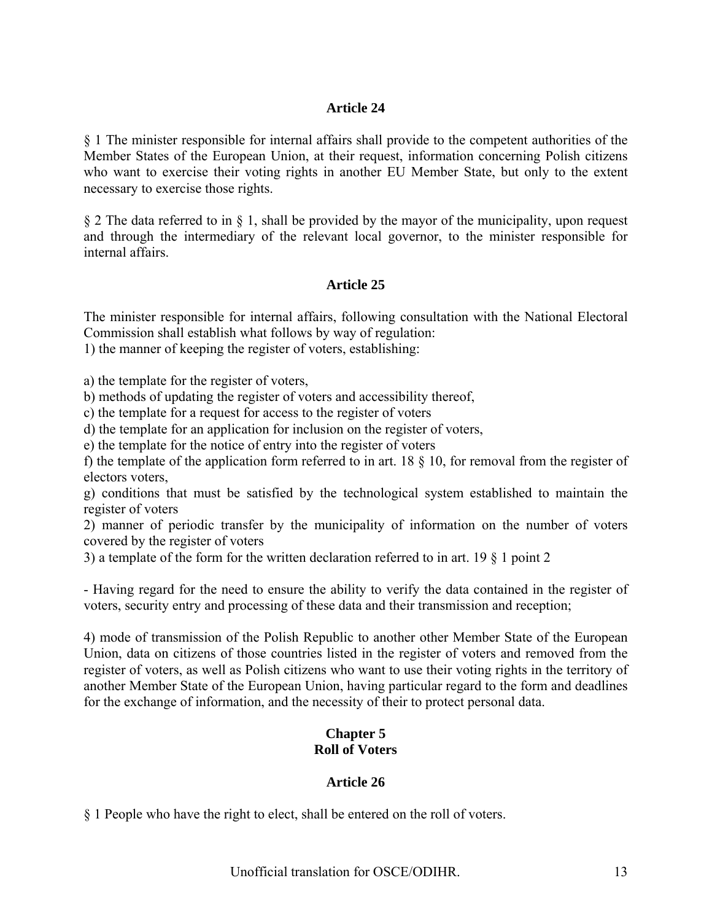### Article 24

§ 1 The minister responsible for internal affairs shall provide to the competent authorities of the Member States of the European Union, at their request, information concerning Polish citizens who want to exercise their voting rights in another EU Member State, but only to the extent necessary to exercise those rights.

§ 2 The data referred to in § 1, shall be provided by the mayor of the municipality, upon request and through the intermediary of the relevant local governor, to the minister responsible for internal affairs.

### Article 25

The minister responsible for internal affairs, following consultation with the National Electoral Commission shall establish what follows by way of regulation:
1) the manner of keeping the register of voters, establishing:

a) the template for the register of voters,
b) methods of updating the register of voters and accessibility thereof,
c) the template for a request for access to the register of voters
d) the template for an application for inclusion on the register of voters,
e) the template for the notice of entry into the register of voters
f) the template of the application form referred to in art. 18 § 10, for removal from the register of electors voters,
g) conditions that must be satisfied by the technological system established to maintain the register of voters
2) manner of periodic transfer by the municipality of information on the number of voters covered by the register of voters
3) a template of the form for the written declaration referred to in art. 19 § 1 point 2

- Having regard for the need to ensure the ability to verify the data contained in the register of voters, security entry and processing of these data and their transmission and reception;

4) mode of transmission of the Polish Republic to another other Member State of the European Union, data on citizens of those countries listed in the register of voters and removed from the register of voters, as well as Polish citizens who want to use their voting rights in the territory of another Member State of the European Union, having particular regard to the form and deadlines for the exchange of information, and the necessity of their to protect personal data.

## Chapter 5
## Roll of Voters

### Article 26

§ 1 People who have the right to elect, shall be entered on the roll of voters.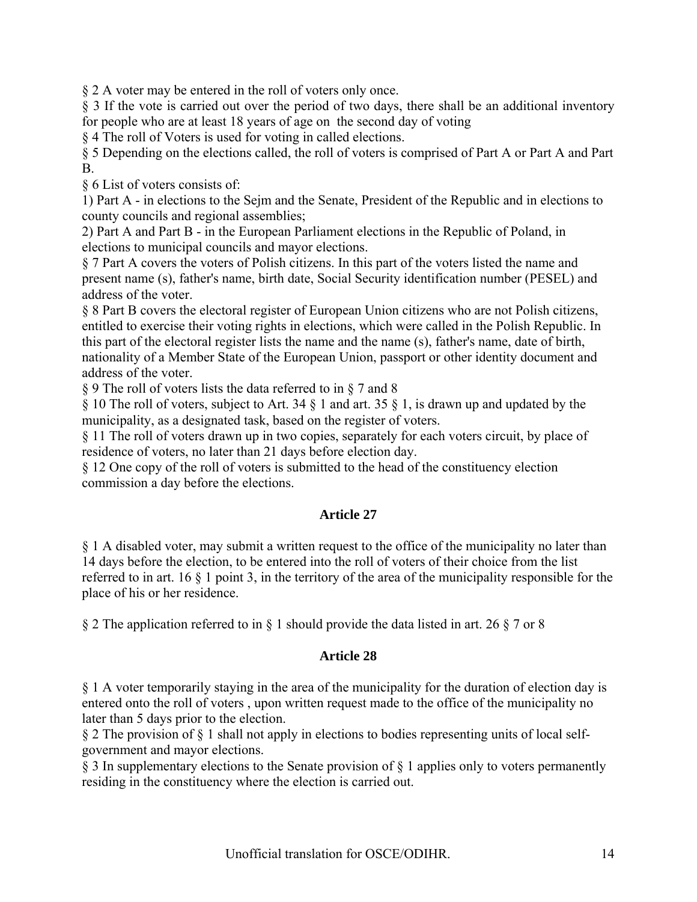§ 2 A voter may be entered in the roll of voters only once.

§ 3 If the vote is carried out over the period of two days, there shall be an additional inventory for people who are at least 18 years of age on the second day of voting

§ 4 The roll of Voters is used for voting in called elections.

§ 5 Depending on the elections called, the roll of voters is comprised of Part A or Part A and Part B.

§ 6 List of voters consists of:

1) Part A - in elections to the Sejm and the Senate, President of the Republic and in elections to county councils and regional assemblies;

2) Part A and Part B - in the European Parliament elections in the Republic of Poland, in elections to municipal councils and mayor elections.

§ 7 Part A covers the voters of Polish citizens. In this part of the voters listed the name and present name (s), father's name, birth date, Social Security identification number (PESEL) and address of the voter.

§ 8 Part B covers the electoral register of European Union citizens who are not Polish citizens, entitled to exercise their voting rights in elections, which were called in the Polish Republic. In this part of the electoral register lists the name and the name (s), father's name, date of birth, nationality of a Member State of the European Union, passport or other identity document and address of the voter.

§ 9 The roll of voters lists the data referred to in § 7 and 8

§ 10 The roll of voters, subject to Art. 34 § 1 and art. 35 § 1, is drawn up and updated by the municipality, as a designated task, based on the register of voters.

§ 11 The roll of voters drawn up in two copies, separately for each voters circuit, by place of residence of voters, no later than 21 days before election day.

§ 12 One copy of the roll of voters is submitted to the head of the constituency election commission a day before the elections.

## Article 27

§ 1 A disabled voter, may submit a written request to the office of the municipality no later than 14 days before the election, to be entered into the roll of voters of their choice from the list referred to in art. 16 § 1 point 3, in the territory of the area of the municipality responsible for the place of his or her residence.

§ 2 The application referred to in § 1 should provide the data listed in art. 26 § 7 or 8

## Article 28

§ 1 A voter temporarily staying in the area of the municipality for the duration of election day is entered onto the roll of voters , upon written request made to the office of the municipality no later than 5 days prior to the election.

§ 2 The provision of § 1 shall not apply in elections to bodies representing units of local self-government and mayor elections.

§ 3 In supplementary elections to the Senate provision of § 1 applies only to voters permanently residing in the constituency where the election is carried out.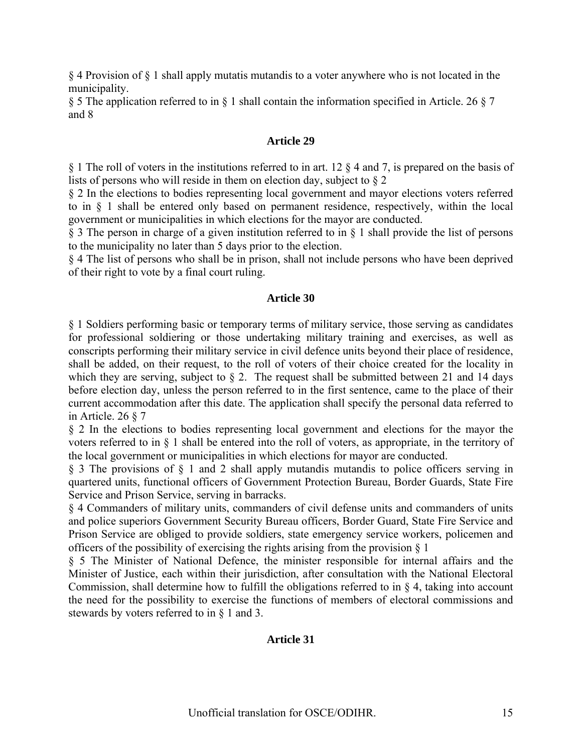§ 4 Provision of § 1 shall apply mutatis mutandis to a voter anywhere who is not located in the municipality.

§ 5 The application referred to in § 1 shall contain the information specified in Article. 26 § 7 and 8

### Article 29

§ 1 The roll of voters in the institutions referred to in art. 12 § 4 and 7, is prepared on the basis of lists of persons who will reside in them on election day, subject to § 2

§ 2 In the elections to bodies representing local government and mayor elections voters referred to in § 1 shall be entered only based on permanent residence, respectively, within the local government or municipalities in which elections for the mayor are conducted.

§ 3 The person in charge of a given institution referred to in § 1 shall provide the list of persons to the municipality no later than 5 days prior to the election.

§ 4 The list of persons who shall be in prison, shall not include persons who have been deprived of their right to vote by a final court ruling.

### Article 30

§ 1 Soldiers performing basic or temporary terms of military service, those serving as candidates for professional soldiering or those undertaking military training and exercises, as well as conscripts performing their military service in civil defence units beyond their place of residence, shall be added, on their request, to the roll of voters of their choice created for the locality in which they are serving, subject to § 2. The request shall be submitted between 21 and 14 days before election day, unless the person referred to in the first sentence, came to the place of their current accommodation after this date. The application shall specify the personal data referred to in Article. 26 § 7

§ 2 In the elections to bodies representing local government and elections for the mayor the voters referred to in § 1 shall be entered into the roll of voters, as appropriate, in the territory of the local government or municipalities in which elections for mayor are conducted.

§ 3 The provisions of § 1 and 2 shall apply mutandis mutandis to police officers serving in quartered units, functional officers of Government Protection Bureau, Border Guards, State Fire Service and Prison Service, serving in barracks.

§ 4 Commanders of military units, commanders of civil defense units and commanders of units and police superiors Government Security Bureau officers, Border Guard, State Fire Service and Prison Service are obliged to provide soldiers, state emergency service workers, policemen and officers of the possibility of exercising the rights arising from the provision § 1

§ 5 The Minister of National Defence, the minister responsible for internal affairs and the Minister of Justice, each within their jurisdiction, after consultation with the National Electoral Commission, shall determine how to fulfill the obligations referred to in § 4, taking into account the need for the possibility to exercise the functions of members of electoral commissions and stewards by voters referred to in § 1 and 3.

### Article 31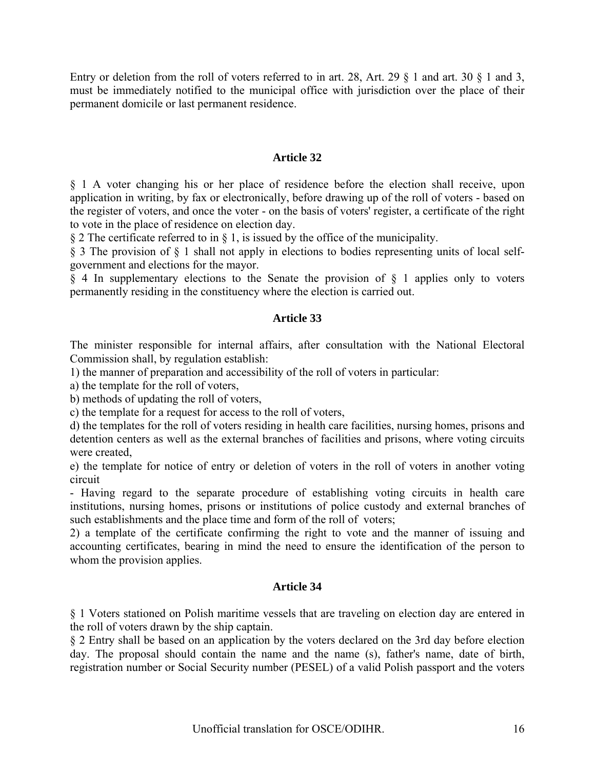Entry or deletion from the roll of voters referred to in art. 28, Art. 29 § 1 and art. 30 § 1 and 3, must be immediately notified to the municipal office with jurisdiction over the place of their permanent domicile or last permanent residence.

### Article 32

§ 1 A voter changing his or her place of residence before the election shall receive, upon application in writing, by fax or electronically, before drawing up of the roll of voters - based on the register of voters, and once the voter - on the basis of voters' register, a certificate of the right to vote in the place of residence on election day.

§ 2 The certificate referred to in § 1, is issued by the office of the municipality.

§ 3 The provision of § 1 shall not apply in elections to bodies representing units of local self-government and elections for the mayor.

§ 4 In supplementary elections to the Senate the provision of § 1 applies only to voters permanently residing in the constituency where the election is carried out.

### Article 33

The minister responsible for internal affairs, after consultation with the National Electoral Commission shall, by regulation establish:

1) the manner of preparation and accessibility of the roll of voters in particular:

a) the template for the roll of voters,

b) methods of updating the roll of voters,

c) the template for a request for access to the roll of voters,

d) the templates for the roll of voters residing in health care facilities, nursing homes, prisons and detention centers as well as the external branches of facilities and prisons, where voting circuits were created,

e) the template for notice of entry or deletion of voters in the roll of voters in another voting circuit

- Having regard to the separate procedure of establishing voting circuits in health care institutions, nursing homes, prisons or institutions of police custody and external branches of such establishments and the place time and form of the roll of voters;

2) a template of the certificate confirming the right to vote and the manner of issuing and accounting certificates, bearing in mind the need to ensure the identification of the person to whom the provision applies.

### Article 34

§ 1 Voters stationed on Polish maritime vessels that are traveling on election day are entered in the roll of voters drawn by the ship captain.

§ 2 Entry shall be based on an application by the voters declared on the 3rd day before election day. The proposal should contain the name and the name (s), father's name, date of birth, registration number or Social Security number (PESEL) of a valid Polish passport and the voters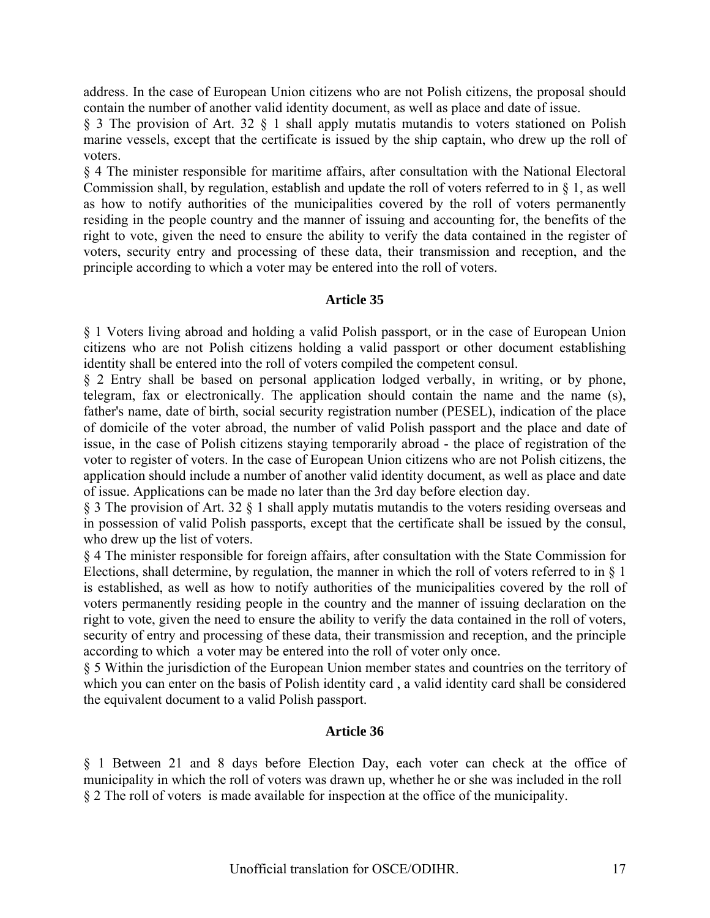address. In the case of European Union citizens who are not Polish citizens, the proposal should contain the number of another valid identity document, as well as place and date of issue.

§ 3 The provision of Art. 32 § 1 shall apply mutatis mutandis to voters stationed on Polish marine vessels, except that the certificate is issued by the ship captain, who drew up the roll of voters.

§ 4 The minister responsible for maritime affairs, after consultation with the National Electoral Commission shall, by regulation, establish and update the roll of voters referred to in § 1, as well as how to notify authorities of the municipalities covered by the roll of voters permanently residing in the people country and the manner of issuing and accounting for, the benefits of the right to vote, given the need to ensure the ability to verify the data contained in the register of voters, security entry and processing of these data, their transmission and reception, and the principle according to which a voter may be entered into the roll of voters.

### Article 35

§ 1 Voters living abroad and holding a valid Polish passport, or in the case of European Union citizens who are not Polish citizens holding a valid passport or other document establishing identity shall be entered into the roll of voters compiled the competent consul.

§ 2 Entry shall be based on personal application lodged verbally, in writing, or by phone, telegram, fax or electronically. The application should contain the name and the name (s), father's name, date of birth, social security registration number (PESEL), indication of the place of domicile of the voter abroad, the number of valid Polish passport and the place and date of issue, in the case of Polish citizens staying temporarily abroad - the place of registration of the voter to register of voters. In the case of European Union citizens who are not Polish citizens, the application should include a number of another valid identity document, as well as place and date of issue. Applications can be made no later than the 3rd day before election day.

§ 3 The provision of Art. 32 § 1 shall apply mutatis mutandis to the voters residing overseas and in possession of valid Polish passports, except that the certificate shall be issued by the consul, who drew up the list of voters.

§ 4 The minister responsible for foreign affairs, after consultation with the State Commission for Elections, shall determine, by regulation, the manner in which the roll of voters referred to in § 1 is established, as well as how to notify authorities of the municipalities covered by the roll of voters permanently residing people in the country and the manner of issuing declaration on the right to vote, given the need to ensure the ability to verify the data contained in the roll of voters, security of entry and processing of these data, their transmission and reception, and the principle according to which a voter may be entered into the roll of voter only once.

§ 5 Within the jurisdiction of the European Union member states and countries on the territory of which you can enter on the basis of Polish identity card , a valid identity card shall be considered the equivalent document to a valid Polish passport.

### Article 36

§ 1 Between 21 and 8 days before Election Day, each voter can check at the office of municipality in which the roll of voters was drawn up, whether he or she was included in the roll

§ 2 The roll of voters is made available for inspection at the office of the municipality.

Unofficial translation for OSCE/ODIHR.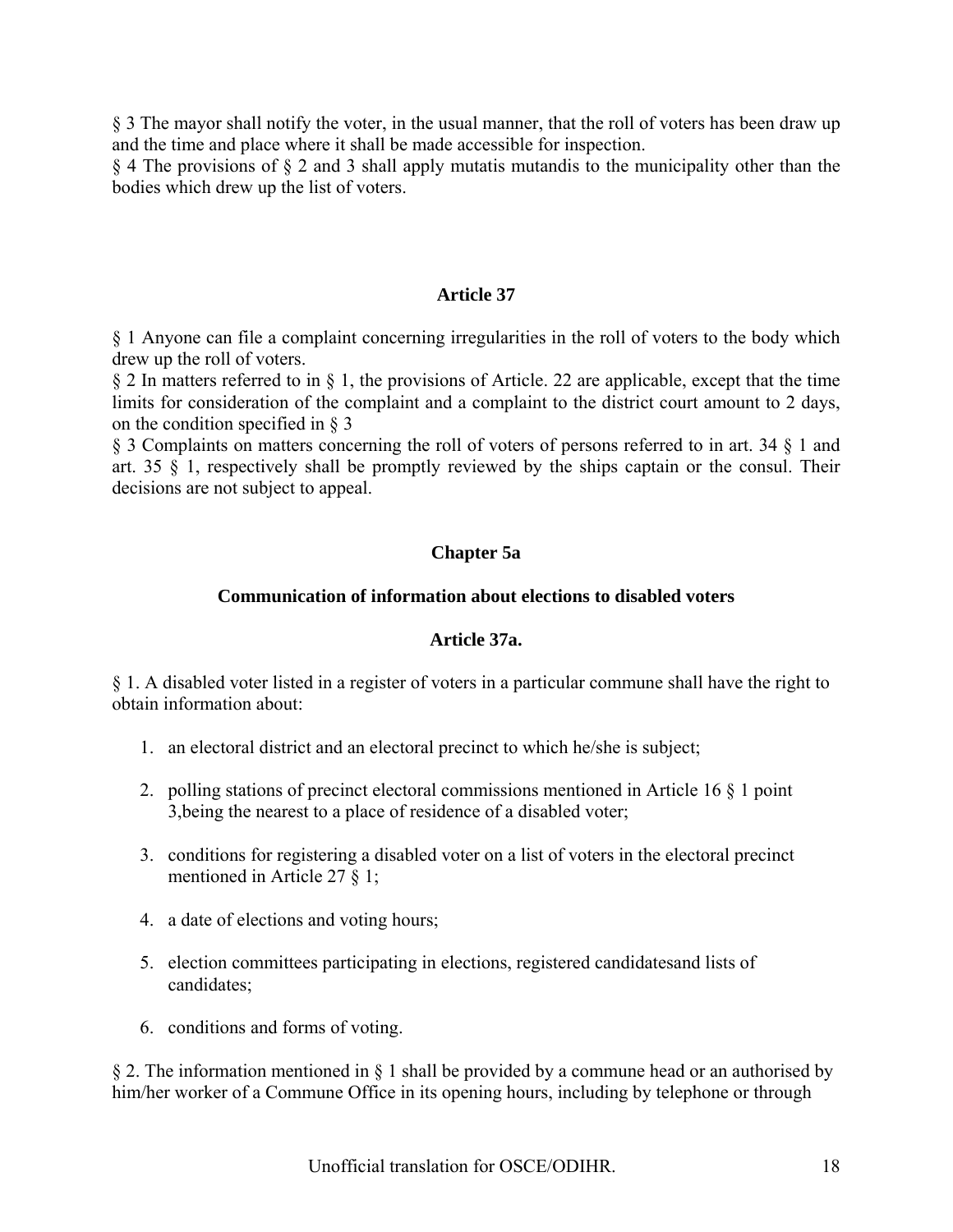§ 3 The mayor shall notify the voter, in the usual manner, that the roll of voters has been draw up and the time and place where it shall be made accessible for inspection.
§ 4 The provisions of § 2 and 3 shall apply mutatis mutandis to the municipality other than the bodies which drew up the list of voters.

### Article 37

§ 1 Anyone can file a complaint concerning irregularities in the roll of voters to the body which drew up the roll of voters.
§ 2 In matters referred to in § 1, the provisions of Article. 22 are applicable, except that the time limits for consideration of the complaint and a complaint to the district court amount to 2 days, on the condition specified in § 3
§ 3 Complaints on matters concerning the roll of voters of persons referred to in art. 34 § 1 and art. 35 § 1, respectively shall be promptly reviewed by the ships captain or the consul. Their decisions are not subject to appeal.

## Chapter 5a

### Communication of information about elections to disabled voters

### Article 37a.

§ 1. A disabled voter listed in a register of voters in a particular commune shall have the right to obtain information about:

1. an electoral district and an electoral precinct to which he/she is subject;
2. polling stations of precinct electoral commissions mentioned in Article 16 § 1 point 3,being the nearest to a place of residence of a disabled voter;
3. conditions for registering a disabled voter on a list of voters in the electoral precinct mentioned in Article 27 § 1;
4. a date of elections and voting hours;
5. election committees participating in elections, registered candidatesand lists of candidates;
6. conditions and forms of voting.

§ 2. The information mentioned in § 1 shall be provided by a commune head or an authorised by him/her worker of a Commune Office in its opening hours, including by telephone or through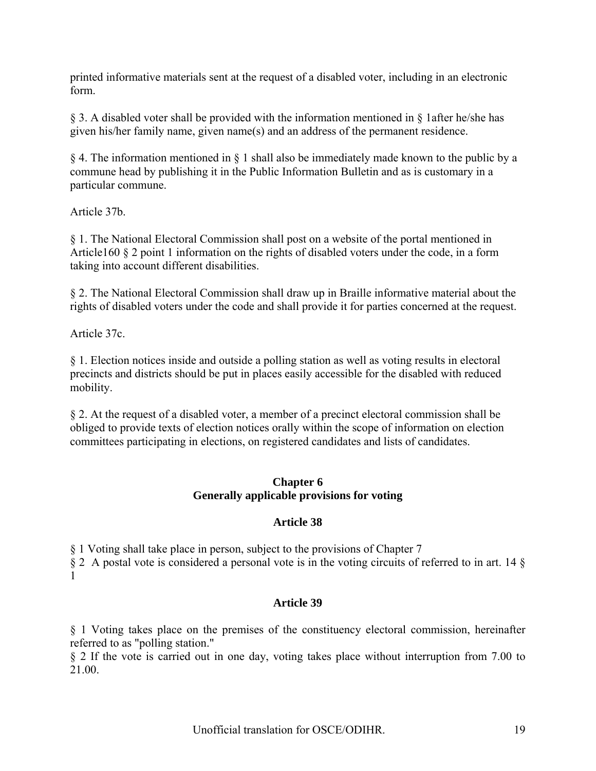printed informative materials sent at the request of a disabled voter, including in an electronic form.

§ 3. A disabled voter shall be provided with the information mentioned in § 1after he/she has given his/her family name, given name(s) and an address of the permanent residence.

§ 4. The information mentioned in § 1 shall also be immediately made known to the public by a commune head by publishing it in the Public Information Bulletin and as is customary in a particular commune.

Article 37b.

§ 1. The National Electoral Commission shall post on a website of the portal mentioned in Article160 § 2 point 1 information on the rights of disabled voters under the code, in a form taking into account different disabilities.

§ 2. The National Electoral Commission shall draw up in Braille informative material about the rights of disabled voters under the code and shall provide it for parties concerned at the request.

Article 37c.

§ 1. Election notices inside and outside a polling station as well as voting results in electoral precincts and districts should be put in places easily accessible for the disabled with reduced mobility.

§ 2. At the request of a disabled voter, a member of a precinct electoral commission shall be obliged to provide texts of election notices orally within the scope of information on election committees participating in elections, on registered candidates and lists of candidates.

## Chapter 6
## Generally applicable provisions for voting

### Article 38

§ 1 Voting shall take place in person, subject to the provisions of Chapter 7
§ 2 A postal vote is considered a personal vote is in the voting circuits of referred to in art. 14 § 1

### Article 39

§ 1 Voting takes place on the premises of the constituency electoral commission, hereinafter referred to as "polling station."
§ 2 If the vote is carried out in one day, voting takes place without interruption from 7.00 to 21.00.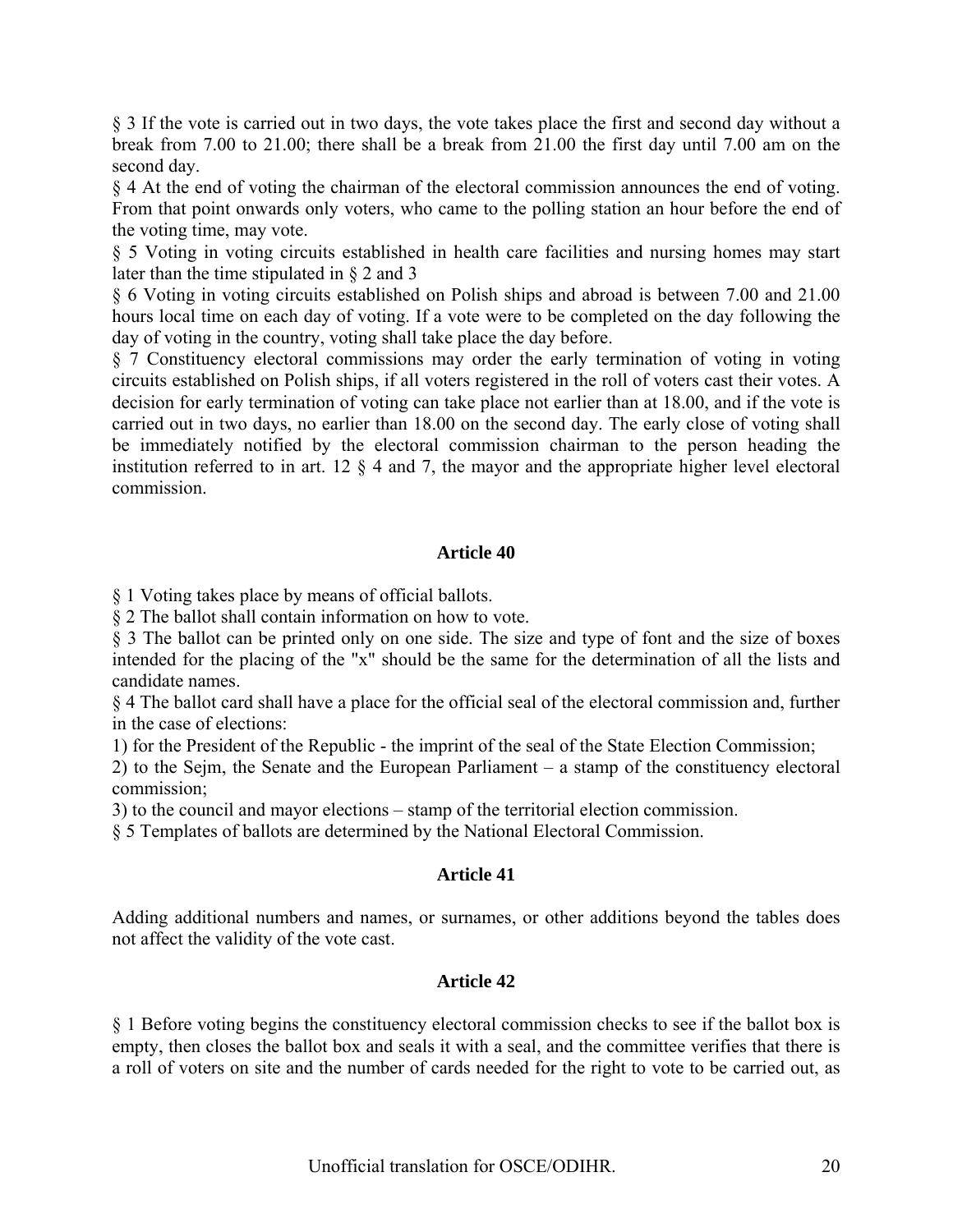§ 3 If the vote is carried out in two days, the vote takes place the first and second day without a break from 7.00 to 21.00; there shall be a break from 21.00 the first day until 7.00 am on the second day.

§ 4 At the end of voting the chairman of the electoral commission announces the end of voting. From that point onwards only voters, who came to the polling station an hour before the end of the voting time, may vote.

§ 5 Voting in voting circuits established in health care facilities and nursing homes may start later than the time stipulated in § 2 and 3

§ 6 Voting in voting circuits established on Polish ships and abroad is between 7.00 and 21.00 hours local time on each day of voting. If a vote were to be completed on the day following the day of voting in the country, voting shall take place the day before.

§ 7 Constituency electoral commissions may order the early termination of voting in voting circuits established on Polish ships, if all voters registered in the roll of voters cast their votes. A decision for early termination of voting can take place not earlier than at 18.00, and if the vote is carried out in two days, no earlier than 18.00 on the second day. The early close of voting shall be immediately notified by the electoral commission chairman to the person heading the institution referred to in art. 12 § 4 and 7, the mayor and the appropriate higher level electoral commission.

### Article 40

§ 1 Voting takes place by means of official ballots.

§ 2 The ballot shall contain information on how to vote.

§ 3 The ballot can be printed only on one side. The size and type of font and the size of boxes intended for the placing of the "x" should be the same for the determination of all the lists and candidate names.

§ 4 The ballot card shall have a place for the official seal of the electoral commission and, further in the case of elections:

1) for the President of the Republic - the imprint of the seal of the State Election Commission;

2) to the Sejm, the Senate and the European Parliament – a stamp of the constituency electoral commission;

3) to the council and mayor elections – stamp of the territorial election commission.

§ 5 Templates of ballots are determined by the National Electoral Commission.

### Article 41

Adding additional numbers and names, or surnames, or other additions beyond the tables does not affect the validity of the vote cast.

### Article 42

§ 1 Before voting begins the constituency electoral commission checks to see if the ballot box is empty, then closes the ballot box and seals it with a seal, and the committee verifies that there is a roll of voters on site and the number of cards needed for the right to vote to be carried out, as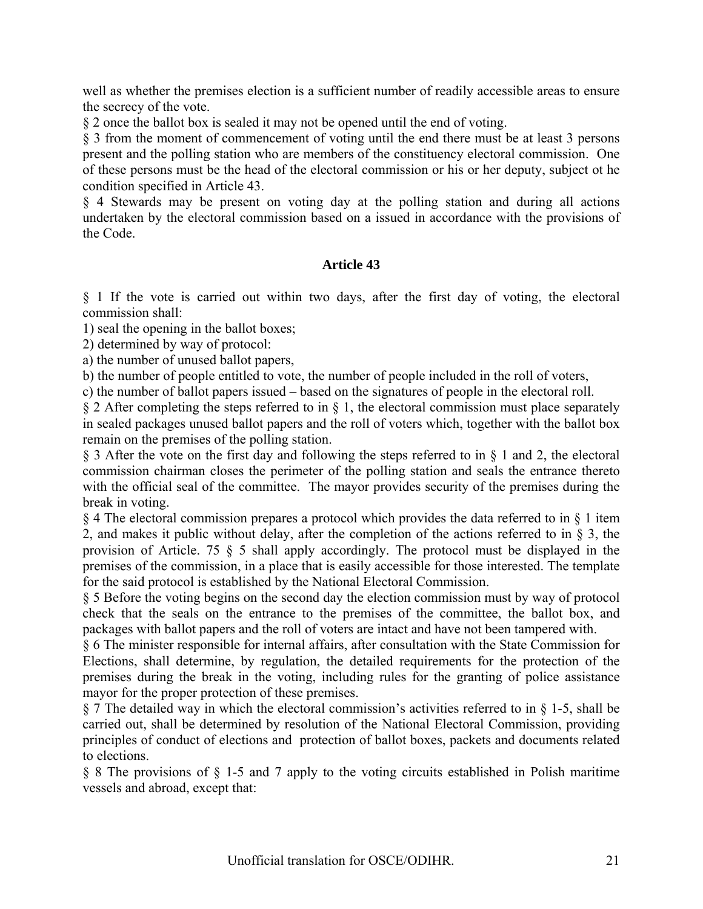well as whether the premises election is a sufficient number of readily accessible areas to ensure the secrecy of the vote.

§ 2 once the ballot box is sealed it may not be opened until the end of voting.

§ 3 from the moment of commencement of voting until the end there must be at least 3 persons present and the polling station who are members of the constituency electoral commission. One of these persons must be the head of the electoral commission or his or her deputy, subject ot he condition specified in Article 43.

§ 4 Stewards may be present on voting day at the polling station and during all actions undertaken by the electoral commission based on a issued in accordance with the provisions of the Code.

**Article 43**

§ 1 If the vote is carried out within two days, after the first day of voting, the electoral commission shall:

1) seal the opening in the ballot boxes;

2) determined by way of protocol:

a) the number of unused ballot papers,

b) the number of people entitled to vote, the number of people included in the roll of voters,

c) the number of ballot papers issued – based on the signatures of people in the electoral roll.

§ 2 After completing the steps referred to in § 1, the electoral commission must place separately in sealed packages unused ballot papers and the roll of voters which, together with the ballot box remain on the premises of the polling station.

§ 3 After the vote on the first day and following the steps referred to in § 1 and 2, the electoral commission chairman closes the perimeter of the polling station and seals the entrance thereto with the official seal of the committee. The mayor provides security of the premises during the break in voting.

§ 4 The electoral commission prepares a protocol which provides the data referred to in § 1 item 2, and makes it public without delay, after the completion of the actions referred to in § 3, the provision of Article. 75 § 5 shall apply accordingly. The protocol must be displayed in the premises of the commission, in a place that is easily accessible for those interested. The template for the said protocol is established by the National Electoral Commission.

§ 5 Before the voting begins on the second day the election commission must by way of protocol check that the seals on the entrance to the premises of the committee, the ballot box, and packages with ballot papers and the roll of voters are intact and have not been tampered with.

§ 6 The minister responsible for internal affairs, after consultation with the State Commission for Elections, shall determine, by regulation, the detailed requirements for the protection of the premises during the break in the voting, including rules for the granting of police assistance mayor for the proper protection of these premises.

§ 7 The detailed way in which the electoral commission's activities referred to in § 1-5, shall be carried out, shall be determined by resolution of the National Electoral Commission, providing principles of conduct of elections and protection of ballot boxes, packets and documents related to elections.

§ 8 The provisions of § 1-5 and 7 apply to the voting circuits established in Polish maritime vessels and abroad, except that: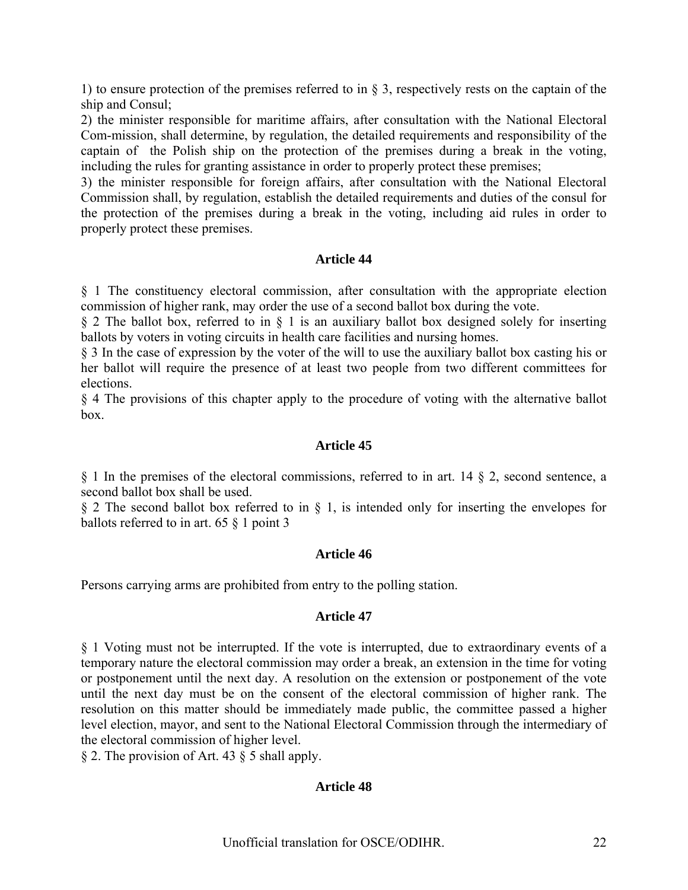1) to ensure protection of the premises referred to in § 3, respectively rests on the captain of the ship and Consul;

2) the minister responsible for maritime affairs, after consultation with the National Electoral Com-mission, shall determine, by regulation, the detailed requirements and responsibility of the captain of the Polish ship on the protection of the premises during a break in the voting, including the rules for granting assistance in order to properly protect these premises;

3) the minister responsible for foreign affairs, after consultation with the National Electoral Commission shall, by regulation, establish the detailed requirements and duties of the consul for the protection of the premises during a break in the voting, including aid rules in order to properly protect these premises.

**Article 44**

§ 1 The constituency electoral commission, after consultation with the appropriate election commission of higher rank, may order the use of a second ballot box during the vote.

§ 2 The ballot box, referred to in § 1 is an auxiliary ballot box designed solely for inserting ballots by voters in voting circuits in health care facilities and nursing homes.

§ 3 In the case of expression by the voter of the will to use the auxiliary ballot box casting his or her ballot will require the presence of at least two people from two different committees for elections.

§ 4 The provisions of this chapter apply to the procedure of voting with the alternative ballot box.

**Article 45**

§ 1 In the premises of the electoral commissions, referred to in art. 14 § 2, second sentence, a second ballot box shall be used.

§ 2 The second ballot box referred to in § 1, is intended only for inserting the envelopes for ballots referred to in art. 65 § 1 point 3

**Article 46**

Persons carrying arms are prohibited from entry to the polling station.

**Article 47**

§ 1 Voting must not be interrupted. If the vote is interrupted, due to extraordinary events of a temporary nature the electoral commission may order a break, an extension in the time for voting or postponement until the next day. A resolution on the extension or postponement of the vote until the next day must be on the consent of the electoral commission of higher rank. The resolution on this matter should be immediately made public, the committee passed a higher level election, mayor, and sent to the National Electoral Commission through the intermediary of the electoral commission of higher level.

§ 2. The provision of Art. 43 § 5 shall apply.

**Article 48**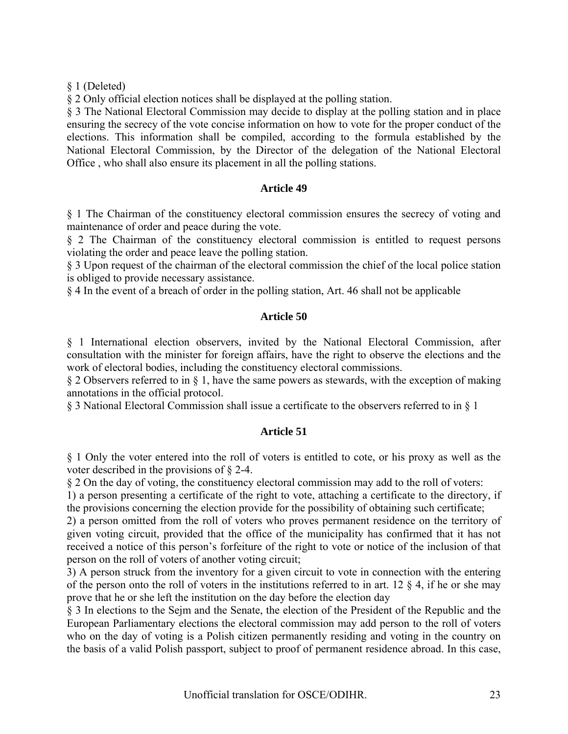§ 1 (Deleted)

§ 2 Only official election notices shall be displayed at the polling station.

§ 3 The National Electoral Commission may decide to display at the polling station and in place ensuring the secrecy of the vote concise information on how to vote for the proper conduct of the elections. This information shall be compiled, according to the formula established by the National Electoral Commission, by the Director of the delegation of the National Electoral Office , who shall also ensure its placement in all the polling stations.

### Article 49

§ 1 The Chairman of the constituency electoral commission ensures the secrecy of voting and maintenance of order and peace during the vote.

§ 2 The Chairman of the constituency electoral commission is entitled to request persons violating the order and peace leave the polling station.

§ 3 Upon request of the chairman of the electoral commission the chief of the local police station is obliged to provide necessary assistance.

§ 4 In the event of a breach of order in the polling station, Art. 46 shall not be applicable

### Article 50

§ 1 International election observers, invited by the National Electoral Commission, after consultation with the minister for foreign affairs, have the right to observe the elections and the work of electoral bodies, including the constituency electoral commissions.

§ 2 Observers referred to in § 1, have the same powers as stewards, with the exception of making annotations in the official protocol.

§ 3 National Electoral Commission shall issue a certificate to the observers referred to in § 1

### Article 51

§ 1 Only the voter entered into the roll of voters is entitled to cote, or his proxy as well as the voter described in the provisions of § 2-4.

§ 2 On the day of voting, the constituency electoral commission may add to the roll of voters:

1) a person presenting a certificate of the right to vote, attaching a certificate to the directory, if the provisions concerning the election provide for the possibility of obtaining such certificate;

2) a person omitted from the roll of voters who proves permanent residence on the territory of given voting circuit, provided that the office of the municipality has confirmed that it has not received a notice of this person's forfeiture of the right to vote or notice of the inclusion of that person on the roll of voters of another voting circuit;

3) A person struck from the inventory for a given circuit to vote in connection with the entering of the person onto the roll of voters in the institutions referred to in art. 12 § 4, if he or she may prove that he or she left the institution on the day before the election day

§ 3 In elections to the Sejm and the Senate, the election of the President of the Republic and the European Parliamentary elections the electoral commission may add person to the roll of voters who on the day of voting is a Polish citizen permanently residing and voting in the country on the basis of a valid Polish passport, subject to proof of permanent residence abroad. In this case,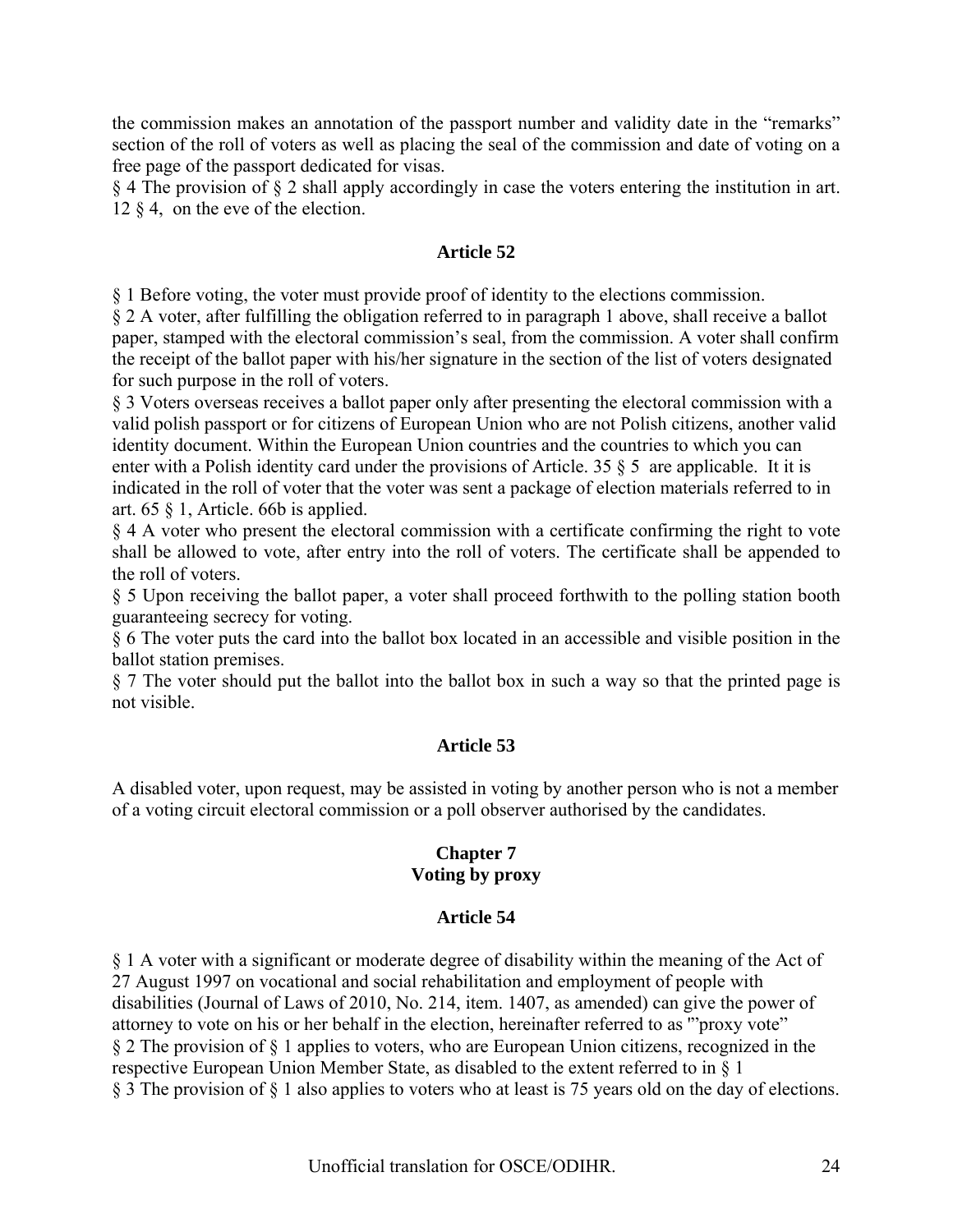the commission makes an annotation of the passport number and validity date in the "remarks" section of the roll of voters as well as placing the seal of the commission and date of voting on a free page of the passport dedicated for visas.

§ 4 The provision of § 2 shall apply accordingly in case the voters entering the institution in art. 12 § 4, on the eve of the election.

## Article 52

§ 1 Before voting, the voter must provide proof of identity to the elections commission.

§ 2 A voter, after fulfilling the obligation referred to in paragraph 1 above, shall receive a ballot paper, stamped with the electoral commission's seal, from the commission. A voter shall confirm the receipt of the ballot paper with his/her signature in the section of the list of voters designated for such purpose in the roll of voters.

§ 3 Voters overseas receives a ballot paper only after presenting the electoral commission with a valid polish passport or for citizens of European Union who are not Polish citizens, another valid identity document. Within the European Union countries and the countries to which you can enter with a Polish identity card under the provisions of Article. 35 § 5 are applicable. It it is indicated in the roll of voter that the voter was sent a package of election materials referred to in art. 65 § 1, Article. 66b is applied.

§ 4 A voter who present the electoral commission with a certificate confirming the right to vote shall be allowed to vote, after entry into the roll of voters. The certificate shall be appended to the roll of voters.

§ 5 Upon receiving the ballot paper, a voter shall proceed forthwith to the polling station booth guaranteeing secrecy for voting.

§ 6 The voter puts the card into the ballot box located in an accessible and visible position in the ballot station premises.

§ 7 The voter should put the ballot into the ballot box in such a way so that the printed page is not visible.

## Article 53

A disabled voter, upon request, may be assisted in voting by another person who is not a member of a voting circuit electoral commission or a poll observer authorised by the candidates.

## Chapter 7
## Voting by proxy

## Article 54

§ 1 A voter with a significant or moderate degree of disability within the meaning of the Act of 27 August 1997 on vocational and social rehabilitation and employment of people with disabilities (Journal of Laws of 2010, No. 214, item. 1407, as amended) can give the power of attorney to vote on his or her behalf in the election, hereinafter referred to as "'proxy vote"

§ 2 The provision of § 1 applies to voters, who are European Union citizens, recognized in the respective European Union Member State, as disabled to the extent referred to in § 1

§ 3 The provision of § 1 also applies to voters who at least is 75 years old on the day of elections.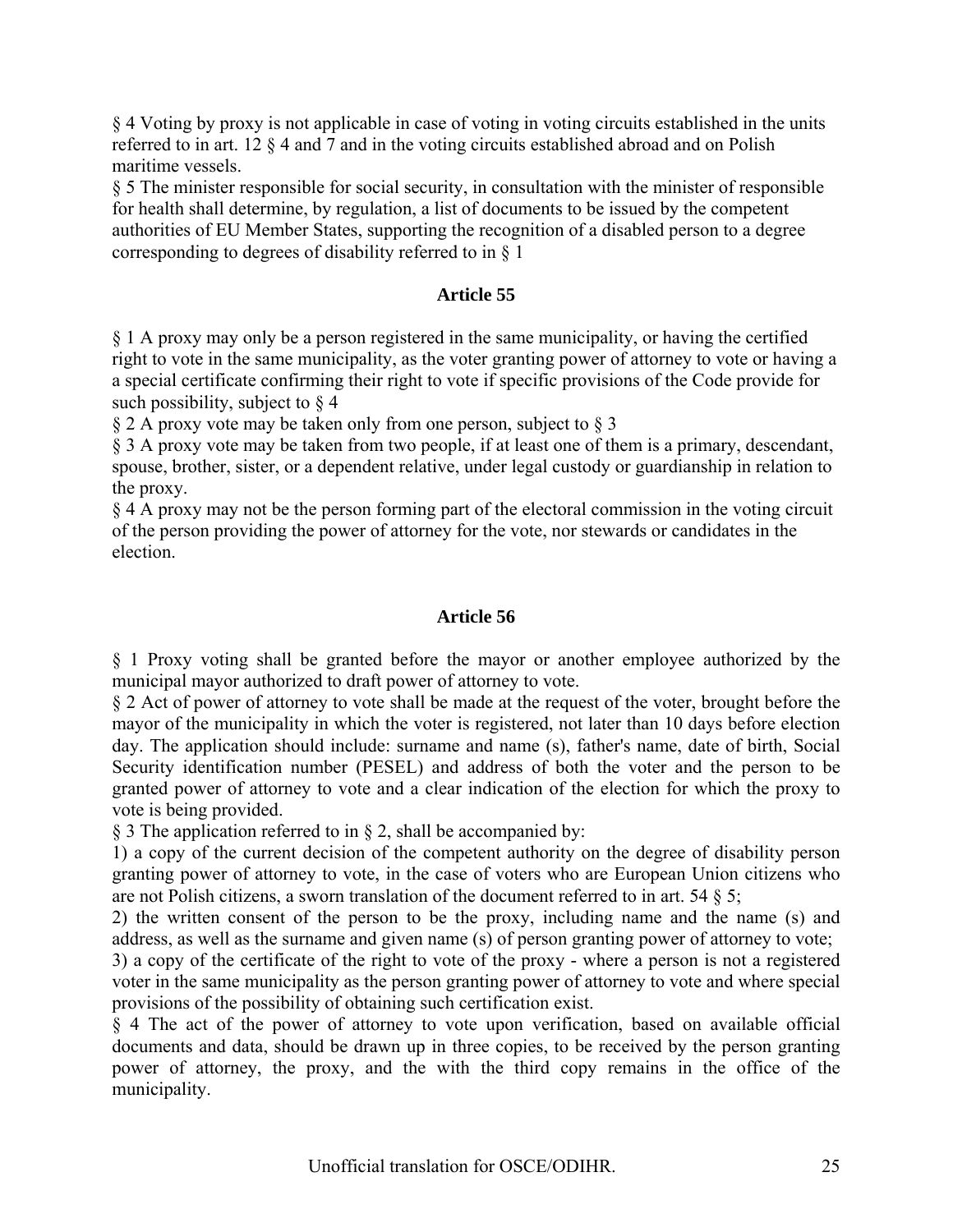§ 4 Voting by proxy is not applicable in case of voting in voting circuits established in the units referred to in art. 12 § 4 and 7 and in the voting circuits established abroad and on Polish maritime vessels.

§ 5 The minister responsible for social security, in consultation with the minister of responsible for health shall determine, by regulation, a list of documents to be issued by the competent authorities of EU Member States, supporting the recognition of a disabled person to a degree corresponding to degrees of disability referred to in § 1

## Article 55

§ 1 A proxy may only be a person registered in the same municipality, or having the certified right to vote in the same municipality, as the voter granting power of attorney to vote or having a a special certificate confirming their right to vote if specific provisions of the Code provide for such possibility, subject to § 4

§ 2 A proxy vote may be taken only from one person, subject to § 3

§ 3 A proxy vote may be taken from two people, if at least one of them is a primary, descendant, spouse, brother, sister, or a dependent relative, under legal custody or guardianship in relation to the proxy.

§ 4 A proxy may not be the person forming part of the electoral commission in the voting circuit of the person providing the power of attorney for the vote, nor stewards or candidates in the election.

## Article 56

§ 1 Proxy voting shall be granted before the mayor or another employee authorized by the municipal mayor authorized to draft power of attorney to vote.

§ 2 Act of power of attorney to vote shall be made at the request of the voter, brought before the mayor of the municipality in which the voter is registered, not later than 10 days before election day. The application should include: surname and name (s), father's name, date of birth, Social Security identification number (PESEL) and address of both the voter and the person to be granted power of attorney to vote and a clear indication of the election for which the proxy to vote is being provided.

§ 3 The application referred to in § 2, shall be accompanied by:

1) a copy of the current decision of the competent authority on the degree of disability person granting power of attorney to vote, in the case of voters who are European Union citizens who are not Polish citizens, a sworn translation of the document referred to in art. 54 § 5;

2) the written consent of the person to be the proxy, including name and the name (s) and address, as well as the surname and given name (s) of person granting power of attorney to vote;

3) a copy of the certificate of the right to vote of the proxy - where a person is not a registered voter in the same municipality as the person granting power of attorney to vote and where special provisions of the possibility of obtaining such certification exist.

§ 4 The act of the power of attorney to vote upon verification, based on available official documents and data, should be drawn up in three copies, to be received by the person granting power of attorney, the proxy, and the with the third copy remains in the office of the municipality.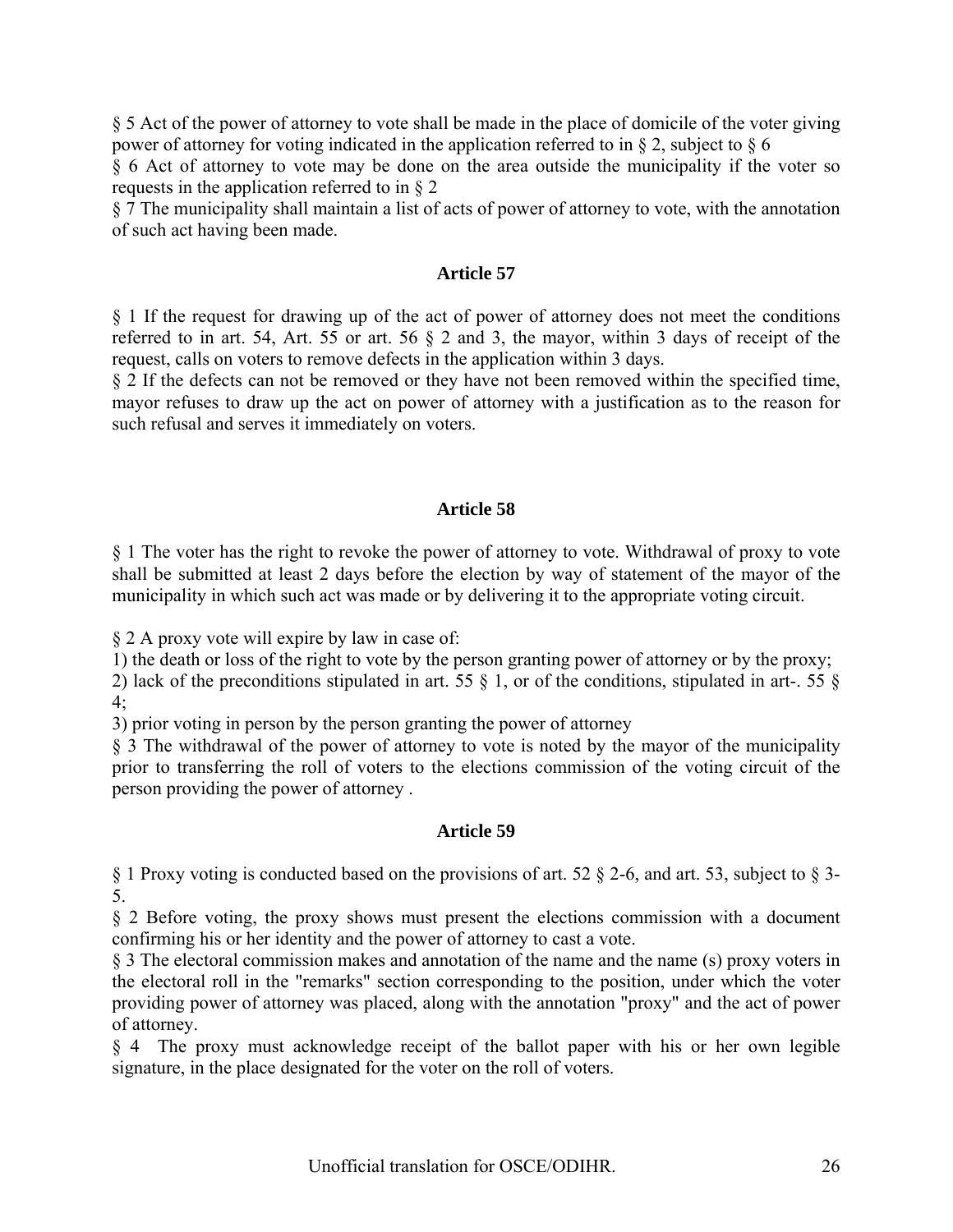§ 5 Act of the power of attorney to vote shall be made in the place of domicile of the voter giving power of attorney for voting indicated in the application referred to in § 2, subject to § 6

§ 6 Act of attorney to vote may be done on the area outside the municipality if the voter so requests in the application referred to in § 2

§ 7 The municipality shall maintain a list of acts of power of attorney to vote, with the annotation of such act having been made.

### Article 57

§ 1 If the request for drawing up of the act of power of attorney does not meet the conditions referred to in art. 54, Art. 55 or art. 56 § 2 and 3, the mayor, within 3 days of receipt of the request, calls on voters to remove defects in the application within 3 days.

§ 2 If the defects can not be removed or they have not been removed within the specified time, mayor refuses to draw up the act on power of attorney with a justification as to the reason for such refusal and serves it immediately on voters.

### Article 58

§ 1 The voter has the right to revoke the power of attorney to vote. Withdrawal of proxy to vote shall be submitted at least 2 days before the election by way of statement of the mayor of the municipality in which such act was made or by delivering it to the appropriate voting circuit.

§ 2 A proxy vote will expire by law in case of:

1) the death or loss of the right to vote by the person granting power of attorney or by the proxy;

2) lack of the preconditions stipulated in art. 55 § 1, or of the conditions, stipulated in art-. 55 § 4;

3) prior voting in person by the person granting the power of attorney

§ 3 The withdrawal of the power of attorney to vote is noted by the mayor of the municipality prior to transferring the roll of voters to the elections commission of the voting circuit of the person providing the power of attorney .

### Article 59

§ 1 Proxy voting is conducted based on the provisions of art. 52 § 2-6, and art. 53, subject to § 3-5.

§ 2 Before voting, the proxy shows must present the elections commission with a document confirming his or her identity and the power of attorney to cast a vote.

§ 3 The electoral commission makes and annotation of the name and the name (s) proxy voters in the electoral roll in the "remarks" section corresponding to the position, under which the voter providing power of attorney was placed, along with the annotation "proxy" and the act of power of attorney.

§ 4 The proxy must acknowledge receipt of the ballot paper with his or her own legible signature, in the place designated for the voter on the roll of voters.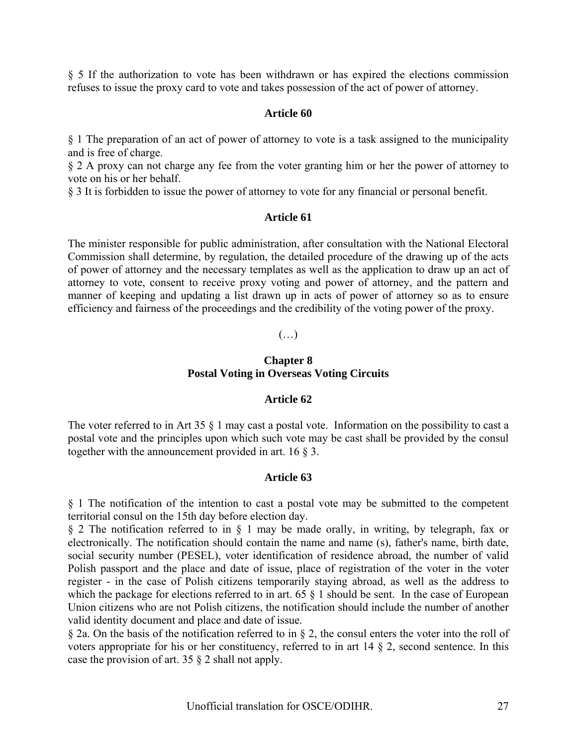§ 5 If the authorization to vote has been withdrawn or has expired the elections commission refuses to issue the proxy card to vote and takes possession of the act of power of attorney.

### Article 60

§ 1 The preparation of an act of power of attorney to vote is a task assigned to the municipality and is free of charge.
§ 2 A proxy can not charge any fee from the voter granting him or her the power of attorney to vote on his or her behalf.
§ 3 It is forbidden to issue the power of attorney to vote for any financial or personal benefit.

### Article 61

The minister responsible for public administration, after consultation with the National Electoral Commission shall determine, by regulation, the detailed procedure of the drawing up of the acts of power of attorney and the necessary templates as well as the application to draw up an act of attorney to vote, consent to receive proxy voting and power of attorney, and the pattern and manner of keeping and updating a list drawn up in acts of power of attorney so as to ensure efficiency and fairness of the proceedings and the credibility of the voting power of the proxy.

(…)

## Chapter 8
## Postal Voting in Overseas Voting Circuits

### Article 62

The voter referred to in Art 35 § 1 may cast a postal vote. Information on the possibility to cast a postal vote and the principles upon which such vote may be cast shall be provided by the consul together with the announcement provided in art. 16 § 3.

### Article 63

§ 1 The notification of the intention to cast a postal vote may be submitted to the competent territorial consul on the 15th day before election day.
§ 2 The notification referred to in § 1 may be made orally, in writing, by telegraph, fax or electronically. The notification should contain the name and name (s), father's name, birth date, social security number (PESEL), voter identification of residence abroad, the number of valid Polish passport and the place and date of issue, place of registration of the voter in the voter register - in the case of Polish citizens temporarily staying abroad, as well as the address to which the package for elections referred to in art. 65 § 1 should be sent. In the case of European Union citizens who are not Polish citizens, the notification should include the number of another valid identity document and place and date of issue.
§ 2a. On the basis of the notification referred to in § 2, the consul enters the voter into the roll of voters appropriate for his or her constituency, referred to in art 14 § 2, second sentence. In this case the provision of art. 35 § 2 shall not apply.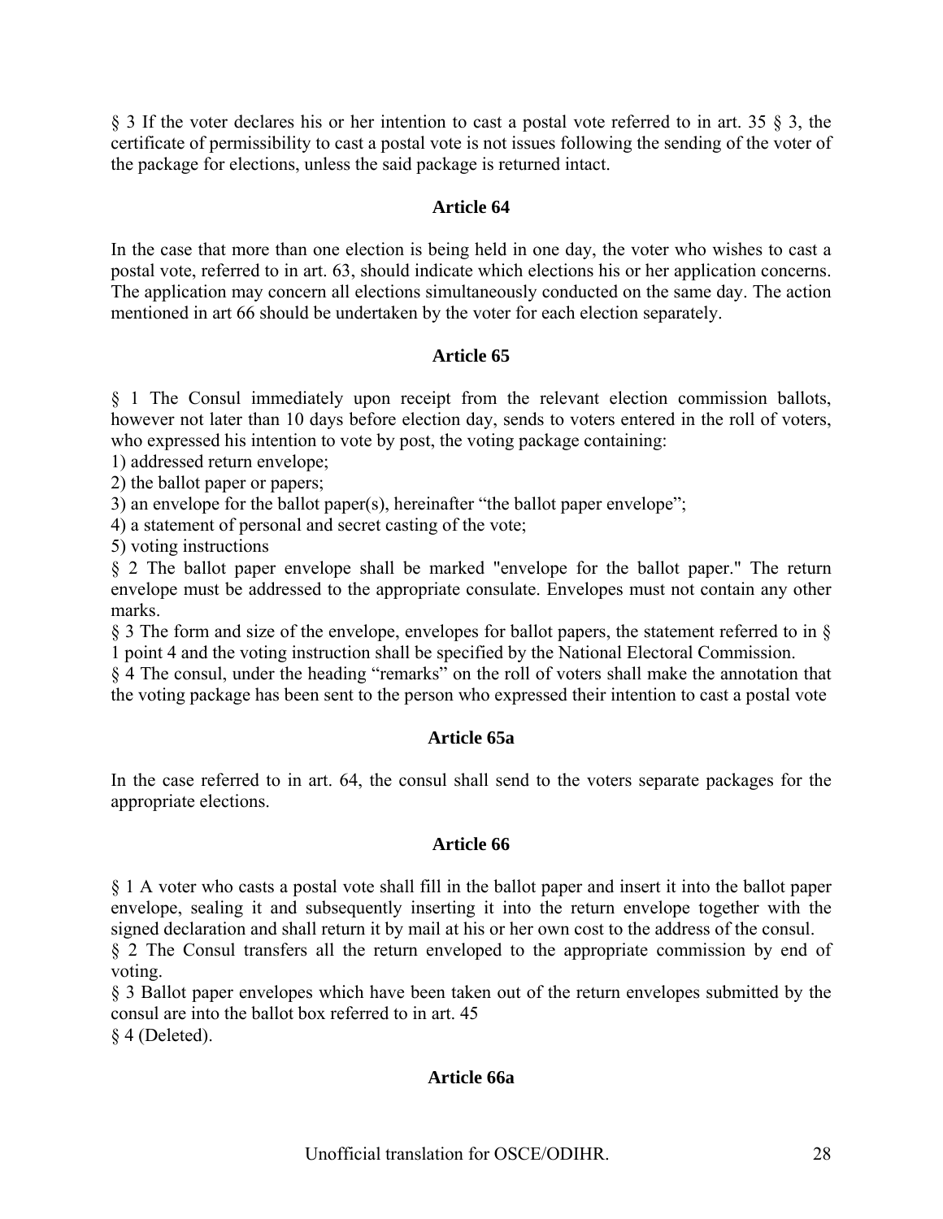§ 3 If the voter declares his or her intention to cast a postal vote referred to in art. 35 § 3, the certificate of permissibility to cast a postal vote is not issues following the sending of the voter of the package for elections, unless the said package is returned intact.

**Article 64**

In the case that more than one election is being held in one day, the voter who wishes to cast a postal vote, referred to in art. 63, should indicate which elections his or her application concerns. The application may concern all elections simultaneously conducted on the same day. The action mentioned in art 66 should be undertaken by the voter for each election separately.

**Article 65**

§ 1 The Consul immediately upon receipt from the relevant election commission ballots, however not later than 10 days before election day, sends to voters entered in the roll of voters, who expressed his intention to vote by post, the voting package containing:

1) addressed return envelope;
2) the ballot paper or papers;
3) an envelope for the ballot paper(s), hereinafter "the ballot paper envelope";
4) a statement of personal and secret casting of the vote;
5) voting instructions

§ 2 The ballot paper envelope shall be marked "envelope for the ballot paper." The return envelope must be addressed to the appropriate consulate. Envelopes must not contain any other marks.

§ 3 The form and size of the envelope, envelopes for ballot papers, the statement referred to in § 1 point 4 and the voting instruction shall be specified by the National Electoral Commission.

§ 4 The consul, under the heading "remarks" on the roll of voters shall make the annotation that the voting package has been sent to the person who expressed their intention to cast a postal vote

**Article 65a**

In the case referred to in art. 64, the consul shall send to the voters separate packages for the appropriate elections.

**Article 66**

§ 1 A voter who casts a postal vote shall fill in the ballot paper and insert it into the ballot paper envelope, sealing it and subsequently inserting it into the return envelope together with the signed declaration and shall return it by mail at his or her own cost to the address of the consul.

§ 2 The Consul transfers all the return enveloped to the appropriate commission by end of voting.

§ 3 Ballot paper envelopes which have been taken out of the return envelopes submitted by the consul are into the ballot box referred to in art. 45

§ 4 (Deleted).

**Article 66a**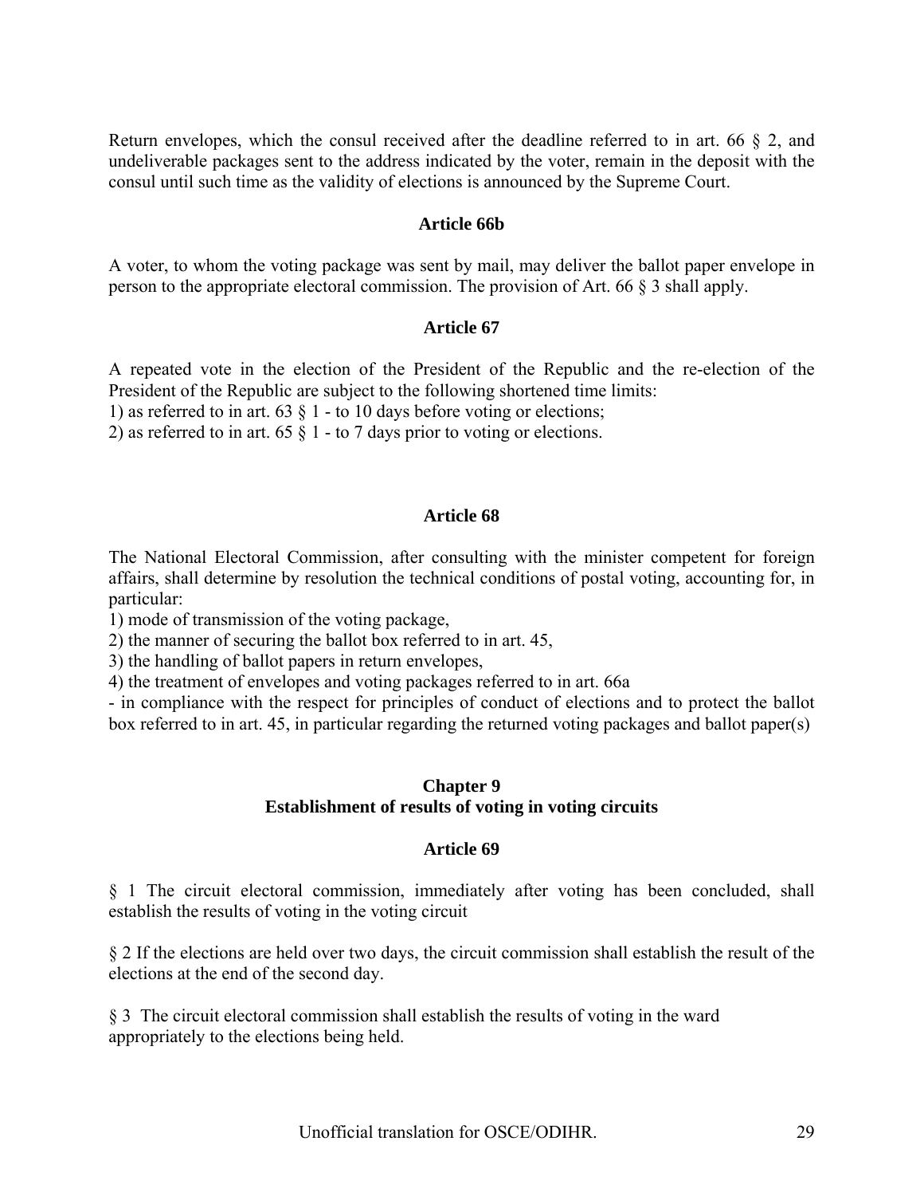Return envelopes, which the consul received after the deadline referred to in art. 66 § 2, and undeliverable packages sent to the address indicated by the voter, remain in the deposit with the consul until such time as the validity of elections is announced by the Supreme Court.

### Article 66b

A voter, to whom the voting package was sent by mail, may deliver the ballot paper envelope in person to the appropriate electoral commission. The provision of Art. 66 § 3 shall apply.

### Article 67

A repeated vote in the election of the President of the Republic and the re-election of the President of the Republic are subject to the following shortened time limits:
1) as referred to in art. 63 § 1 - to 10 days before voting or elections;
2) as referred to in art. 65 § 1 - to 7 days prior to voting or elections.

### Article 68

The National Electoral Commission, after consulting with the minister competent for foreign affairs, shall determine by resolution the technical conditions of postal voting, accounting for, in particular:
1) mode of transmission of the voting package,
2) the manner of securing the ballot box referred to in art. 45,
3) the handling of ballot papers in return envelopes,
4) the treatment of envelopes and voting packages referred to in art. 66a
- in compliance with the respect for principles of conduct of elections and to protect the ballot box referred to in art. 45, in particular regarding the returned voting packages and ballot paper(s)

## Chapter 9
## Establishment of results of voting in voting circuits

### Article 69

§ 1 The circuit electoral commission, immediately after voting has been concluded, shall establish the results of voting in the voting circuit

§ 2 If the elections are held over two days, the circuit commission shall establish the result of the elections at the end of the second day.

§ 3 The circuit electoral commission shall establish the results of voting in the ward appropriately to the elections being held.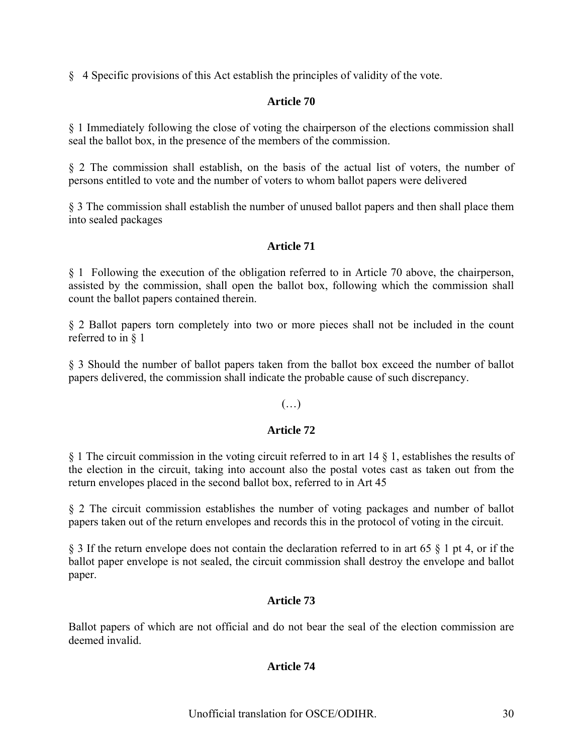§ 4 Specific provisions of this Act establish the principles of validity of the vote.

**Article 70**

§ 1 Immediately following the close of voting the chairperson of the elections commission shall seal the ballot box, in the presence of the members of the commission.

§ 2 The commission shall establish, on the basis of the actual list of voters, the number of persons entitled to vote and the number of voters to whom ballot papers were delivered

§ 3 The commission shall establish the number of unused ballot papers and then shall place them into sealed packages

**Article 71**

§ 1 Following the execution of the obligation referred to in Article 70 above, the chairperson, assisted by the commission, shall open the ballot box, following which the commission shall count the ballot papers contained therein.

§ 2 Ballot papers torn completely into two or more pieces shall not be included in the count referred to in § 1

§ 3 Should the number of ballot papers taken from the ballot box exceed the number of ballot papers delivered, the commission shall indicate the probable cause of such discrepancy.

(…)

**Article 72**

§ 1 The circuit commission in the voting circuit referred to in art 14 § 1, establishes the results of the election in the circuit, taking into account also the postal votes cast as taken out from the return envelopes placed in the second ballot box, referred to in Art 45

§ 2 The circuit commission establishes the number of voting packages and number of ballot papers taken out of the return envelopes and records this in the protocol of voting in the circuit.

§ 3 If the return envelope does not contain the declaration referred to in art 65 § 1 pt 4, or if the ballot paper envelope is not sealed, the circuit commission shall destroy the envelope and ballot paper.

**Article 73**

Ballot papers of which are not official and do not bear the seal of the election commission are deemed invalid.

**Article 74**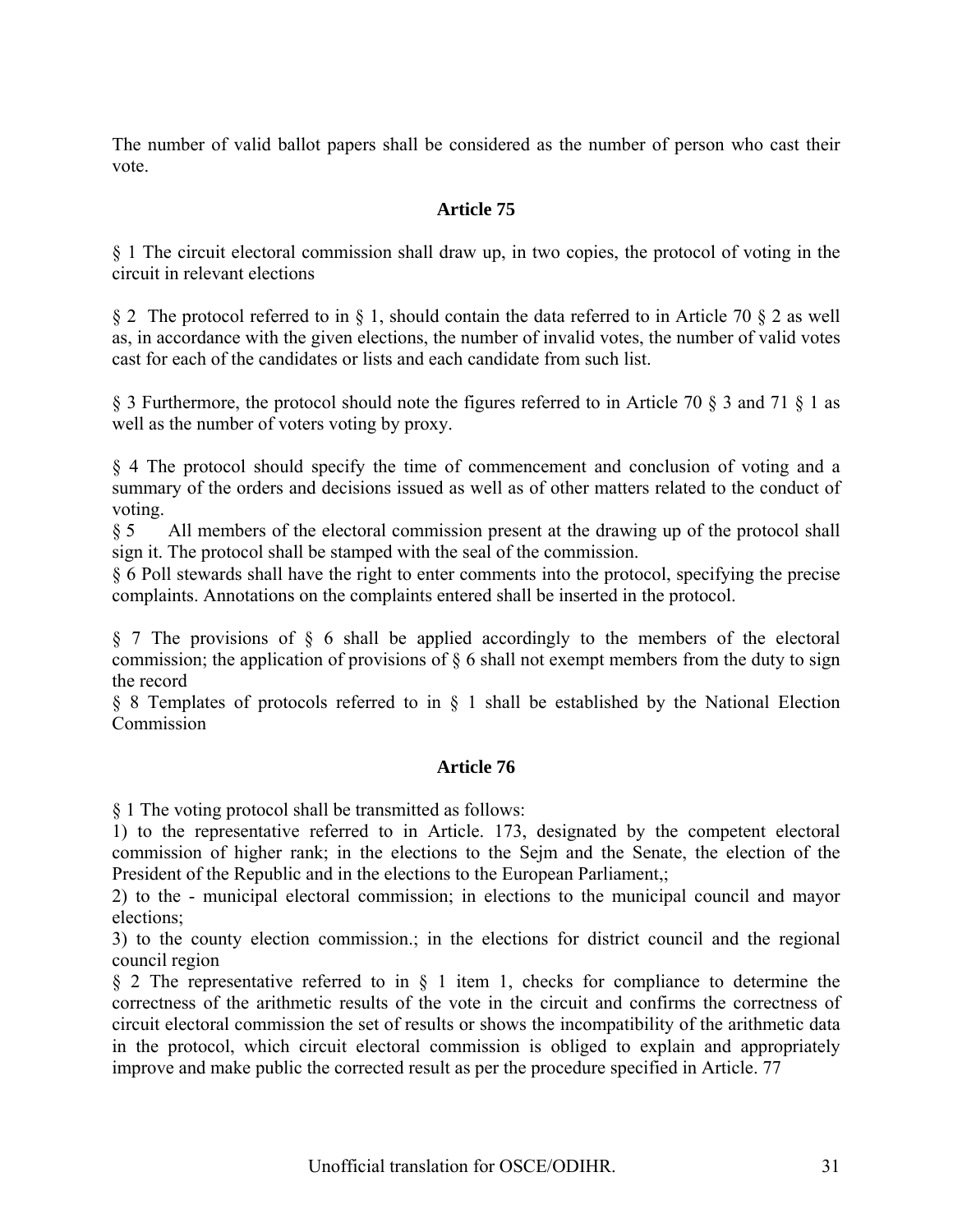The number of valid ballot papers shall be considered as the number of person who cast their vote.

### Article 75

§ 1 The circuit electoral commission shall draw up, in two copies, the protocol of voting in the circuit in relevant elections

§ 2 The protocol referred to in § 1, should contain the data referred to in Article 70 § 2 as well as, in accordance with the given elections, the number of invalid votes, the number of valid votes cast for each of the candidates or lists and each candidate from such list.

§ 3 Furthermore, the protocol should note the figures referred to in Article 70 § 3 and 71 § 1 as well as the number of voters voting by proxy.

§ 4 The protocol should specify the time of commencement and conclusion of voting and a summary of the orders and decisions issued as well as of other matters related to the conduct of voting.

§ 5 All members of the electoral commission present at the drawing up of the protocol shall sign it. The protocol shall be stamped with the seal of the commission.

§ 6 Poll stewards shall have the right to enter comments into the protocol, specifying the precise complaints. Annotations on the complaints entered shall be inserted in the protocol.

§ 7 The provisions of § 6 shall be applied accordingly to the members of the electoral commission; the application of provisions of § 6 shall not exempt members from the duty to sign the record

§ 8 Templates of protocols referred to in § 1 shall be established by the National Election Commission

### Article 76

§ 1 The voting protocol shall be transmitted as follows:

1) to the representative referred to in Article. 173, designated by the competent electoral commission of higher rank; in the elections to the Sejm and the Senate, the election of the President of the Republic and in the elections to the European Parliament,;

2) to the - municipal electoral commission; in elections to the municipal council and mayor elections;

3) to the county election commission.; in the elections for district council and the regional council region

§ 2 The representative referred to in § 1 item 1, checks for compliance to determine the correctness of the arithmetic results of the vote in the circuit and confirms the correctness of circuit electoral commission the set of results or shows the incompatibility of the arithmetic data in the protocol, which circuit electoral commission is obliged to explain and appropriately improve and make public the corrected result as per the procedure specified in Article. 77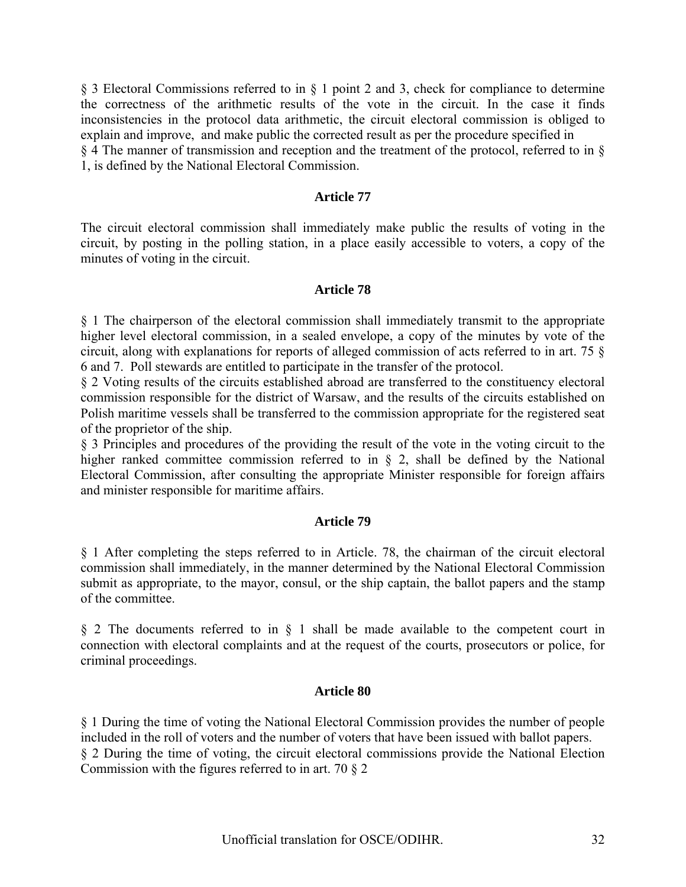§ 3 Electoral Commissions referred to in § 1 point 2 and 3, check for compliance to determine the correctness of the arithmetic results of the vote in the circuit. In the case it finds inconsistencies in the protocol data arithmetic, the circuit electoral commission is obliged to explain and improve, and make public the corrected result as per the procedure specified in

§ 4 The manner of transmission and reception and the treatment of the protocol, referred to in § 1, is defined by the National Electoral Commission.

### Article 77

The circuit electoral commission shall immediately make public the results of voting in the circuit, by posting in the polling station, in a place easily accessible to voters, a copy of the minutes of voting in the circuit.

### Article 78

§ 1 The chairperson of the electoral commission shall immediately transmit to the appropriate higher level electoral commission, in a sealed envelope, a copy of the minutes by vote of the circuit, along with explanations for reports of alleged commission of acts referred to in art. 75 § 6 and 7. Poll stewards are entitled to participate in the transfer of the protocol.

§ 2 Voting results of the circuits established abroad are transferred to the constituency electoral commission responsible for the district of Warsaw, and the results of the circuits established on Polish maritime vessels shall be transferred to the commission appropriate for the registered seat of the proprietor of the ship.

§ 3 Principles and procedures of the providing the result of the vote in the voting circuit to the higher ranked committee commission referred to in § 2, shall be defined by the National Electoral Commission, after consulting the appropriate Minister responsible for foreign affairs and minister responsible for maritime affairs.

### Article 79

§ 1 After completing the steps referred to in Article. 78, the chairman of the circuit electoral commission shall immediately, in the manner determined by the National Electoral Commission submit as appropriate, to the mayor, consul, or the ship captain, the ballot papers and the stamp of the committee.

§ 2 The documents referred to in § 1 shall be made available to the competent court in connection with electoral complaints and at the request of the courts, prosecutors or police, for criminal proceedings.

### Article 80

§ 1 During the time of voting the National Electoral Commission provides the number of people included in the roll of voters and the number of voters that have been issued with ballot papers.

§ 2 During the time of voting, the circuit electoral commissions provide the National Election Commission with the figures referred to in art. 70 § 2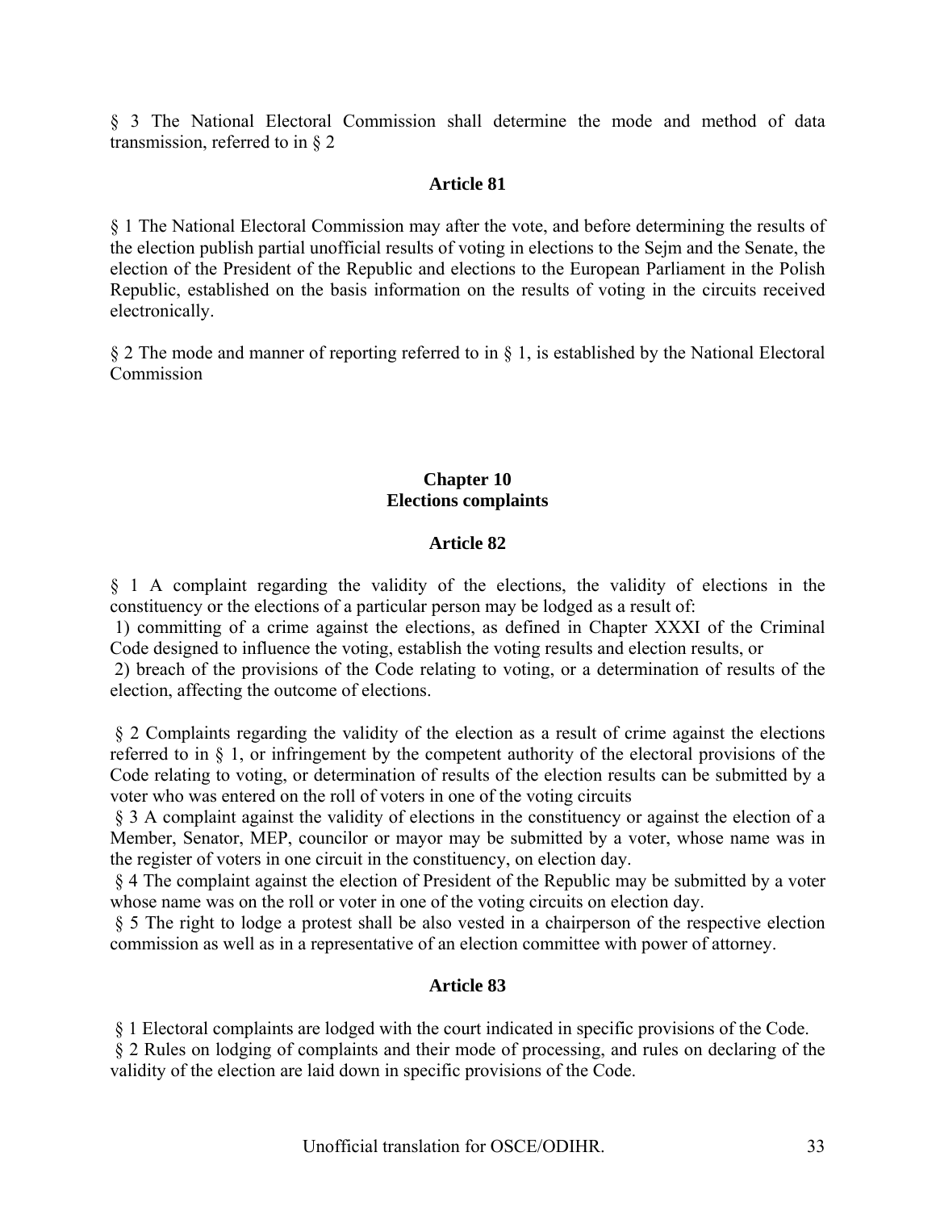§ 3 The National Electoral Commission shall determine the mode and method of data transmission, referred to in § 2

### Article 81

§ 1 The National Electoral Commission may after the vote, and before determining the results of the election publish partial unofficial results of voting in elections to the Sejm and the Senate, the election of the President of the Republic and elections to the European Parliament in the Polish Republic, established on the basis information on the results of voting in the circuits received electronically.

§ 2 The mode and manner of reporting referred to in § 1, is established by the National Electoral Commission

## Chapter 10
## Elections complaints

### Article 82

§ 1 A complaint regarding the validity of the elections, the validity of elections in the constituency or the elections of a particular person may be lodged as a result of:

1) committing of a crime against the elections, as defined in Chapter XXXI of the Criminal Code designed to influence the voting, establish the voting results and election results, or

2) breach of the provisions of the Code relating to voting, or a determination of results of the election, affecting the outcome of elections.

§ 2 Complaints regarding the validity of the election as a result of crime against the elections referred to in § 1, or infringement by the competent authority of the electoral provisions of the Code relating to voting, or determination of results of the election results can be submitted by a voter who was entered on the roll of voters in one of the voting circuits

§ 3 A complaint against the validity of elections in the constituency or against the election of a Member, Senator, MEP, councilor or mayor may be submitted by a voter, whose name was in the register of voters in one circuit in the constituency, on election day.

§ 4 The complaint against the election of President of the Republic may be submitted by a voter whose name was on the roll or voter in one of the voting circuits on election day.

§ 5 The right to lodge a protest shall be also vested in a chairperson of the respective election commission as well as in a representative of an election committee with power of attorney.

### Article 83

§ 1 Electoral complaints are lodged with the court indicated in specific provisions of the Code.

§ 2 Rules on lodging of complaints and their mode of processing, and rules on declaring of the validity of the election are laid down in specific provisions of the Code.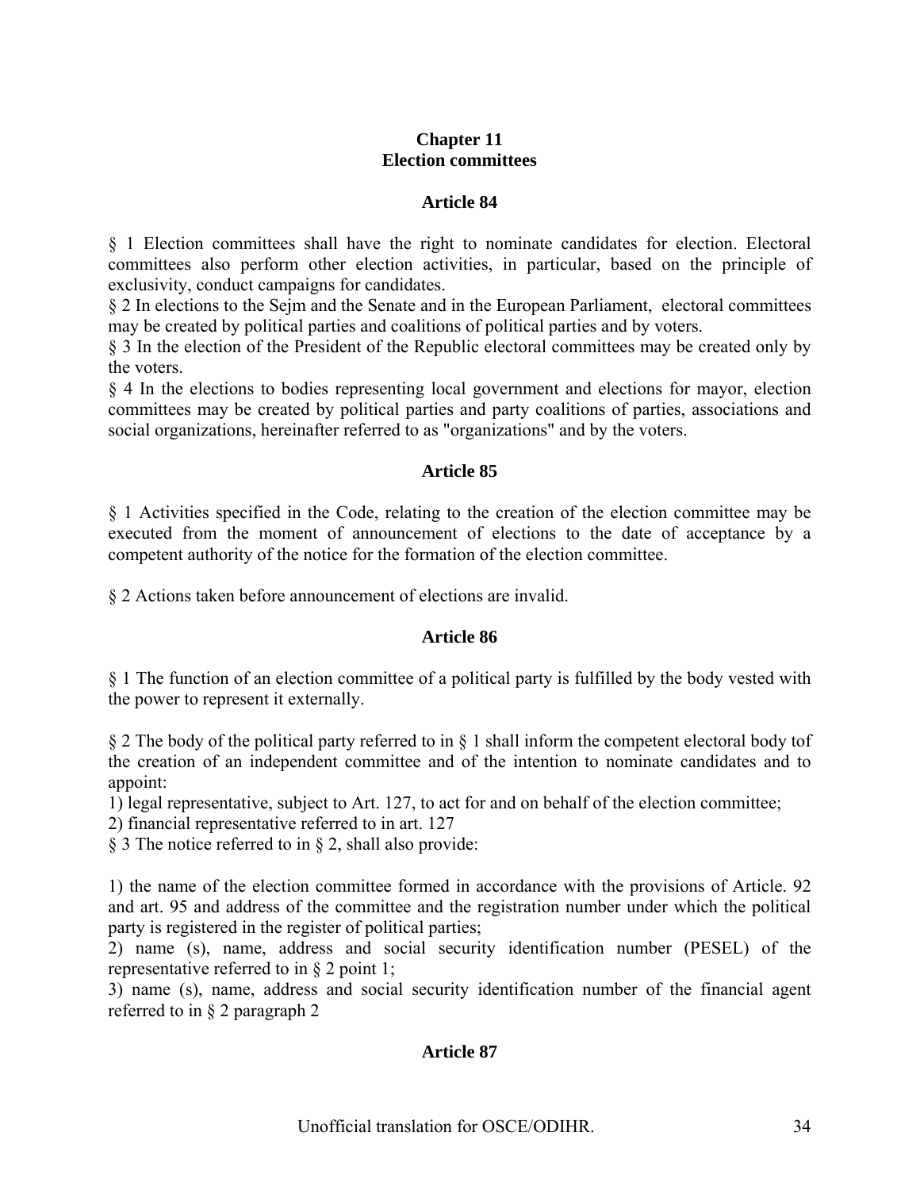## Chapter 11
## Election committees

### Article 84

§ 1 Election committees shall have the right to nominate candidates for election. Electoral committees also perform other election activities, in particular, based on the principle of exclusivity, conduct campaigns for candidates.
§ 2 In elections to the Sejm and the Senate and in the European Parliament, electoral committees may be created by political parties and coalitions of political parties and by voters.
§ 3 In the election of the President of the Republic electoral committees may be created only by the voters.
§ 4 In the elections to bodies representing local government and elections for mayor, election committees may be created by political parties and party coalitions of parties, associations and social organizations, hereinafter referred to as "organizations" and by the voters.

### Article 85

§ 1 Activities specified in the Code, relating to the creation of the election committee may be executed from the moment of announcement of elections to the date of acceptance by a competent authority of the notice for the formation of the election committee.

§ 2 Actions taken before announcement of elections are invalid.

### Article 86

§ 1 The function of an election committee of a political party is fulfilled by the body vested with the power to represent it externally.

§ 2 The body of the political party referred to in § 1 shall inform the competent electoral body tof the creation of an independent committee and of the intention to nominate candidates and to appoint:
1) legal representative, subject to Art. 127, to act for and on behalf of the election committee;
2) financial representative referred to in art. 127
§ 3 The notice referred to in § 2, shall also provide:

1) the name of the election committee formed in accordance with the provisions of Article. 92 and art. 95 and address of the committee and the registration number under which the political party is registered in the register of political parties;
2) name (s), name, address and social security identification number (PESEL) of the representative referred to in § 2 point 1;
3) name (s), name, address and social security identification number of the financial agent referred to in § 2 paragraph 2

### Article 87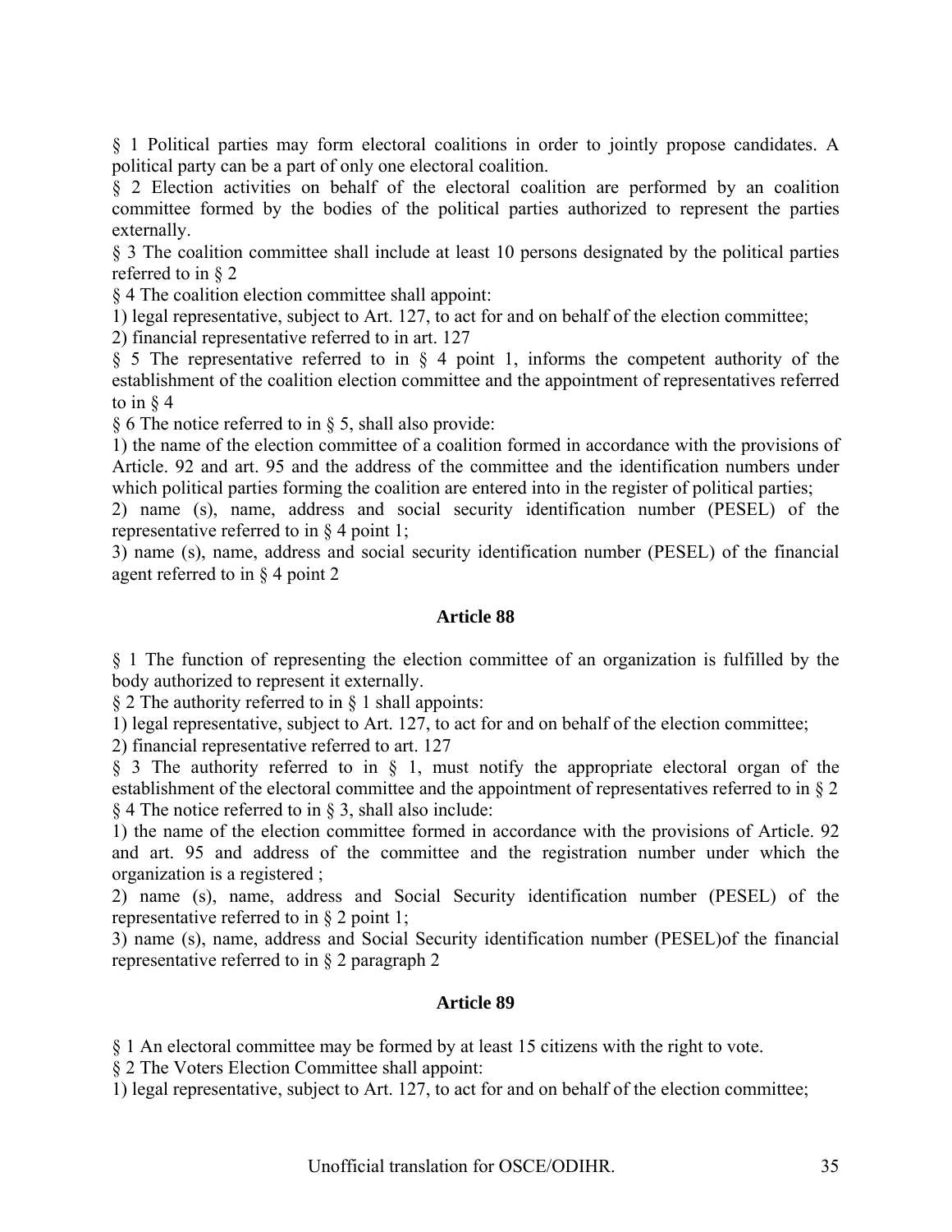§ 1 Political parties may form electoral coalitions in order to jointly propose candidates. A political party can be a part of only one electoral coalition.

§ 2 Election activities on behalf of the electoral coalition are performed by an coalition committee formed by the bodies of the political parties authorized to represent the parties externally.

§ 3 The coalition committee shall include at least 10 persons designated by the political parties referred to in § 2

§ 4 The coalition election committee shall appoint:

1) legal representative, subject to Art. 127, to act for and on behalf of the election committee;

2) financial representative referred to in art. 127

§ 5 The representative referred to in § 4 point 1, informs the competent authority of the establishment of the coalition election committee and the appointment of representatives referred to in § 4

§ 6 The notice referred to in § 5, shall also provide:

1) the name of the election committee of a coalition formed in accordance with the provisions of Article. 92 and art. 95 and the address of the committee and the identification numbers under which political parties forming the coalition are entered into in the register of political parties;

2) name (s), name, address and social security identification number (PESEL) of the representative referred to in § 4 point 1;

3) name (s), name, address and social security identification number (PESEL) of the financial agent referred to in § 4 point 2

### Article 88

§ 1 The function of representing the election committee of an organization is fulfilled by the body authorized to represent it externally.

§ 2 The authority referred to in § 1 shall appoints:

1) legal representative, subject to Art. 127, to act for and on behalf of the election committee;

2) financial representative referred to art. 127

§ 3 The authority referred to in § 1, must notify the appropriate electoral organ of the establishment of the electoral committee and the appointment of representatives referred to in § 2

§ 4 The notice referred to in § 3, shall also include:

1) the name of the election committee formed in accordance with the provisions of Article. 92 and art. 95 and address of the committee and the registration number under which the organization is a registered ;

2) name (s), name, address and Social Security identification number (PESEL) of the representative referred to in § 2 point 1;

3) name (s), name, address and Social Security identification number (PESEL)of the financial representative referred to in § 2 paragraph 2

### Article 89

§ 1 An electoral committee may be formed by at least 15 citizens with the right to vote.

§ 2 The Voters Election Committee shall appoint:

1) legal representative, subject to Art. 127, to act for and on behalf of the election committee;

Unofficial translation for OSCE/ODIHR.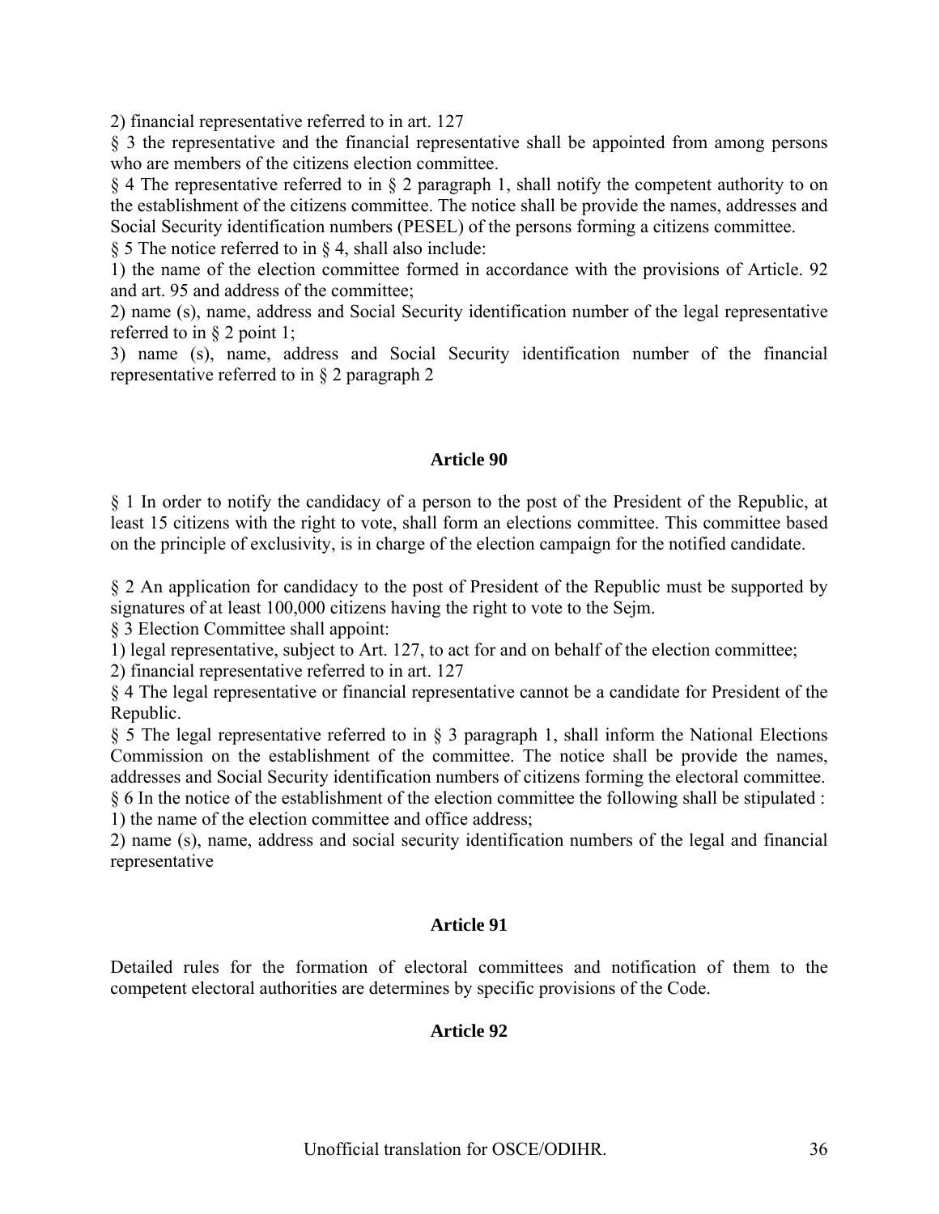2) financial representative referred to in art. 127

§ 3 the representative and the financial representative shall be appointed from among persons who are members of the citizens election committee.

§ 4 The representative referred to in § 2 paragraph 1, shall notify the competent authority to on the establishment of the citizens committee. The notice shall be provide the names, addresses and Social Security identification numbers (PESEL) of the persons forming a citizens committee.

§ 5 The notice referred to in § 4, shall also include:

1) the name of the election committee formed in accordance with the provisions of Article. 92 and art. 95 and address of the committee;

2) name (s), name, address and Social Security identification number of the legal representative referred to in § 2 point 1;

3) name (s), name, address and Social Security identification number of the financial representative referred to in § 2 paragraph 2

### Article 90

§ 1 In order to notify the candidacy of a person to the post of the President of the Republic, at least 15 citizens with the right to vote, shall form an elections committee. This committee based on the principle of exclusivity, is in charge of the election campaign for the notified candidate.

§ 2 An application for candidacy to the post of President of the Republic must be supported by signatures of at least 100,000 citizens having the right to vote to the Sejm.

§ 3 Election Committee shall appoint:

1) legal representative, subject to Art. 127, to act for and on behalf of the election committee;

2) financial representative referred to in art. 127

§ 4 The legal representative or financial representative cannot be a candidate for President of the Republic.

§ 5 The legal representative referred to in § 3 paragraph 1, shall inform the National Elections Commission on the establishment of the committee. The notice shall be provide the names, addresses and Social Security identification numbers of citizens forming the electoral committee.

§ 6 In the notice of the establishment of the election committee the following shall be stipulated :

1) the name of the election committee and office address;

2) name (s), name, address and social security identification numbers of the legal and financial representative

### Article 91

Detailed rules for the formation of electoral committees and notification of them to the competent electoral authorities are determines by specific provisions of the Code.

### Article 92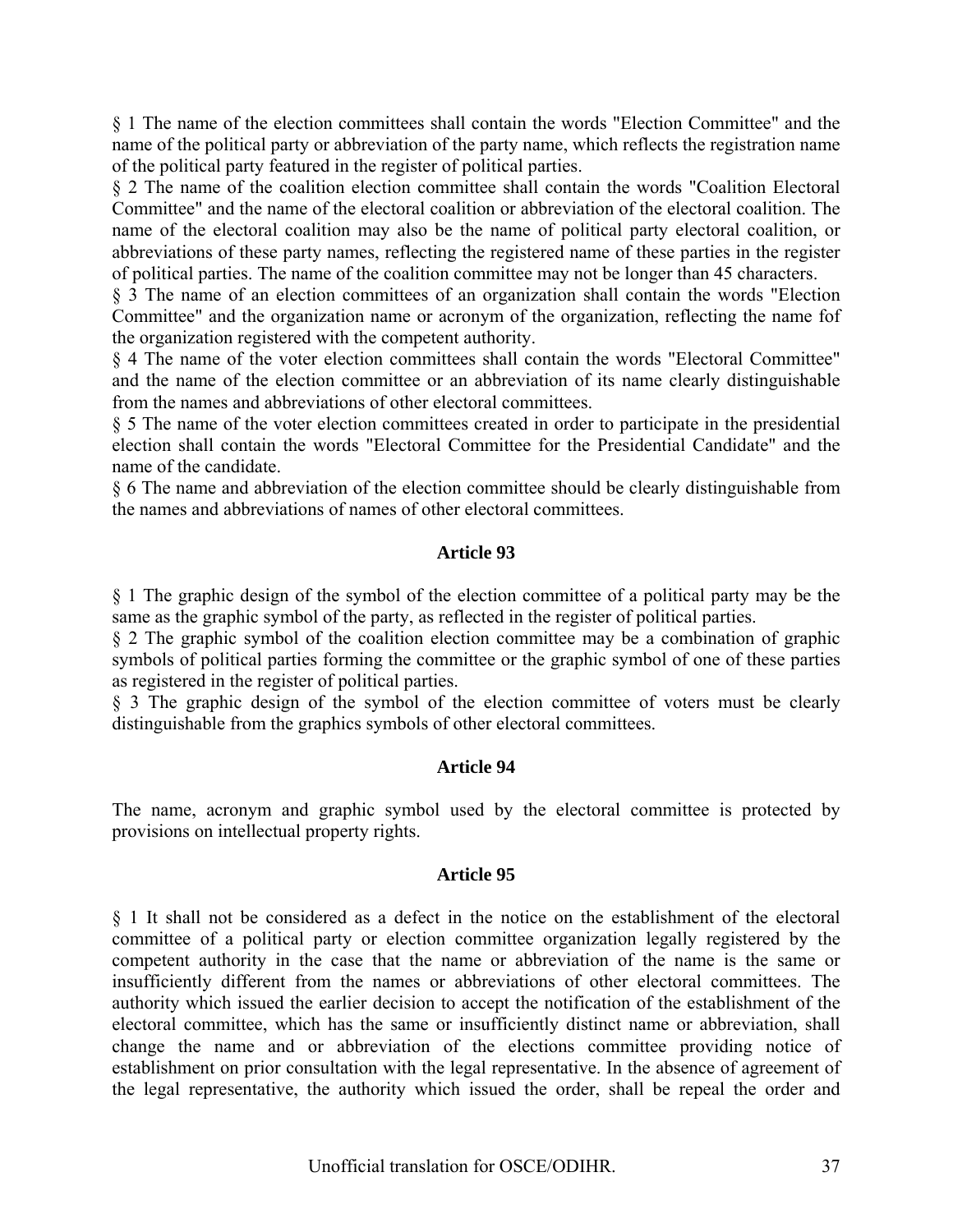§ 1 The name of the election committees shall contain the words "Election Committee" and the name of the political party or abbreviation of the party name, which reflects the registration name of the political party featured in the register of political parties.

§ 2 The name of the coalition election committee shall contain the words "Coalition Electoral Committee" and the name of the electoral coalition or abbreviation of the electoral coalition. The name of the electoral coalition may also be the name of political party electoral coalition, or abbreviations of these party names, reflecting the registered name of these parties in the register of political parties. The name of the coalition committee may not be longer than 45 characters.

§ 3 The name of an election committees of an organization shall contain the words "Election Committee" and the organization name or acronym of the organization, reflecting the name fof the organization registered with the competent authority.

§ 4 The name of the voter election committees shall contain the words "Electoral Committee" and the name of the election committee or an abbreviation of its name clearly distinguishable from the names and abbreviations of other electoral committees.

§ 5 The name of the voter election committees created in order to participate in the presidential election shall contain the words "Electoral Committee for the Presidential Candidate" and the name of the candidate.

§ 6 The name and abbreviation of the election committee should be clearly distinguishable from the names and abbreviations of names of other electoral committees.

### Article 93

§ 1 The graphic design of the symbol of the election committee of a political party may be the same as the graphic symbol of the party, as reflected in the register of political parties.

§ 2 The graphic symbol of the coalition election committee may be a combination of graphic symbols of political parties forming the committee or the graphic symbol of one of these parties as registered in the register of political parties.

§ 3 The graphic design of the symbol of the election committee of voters must be clearly distinguishable from the graphics symbols of other electoral committees.

### Article 94

The name, acronym and graphic symbol used by the electoral committee is protected by provisions on intellectual property rights.

### Article 95

§ 1 It shall not be considered as a defect in the notice on the establishment of the electoral committee of a political party or election committee organization legally registered by the competent authority in the case that the name or abbreviation of the name is the same or insufficiently different from the names or abbreviations of other electoral committees. The authority which issued the earlier decision to accept the notification of the establishment of the electoral committee, which has the same or insufficiently distinct name or abbreviation, shall change the name and or abbreviation of the elections committee providing notice of establishment on prior consultation with the legal representative. In the absence of agreement of the legal representative, the authority which issued the order, shall be repeal the order and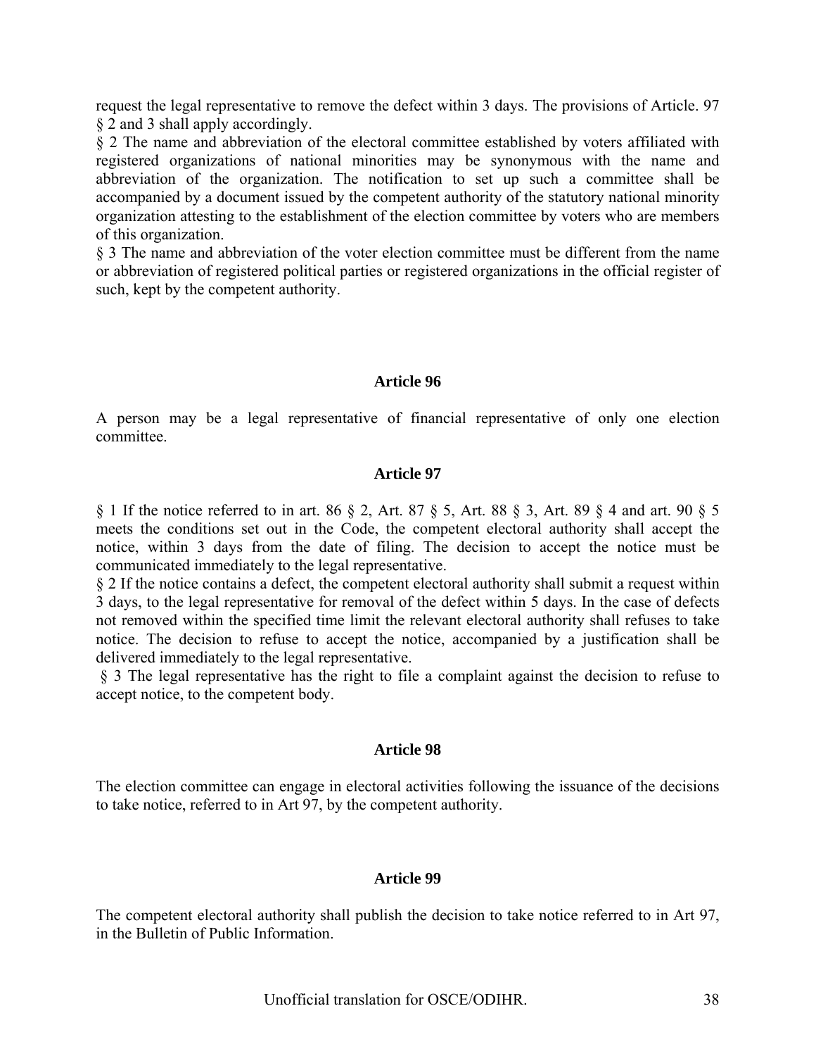request the legal representative to remove the defect within 3 days. The provisions of Article. 97 § 2 and 3 shall apply accordingly.

§ 2 The name and abbreviation of the electoral committee established by voters affiliated with registered organizations of national minorities may be synonymous with the name and abbreviation of the organization. The notification to set up such a committee shall be accompanied by a document issued by the competent authority of the statutory national minority organization attesting to the establishment of the election committee by voters who are members of this organization.

§ 3 The name and abbreviation of the voter election committee must be different from the name or abbreviation of registered political parties or registered organizations in the official register of such, kept by the competent authority.

### Article 96

A person may be a legal representative of financial representative of only one election committee.

### Article 97

§ 1 If the notice referred to in art. 86 § 2, Art. 87 § 5, Art. 88 § 3, Art. 89 § 4 and art. 90 § 5 meets the conditions set out in the Code, the competent electoral authority shall accept the notice, within 3 days from the date of filing. The decision to accept the notice must be communicated immediately to the legal representative.

§ 2 If the notice contains a defect, the competent electoral authority shall submit a request within 3 days, to the legal representative for removal of the defect within 5 days. In the case of defects not removed within the specified time limit the relevant electoral authority shall refuses to take notice. The decision to refuse to accept the notice, accompanied by a justification shall be delivered immediately to the legal representative.

§ 3 The legal representative has the right to file a complaint against the decision to refuse to accept notice, to the competent body.

### Article 98

The election committee can engage in electoral activities following the issuance of the decisions to take notice, referred to in Art 97, by the competent authority.

### Article 99

The competent electoral authority shall publish the decision to take notice referred to in Art 97, in the Bulletin of Public Information.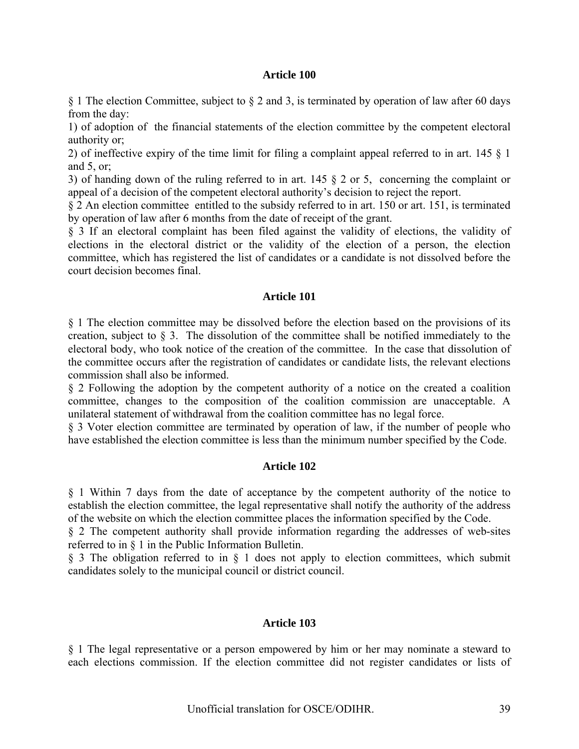### Article 100

§ 1 The election Committee, subject to § 2 and 3, is terminated by operation of law after 60 days from the day:

1) of adoption of the financial statements of the election committee by the competent electoral authority or;

2) of ineffective expiry of the time limit for filing a complaint appeal referred to in art. 145 § 1 and 5, or;

3) of handing down of the ruling referred to in art. 145 § 2 or 5, concerning the complaint or appeal of a decision of the competent electoral authority's decision to reject the report.

§ 2 An election committee entitled to the subsidy referred to in art. 150 or art. 151, is terminated by operation of law after 6 months from the date of receipt of the grant.

§ 3 If an electoral complaint has been filed against the validity of elections, the validity of elections in the electoral district or the validity of the election of a person, the election committee, which has registered the list of candidates or a candidate is not dissolved before the court decision becomes final.

### Article 101

§ 1 The election committee may be dissolved before the election based on the provisions of its creation, subject to § 3. The dissolution of the committee shall be notified immediately to the electoral body, who took notice of the creation of the committee. In the case that dissolution of the committee occurs after the registration of candidates or candidate lists, the relevant elections commission shall also be informed.

§ 2 Following the adoption by the competent authority of a notice on the created a coalition committee, changes to the composition of the coalition commission are unacceptable. A unilateral statement of withdrawal from the coalition committee has no legal force.

§ 3 Voter election committee are terminated by operation of law, if the number of people who have established the election committee is less than the minimum number specified by the Code.

### Article 102

§ 1 Within 7 days from the date of acceptance by the competent authority of the notice to establish the election committee, the legal representative shall notify the authority of the address of the website on which the election committee places the information specified by the Code.

§ 2 The competent authority shall provide information regarding the addresses of web-sites referred to in § 1 in the Public Information Bulletin.

§ 3 The obligation referred to in § 1 does not apply to election committees, which submit candidates solely to the municipal council or district council.

### Article 103

§ 1 The legal representative or a person empowered by him or her may nominate a steward to each elections commission. If the election committee did not register candidates or lists of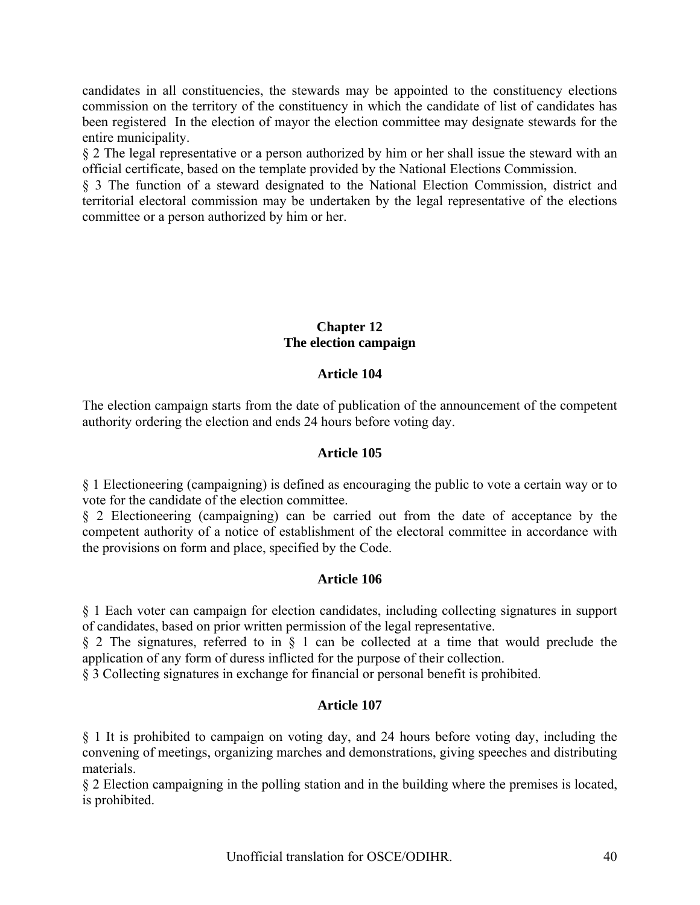candidates in all constituencies, the stewards may be appointed to the constituency elections commission on the territory of the constituency in which the candidate of list of candidates has been registered  In the election of mayor the election committee may designate stewards for the entire municipality.

§ 2 The legal representative or a person authorized by him or her shall issue the steward with an official certificate, based on the template provided by the National Elections Commission.

§ 3 The function of a steward designated to the National Election Commission, district and territorial electoral commission may be undertaken by the legal representative of the elections committee or a person authorized by him or her.

## Chapter 12
## The election campaign

### Article 104

The election campaign starts from the date of publication of the announcement of the competent authority ordering the election and ends 24 hours before voting day.

### Article 105

§ 1 Electioneering (campaigning) is defined as encouraging the public to vote a certain way or to vote for the candidate of the election committee.

§ 2 Electioneering (campaigning) can be carried out from the date of acceptance by the competent authority of a notice of establishment of the electoral committee in accordance with the provisions on form and place, specified by the Code.

### Article 106

§ 1 Each voter can campaign for election candidates, including collecting signatures in support of candidates, based on prior written permission of the legal representative.

§ 2 The signatures, referred to in § 1 can be collected at a time that would preclude the application of any form of duress inflicted for the purpose of their collection.

§ 3 Collecting signatures in exchange for financial or personal benefit is prohibited.

### Article 107

§ 1 It is prohibited to campaign on voting day, and 24 hours before voting day, including the convening of meetings, organizing marches and demonstrations, giving speeches and distributing materials.

§ 2 Election campaigning in the polling station and in the building where the premises is located, is prohibited.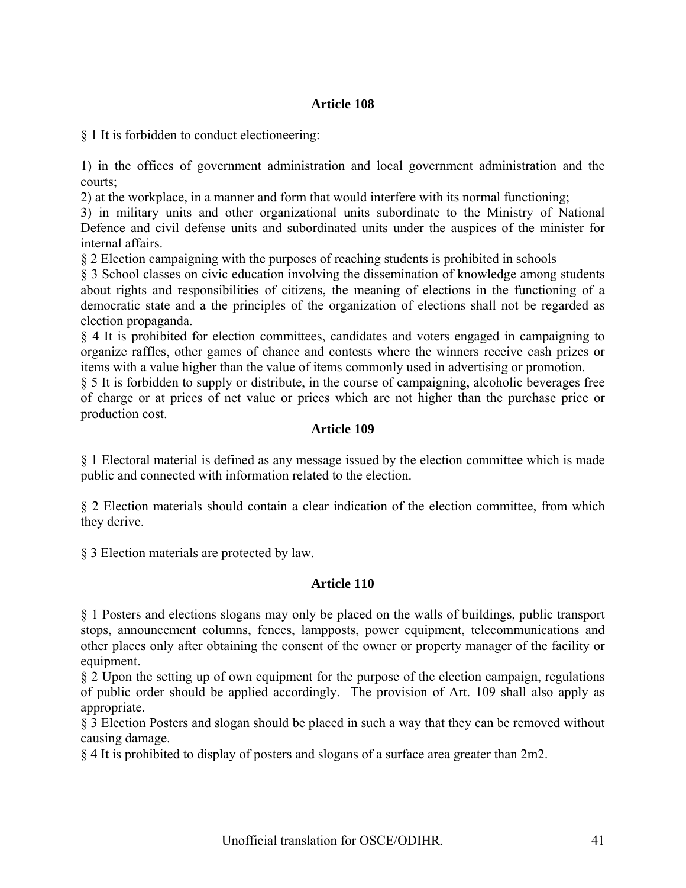**Article 108**

§ 1 It is forbidden to conduct electioneering:

1) in the offices of government administration and local government administration and the courts;
2) at the workplace, in a manner and form that would interfere with its normal functioning;
3) in military units and other organizational units subordinate to the Ministry of National Defence and civil defense units and subordinated units under the auspices of the minister for internal affairs.

§ 2 Election campaigning with the purposes of reaching students is prohibited in schools

§ 3 School classes on civic education involving the dissemination of knowledge among students about rights and responsibilities of citizens, the meaning of elections in the functioning of a democratic state and a the principles of the organization of elections shall not be regarded as election propaganda.

§ 4 It is prohibited for election committees, candidates and voters engaged in campaigning to organize raffles, other games of chance and contests where the winners receive cash prizes or items with a value higher than the value of items commonly used in advertising or promotion.

§ 5 It is forbidden to supply or distribute, in the course of campaigning, alcoholic beverages free of charge or at prices of net value or prices which are not higher than the purchase price or production cost.

**Article 109**

§ 1 Electoral material is defined as any message issued by the election committee which is made public and connected with information related to the election.

§ 2 Election materials should contain a clear indication of the election committee, from which they derive.

§ 3 Election materials are protected by law.

**Article 110**

§ 1 Posters and elections slogans may only be placed on the walls of buildings, public transport stops, announcement columns, fences, lampposts, power equipment, telecommunications and other places only after obtaining the consent of the owner or property manager of the facility or equipment.

§ 2 Upon the setting up of own equipment for the purpose of the election campaign, regulations of public order should be applied accordingly. The provision of Art. 109 shall also apply as appropriate.

§ 3 Election Posters and slogan should be placed in such a way that they can be removed without causing damage.

§ 4 It is prohibited to display of posters and slogans of a surface area greater than 2m2.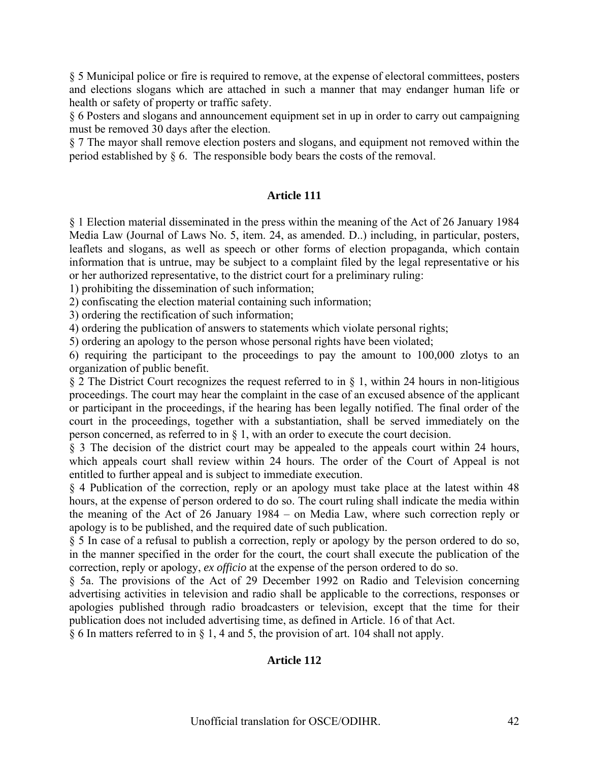§ 5 Municipal police or fire is required to remove, at the expense of electoral committees, posters and elections slogans which are attached in such a manner that may endanger human life or health or safety of property or traffic safety.

§ 6 Posters and slogans and announcement equipment set in up in order to carry out campaigning must be removed 30 days after the election.

§ 7 The mayor shall remove election posters and slogans, and equipment not removed within the period established by § 6. The responsible body bears the costs of the removal.

## Article 111

§ 1 Election material disseminated in the press within the meaning of the Act of 26 January 1984 Media Law (Journal of Laws No. 5, item. 24, as amended. D..) including, in particular, posters, leaflets and slogans, as well as speech or other forms of election propaganda, which contain information that is untrue, may be subject to a complaint filed by the legal representative or his or her authorized representative, to the district court for a preliminary ruling:

1) prohibiting the dissemination of such information;
2) confiscating the election material containing such information;
3) ordering the rectification of such information;
4) ordering the publication of answers to statements which violate personal rights;
5) ordering an apology to the person whose personal rights have been violated;
6) requiring the participant to the proceedings to pay the amount to 100,000 zlotys to an organization of public benefit.

§ 2 The District Court recognizes the request referred to in § 1, within 24 hours in non-litigious proceedings. The court may hear the complaint in the case of an excused absence of the applicant or participant in the proceedings, if the hearing has been legally notified. The final order of the court in the proceedings, together with a substantiation, shall be served immediately on the person concerned, as referred to in § 1, with an order to execute the court decision.

§ 3 The decision of the district court may be appealed to the appeals court within 24 hours, which appeals court shall review within 24 hours. The order of the Court of Appeal is not entitled to further appeal and is subject to immediate execution.

§ 4 Publication of the correction, reply or an apology must take place at the latest within 48 hours, at the expense of person ordered to do so. The court ruling shall indicate the media within the meaning of the Act of 26 January 1984 – on Media Law, where such correction reply or apology is to be published, and the required date of such publication.

§ 5 In case of a refusal to publish a correction, reply or apology by the person ordered to do so, in the manner specified in the order for the court, the court shall execute the publication of the correction, reply or apology, *ex officio* at the expense of the person ordered to do so.

§ 5a. The provisions of the Act of 29 December 1992 on Radio and Television concerning advertising activities in television and radio shall be applicable to the corrections, responses or apologies published through radio broadcasters or television, except that the time for their publication does not included advertising time, as defined in Article. 16 of that Act.

§ 6 In matters referred to in § 1, 4 and 5, the provision of art. 104 shall not apply.

## Article 112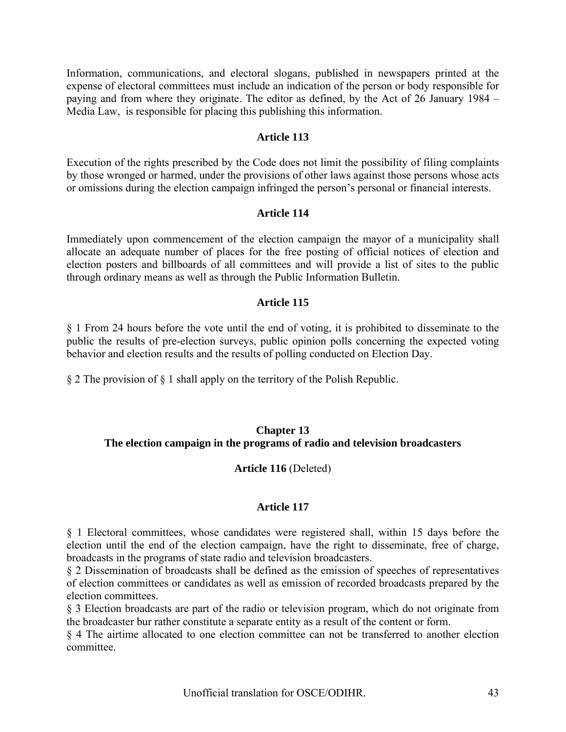Information, communications, and electoral slogans, published in newspapers printed at the expense of electoral committees must include an indication of the person or body responsible for paying and from where they originate. The editor as defined, by the Act of 26 January 1984 – Media Law, is responsible for placing this publishing this information.

### Article 113

Execution of the rights prescribed by the Code does not limit the possibility of filing complaints by those wronged or harmed, under the provisions of other laws against those persons whose acts or omissions during the election campaign infringed the person's personal or financial interests.

### Article 114

Immediately upon commencement of the election campaign the mayor of a municipality shall allocate an adequate number of places for the free posting of official notices of election and election posters and billboards of all committees and will provide a list of sites to the public through ordinary means as well as through the Public Information Bulletin.

### Article 115

§ 1 From 24 hours before the vote until the end of voting, it is prohibited to disseminate to the public the results of pre-election surveys, public opinion polls concerning the expected voting behavior and election results and the results of polling conducted on Election Day.

§ 2 The provision of § 1 shall apply on the territory of the Polish Republic.

## Chapter 13
## The election campaign in the programs of radio and television broadcasters

### Article 116 (Deleted)

### Article 117

§ 1 Electoral committees, whose candidates were registered shall, within 15 days before the election until the end of the election campaign, have the right to disseminate, free of charge, broadcasts in the programs of state radio and television broadcasters.

§ 2 Dissemination of broadcasts shall be defined as the emission of speeches of representatives of election committees or candidates as well as emission of recorded broadcasts prepared by the election committees.

§ 3 Election broadcasts are part of the radio or television program, which do not originate from the broadcaster bur rather constitute a separate entity as a result of the content or form.

§ 4 The airtime allocated to one election committee can not be transferred to another election committee.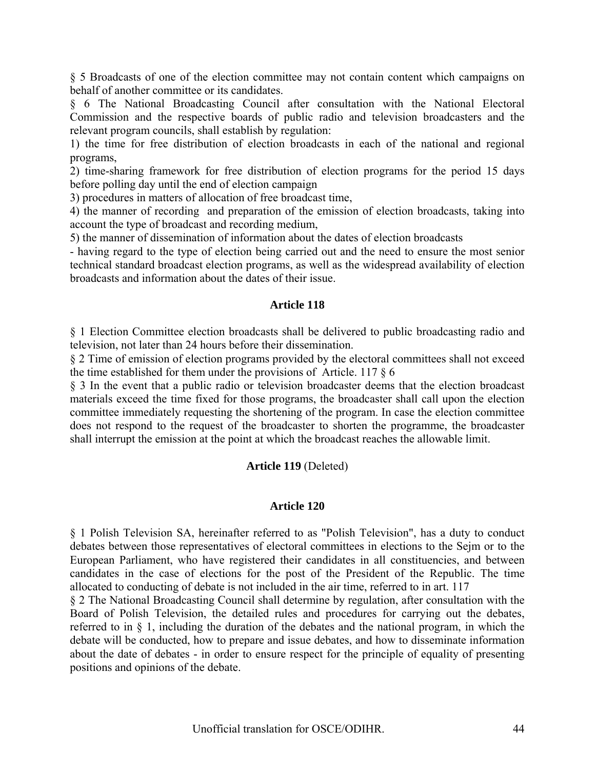§ 5 Broadcasts of one of the election committee may not contain content which campaigns on behalf of another committee or its candidates.

§ 6 The National Broadcasting Council after consultation with the National Electoral Commission and the respective boards of public radio and television broadcasters and the relevant program councils, shall establish by regulation:

1) the time for free distribution of election broadcasts in each of the national and regional programs,

2) time-sharing framework for free distribution of election programs for the period 15 days before polling day until the end of election campaign

3) procedures in matters of allocation of free broadcast time,

4) the manner of recording and preparation of the emission of election broadcasts, taking into account the type of broadcast and recording medium,

5) the manner of dissemination of information about the dates of election broadcasts

- having regard to the type of election being carried out and the need to ensure the most senior technical standard broadcast election programs, as well as the widespread availability of election broadcasts and information about the dates of their issue.

### Article 118

§ 1 Election Committee election broadcasts shall be delivered to public broadcasting radio and television, not later than 24 hours before their dissemination.

§ 2 Time of emission of election programs provided by the electoral committees shall not exceed the time established for them under the provisions of Article. 117 § 6

§ 3 In the event that a public radio or television broadcaster deems that the election broadcast materials exceed the time fixed for those programs, the broadcaster shall call upon the election committee immediately requesting the shortening of the program. In case the election committee does not respond to the request of the broadcaster to shorten the programme, the broadcaster shall interrupt the emission at the point at which the broadcast reaches the allowable limit.

### **Article 119** (Deleted)

### Article 120

§ 1 Polish Television SA, hereinafter referred to as "Polish Television", has a duty to conduct debates between those representatives of electoral committees in elections to the Sejm or to the European Parliament, who have registered their candidates in all constituencies, and between candidates in the case of elections for the post of the President of the Republic. The time allocated to conducting of debate is not included in the air time, referred to in art. 117

§ 2 The National Broadcasting Council shall determine by regulation, after consultation with the Board of Polish Television, the detailed rules and procedures for carrying out the debates, referred to in § 1, including the duration of the debates and the national program, in which the debate will be conducted, how to prepare and issue debates, and how to disseminate information about the date of debates - in order to ensure respect for the principle of equality of presenting positions and opinions of the debate.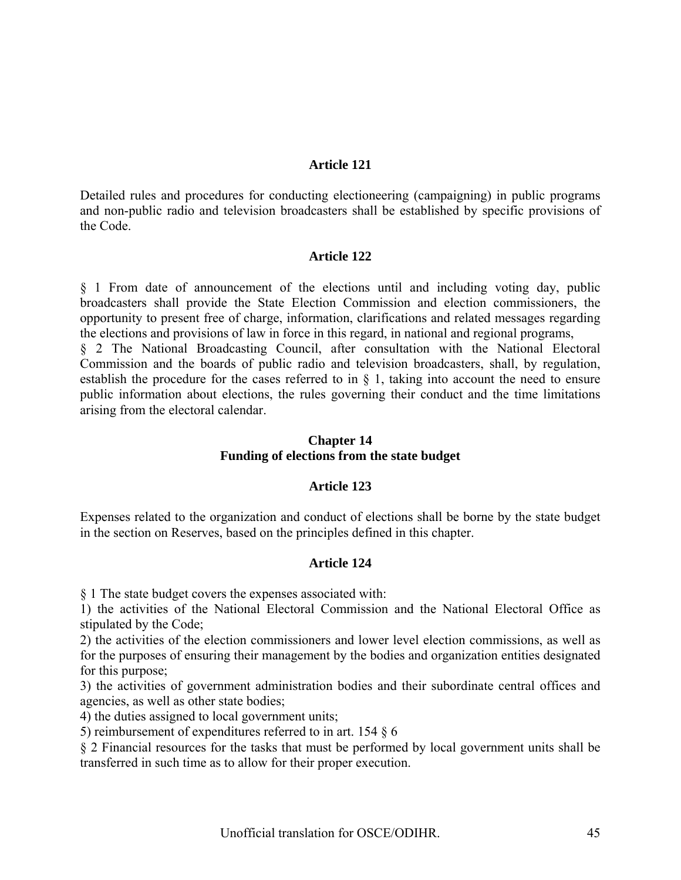### Article 121

Detailed rules and procedures for conducting electioneering (campaigning) in public programs and non-public radio and television broadcasters shall be established by specific provisions of the Code.

### Article 122

§ 1 From date of announcement of the elections until and including voting day, public broadcasters shall provide the State Election Commission and election commissioners, the opportunity to present free of charge, information, clarifications and related messages regarding the elections and provisions of law in force in this regard, in national and regional programs,

§ 2 The National Broadcasting Council, after consultation with the National Electoral Commission and the boards of public radio and television broadcasters, shall, by regulation, establish the procedure for the cases referred to in § 1, taking into account the need to ensure public information about elections, the rules governing their conduct and the time limitations arising from the electoral calendar.

## Chapter 14
## Funding of elections from the state budget

### Article 123

Expenses related to the organization and conduct of elections shall be borne by the state budget in the section on Reserves, based on the principles defined in this chapter.

### Article 124

§ 1 The state budget covers the expenses associated with:

1) the activities of the National Electoral Commission and the National Electoral Office as stipulated by the Code;

2) the activities of the election commissioners and lower level election commissions, as well as for the purposes of ensuring their management by the bodies and organization entities designated for this purpose;

3) the activities of government administration bodies and their subordinate central offices and agencies, as well as other state bodies;

4) the duties assigned to local government units;

5) reimbursement of expenditures referred to in art. 154 § 6

§ 2 Financial resources for the tasks that must be performed by local government units shall be transferred in such time as to allow for their proper execution.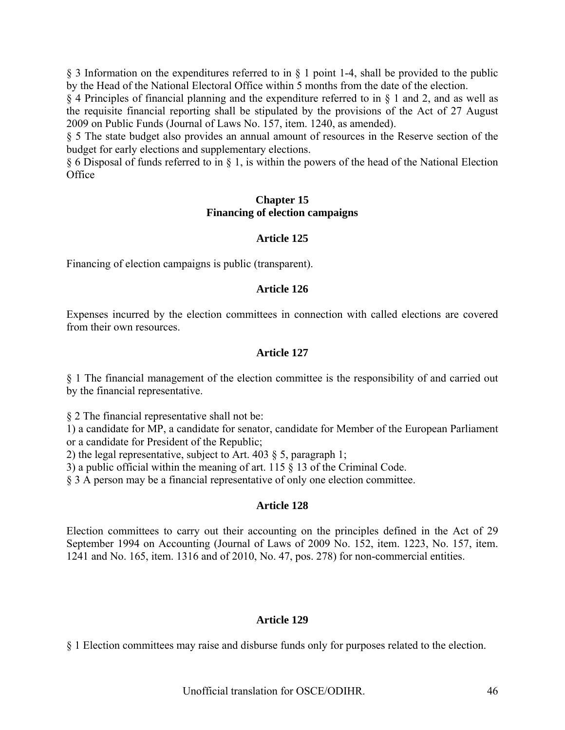§ 3 Information on the expenditures referred to in § 1 point 1-4, shall be provided to the public by the Head of the National Electoral Office within 5 months from the date of the election.

§ 4 Principles of financial planning and the expenditure referred to in § 1 and 2, and as well as the requisite financial reporting shall be stipulated by the provisions of the Act of 27 August 2009 on Public Funds (Journal of Laws No. 157, item. 1240, as amended).

§ 5 The state budget also provides an annual amount of resources in the Reserve section of the budget for early elections and supplementary elections.

§ 6 Disposal of funds referred to in § 1, is within the powers of the head of the National Election Office

## Chapter 15
## Financing of election campaigns

### Article 125

Financing of election campaigns is public (transparent).

### Article 126

Expenses incurred by the election committees in connection with called elections are covered from their own resources.

### Article 127

§ 1 The financial management of the election committee is the responsibility of and carried out by the financial representative.

§ 2 The financial representative shall not be:

1) a candidate for MP, a candidate for senator, candidate for Member of the European Parliament or a candidate for President of the Republic;
2) the legal representative, subject to Art. 403 § 5, paragraph 1;
3) a public official within the meaning of art. 115 § 13 of the Criminal Code.

§ 3 A person may be a financial representative of only one election committee.

### Article 128

Election committees to carry out their accounting on the principles defined in the Act of 29 September 1994 on Accounting (Journal of Laws of 2009 No. 152, item. 1223, No. 157, item. 1241 and No. 165, item. 1316 and of 2010, No. 47, pos. 278) for non-commercial entities.

### Article 129

§ 1 Election committees may raise and disburse funds only for purposes related to the election.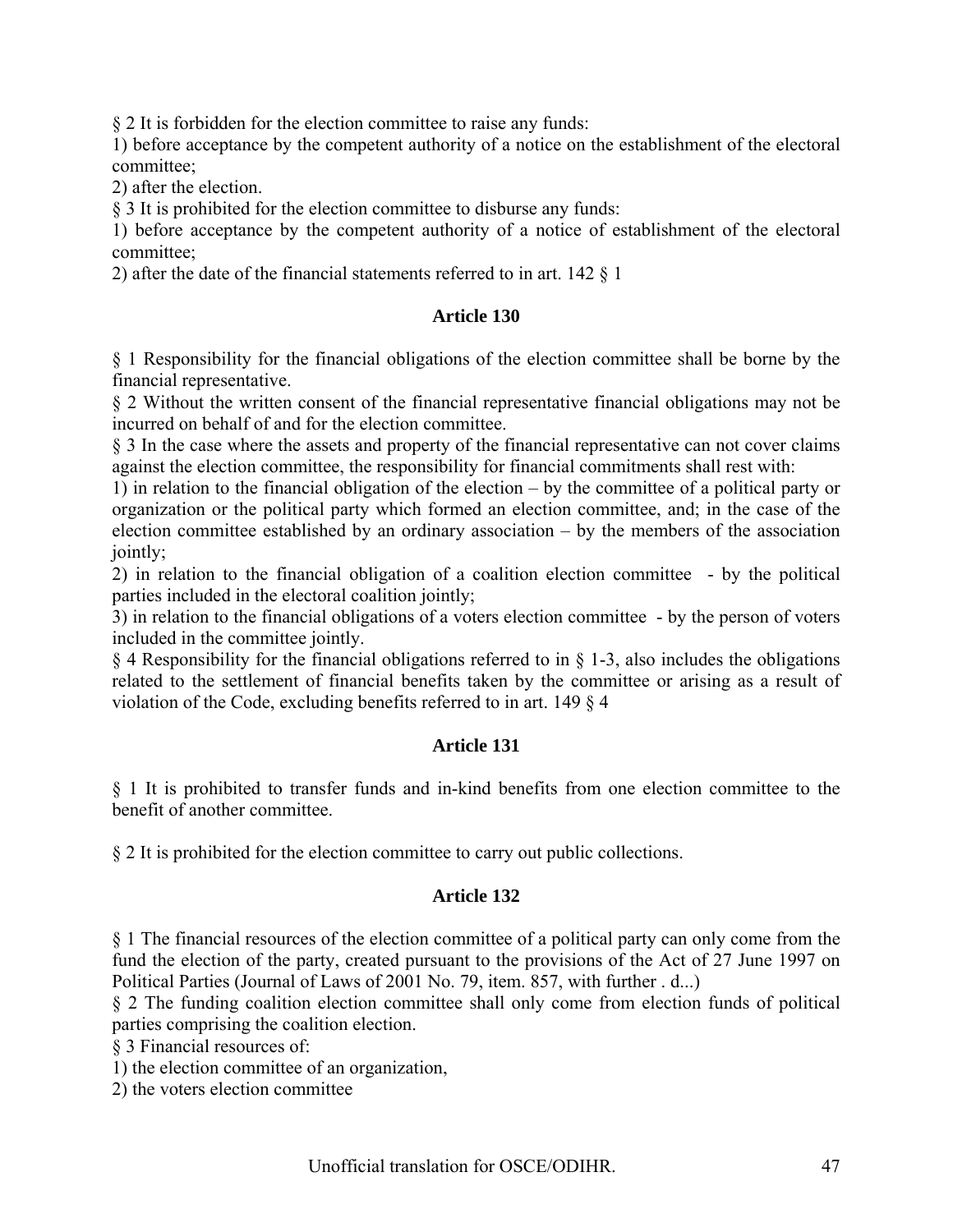§ 2 It is forbidden for the election committee to raise any funds:

1) before acceptance by the competent authority of a notice on the establishment of the electoral committee;

2) after the election.

§ 3 It is prohibited for the election committee to disburse any funds:

1) before acceptance by the competent authority of a notice of establishment of the electoral committee;

2) after the date of the financial statements referred to in art. 142 § 1

## Article 130

§ 1 Responsibility for the financial obligations of the election committee shall be borne by the financial representative.

§ 2 Without the written consent of the financial representative financial obligations may not be incurred on behalf of and for the election committee.

§ 3 In the case where the assets and property of the financial representative can not cover claims against the election committee, the responsibility for financial commitments shall rest with:

1) in relation to the financial obligation of the election – by the committee of a political party or organization or the political party which formed an election committee, and; in the case of the election committee established by an ordinary association – by the members of the association jointly;

2) in relation to the financial obligation of a coalition election committee - by the political parties included in the electoral coalition jointly;

3) in relation to the financial obligations of a voters election committee - by the person of voters included in the committee jointly.

§ 4 Responsibility for the financial obligations referred to in § 1-3, also includes the obligations related to the settlement of financial benefits taken by the committee or arising as a result of violation of the Code, excluding benefits referred to in art. 149 § 4

## Article 131

§ 1 It is prohibited to transfer funds and in-kind benefits from one election committee to the benefit of another committee.

§ 2 It is prohibited for the election committee to carry out public collections.

## Article 132

§ 1 The financial resources of the election committee of a political party can only come from the fund the election of the party, created pursuant to the provisions of the Act of 27 June 1997 on Political Parties (Journal of Laws of 2001 No. 79, item. 857, with further . d...)

§ 2 The funding coalition election committee shall only come from election funds of political parties comprising the coalition election.

§ 3 Financial resources of:

1) the election committee of an organization,

2) the voters election committee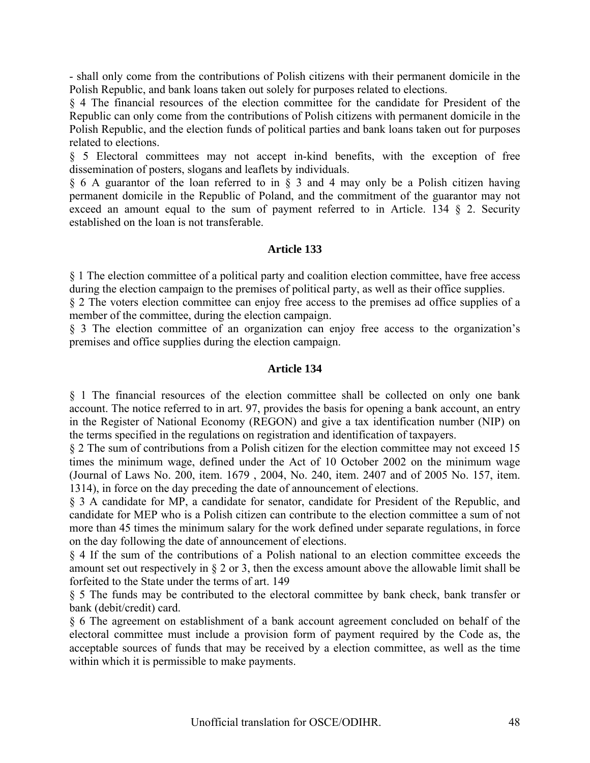- shall only come from the contributions of Polish citizens with their permanent domicile in the Polish Republic, and bank loans taken out solely for purposes related to elections.

§ 4 The financial resources of the election committee for the candidate for President of the Republic can only come from the contributions of Polish citizens with permanent domicile in the Polish Republic, and the election funds of political parties and bank loans taken out for purposes related to elections.

§ 5 Electoral committees may not accept in-kind benefits, with the exception of free dissemination of posters, slogans and leaflets by individuals.

§ 6 A guarantor of the loan referred to in § 3 and 4 may only be a Polish citizen having permanent domicile in the Republic of Poland, and the commitment of the guarantor may not exceed an amount equal to the sum of payment referred to in Article. 134 § 2. Security established on the loan is not transferable.

**Article 133**

§ 1 The election committee of a political party and coalition election committee, have free access during the election campaign to the premises of political party, as well as their office supplies.

§ 2 The voters election committee can enjoy free access to the premises ad office supplies of a member of the committee, during the election campaign.

§ 3 The election committee of an organization can enjoy free access to the organization's premises and office supplies during the election campaign.

**Article 134**

§ 1 The financial resources of the election committee shall be collected on only one bank account. The notice referred to in art. 97, provides the basis for opening a bank account, an entry in the Register of National Economy (REGON) and give a tax identification number (NIP) on the terms specified in the regulations on registration and identification of taxpayers.

§ 2 The sum of contributions from a Polish citizen for the election committee may not exceed 15 times the minimum wage, defined under the Act of 10 October 2002 on the minimum wage (Journal of Laws No. 200, item. 1679 , 2004, No. 240, item. 2407 and of 2005 No. 157, item. 1314), in force on the day preceding the date of announcement of elections.

§ 3 A candidate for MP, a candidate for senator, candidate for President of the Republic, and candidate for MEP who is a Polish citizen can contribute to the election committee a sum of not more than 45 times the minimum salary for the work defined under separate regulations, in force on the day following the date of announcement of elections.

§ 4 If the sum of the contributions of a Polish national to an election committee exceeds the amount set out respectively in § 2 or 3, then the excess amount above the allowable limit shall be forfeited to the State under the terms of art. 149

§ 5 The funds may be contributed to the electoral committee by bank check, bank transfer or bank (debit/credit) card.

§ 6 The agreement on establishment of a bank account agreement concluded on behalf of the electoral committee must include a provision form of payment required by the Code as, the acceptable sources of funds that may be received by a election committee, as well as the time within which it is permissible to make payments.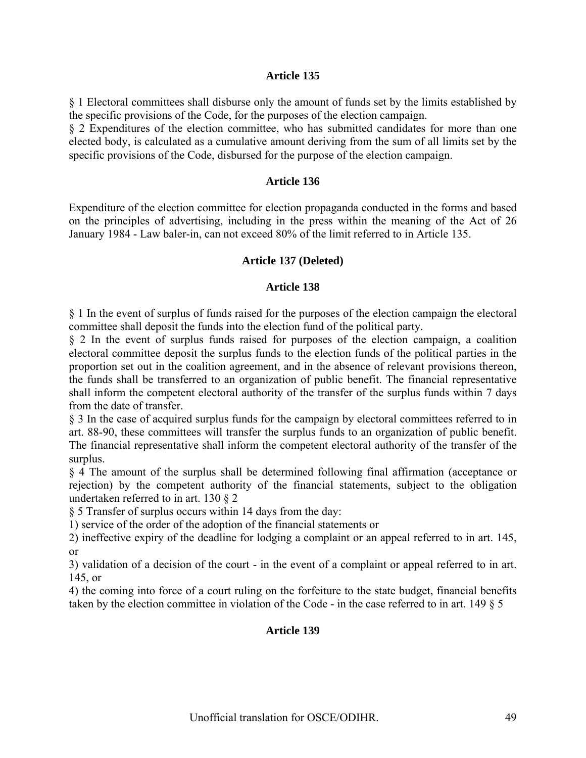### Article 135

§ 1 Electoral committees shall disburse only the amount of funds set by the limits established by the specific provisions of the Code, for the purposes of the election campaign.
§ 2 Expenditures of the election committee, who has submitted candidates for more than one elected body, is calculated as a cumulative amount deriving from the sum of all limits set by the specific provisions of the Code, disbursed for the purpose of the election campaign.

### Article 136

Expenditure of the election committee for election propaganda conducted in the forms and based on the principles of advertising, including in the press within the meaning of the Act of 26 January 1984 - Law baler-in, can not exceed 80% of the limit referred to in Article 135.

### Article 137 (Deleted)

### Article 138

§ 1 In the event of surplus of funds raised for the purposes of the election campaign the electoral committee shall deposit the funds into the election fund of the political party.
§ 2 In the event of surplus funds raised for purposes of the election campaign, a coalition electoral committee deposit the surplus funds to the election funds of the political parties in the proportion set out in the coalition agreement, and in the absence of relevant provisions thereon, the funds shall be transferred to an organization of public benefit. The financial representative shall inform the competent electoral authority of the transfer of the surplus funds within 7 days from the date of transfer.
§ 3 In the case of acquired surplus funds for the campaign by electoral committees referred to in art. 88-90, these committees will transfer the surplus funds to an organization of public benefit. The financial representative shall inform the competent electoral authority of the transfer of the surplus.
§ 4 The amount of the surplus shall be determined following final affirmation (acceptance or rejection) by the competent authority of the financial statements, subject to the obligation undertaken referred to in art. 130 § 2
§ 5 Transfer of surplus occurs within 14 days from the day:
1) service of the order of the adoption of the financial statements or
2) ineffective expiry of the deadline for lodging a complaint or an appeal referred to in art. 145, or
3) validation of a decision of the court - in the event of a complaint or appeal referred to in art. 145, or
4) the coming into force of a court ruling on the forfeiture to the state budget, financial benefits taken by the election committee in violation of the Code - in the case referred to in art. 149 § 5

### Article 139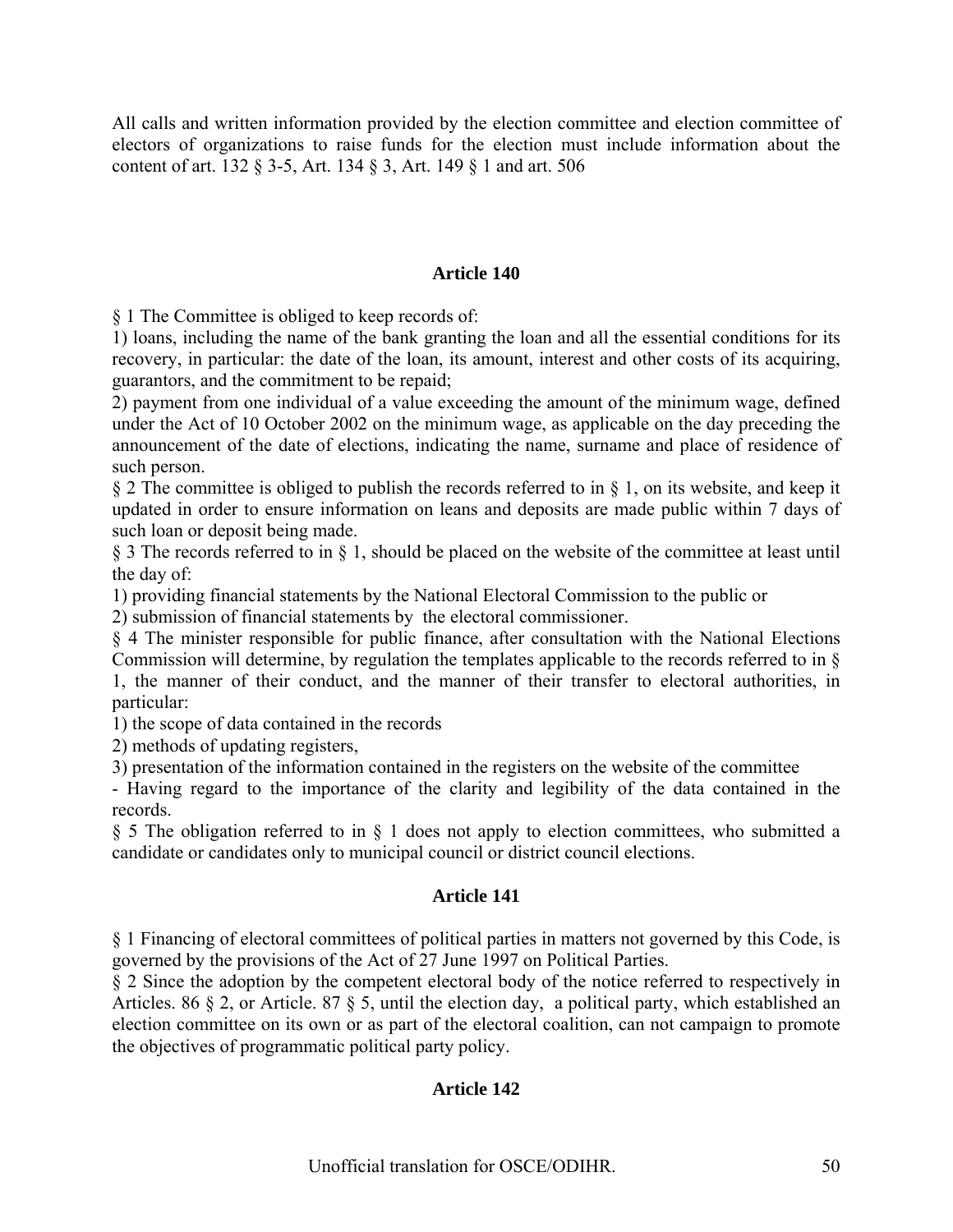All calls and written information provided by the election committee and election committee of electors of organizations to raise funds for the election must include information about the content of art. 132 § 3-5, Art. 134 § 3, Art. 149 § 1 and art. 506

### Article 140

§ 1 The Committee is obliged to keep records of:

1) loans, including the name of the bank granting the loan and all the essential conditions for its recovery, in particular: the date of the loan, its amount, interest and other costs of its acquiring, guarantors, and the commitment to be repaid;

2) payment from one individual of a value exceeding the amount of the minimum wage, defined under the Act of 10 October 2002 on the minimum wage, as applicable on the day preceding the announcement of the date of elections, indicating the name, surname and place of residence of such person.

§ 2 The committee is obliged to publish the records referred to in § 1, on its website, and keep it updated in order to ensure information on leans and deposits are made public within 7 days of such loan or deposit being made.

§ 3 The records referred to in § 1, should be placed on the website of the committee at least until the day of:

1) providing financial statements by the National Electoral Commission to the public or

2) submission of financial statements by the electoral commissioner.

§ 4 The minister responsible for public finance, after consultation with the National Elections Commission will determine, by regulation the templates applicable to the records referred to in § 1, the manner of their conduct, and the manner of their transfer to electoral authorities, in particular:

1) the scope of data contained in the records

2) methods of updating registers,

3) presentation of the information contained in the registers on the website of the committee

- Having regard to the importance of the clarity and legibility of the data contained in the records.

§ 5 The obligation referred to in § 1 does not apply to election committees, who submitted a candidate or candidates only to municipal council or district council elections.

### Article 141

§ 1 Financing of electoral committees of political parties in matters not governed by this Code, is governed by the provisions of the Act of 27 June 1997 on Political Parties.

§ 2 Since the adoption by the competent electoral body of the notice referred to respectively in Articles. 86 § 2, or Article. 87 § 5, until the election day, a political party, which established an election committee on its own or as part of the electoral coalition, can not campaign to promote the objectives of programmatic political party policy.

### Article 142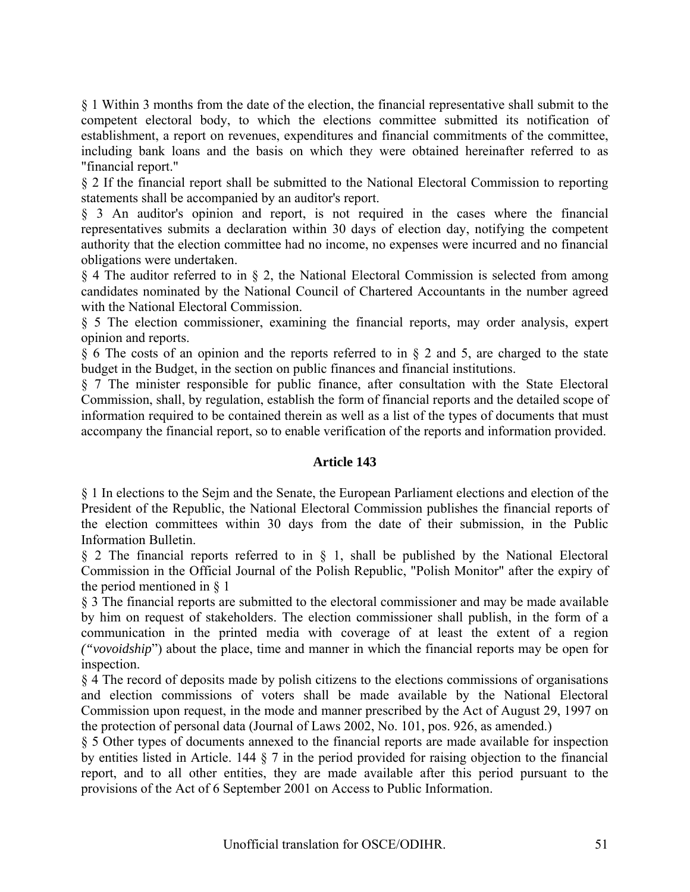§ 1 Within 3 months from the date of the election, the financial representative shall submit to the competent electoral body, to which the elections committee submitted its notification of establishment, a report on revenues, expenditures and financial commitments of the committee, including bank loans and the basis on which they were obtained hereinafter referred to as "financial report."

§ 2 If the financial report shall be submitted to the National Electoral Commission to reporting statements shall be accompanied by an auditor's report.

§ 3 An auditor's opinion and report, is not required in the cases where the financial representatives submits a declaration within 30 days of election day, notifying the competent authority that the election committee had no income, no expenses were incurred and no financial obligations were undertaken.

§ 4 The auditor referred to in § 2, the National Electoral Commission is selected from among candidates nominated by the National Council of Chartered Accountants in the number agreed with the National Electoral Commission.

§ 5 The election commissioner, examining the financial reports, may order analysis, expert opinion and reports.

§ 6 The costs of an opinion and the reports referred to in § 2 and 5, are charged to the state budget in the Budget, in the section on public finances and financial institutions.

§ 7 The minister responsible for public finance, after consultation with the State Electoral Commission, shall, by regulation, establish the form of financial reports and the detailed scope of information required to be contained therein as well as a list of the types of documents that must accompany the financial report, so to enable verification of the reports and information provided.

### Article 143

§ 1 In elections to the Sejm and the Senate, the European Parliament elections and election of the President of the Republic, the National Electoral Commission publishes the financial reports of the election committees within 30 days from the date of their submission, in the Public Information Bulletin.

§ 2 The financial reports referred to in § 1, shall be published by the National Electoral Commission in the Official Journal of the Polish Republic, "Polish Monitor" after the expiry of the period mentioned in § 1

§ 3 The financial reports are submitted to the electoral commissioner and may be made available by him on request of stakeholders. The election commissioner shall publish, in the form of a communication in the printed media with coverage of at least the extent of a region *("vovoidship")* about the place, time and manner in which the financial reports may be open for inspection.

§ 4 The record of deposits made by polish citizens to the elections commissions of organisations and election commissions of voters shall be made available by the National Electoral Commission upon request, in the mode and manner prescribed by the Act of August 29, 1997 on the protection of personal data (Journal of Laws 2002, No. 101, pos. 926, as amended.)

§ 5 Other types of documents annexed to the financial reports are made available for inspection by entities listed in Article. 144 § 7 in the period provided for raising objection to the financial report, and to all other entities, they are made available after this period pursuant to the provisions of the Act of 6 September 2001 on Access to Public Information.

Unofficial translation for OSCE/ODIHR.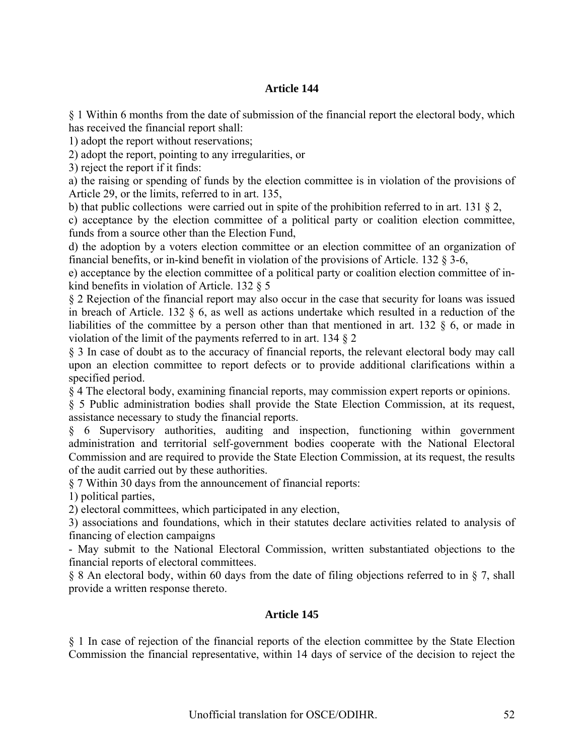### Article 144

§ 1 Within 6 months from the date of submission of the financial report the electoral body, which has received the financial report shall:

1) adopt the report without reservations;

2) adopt the report, pointing to any irregularities, or

3) reject the report if it finds:

a) the raising or spending of funds by the election committee is in violation of the provisions of Article 29, or the limits, referred to in art. 135,

b) that public collections were carried out in spite of the prohibition referred to in art. 131 § 2,

c) acceptance by the election committee of a political party or coalition election committee, funds from a source other than the Election Fund,

d) the adoption by a voters election committee or an election committee of an organization of financial benefits, or in-kind benefit in violation of the provisions of Article. 132 § 3-6,

e) acceptance by the election committee of a political party or coalition election committee of in-kind benefits in violation of Article. 132 § 5

§ 2 Rejection of the financial report may also occur in the case that security for loans was issued in breach of Article. 132 § 6, as well as actions undertake which resulted in a reduction of the liabilities of the committee by a person other than that mentioned in art. 132 § 6, or made in violation of the limit of the payments referred to in art. 134 § 2

§ 3 In case of doubt as to the accuracy of financial reports, the relevant electoral body may call upon an election committee to report defects or to provide additional clarifications within a specified period.

§ 4 The electoral body, examining financial reports, may commission expert reports or opinions.

§ 5 Public administration bodies shall provide the State Election Commission, at its request, assistance necessary to study the financial reports.

§ 6 Supervisory authorities, auditing and inspection, functioning within government administration and territorial self-government bodies cooperate with the National Electoral Commission and are required to provide the State Election Commission, at its request, the results of the audit carried out by these authorities.

§ 7 Within 30 days from the announcement of financial reports:

1) political parties,

2) electoral committees, which participated in any election,

3) associations and foundations, which in their statutes declare activities related to analysis of financing of election campaigns

- May submit to the National Electoral Commission, written substantiated objections to the financial reports of electoral committees.

§ 8 An electoral body, within 60 days from the date of filing objections referred to in § 7, shall provide a written response thereto.

### Article 145

§ 1 In case of rejection of the financial reports of the election committee by the State Election Commission the financial representative, within 14 days of service of the decision to reject the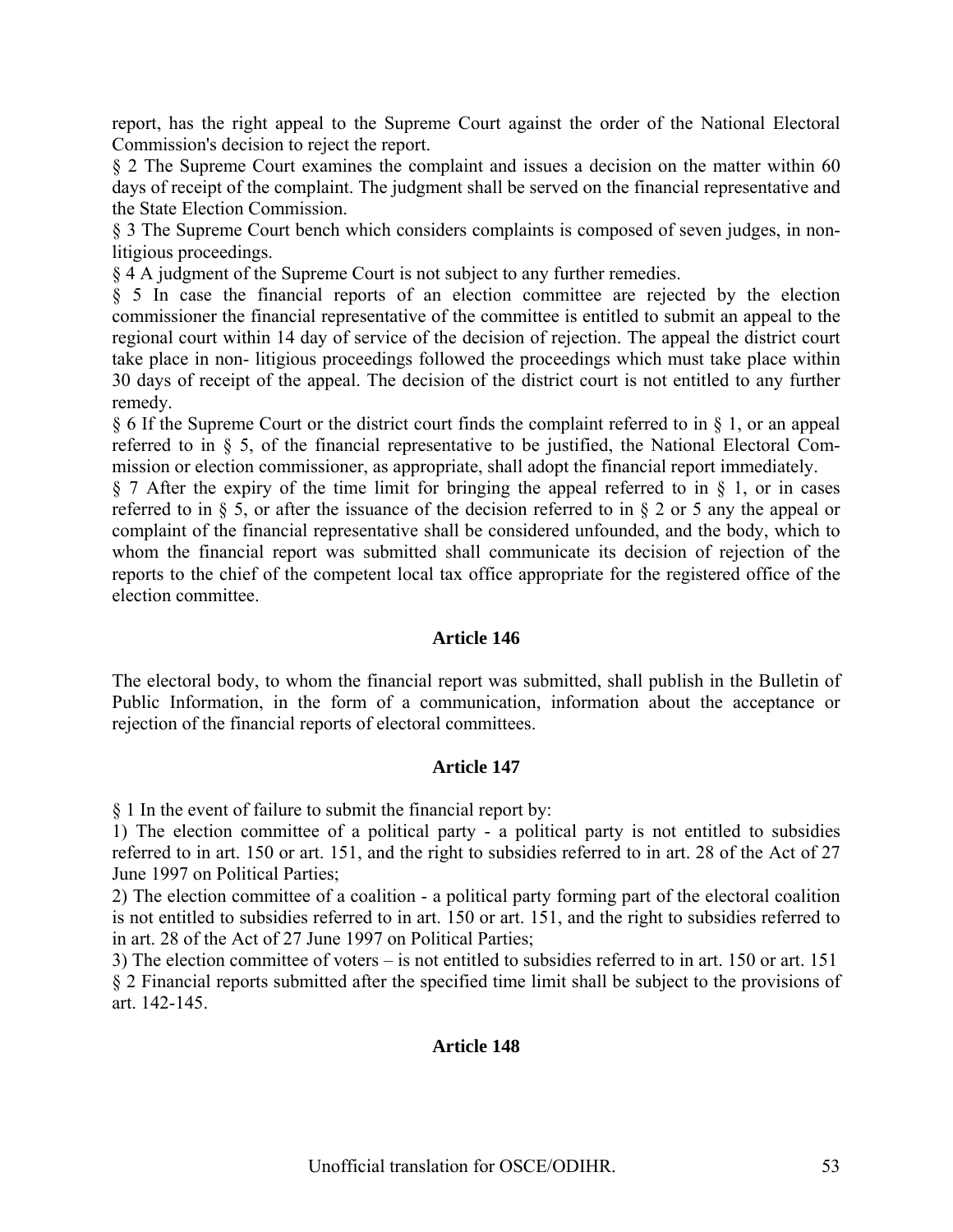report, has the right appeal to the Supreme Court against the order of the National Electoral Commission's decision to reject the report.

§ 2 The Supreme Court examines the complaint and issues a decision on the matter within 60 days of receipt of the complaint. The judgment shall be served on the financial representative and the State Election Commission.

§ 3 The Supreme Court bench which considers complaints is composed of seven judges, in non-litigious proceedings.

§ 4 A judgment of the Supreme Court is not subject to any further remedies.

§ 5 In case the financial reports of an election committee are rejected by the election commissioner the financial representative of the committee is entitled to submit an appeal to the regional court within 14 day of service of the decision of rejection. The appeal the district court take place in non- litigious proceedings followed the proceedings which must take place within 30 days of receipt of the appeal. The decision of the district court is not entitled to any further remedy.

§ 6 If the Supreme Court or the district court finds the complaint referred to in § 1, or an appeal referred to in § 5, of the financial representative to be justified, the National Electoral Commission or election commissioner, as appropriate, shall adopt the financial report immediately.

§ 7 After the expiry of the time limit for bringing the appeal referred to in § 1, or in cases referred to in § 5, or after the issuance of the decision referred to in § 2 or 5 any the appeal or complaint of the financial representative shall be considered unfounded, and the body, which to whom the financial report was submitted shall communicate its decision of rejection of the reports to the chief of the competent local tax office appropriate for the registered office of the election committee.

**Article 146**

The electoral body, to whom the financial report was submitted, shall publish in the Bulletin of Public Information, in the form of a communication, information about the acceptance or rejection of the financial reports of electoral committees.

**Article 147**

§ 1 In the event of failure to submit the financial report by:

1) The election committee of a political party - a political party is not entitled to subsidies referred to in art. 150 or art. 151, and the right to subsidies referred to in art. 28 of the Act of 27 June 1997 on Political Parties;

2) The election committee of a coalition - a political party forming part of the electoral coalition is not entitled to subsidies referred to in art. 150 or art. 151, and the right to subsidies referred to in art. 28 of the Act of 27 June 1997 on Political Parties;

3) The election committee of voters – is not entitled to subsidies referred to in art. 150 or art. 151

§ 2 Financial reports submitted after the specified time limit shall be subject to the provisions of art. 142-145.

**Article 148**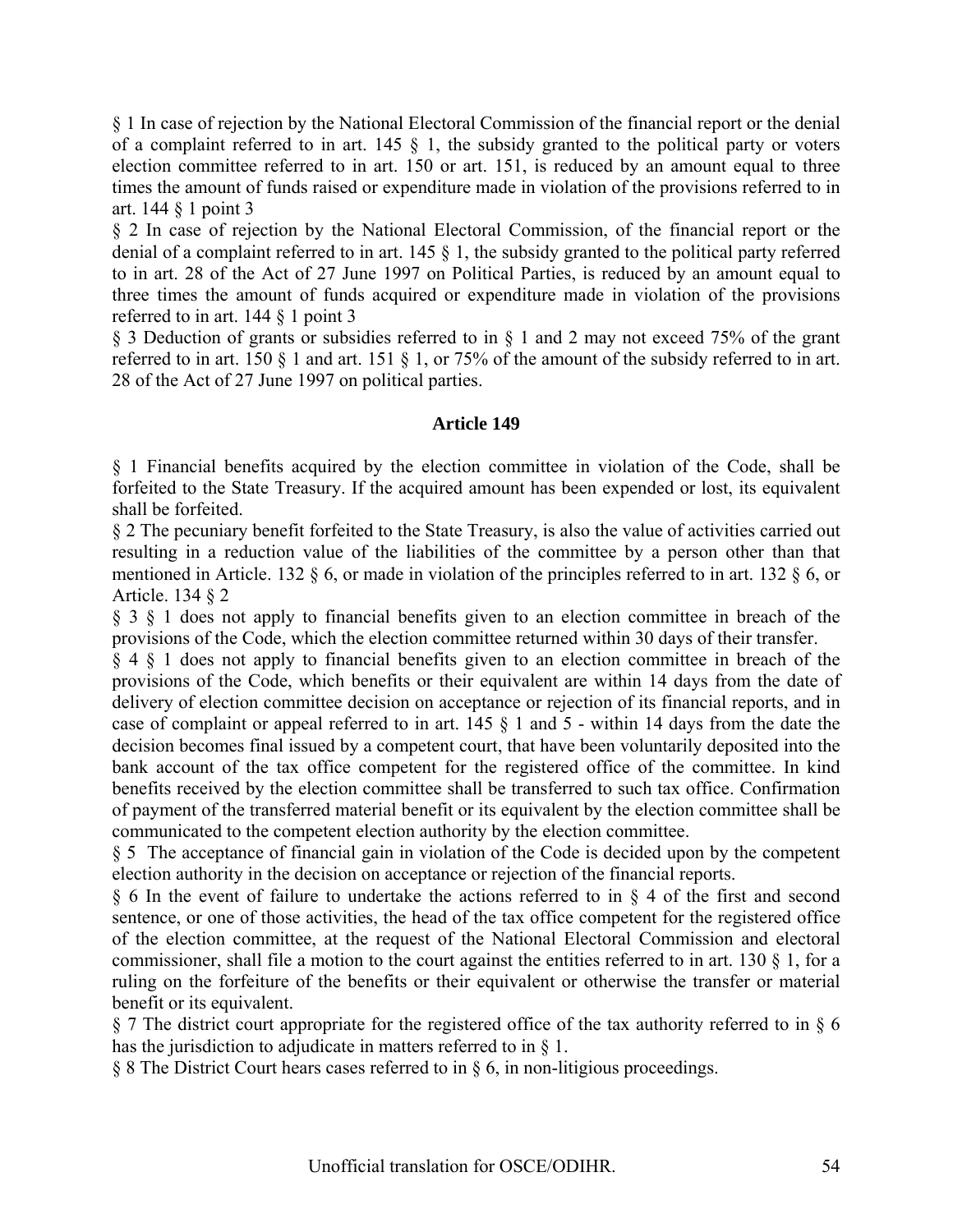§ 1 In case of rejection by the National Electoral Commission of the financial report or the denial of a complaint referred to in art. 145 § 1, the subsidy granted to the political party or voters election committee referred to in art. 150 or art. 151, is reduced by an amount equal to three times the amount of funds raised or expenditure made in violation of the provisions referred to in art. 144 § 1 point 3

§ 2 In case of rejection by the National Electoral Commission, of the financial report or the denial of a complaint referred to in art. 145 § 1, the subsidy granted to the political party referred to in art. 28 of the Act of 27 June 1997 on Political Parties, is reduced by an amount equal to three times the amount of funds acquired or expenditure made in violation of the provisions referred to in art. 144 § 1 point 3

§ 3 Deduction of grants or subsidies referred to in § 1 and 2 may not exceed 75% of the grant referred to in art. 150 § 1 and art. 151 § 1, or 75% of the amount of the subsidy referred to in art. 28 of the Act of 27 June 1997 on political parties.

### Article 149

§ 1 Financial benefits acquired by the election committee in violation of the Code, shall be forfeited to the State Treasury. If the acquired amount has been expended or lost, its equivalent shall be forfeited.

§ 2 The pecuniary benefit forfeited to the State Treasury, is also the value of activities carried out resulting in a reduction value of the liabilities of the committee by a person other than that mentioned in Article. 132 § 6, or made in violation of the principles referred to in art. 132 § 6, or Article. 134 § 2

§ 3 § 1 does not apply to financial benefits given to an election committee in breach of the provisions of the Code, which the election committee returned within 30 days of their transfer.

§ 4 § 1 does not apply to financial benefits given to an election committee in breach of the provisions of the Code, which benefits or their equivalent are within 14 days from the date of delivery of election committee decision on acceptance or rejection of its financial reports, and in case of complaint or appeal referred to in art. 145 § 1 and 5 - within 14 days from the date the decision becomes final issued by a competent court, that have been voluntarily deposited into the bank account of the tax office competent for the registered office of the committee. In kind benefits received by the election committee shall be transferred to such tax office. Confirmation of payment of the transferred material benefit or its equivalent by the election committee shall be communicated to the competent election authority by the election committee.

§ 5 The acceptance of financial gain in violation of the Code is decided upon by the competent election authority in the decision on acceptance or rejection of the financial reports.

§ 6 In the event of failure to undertake the actions referred to in § 4 of the first and second sentence, or one of those activities, the head of the tax office competent for the registered office of the election committee, at the request of the National Electoral Commission and electoral commissioner, shall file a motion to the court against the entities referred to in art. 130 § 1, for a ruling on the forfeiture of the benefits or their equivalent or otherwise the transfer or material benefit or its equivalent.

§ 7 The district court appropriate for the registered office of the tax authority referred to in § 6 has the jurisdiction to adjudicate in matters referred to in § 1.

§ 8 The District Court hears cases referred to in § 6, in non-litigious proceedings.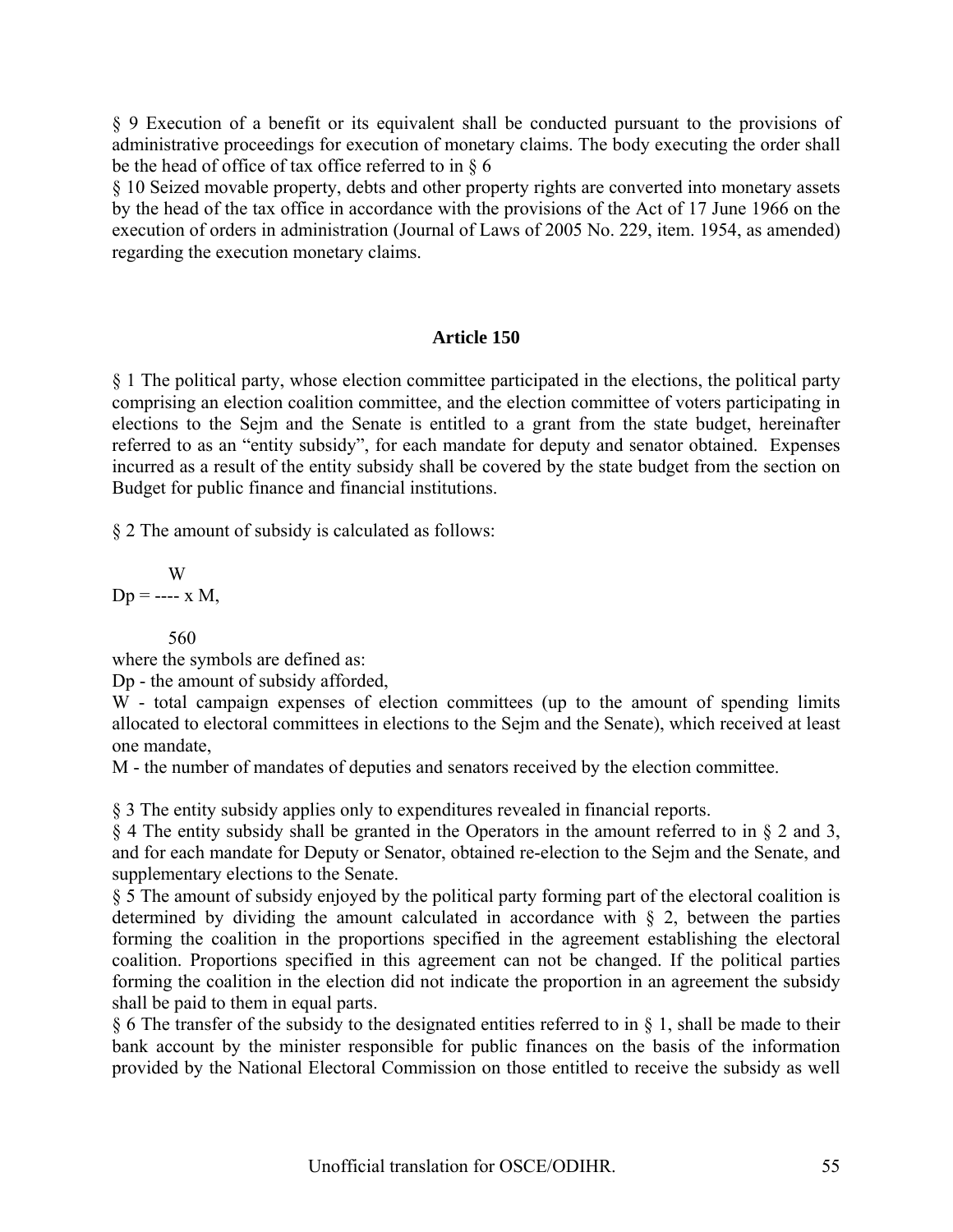§ 9 Execution of a benefit or its equivalent shall be conducted pursuant to the provisions of administrative proceedings for execution of monetary claims. The body executing the order shall be the head of office of tax office referred to in § 6

§ 10 Seized movable property, debts and other property rights are converted into monetary assets by the head of the tax office in accordance with the provisions of the Act of 17 June 1966 on the execution of orders in administration (Journal of Laws of 2005 No. 229, item. 1954, as amended) regarding the execution monetary claims.

**Article 150**

§ 1 The political party, whose election committee participated in the elections, the political party comprising an election coalition committee, and the election committee of voters participating in elections to the Sejm and the Senate is entitled to a grant from the state budget, hereinafter referred to as an "entity subsidy", for each mandate for deputy and senator obtained. Expenses incurred as a result of the entity subsidy shall be covered by the state budget from the section on Budget for public finance and financial institutions.

§ 2 The amount of subsidy is calculated as follows:

$$Dp = \frac{W}{560} \times M,$$

where the symbols are defined as:

Dp - the amount of subsidy afforded,

W - total campaign expenses of election committees (up to the amount of spending limits allocated to electoral committees in elections to the Sejm and the Senate), which received at least one mandate,

M - the number of mandates of deputies and senators received by the election committee.

§ 3 The entity subsidy applies only to expenditures revealed in financial reports.

§ 4 The entity subsidy shall be granted in the Operators in the amount referred to in § 2 and 3, and for each mandate for Deputy or Senator, obtained re-election to the Sejm and the Senate, and supplementary elections to the Senate.

§ 5 The amount of subsidy enjoyed by the political party forming part of the electoral coalition is determined by dividing the amount calculated in accordance with § 2, between the parties forming the coalition in the proportions specified in the agreement establishing the electoral coalition. Proportions specified in this agreement can not be changed. If the political parties forming the coalition in the election did not indicate the proportion in an agreement the subsidy shall be paid to them in equal parts.

§ 6 The transfer of the subsidy to the designated entities referred to in § 1, shall be made to their bank account by the minister responsible for public finances on the basis of the information provided by the National Electoral Commission on those entitled to receive the subsidy as well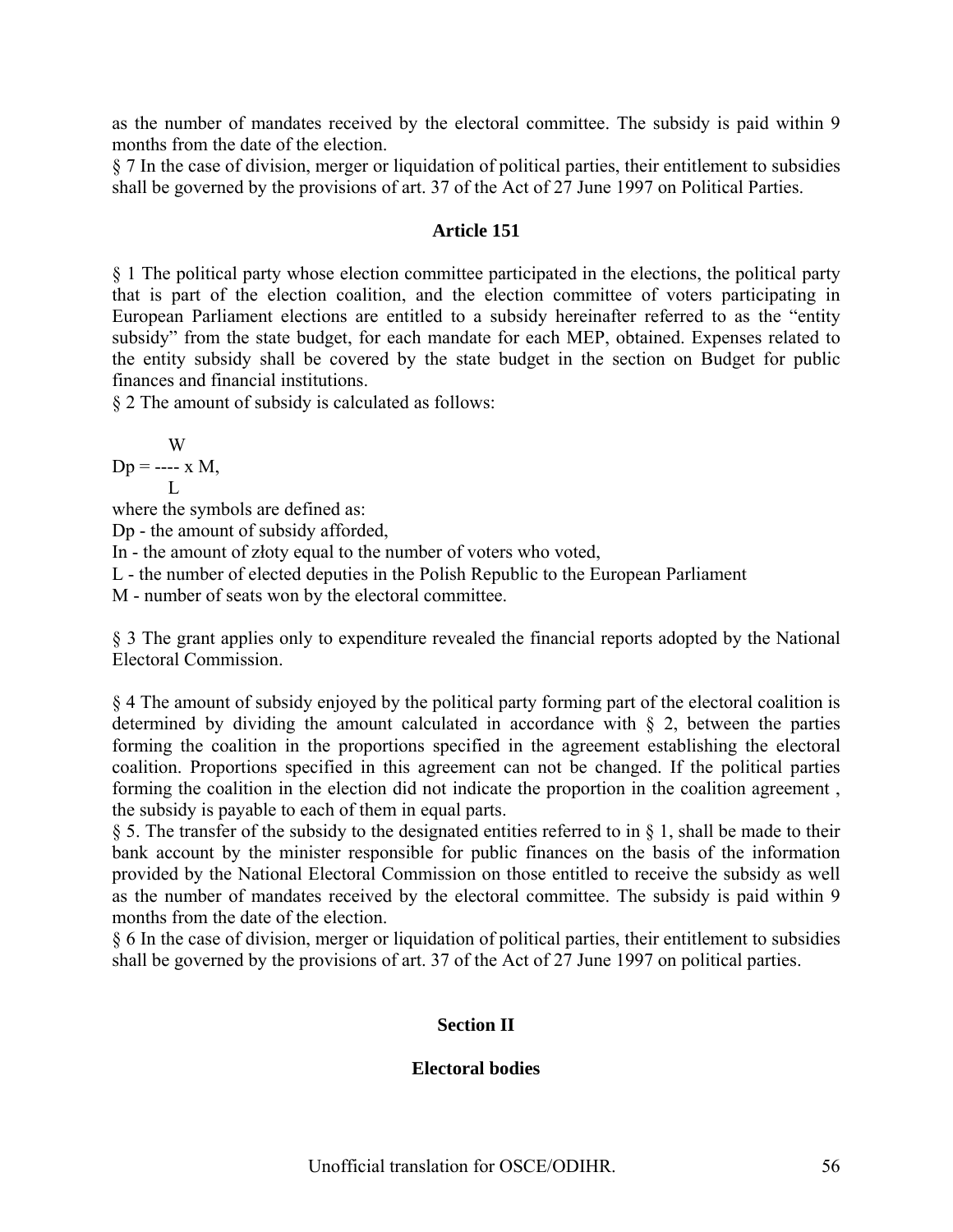as the number of mandates received by the electoral committee. The subsidy is paid within 9 months from the date of the election.

§ 7 In the case of division, merger or liquidation of political parties, their entitlement to subsidies shall be governed by the provisions of art. 37 of the Act of 27 June 1997 on Political Parties.

### Article 151

§ 1 The political party whose election committee participated in the elections, the political party that is part of the election coalition, and the election committee of voters participating in European Parliament elections are entitled to a subsidy hereinafter referred to as the "entity subsidy" from the state budget, for each mandate for each MEP, obtained. Expenses related to the entity subsidy shall be covered by the state budget in the section on Budget for public finances and financial institutions.

§ 2 The amount of subsidy is calculated as follows:

$$Dp = \frac{W}{L} \times M,$$

where the symbols are defined as:

Dp - the amount of subsidy afforded,

In - the amount of złoty equal to the number of voters who voted,

L - the number of elected deputies in the Polish Republic to the European Parliament

M - number of seats won by the electoral committee.

§ 3 The grant applies only to expenditure revealed the financial reports adopted by the National Electoral Commission.

§ 4 The amount of subsidy enjoyed by the political party forming part of the electoral coalition is determined by dividing the amount calculated in accordance with § 2, between the parties forming the coalition in the proportions specified in the agreement establishing the electoral coalition. Proportions specified in this agreement can not be changed. If the political parties forming the coalition in the election did not indicate the proportion in the coalition agreement , the subsidy is payable to each of them in equal parts.

§ 5. The transfer of the subsidy to the designated entities referred to in § 1, shall be made to their bank account by the minister responsible for public finances on the basis of the information provided by the National Electoral Commission on those entitled to receive the subsidy as well as the number of mandates received by the electoral committee. The subsidy is paid within 9 months from the date of the election.

§ 6 In the case of division, merger or liquidation of political parties, their entitlement to subsidies shall be governed by the provisions of art. 37 of the Act of 27 June 1997 on political parties.

## Section II

### Electoral bodies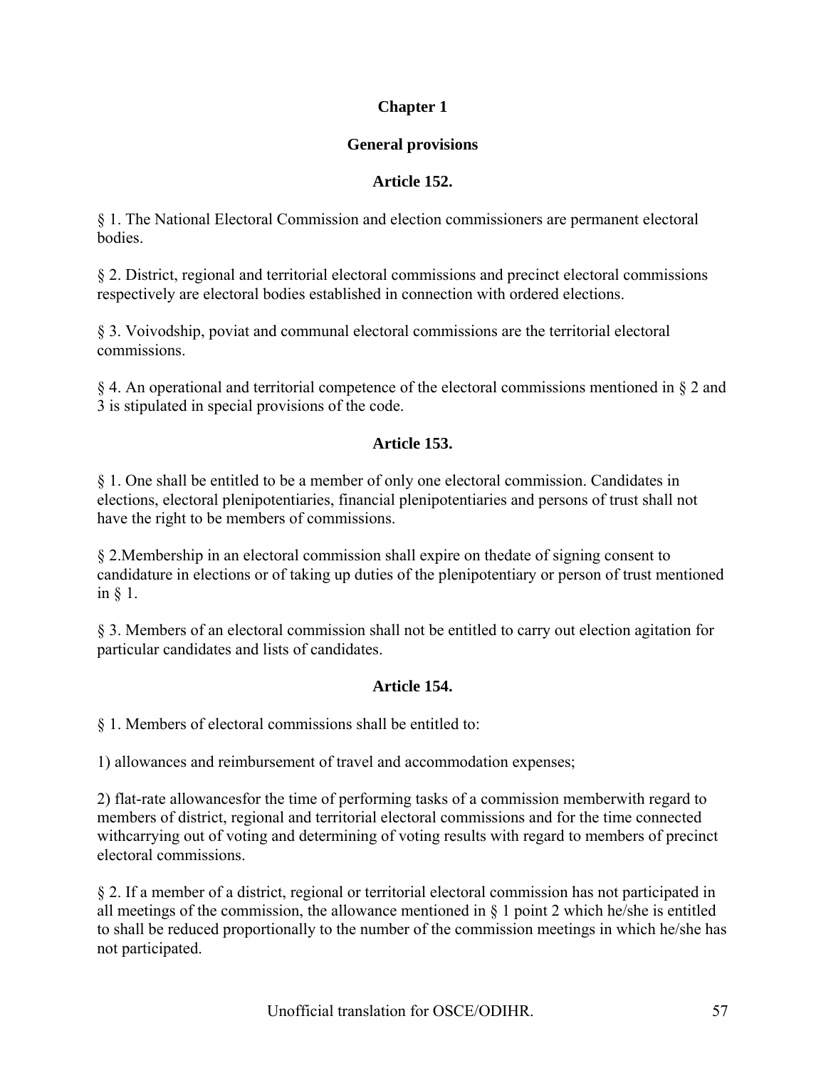## Chapter 1

## General provisions

### Article 152.

§ 1. The National Electoral Commission and election commissioners are permanent electoral bodies.

§ 2. District, regional and territorial electoral commissions and precinct electoral commissions respectively are electoral bodies established in connection with ordered elections.

§ 3. Voivodship, poviat and communal electoral commissions are the territorial electoral commissions.

§ 4. An operational and territorial competence of the electoral commissions mentioned in § 2 and 3 is stipulated in special provisions of the code.

### Article 153.

§ 1. One shall be entitled to be a member of only one electoral commission. Candidates in elections, electoral plenipotentiaries, financial plenipotentiaries and persons of trust shall not have the right to be members of commissions.

§ 2.Membership in an electoral commission shall expire on thedate of signing consent to candidature in elections or of taking up duties of the plenipotentiary or person of trust mentioned in § 1.

§ 3. Members of an electoral commission shall not be entitled to carry out election agitation for particular candidates and lists of candidates.

### Article 154.

§ 1. Members of electoral commissions shall be entitled to:

1) allowances and reimbursement of travel and accommodation expenses;

2) flat-rate allowancesfor the time of performing tasks of a commission memberwith regard to members of district, regional and territorial electoral commissions and for the time connected withcarrying out of voting and determining of voting results with regard to members of precinct electoral commissions.

§ 2. If a member of a district, regional or territorial electoral commission has not participated in all meetings of the commission, the allowance mentioned in § 1 point 2 which he/she is entitled to shall be reduced proportionally to the number of the commission meetings in which he/she has not participated.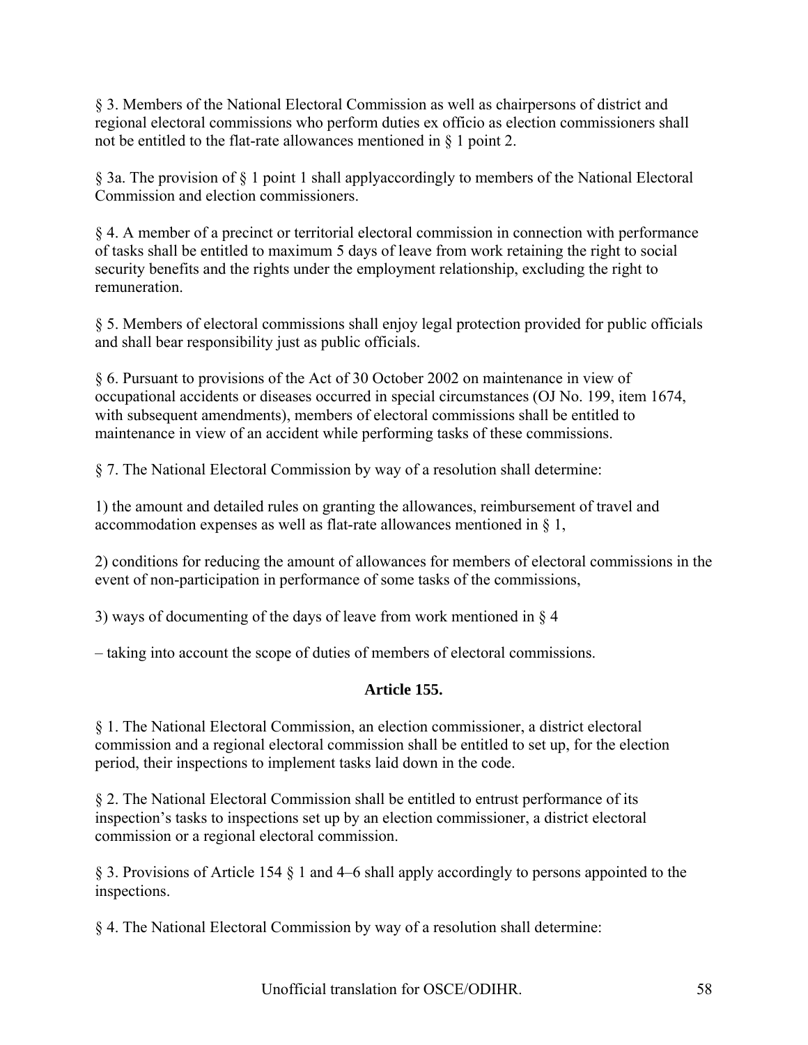§ 3. Members of the National Electoral Commission as well as chairpersons of district and regional electoral commissions who perform duties ex officio as election commissioners shall not be entitled to the flat-rate allowances mentioned in § 1 point 2.

§ 3a. The provision of § 1 point 1 shall applyaccordingly to members of the National Electoral Commission and election commissioners.

§ 4. A member of a precinct or territorial electoral commission in connection with performance of tasks shall be entitled to maximum 5 days of leave from work retaining the right to social security benefits and the rights under the employment relationship, excluding the right to remuneration.

§ 5. Members of electoral commissions shall enjoy legal protection provided for public officials and shall bear responsibility just as public officials.

§ 6. Pursuant to provisions of the Act of 30 October 2002 on maintenance in view of occupational accidents or diseases occurred in special circumstances (OJ No. 199, item 1674, with subsequent amendments), members of electoral commissions shall be entitled to maintenance in view of an accident while performing tasks of these commissions.

§ 7. The National Electoral Commission by way of a resolution shall determine:

1) the amount and detailed rules on granting the allowances, reimbursement of travel and accommodation expenses as well as flat-rate allowances mentioned in § 1,

2) conditions for reducing the amount of allowances for members of electoral commissions in the event of non-participation in performance of some tasks of the commissions,

3) ways of documenting of the days of leave from work mentioned in § 4

– taking into account the scope of duties of members of electoral commissions.

**Article 155.**

§ 1. The National Electoral Commission, an election commissioner, a district electoral commission and a regional electoral commission shall be entitled to set up, for the election period, their inspections to implement tasks laid down in the code.

§ 2. The National Electoral Commission shall be entitled to entrust performance of its inspection's tasks to inspections set up by an election commissioner, a district electoral commission or a regional electoral commission.

§ 3. Provisions of Article 154 § 1 and 4–6 shall apply accordingly to persons appointed to the inspections.

§ 4. The National Electoral Commission by way of a resolution shall determine: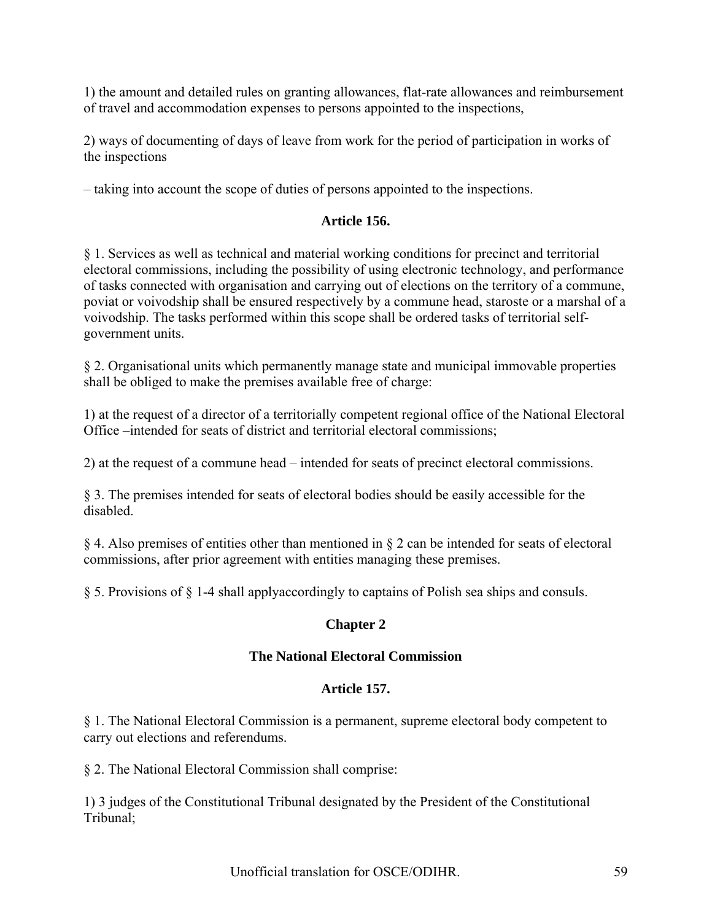1) the amount and detailed rules on granting allowances, flat-rate allowances and reimbursement of travel and accommodation expenses to persons appointed to the inspections,

2) ways of documenting of days of leave from work for the period of participation in works of the inspections

– taking into account the scope of duties of persons appointed to the inspections.

**Article 156.**

§ 1. Services as well as technical and material working conditions for precinct and territorial electoral commissions, including the possibility of using electronic technology, and performance of tasks connected with organisation and carrying out of elections on the territory of a commune, poviat or voivodship shall be ensured respectively by a commune head, staroste or a marshal of a voivodship. The tasks performed within this scope shall be ordered tasks of territorial self-government units.

§ 2. Organisational units which permanently manage state and municipal immovable properties shall be obliged to make the premises available free of charge:

1) at the request of a director of a territorially competent regional office of the National Electoral Office –intended for seats of district and territorial electoral commissions;

2) at the request of a commune head – intended for seats of precinct electoral commissions.

§ 3. The premises intended for seats of electoral bodies should be easily accessible for the disabled.

§ 4. Also premises of entities other than mentioned in § 2 can be intended for seats of electoral commissions, after prior agreement with entities managing these premises.

§ 5. Provisions of § 1-4 shall applyaccordingly to captains of Polish sea ships and consuls.

## Chapter 2

## The National Electoral Commission

**Article 157.**

§ 1. The National Electoral Commission is a permanent, supreme electoral body competent to carry out elections and referendums.

§ 2. The National Electoral Commission shall comprise:

1) 3 judges of the Constitutional Tribunal designated by the President of the Constitutional Tribunal;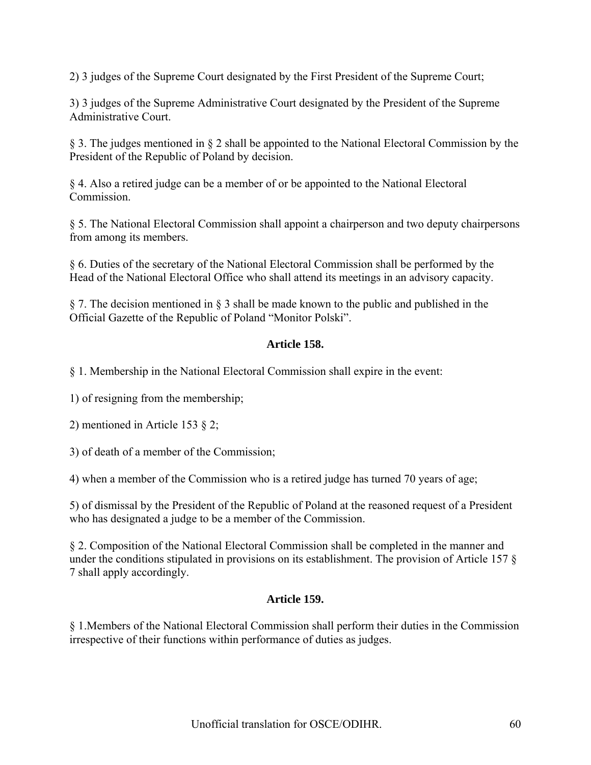2) 3 judges of the Supreme Court designated by the First President of the Supreme Court;

3) 3 judges of the Supreme Administrative Court designated by the President of the Supreme Administrative Court.

§ 3. The judges mentioned in § 2 shall be appointed to the National Electoral Commission by the President of the Republic of Poland by decision.

§ 4. Also a retired judge can be a member of or be appointed to the National Electoral Commission.

§ 5. The National Electoral Commission shall appoint a chairperson and two deputy chairpersons from among its members.

§ 6. Duties of the secretary of the National Electoral Commission shall be performed by the Head of the National Electoral Office who shall attend its meetings in an advisory capacity.

§ 7. The decision mentioned in § 3 shall be made known to the public and published in the Official Gazette of the Republic of Poland "Monitor Polski".

**Article 158.**

§ 1. Membership in the National Electoral Commission shall expire in the event:

1) of resigning from the membership;

2) mentioned in Article 153 § 2;

3) of death of a member of the Commission;

4) when a member of the Commission who is a retired judge has turned 70 years of age;

5) of dismissal by the President of the Republic of Poland at the reasoned request of a President who has designated a judge to be a member of the Commission.

§ 2. Composition of the National Electoral Commission shall be completed in the manner and under the conditions stipulated in provisions on its establishment. The provision of Article 157 § 7 shall apply accordingly.

**Article 159.**

§ 1.Members of the National Electoral Commission shall perform their duties in the Commission irrespective of their functions within performance of duties as judges.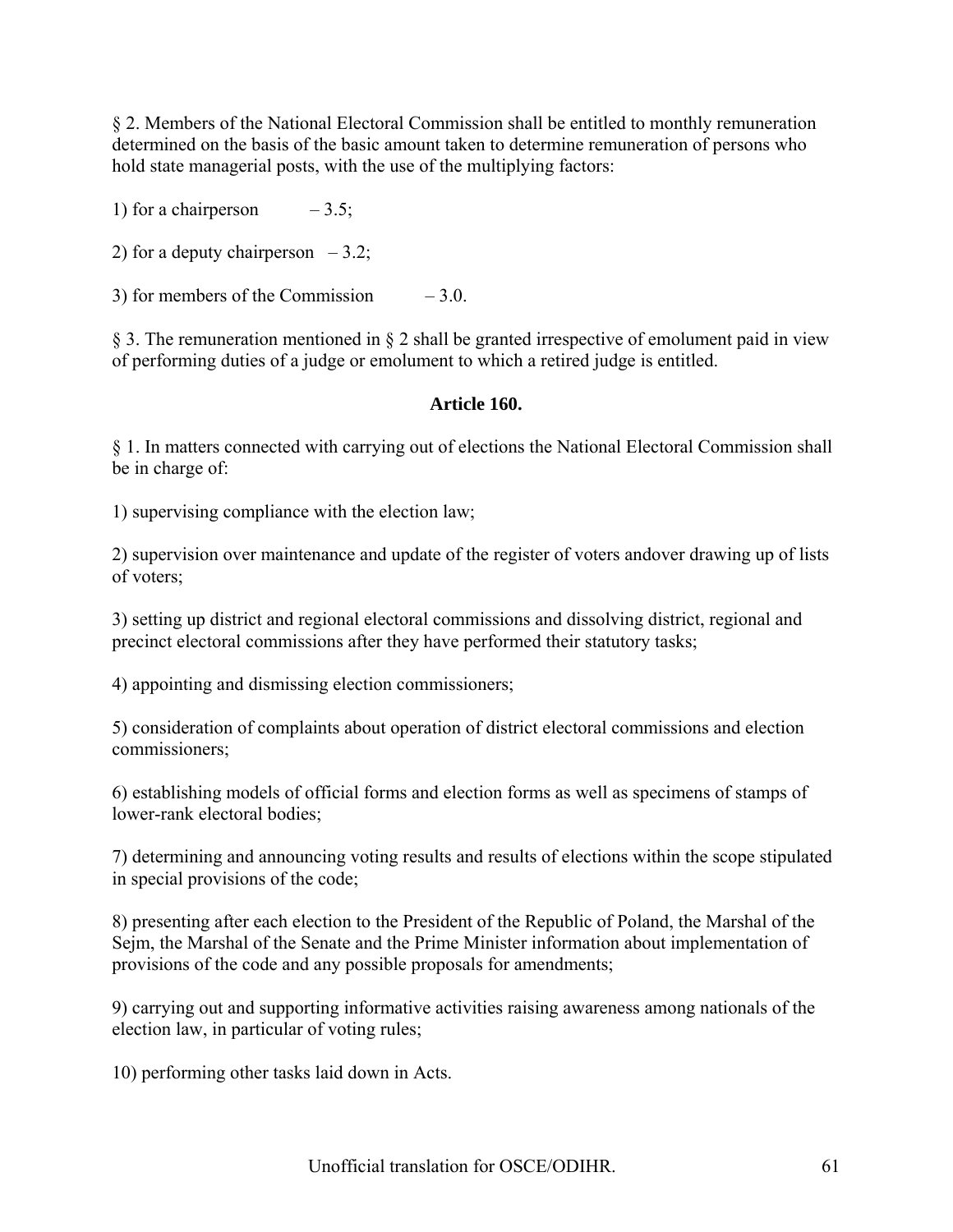§ 2. Members of the National Electoral Commission shall be entitled to monthly remuneration determined on the basis of the basic amount taken to determine remuneration of persons who hold state managerial posts, with the use of the multiplying factors:

1) for a chairperson – 3.5;

2) for a deputy chairperson – 3.2;

3) for members of the Commission – 3.0.

§ 3. The remuneration mentioned in § 2 shall be granted irrespective of emolument paid in view of performing duties of a judge or emolument to which a retired judge is entitled.

**Article 160.**

§ 1. In matters connected with carrying out of elections the National Electoral Commission shall be in charge of:

1) supervising compliance with the election law;

2) supervision over maintenance and update of the register of voters andover drawing up of lists of voters;

3) setting up district and regional electoral commissions and dissolving district, regional and precinct electoral commissions after they have performed their statutory tasks;

4) appointing and dismissing election commissioners;

5) consideration of complaints about operation of district electoral commissions and election commissioners;

6) establishing models of official forms and election forms as well as specimens of stamps of lower-rank electoral bodies;

7) determining and announcing voting results and results of elections within the scope stipulated in special provisions of the code;

8) presenting after each election to the President of the Republic of Poland, the Marshal of the Sejm, the Marshal of the Senate and the Prime Minister information about implementation of provisions of the code and any possible proposals for amendments;

9) carrying out and supporting informative activities raising awareness among nationals of the election law, in particular of voting rules;

10) performing other tasks laid down in Acts.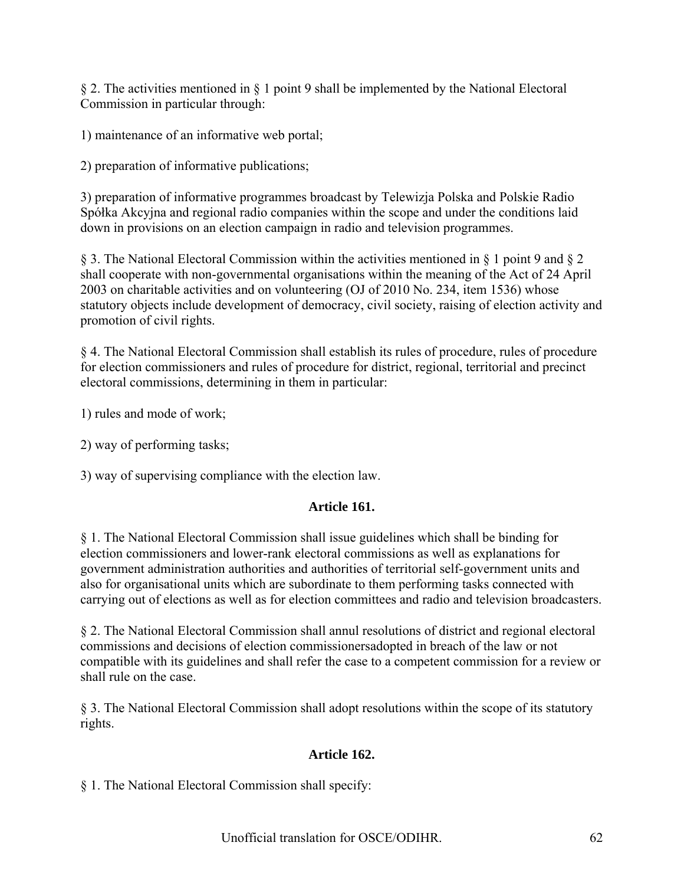§ 2. The activities mentioned in § 1 point 9 shall be implemented by the National Electoral Commission in particular through:

1) maintenance of an informative web portal;

2) preparation of informative publications;

3) preparation of informative programmes broadcast by Telewizja Polska and Polskie Radio Spółka Akcyjna and regional radio companies within the scope and under the conditions laid down in provisions on an election campaign in radio and television programmes.

§ 3. The National Electoral Commission within the activities mentioned in § 1 point 9 and § 2 shall cooperate with non-governmental organisations within the meaning of the Act of 24 April 2003 on charitable activities and on volunteering (OJ of 2010 No. 234, item 1536) whose statutory objects include development of democracy, civil society, raising of election activity and promotion of civil rights.

§ 4. The National Electoral Commission shall establish its rules of procedure, rules of procedure for election commissioners and rules of procedure for district, regional, territorial and precinct electoral commissions, determining in them in particular:

1) rules and mode of work;

2) way of performing tasks;

3) way of supervising compliance with the election law.

**Article 161.**

§ 1. The National Electoral Commission shall issue guidelines which shall be binding for election commissioners and lower-rank electoral commissions as well as explanations for government administration authorities and authorities of territorial self-government units and also for organisational units which are subordinate to them performing tasks connected with carrying out of elections as well as for election committees and radio and television broadcasters.

§ 2. The National Electoral Commission shall annul resolutions of district and regional electoral commissions and decisions of election commissionersadopted in breach of the law or not compatible with its guidelines and shall refer the case to a competent commission for a review or shall rule on the case.

§ 3. The National Electoral Commission shall adopt resolutions within the scope of its statutory rights.

**Article 162.**

§ 1. The National Electoral Commission shall specify: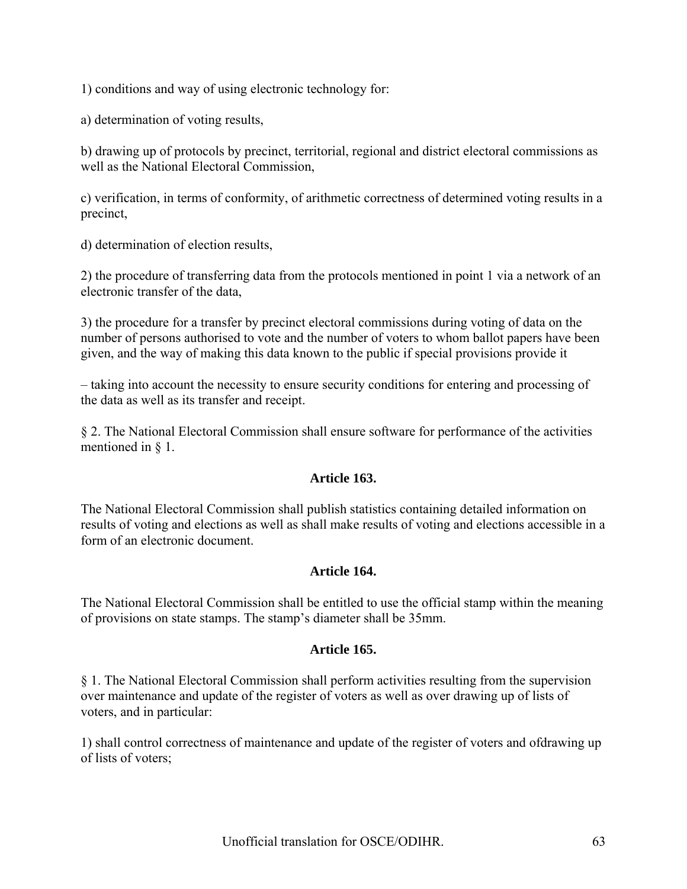1) conditions and way of using electronic technology for:

a) determination of voting results,

b) drawing up of protocols by precinct, territorial, regional and district electoral commissions as well as the National Electoral Commission,

c) verification, in terms of conformity, of arithmetic correctness of determined voting results in a precinct,

d) determination of election results,

2) the procedure of transferring data from the protocols mentioned in point 1 via a network of an electronic transfer of the data,

3) the procedure for a transfer by precinct electoral commissions during voting of data on the number of persons authorised to vote and the number of voters to whom ballot papers have been given, and the way of making this data known to the public if special provisions provide it

– taking into account the necessity to ensure security conditions for entering and processing of the data as well as its transfer and receipt.

§ 2. The National Electoral Commission shall ensure software for performance of the activities mentioned in § 1.

**Article 163.**

The National Electoral Commission shall publish statistics containing detailed information on results of voting and elections as well as shall make results of voting and elections accessible in a form of an electronic document.

**Article 164.**

The National Electoral Commission shall be entitled to use the official stamp within the meaning of provisions on state stamps. The stamp's diameter shall be 35mm.

**Article 165.**

§ 1. The National Electoral Commission shall perform activities resulting from the supervision over maintenance and update of the register of voters as well as over drawing up of lists of voters, and in particular:

1) shall control correctness of maintenance and update of the register of voters and ofdrawing up of lists of voters;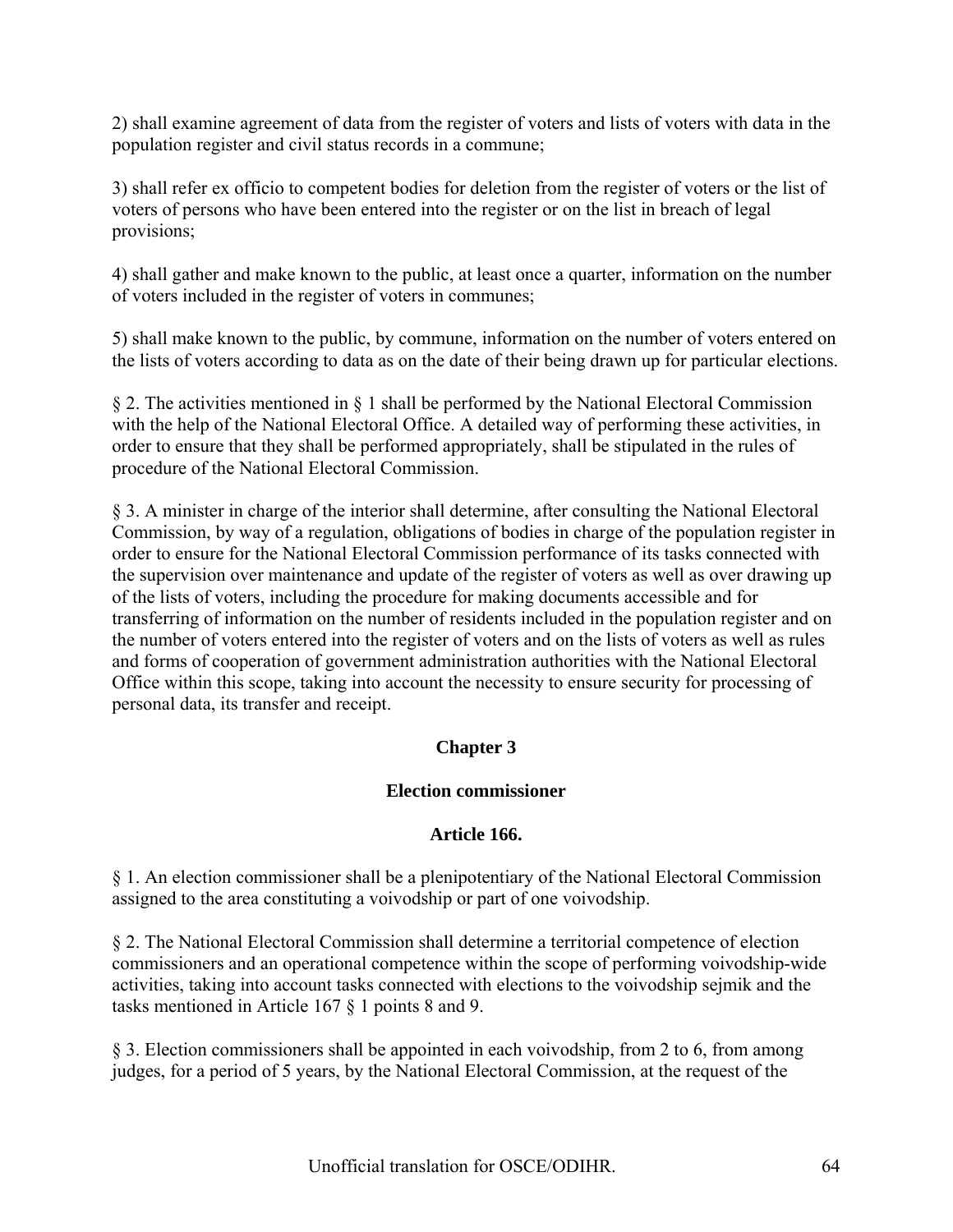2) shall examine agreement of data from the register of voters and lists of voters with data in the population register and civil status records in a commune;

3) shall refer ex officio to competent bodies for deletion from the register of voters or the list of voters of persons who have been entered into the register or on the list in breach of legal provisions;

4) shall gather and make known to the public, at least once a quarter, information on the number of voters included in the register of voters in communes;

5) shall make known to the public, by commune, information on the number of voters entered on the lists of voters according to data as on the date of their being drawn up for particular elections.

§ 2. The activities mentioned in § 1 shall be performed by the National Electoral Commission with the help of the National Electoral Office. A detailed way of performing these activities, in order to ensure that they shall be performed appropriately, shall be stipulated in the rules of procedure of the National Electoral Commission.

§ 3. A minister in charge of the interior shall determine, after consulting the National Electoral Commission, by way of a regulation, obligations of bodies in charge of the population register in order to ensure for the National Electoral Commission performance of its tasks connected with the supervision over maintenance and update of the register of voters as well as over drawing up of the lists of voters, including the procedure for making documents accessible and for transferring of information on the number of residents included in the population register and on the number of voters entered into the register of voters and on the lists of voters as well as rules and forms of cooperation of government administration authorities with the National Electoral Office within this scope, taking into account the necessity to ensure security for processing of personal data, its transfer and receipt.

## Chapter 3

## Election commissioner

### Article 166.

§ 1. An election commissioner shall be a plenipotentiary of the National Electoral Commission assigned to the area constituting a voivodship or part of one voivodship.

§ 2. The National Electoral Commission shall determine a territorial competence of election commissioners and an operational competence within the scope of performing voivodship-wide activities, taking into account tasks connected with elections to the voivodship sejmik and the tasks mentioned in Article 167 § 1 points 8 and 9.

§ 3. Election commissioners shall be appointed in each voivodship, from 2 to 6, from among judges, for a period of 5 years, by the National Electoral Commission, at the request of the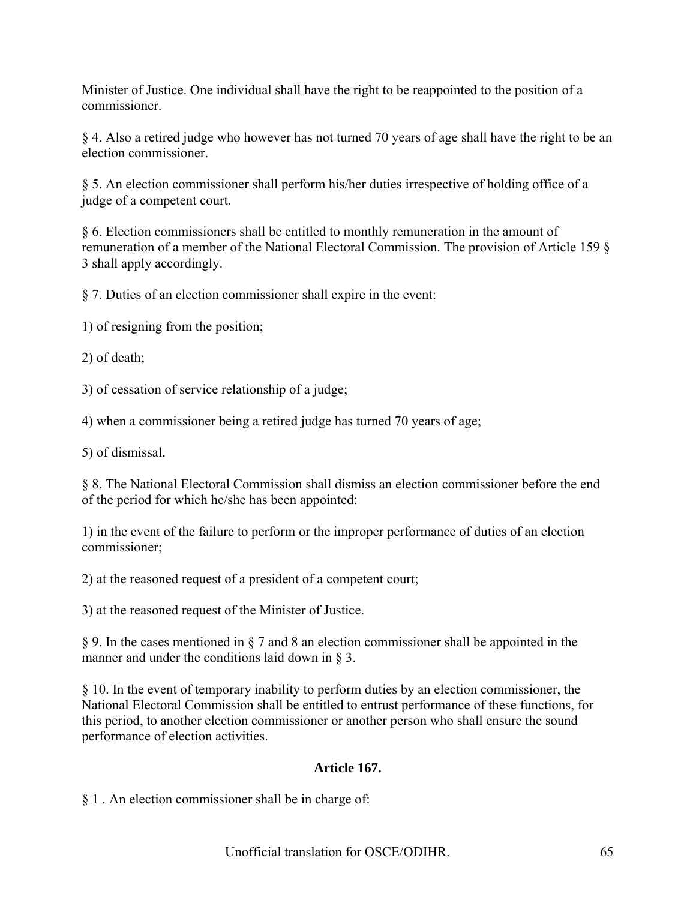Minister of Justice. One individual shall have the right to be reappointed to the position of a commissioner.

§ 4. Also a retired judge who however has not turned 70 years of age shall have the right to be an election commissioner.

§ 5. An election commissioner shall perform his/her duties irrespective of holding office of a judge of a competent court.

§ 6. Election commissioners shall be entitled to monthly remuneration in the amount of remuneration of a member of the National Electoral Commission. The provision of Article 159 § 3 shall apply accordingly.

§ 7. Duties of an election commissioner shall expire in the event:

1) of resigning from the position;

2) of death;

3) of cessation of service relationship of a judge;

4) when a commissioner being a retired judge has turned 70 years of age;

5) of dismissal.

§ 8. The National Electoral Commission shall dismiss an election commissioner before the end of the period for which he/she has been appointed:

1) in the event of the failure to perform or the improper performance of duties of an election commissioner;

2) at the reasoned request of a president of a competent court;

3) at the reasoned request of the Minister of Justice.

§ 9. In the cases mentioned in § 7 and 8 an election commissioner shall be appointed in the manner and under the conditions laid down in § 3.

§ 10. In the event of temporary inability to perform duties by an election commissioner, the National Electoral Commission shall be entitled to entrust performance of these functions, for this period, to another election commissioner or another person who shall ensure the sound performance of election activities.

### Article 167.

§ 1 . An election commissioner shall be in charge of: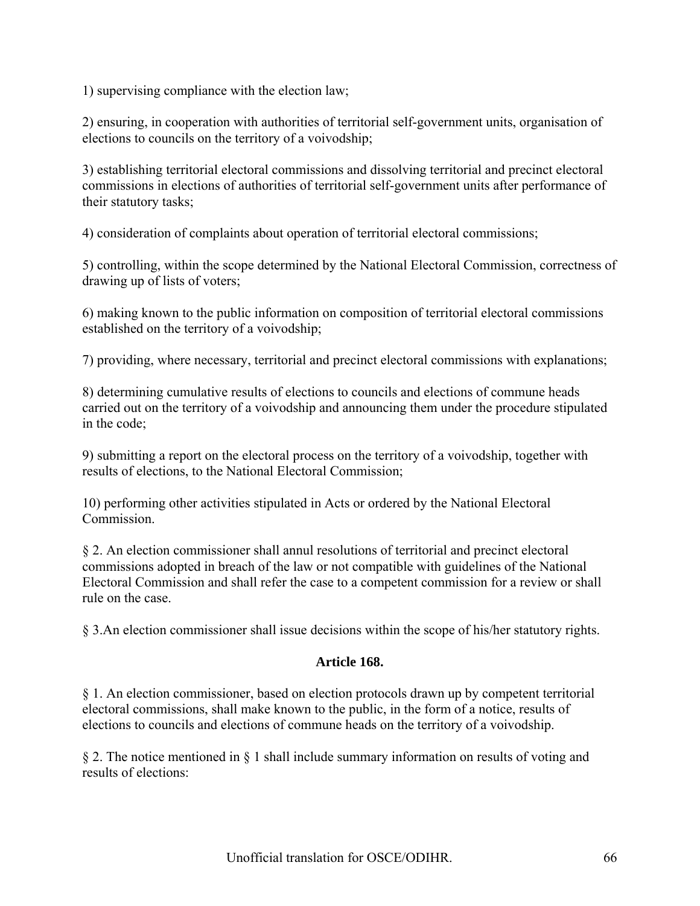1) supervising compliance with the election law;

2) ensuring, in cooperation with authorities of territorial self-government units, organisation of elections to councils on the territory of a voivodship;

3) establishing territorial electoral commissions and dissolving territorial and precinct electoral commissions in elections of authorities of territorial self-government units after performance of their statutory tasks;

4) consideration of complaints about operation of territorial electoral commissions;

5) controlling, within the scope determined by the National Electoral Commission, correctness of drawing up of lists of voters;

6) making known to the public information on composition of territorial electoral commissions established on the territory of a voivodship;

7) providing, where necessary, territorial and precinct electoral commissions with explanations;

8) determining cumulative results of elections to councils and elections of commune heads carried out on the territory of a voivodship and announcing them under the procedure stipulated in the code;

9) submitting a report on the electoral process on the territory of a voivodship, together with results of elections, to the National Electoral Commission;

10) performing other activities stipulated in Acts or ordered by the National Electoral Commission.

§ 2. An election commissioner shall annul resolutions of territorial and precinct electoral commissions adopted in breach of the law or not compatible with guidelines of the National Electoral Commission and shall refer the case to a competent commission for a review or shall rule on the case.

§ 3.An election commissioner shall issue decisions within the scope of his/her statutory rights.

**Article 168.**

§ 1. An election commissioner, based on election protocols drawn up by competent territorial electoral commissions, shall make known to the public, in the form of a notice, results of elections to councils and elections of commune heads on the territory of a voivodship.

§ 2. The notice mentioned in § 1 shall include summary information on results of voting and results of elections: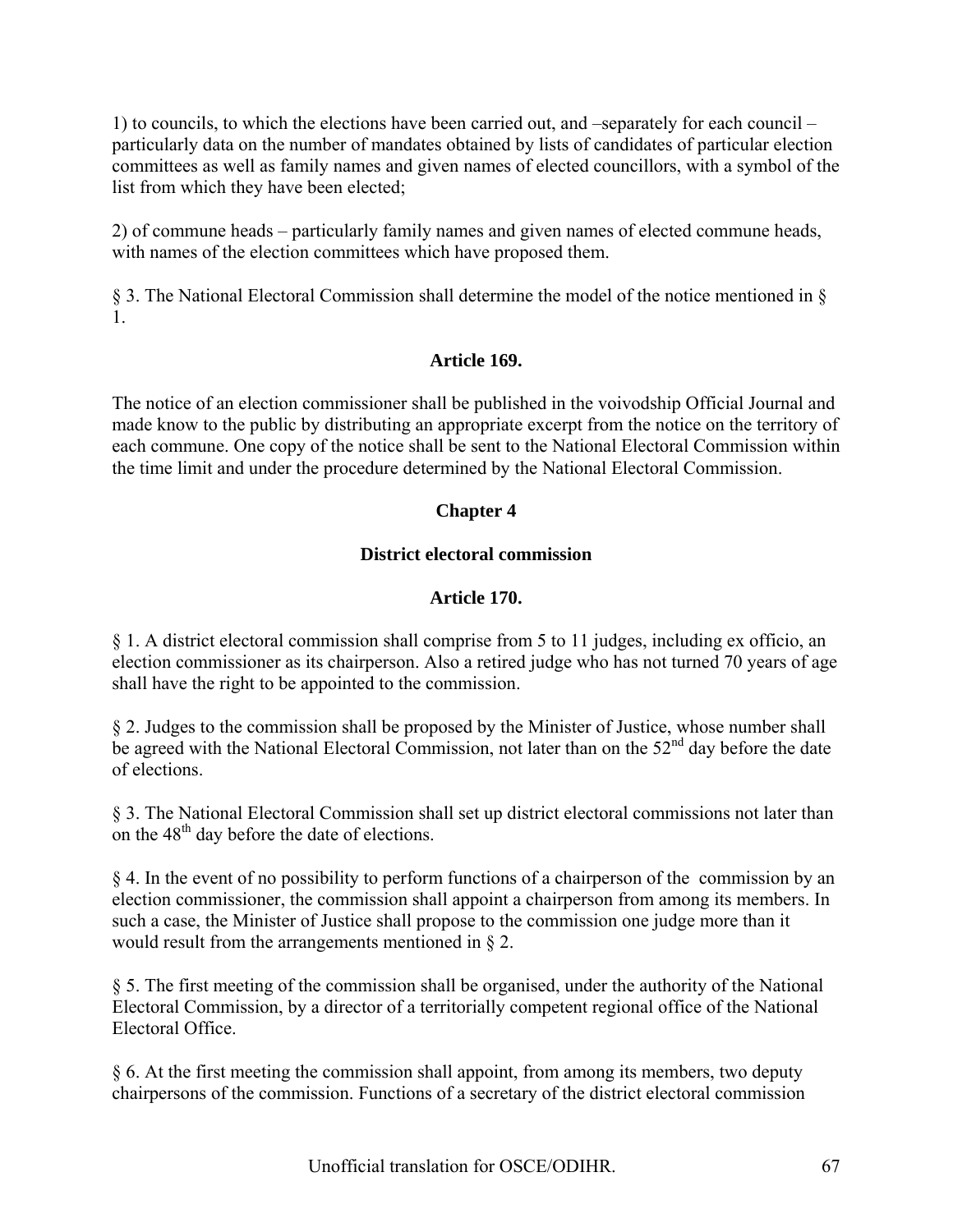1) to councils, to which the elections have been carried out, and –separately for each council – particularly data on the number of mandates obtained by lists of candidates of particular election committees as well as family names and given names of elected councillors, with a symbol of the list from which they have been elected;

2) of commune heads – particularly family names and given names of elected commune heads, with names of the election committees which have proposed them.

§ 3. The National Electoral Commission shall determine the model of the notice mentioned in § 1.

### Article 169.

The notice of an election commissioner shall be published in the voivodship Official Journal and made know to the public by distributing an appropriate excerpt from the notice on the territory of each commune. One copy of the notice shall be sent to the National Electoral Commission within the time limit and under the procedure determined by the National Electoral Commission.

## Chapter 4

## District electoral commission

### Article 170.

§ 1. A district electoral commission shall comprise from 5 to 11 judges, including ex officio, an election commissioner as its chairperson. Also a retired judge who has not turned 70 years of age shall have the right to be appointed to the commission.

§ 2. Judges to the commission shall be proposed by the Minister of Justice, whose number shall be agreed with the National Electoral Commission, not later than on the 52nd day before the date of elections.

§ 3. The National Electoral Commission shall set up district electoral commissions not later than on the 48th day before the date of elections.

§ 4. In the event of no possibility to perform functions of a chairperson of the commission by an election commissioner, the commission shall appoint a chairperson from among its members. In such a case, the Minister of Justice shall propose to the commission one judge more than it would result from the arrangements mentioned in § 2.

§ 5. The first meeting of the commission shall be organised, under the authority of the National Electoral Commission, by a director of a territorially competent regional office of the National Electoral Office.

§ 6. At the first meeting the commission shall appoint, from among its members, two deputy chairpersons of the commission. Functions of a secretary of the district electoral commission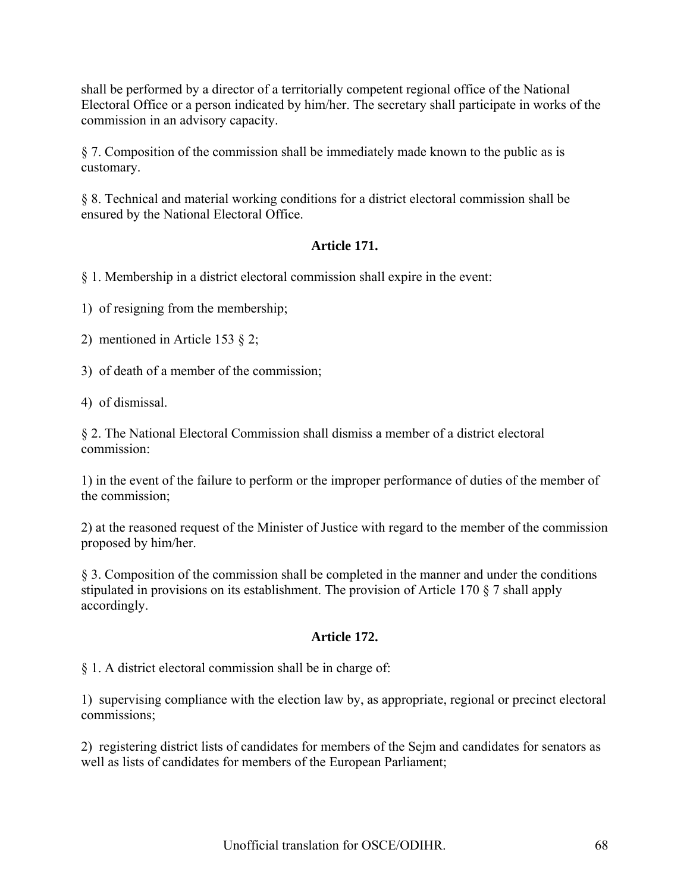shall be performed by a director of a territorially competent regional office of the National Electoral Office or a person indicated by him/her. The secretary shall participate in works of the commission in an advisory capacity.

§ 7. Composition of the commission shall be immediately made known to the public as is customary.

§ 8. Technical and material working conditions for a district electoral commission shall be ensured by the National Electoral Office.

### Article 171.

§ 1. Membership in a district electoral commission shall expire in the event:

1) of resigning from the membership;

2) mentioned in Article 153 § 2;

3) of death of a member of the commission;

4) of dismissal.

§ 2. The National Electoral Commission shall dismiss a member of a district electoral commission:

1) in the event of the failure to perform or the improper performance of duties of the member of the commission;

2) at the reasoned request of the Minister of Justice with regard to the member of the commission proposed by him/her.

§ 3. Composition of the commission shall be completed in the manner and under the conditions stipulated in provisions on its establishment. The provision of Article 170 § 7 shall apply accordingly.

### Article 172.

§ 1. A district electoral commission shall be in charge of:

1) supervising compliance with the election law by, as appropriate, regional or precinct electoral commissions;

2) registering district lists of candidates for members of the Sejm and candidates for senators as well as lists of candidates for members of the European Parliament;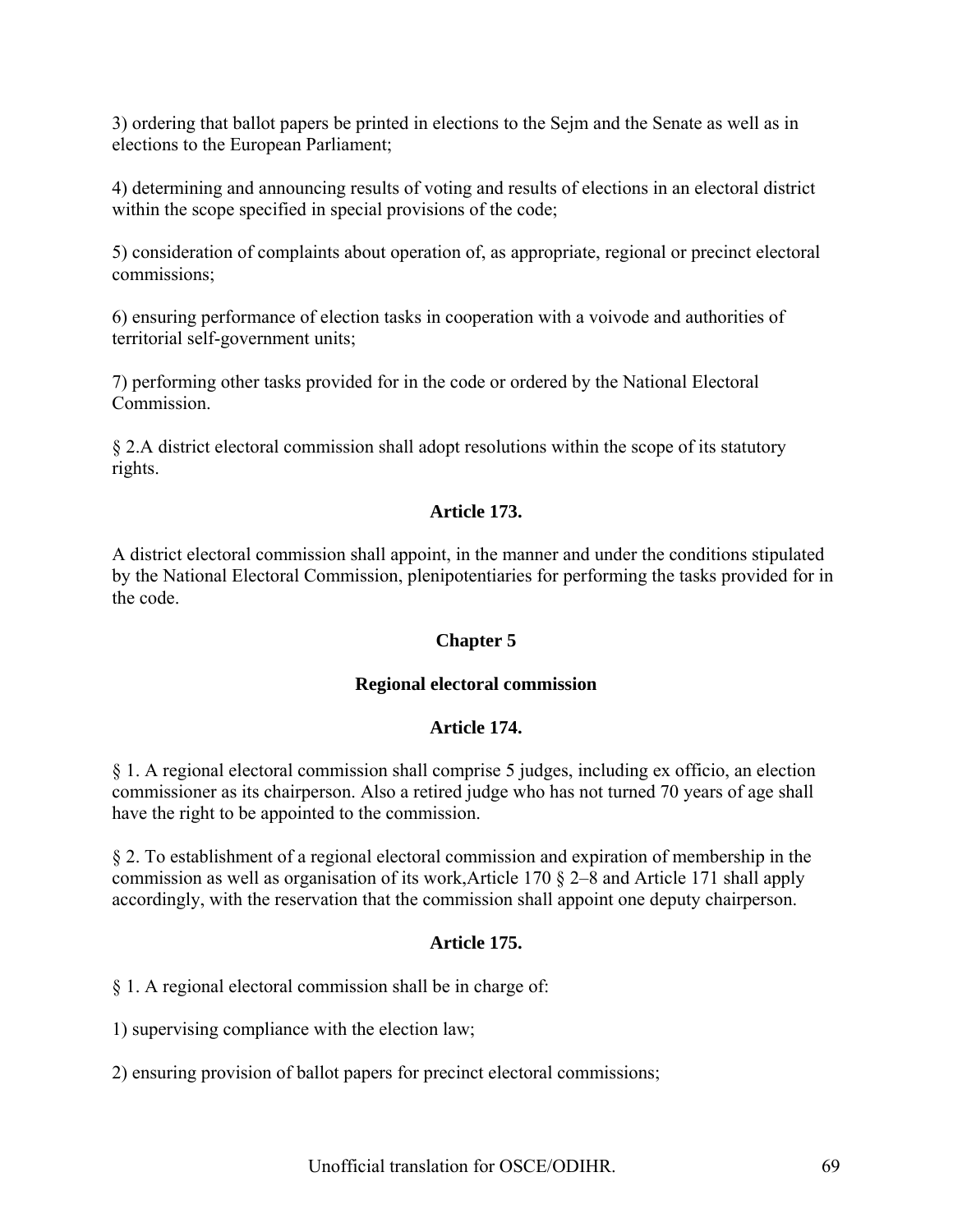3) ordering that ballot papers be printed in elections to the Sejm and the Senate as well as in elections to the European Parliament;

4) determining and announcing results of voting and results of elections in an electoral district within the scope specified in special provisions of the code;

5) consideration of complaints about operation of, as appropriate, regional or precinct electoral commissions;

6) ensuring performance of election tasks in cooperation with a voivode and authorities of territorial self-government units;

7) performing other tasks provided for in the code or ordered by the National Electoral Commission.

§ 2.A district electoral commission shall adopt resolutions within the scope of its statutory rights.

### Article 173.

A district electoral commission shall appoint, in the manner and under the conditions stipulated by the National Electoral Commission, plenipotentiaries for performing the tasks provided for in the code.

## Chapter 5

## Regional electoral commission

### Article 174.

§ 1. A regional electoral commission shall comprise 5 judges, including ex officio, an election commissioner as its chairperson. Also a retired judge who has not turned 70 years of age shall have the right to be appointed to the commission.

§ 2. To establishment of a regional electoral commission and expiration of membership in the commission as well as organisation of its work,Article 170 § 2–8 and Article 171 shall apply accordingly, with the reservation that the commission shall appoint one deputy chairperson.

### Article 175.

§ 1. A regional electoral commission shall be in charge of:

1) supervising compliance with the election law;

2) ensuring provision of ballot papers for precinct electoral commissions;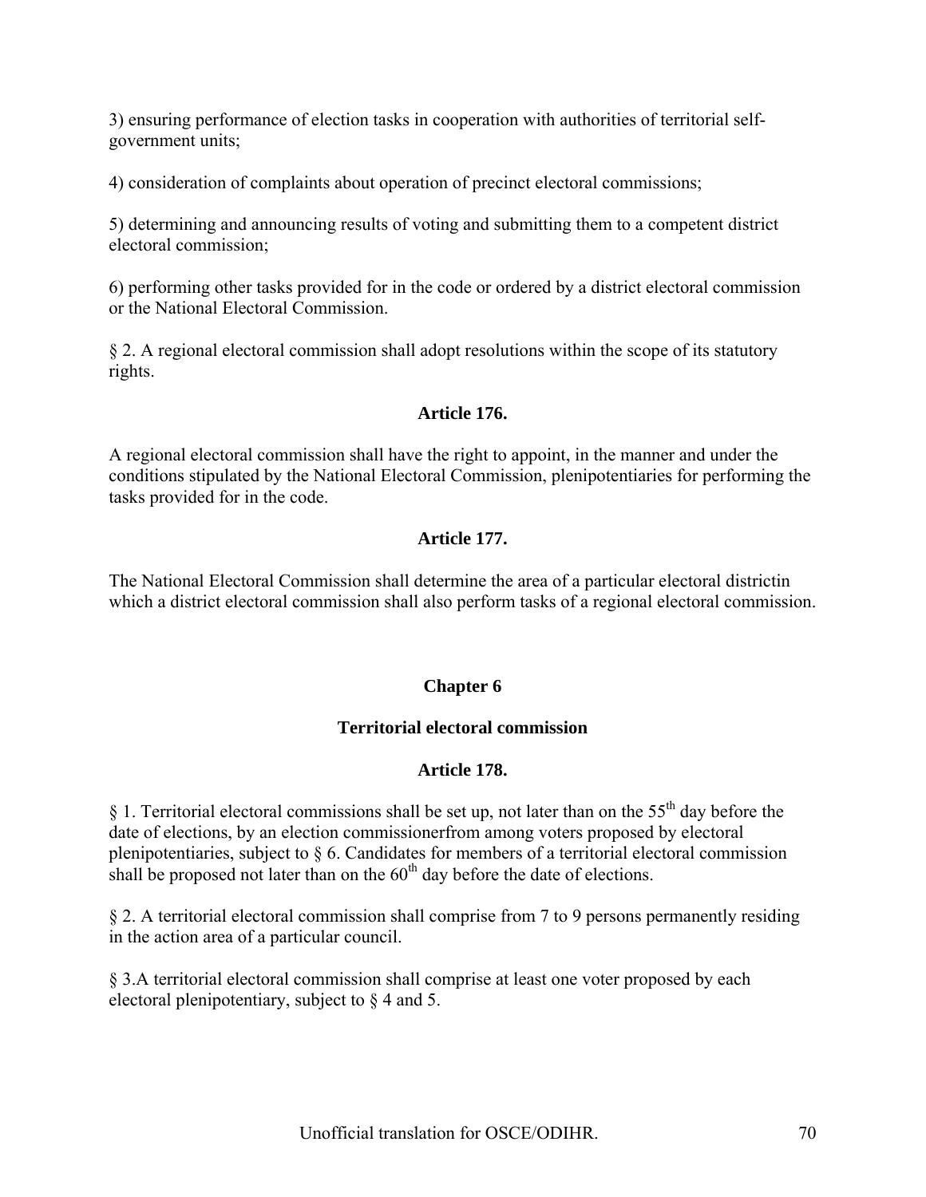3) ensuring performance of election tasks in cooperation with authorities of territorial self-government units;

4) consideration of complaints about operation of precinct electoral commissions;

5) determining and announcing results of voting and submitting them to a competent district electoral commission;

6) performing other tasks provided for in the code or ordered by a district electoral commission or the National Electoral Commission.

§ 2. A regional electoral commission shall adopt resolutions within the scope of its statutory rights.

**Article 176.**

A regional electoral commission shall have the right to appoint, in the manner and under the conditions stipulated by the National Electoral Commission, plenipotentiaries for performing the tasks provided for in the code.

**Article 177.**

The National Electoral Commission shall determine the area of a particular electoral districtin which a district electoral commission shall also perform tasks of a regional electoral commission.

## Chapter 6

## Territorial electoral commission

**Article 178.**

§ 1. Territorial electoral commissions shall be set up, not later than on the 55th day before the date of elections, by an election commissionerfrom among voters proposed by electoral plenipotentiaries, subject to § 6. Candidates for members of a territorial electoral commission shall be proposed not later than on the 60th day before the date of elections.

§ 2. A territorial electoral commission shall comprise from 7 to 9 persons permanently residing in the action area of a particular council.

§ 3.A territorial electoral commission shall comprise at least one voter proposed by each electoral plenipotentiary, subject to § 4 and 5.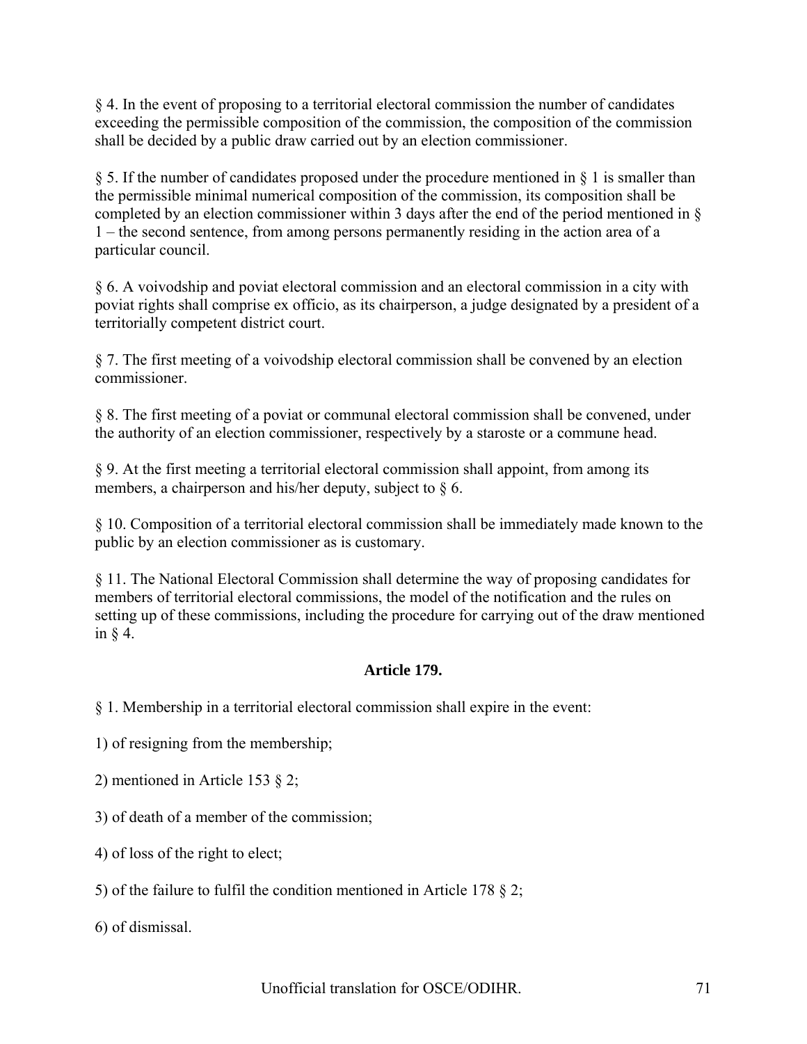§ 4. In the event of proposing to a territorial electoral commission the number of candidates exceeding the permissible composition of the commission, the composition of the commission shall be decided by a public draw carried out by an election commissioner.

§ 5. If the number of candidates proposed under the procedure mentioned in § 1 is smaller than the permissible minimal numerical composition of the commission, its composition shall be completed by an election commissioner within 3 days after the end of the period mentioned in § 1 – the second sentence, from among persons permanently residing in the action area of a particular council.

§ 6. A voivodship and poviat electoral commission and an electoral commission in a city with poviat rights shall comprise ex officio, as its chairperson, a judge designated by a president of a territorially competent district court.

§ 7. The first meeting of a voivodship electoral commission shall be convened by an election commissioner.

§ 8. The first meeting of a poviat or communal electoral commission shall be convened, under the authority of an election commissioner, respectively by a staroste or a commune head.

§ 9. At the first meeting a territorial electoral commission shall appoint, from among its members, a chairperson and his/her deputy, subject to § 6.

§ 10. Composition of a territorial electoral commission shall be immediately made known to the public by an election commissioner as is customary.

§ 11. The National Electoral Commission shall determine the way of proposing candidates for members of territorial electoral commissions, the model of the notification and the rules on setting up of these commissions, including the procedure for carrying out of the draw mentioned in § 4.

### Article 179.

§ 1. Membership in a territorial electoral commission shall expire in the event:

1) of resigning from the membership;

2) mentioned in Article 153 § 2;

3) of death of a member of the commission;

4) of loss of the right to elect;

5) of the failure to fulfil the condition mentioned in Article 178 § 2;

6) of dismissal.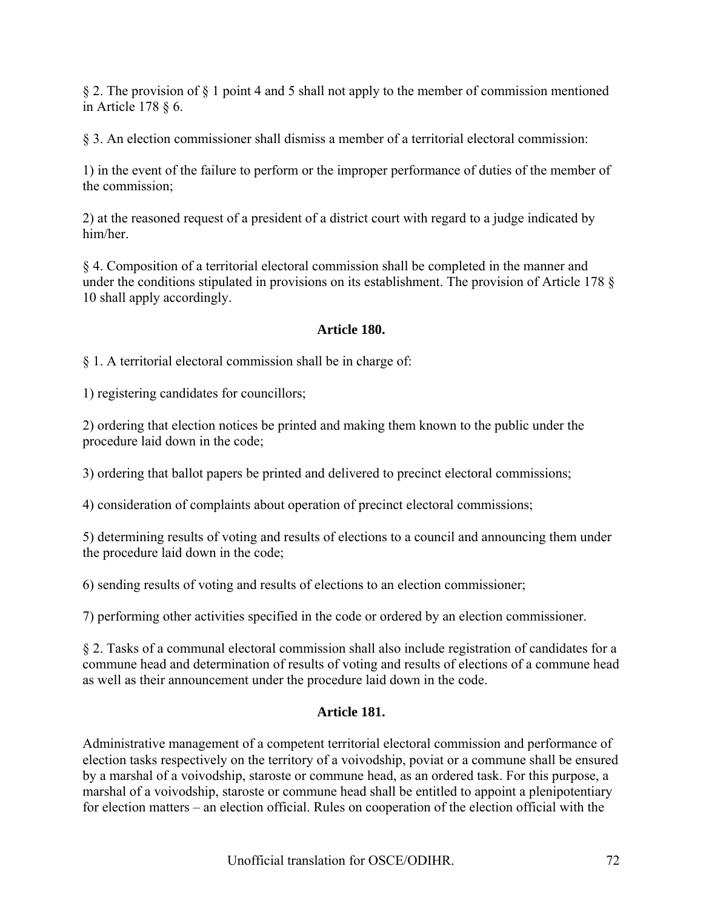§ 2. The provision of § 1 point 4 and 5 shall not apply to the member of commission mentioned in Article 178 § 6.

§ 3. An election commissioner shall dismiss a member of a territorial electoral commission:

1) in the event of the failure to perform or the improper performance of duties of the member of the commission;

2) at the reasoned request of a president of a district court with regard to a judge indicated by him/her.

§ 4. Composition of a territorial electoral commission shall be completed in the manner and under the conditions stipulated in provisions on its establishment. The provision of Article 178 § 10 shall apply accordingly.

### Article 180.

§ 1. A territorial electoral commission shall be in charge of:

1) registering candidates for councillors;

2) ordering that election notices be printed and making them known to the public under the procedure laid down in the code;

3) ordering that ballot papers be printed and delivered to precinct electoral commissions;

4) consideration of complaints about operation of precinct electoral commissions;

5) determining results of voting and results of elections to a council and announcing them under the procedure laid down in the code;

6) sending results of voting and results of elections to an election commissioner;

7) performing other activities specified in the code or ordered by an election commissioner.

§ 2. Tasks of a communal electoral commission shall also include registration of candidates for a commune head and determination of results of voting and results of elections of a commune head as well as their announcement under the procedure laid down in the code.

### Article 181.

Administrative management of a competent territorial electoral commission and performance of election tasks respectively on the territory of a voivodship, poviat or a commune shall be ensured by a marshal of a voivodship, staroste or commune head, as an ordered task. For this purpose, a marshal of a voivodship, staroste or commune head shall be entitled to appoint a plenipotentiary for election matters – an election official. Rules on cooperation of the election official with the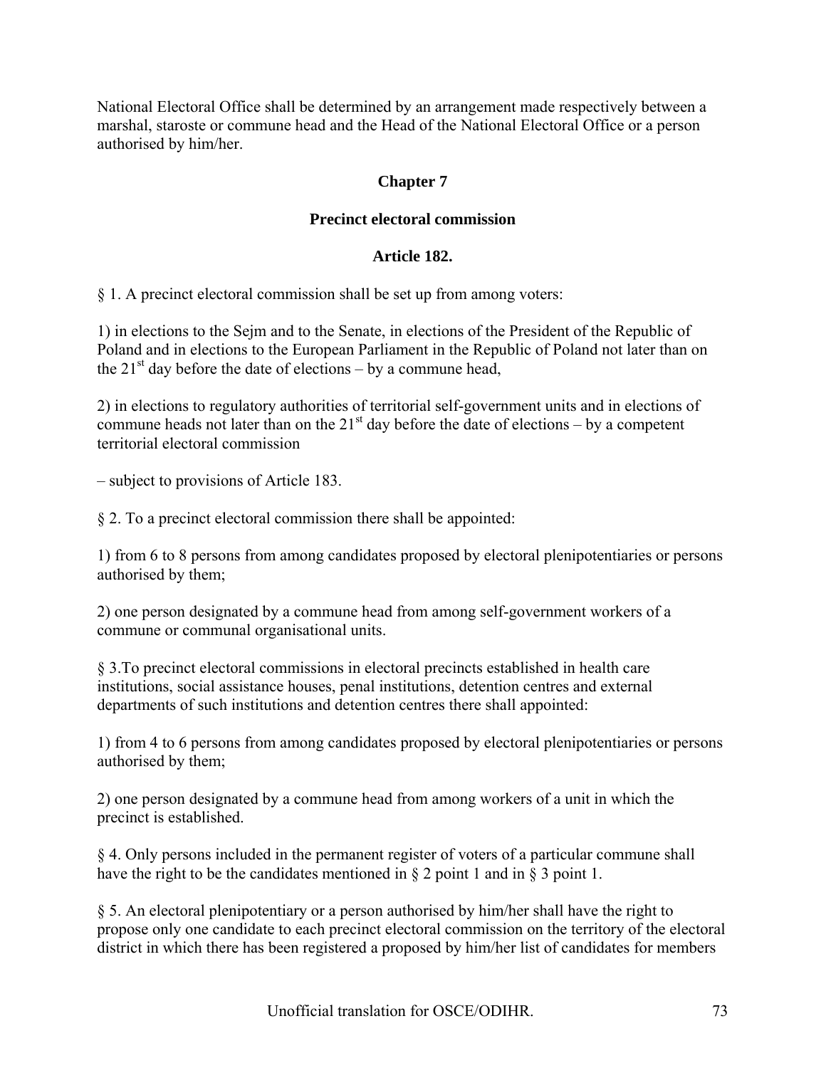National Electoral Office shall be determined by an arrangement made respectively between a marshal, staroste or commune head and the Head of the National Electoral Office or a person authorised by him/her.

## Chapter 7

## Precinct electoral commission

### Article 182.

§ 1. A precinct electoral commission shall be set up from among voters:

1) in elections to the Sejm and to the Senate, in elections of the President of the Republic of Poland and in elections to the European Parliament in the Republic of Poland not later than on the 21st day before the date of elections – by a commune head,

2) in elections to regulatory authorities of territorial self-government units and in elections of commune heads not later than on the 21st day before the date of elections – by a competent territorial electoral commission

– subject to provisions of Article 183.

§ 2. To a precinct electoral commission there shall be appointed:

1) from 6 to 8 persons from among candidates proposed by electoral plenipotentiaries or persons authorised by them;

2) one person designated by a commune head from among self-government workers of a commune or communal organisational units.

§ 3.To precinct electoral commissions in electoral precincts established in health care institutions, social assistance houses, penal institutions, detention centres and external departments of such institutions and detention centres there shall appointed:

1) from 4 to 6 persons from among candidates proposed by electoral plenipotentiaries or persons authorised by them;

2) one person designated by a commune head from among workers of a unit in which the precinct is established.

§ 4. Only persons included in the permanent register of voters of a particular commune shall have the right to be the candidates mentioned in § 2 point 1 and in § 3 point 1.

§ 5. An electoral plenipotentiary or a person authorised by him/her shall have the right to propose only one candidate to each precinct electoral commission on the territory of the electoral district in which there has been registered a proposed by him/her list of candidates for members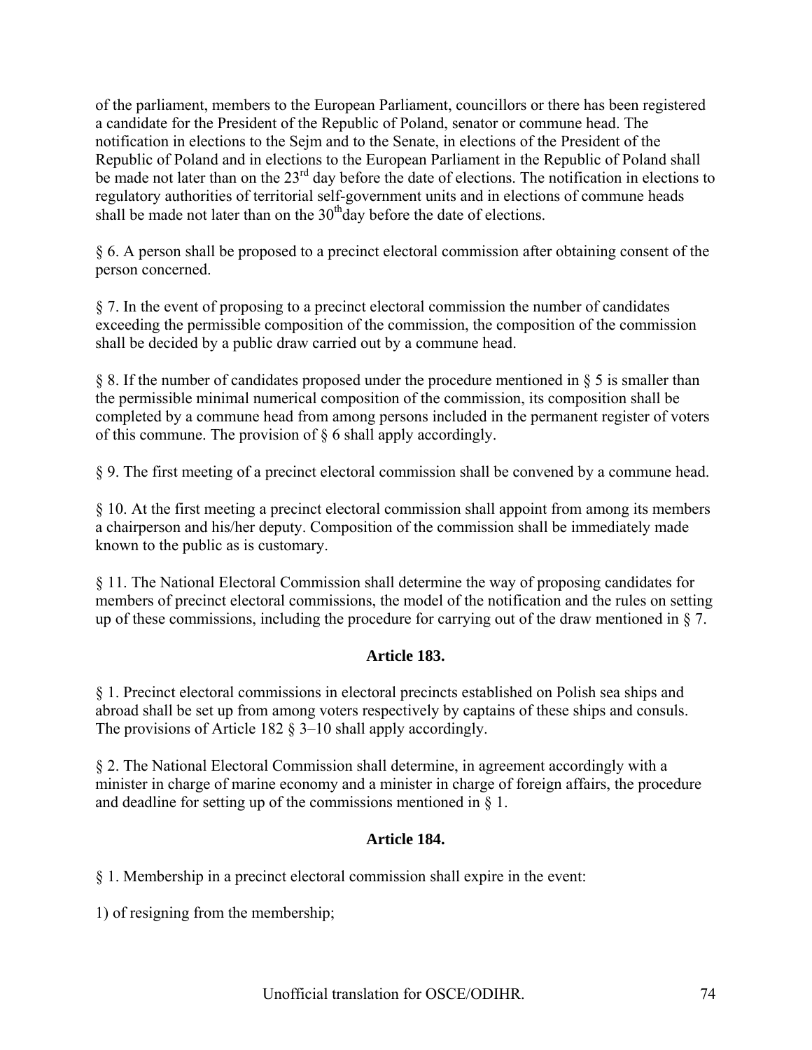of the parliament, members to the European Parliament, councillors or there has been registered a candidate for the President of the Republic of Poland, senator or commune head. The notification in elections to the Sejm and to the Senate, in elections of the President of the Republic of Poland and in elections to the European Parliament in the Republic of Poland shall be made not later than on the 23rd day before the date of elections. The notification in elections to regulatory authorities of territorial self-government units and in elections of commune heads shall be made not later than on the 30th day before the date of elections.

§ 6. A person shall be proposed to a precinct electoral commission after obtaining consent of the person concerned.

§ 7. In the event of proposing to a precinct electoral commission the number of candidates exceeding the permissible composition of the commission, the composition of the commission shall be decided by a public draw carried out by a commune head.

§ 8. If the number of candidates proposed under the procedure mentioned in § 5 is smaller than the permissible minimal numerical composition of the commission, its composition shall be completed by a commune head from among persons included in the permanent register of voters of this commune. The provision of § 6 shall apply accordingly.

§ 9. The first meeting of a precinct electoral commission shall be convened by a commune head.

§ 10. At the first meeting a precinct electoral commission shall appoint from among its members a chairperson and his/her deputy. Composition of the commission shall be immediately made known to the public as is customary.

§ 11. The National Electoral Commission shall determine the way of proposing candidates for members of precinct electoral commissions, the model of the notification and the rules on setting up of these commissions, including the procedure for carrying out of the draw mentioned in § 7.

### Article 183.

§ 1. Precinct electoral commissions in electoral precincts established on Polish sea ships and abroad shall be set up from among voters respectively by captains of these ships and consuls. The provisions of Article 182 § 3–10 shall apply accordingly.

§ 2. The National Electoral Commission shall determine, in agreement accordingly with a minister in charge of marine economy and a minister in charge of foreign affairs, the procedure and deadline for setting up of the commissions mentioned in § 1.

### Article 184.

§ 1. Membership in a precinct electoral commission shall expire in the event:

1) of resigning from the membership;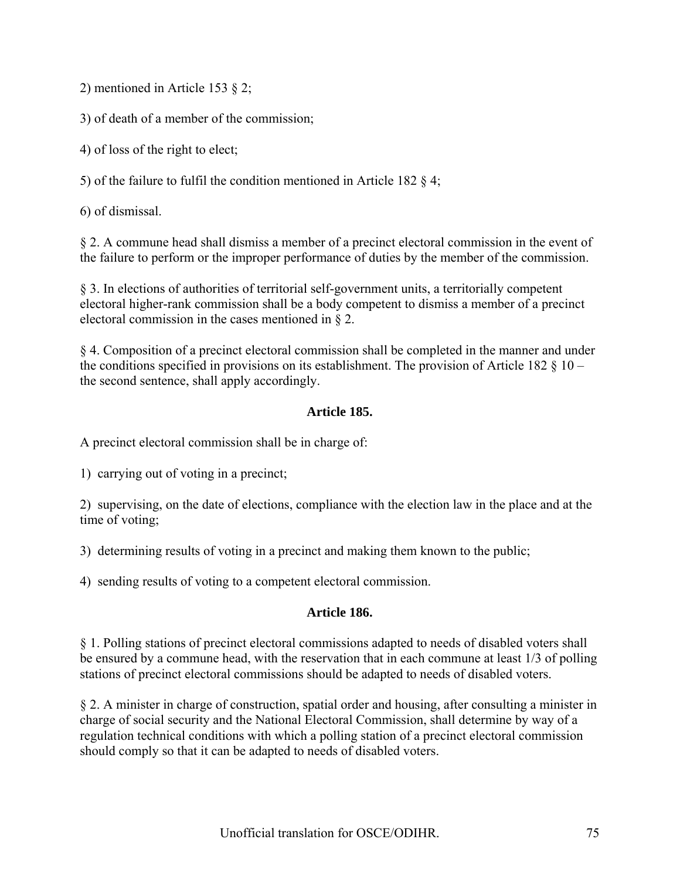2) mentioned in Article 153 § 2;

3) of death of a member of the commission;

4) of loss of the right to elect;

5) of the failure to fulfil the condition mentioned in Article 182 § 4;

6) of dismissal.

§ 2. A commune head shall dismiss a member of a precinct electoral commission in the event of the failure to perform or the improper performance of duties by the member of the commission.

§ 3. In elections of authorities of territorial self-government units, a territorially competent electoral higher-rank commission shall be a body competent to dismiss a member of a precinct electoral commission in the cases mentioned in § 2.

§ 4. Composition of a precinct electoral commission shall be completed in the manner and under the conditions specified in provisions on its establishment. The provision of Article 182 § 10 – the second sentence, shall apply accordingly.

**Article 185.**

A precinct electoral commission shall be in charge of:

1) carrying out of voting in a precinct;

2) supervising, on the date of elections, compliance with the election law in the place and at the time of voting;

3) determining results of voting in a precinct and making them known to the public;

4) sending results of voting to a competent electoral commission.

**Article 186.**

§ 1. Polling stations of precinct electoral commissions adapted to needs of disabled voters shall be ensured by a commune head, with the reservation that in each commune at least 1/3 of polling stations of precinct electoral commissions should be adapted to needs of disabled voters.

§ 2. A minister in charge of construction, spatial order and housing, after consulting a minister in charge of social security and the National Electoral Commission, shall determine by way of a regulation technical conditions with which a polling station of a precinct electoral commission should comply so that it can be adapted to needs of disabled voters.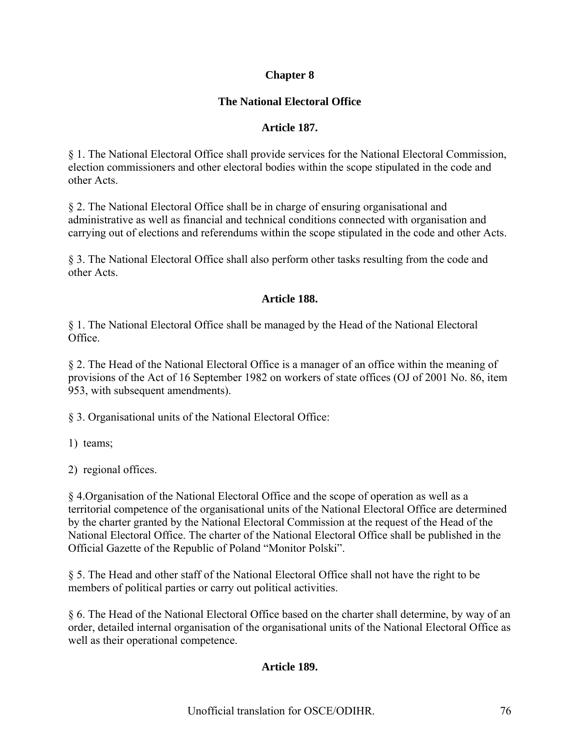## Chapter 8

## The National Electoral Office

### Article 187.

§ 1. The National Electoral Office shall provide services for the National Electoral Commission, election commissioners and other electoral bodies within the scope stipulated in the code and other Acts.

§ 2. The National Electoral Office shall be in charge of ensuring organisational and administrative as well as financial and technical conditions connected with organisation and carrying out of elections and referendums within the scope stipulated in the code and other Acts.

§ 3. The National Electoral Office shall also perform other tasks resulting from the code and other Acts.

### Article 188.

§ 1. The National Electoral Office shall be managed by the Head of the National Electoral Office.

§ 2. The Head of the National Electoral Office is a manager of an office within the meaning of provisions of the Act of 16 September 1982 on workers of state offices (OJ of 2001 No. 86, item 953, with subsequent amendments).

§ 3. Organisational units of the National Electoral Office:

1) teams;

2) regional offices.

§ 4.Organisation of the National Electoral Office and the scope of operation as well as a territorial competence of the organisational units of the National Electoral Office are determined by the charter granted by the National Electoral Commission at the request of the Head of the National Electoral Office. The charter of the National Electoral Office shall be published in the Official Gazette of the Republic of Poland "Monitor Polski".

§ 5. The Head and other staff of the National Electoral Office shall not have the right to be members of political parties or carry out political activities.

§ 6. The Head of the National Electoral Office based on the charter shall determine, by way of an order, detailed internal organisation of the organisational units of the National Electoral Office as well as their operational competence.

### Article 189.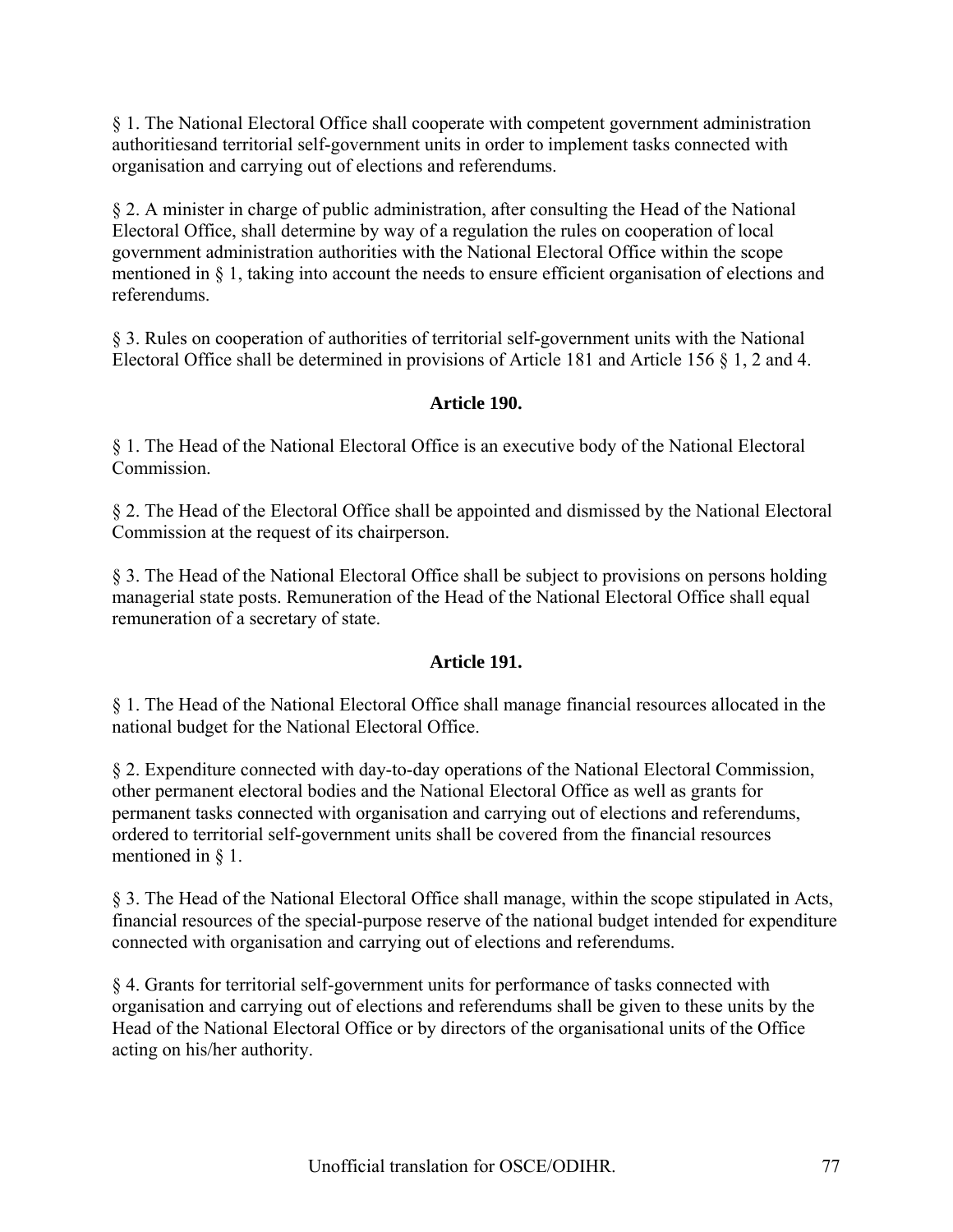§ 1. The National Electoral Office shall cooperate with competent government administration authoritiesand territorial self-government units in order to implement tasks connected with organisation and carrying out of elections and referendums.

§ 2. A minister in charge of public administration, after consulting the Head of the National Electoral Office, shall determine by way of a regulation the rules on cooperation of local government administration authorities with the National Electoral Office within the scope mentioned in § 1, taking into account the needs to ensure efficient organisation of elections and referendums.

§ 3. Rules on cooperation of authorities of territorial self-government units with the National Electoral Office shall be determined in provisions of Article 181 and Article 156 § 1, 2 and 4.

### Article 190.

§ 1. The Head of the National Electoral Office is an executive body of the National Electoral Commission.

§ 2. The Head of the Electoral Office shall be appointed and dismissed by the National Electoral Commission at the request of its chairperson.

§ 3. The Head of the National Electoral Office shall be subject to provisions on persons holding managerial state posts. Remuneration of the Head of the National Electoral Office shall equal remuneration of a secretary of state.

### Article 191.

§ 1. The Head of the National Electoral Office shall manage financial resources allocated in the national budget for the National Electoral Office.

§ 2. Expenditure connected with day-to-day operations of the National Electoral Commission, other permanent electoral bodies and the National Electoral Office as well as grants for permanent tasks connected with organisation and carrying out of elections and referendums, ordered to territorial self-government units shall be covered from the financial resources mentioned in § 1.

§ 3. The Head of the National Electoral Office shall manage, within the scope stipulated in Acts, financial resources of the special-purpose reserve of the national budget intended for expenditure connected with organisation and carrying out of elections and referendums.

§ 4. Grants for territorial self-government units for performance of tasks connected with organisation and carrying out of elections and referendums shall be given to these units by the Head of the National Electoral Office or by directors of the organisational units of the Office acting on his/her authority.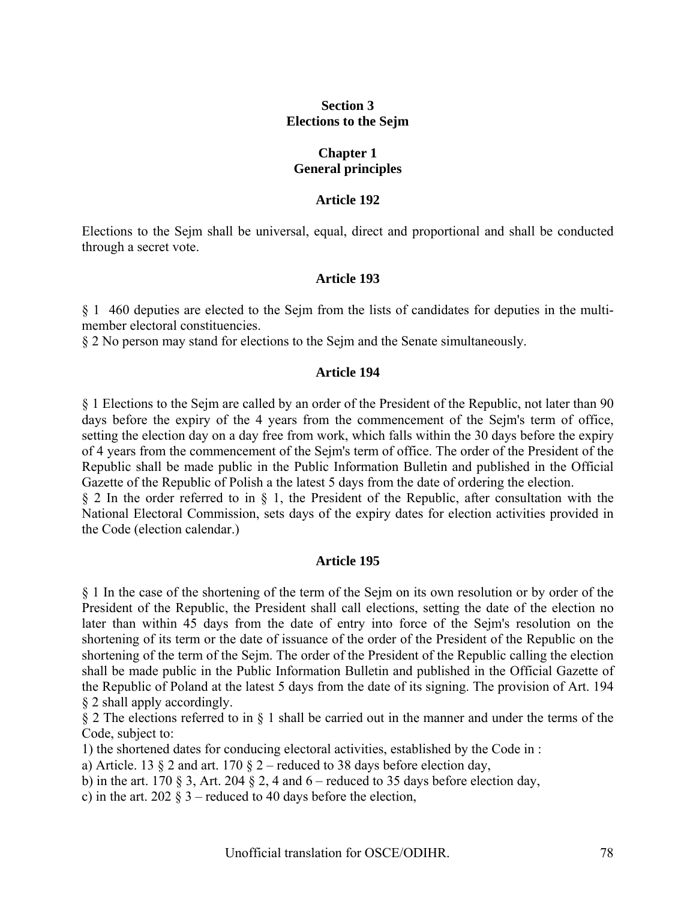## Section 3
## Elections to the Sejm

### Chapter 1
### General principles

#### Article 192

Elections to the Sejm shall be universal, equal, direct and proportional and shall be conducted through a secret vote.

#### Article 193

§ 1 460 deputies are elected to the Sejm from the lists of candidates for deputies in the multi-member electoral constituencies.
§ 2 No person may stand for elections to the Sejm and the Senate simultaneously.

#### Article 194

§ 1 Elections to the Sejm are called by an order of the President of the Republic, not later than 90 days before the expiry of the 4 years from the commencement of the Sejm's term of office, setting the election day on a day free from work, which falls within the 30 days before the expiry of 4 years from the commencement of the Sejm's term of office. The order of the President of the Republic shall be made public in the Public Information Bulletin and published in the Official Gazette of the Republic of Polish a the latest 5 days from the date of ordering the election.
§ 2 In the order referred to in § 1, the President of the Republic, after consultation with the National Electoral Commission, sets days of the expiry dates for election activities provided in the Code (election calendar.)

#### Article 195

§ 1 In the case of the shortening of the term of the Sejm on its own resolution or by order of the President of the Republic, the President shall call elections, setting the date of the election no later than within 45 days from the date of entry into force of the Sejm's resolution on the shortening of its term or the date of issuance of the order of the President of the Republic on the shortening of the term of the Sejm. The order of the President of the Republic calling the election shall be made public in the Public Information Bulletin and published in the Official Gazette of the Republic of Poland at the latest 5 days from the date of its signing. The provision of Art. 194 § 2 shall apply accordingly.
§ 2 The elections referred to in § 1 shall be carried out in the manner and under the terms of the Code, subject to:
1) the shortened dates for conducing electoral activities, established by the Code in :
a) Article. 13 § 2 and art. 170 § 2 – reduced to 38 days before election day,
b) in the art. 170 § 3, Art. 204 § 2, 4 and 6 – reduced to 35 days before election day,
c) in the art. 202 § 3 – reduced to 40 days before the election,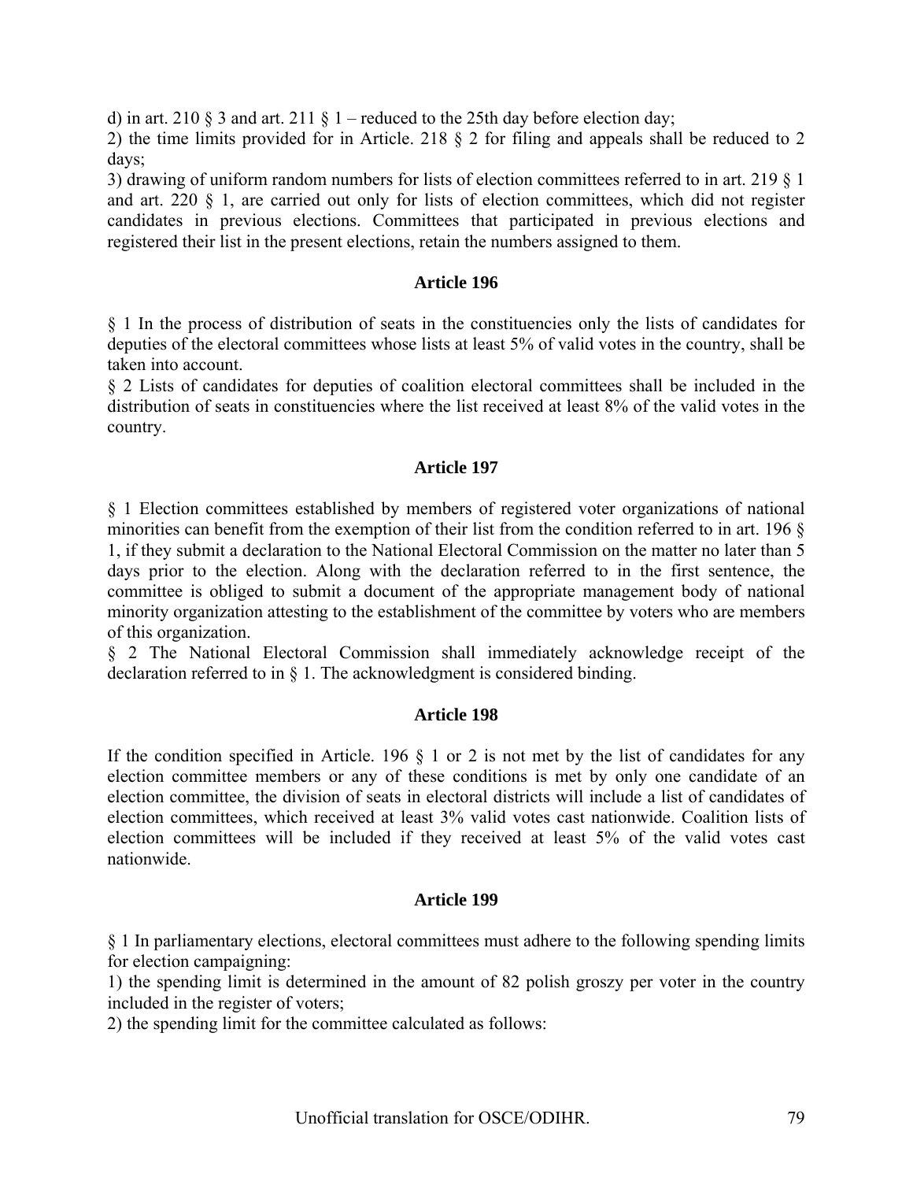d) in art. 210 § 3 and art. 211 § 1 – reduced to the 25th day before election day;

2) the time limits provided for in Article. 218 § 2 for filing and appeals shall be reduced to 2 days;

3) drawing of uniform random numbers for lists of election committees referred to in art. 219 § 1 and art. 220 § 1, are carried out only for lists of election committees, which did not register candidates in previous elections. Committees that participated in previous elections and registered their list in the present elections, retain the numbers assigned to them.

### Article 196

§ 1 In the process of distribution of seats in the constituencies only the lists of candidates for deputies of the electoral committees whose lists at least 5% of valid votes in the country, shall be taken into account.

§ 2 Lists of candidates for deputies of coalition electoral committees shall be included in the distribution of seats in constituencies where the list received at least 8% of the valid votes in the country.

### Article 197

§ 1 Election committees established by members of registered voter organizations of national minorities can benefit from the exemption of their list from the condition referred to in art. 196 § 1, if they submit a declaration to the National Electoral Commission on the matter no later than 5 days prior to the election. Along with the declaration referred to in the first sentence, the committee is obliged to submit a document of the appropriate management body of national minority organization attesting to the establishment of the committee by voters who are members of this organization.

§ 2 The National Electoral Commission shall immediately acknowledge receipt of the declaration referred to in § 1. The acknowledgment is considered binding.

### Article 198

If the condition specified in Article. 196 § 1 or 2 is not met by the list of candidates for any election committee members or any of these conditions is met by only one candidate of an election committee, the division of seats in electoral districts will include a list of candidates of election committees, which received at least 3% valid votes cast nationwide. Coalition lists of election committees will be included if they received at least 5% of the valid votes cast nationwide.

### Article 199

§ 1 In parliamentary elections, electoral committees must adhere to the following spending limits for election campaigning:

1) the spending limit is determined in the amount of 82 polish groszy per voter in the country included in the register of voters;

2) the spending limit for the committee calculated as follows: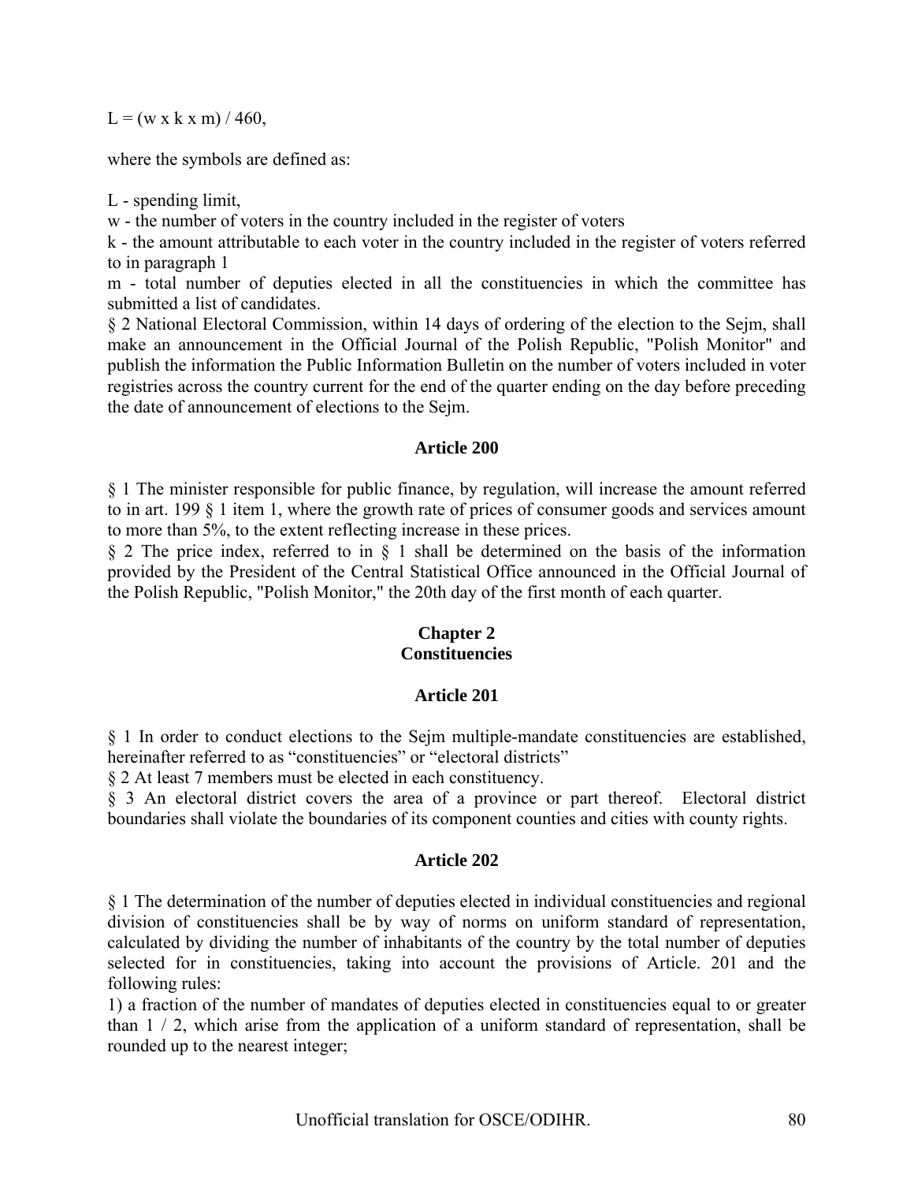$L = (w \times k \times m) / 460$,

where the symbols are defined as:

L - spending limit,
w - the number of voters in the country included in the register of voters
k - the amount attributable to each voter in the country included in the register of voters referred to in paragraph 1
m - total number of deputies elected in all the constituencies in which the committee has submitted a list of candidates.

§ 2 National Electoral Commission, within 14 days of ordering of the election to the Sejm, shall make an announcement in the Official Journal of the Polish Republic, "Polish Monitor" and publish the information the Public Information Bulletin on the number of voters included in voter registries across the country current for the end of the quarter ending on the day before preceding the date of announcement of elections to the Sejm.

### Article 200

§ 1 The minister responsible for public finance, by regulation, will increase the amount referred to in art. 199 § 1 item 1, where the growth rate of prices of consumer goods and services amount to more than 5%, to the extent reflecting increase in these prices.

§ 2 The price index, referred to in § 1 shall be determined on the basis of the information provided by the President of the Central Statistical Office announced in the Official Journal of the Polish Republic, "Polish Monitor," the 20th day of the first month of each quarter.

## Chapter 2
## Constituencies

### Article 201

§ 1 In order to conduct elections to the Sejm multiple-mandate constituencies are established, hereinafter referred to as "constituencies" or "electoral districts"

§ 2 At least 7 members must be elected in each constituency.

§ 3 An electoral district covers the area of a province or part thereof. Electoral district boundaries shall violate the boundaries of its component counties and cities with county rights.

### Article 202

§ 1 The determination of the number of deputies elected in individual constituencies and regional division of constituencies shall be by way of norms on uniform standard of representation, calculated by dividing the number of inhabitants of the country by the total number of deputies selected for in constituencies, taking into account the provisions of Article. 201 and the following rules:

1) a fraction of the number of mandates of deputies elected in constituencies equal to or greater than 1 / 2, which arise from the application of a uniform standard of representation, shall be rounded up to the nearest integer;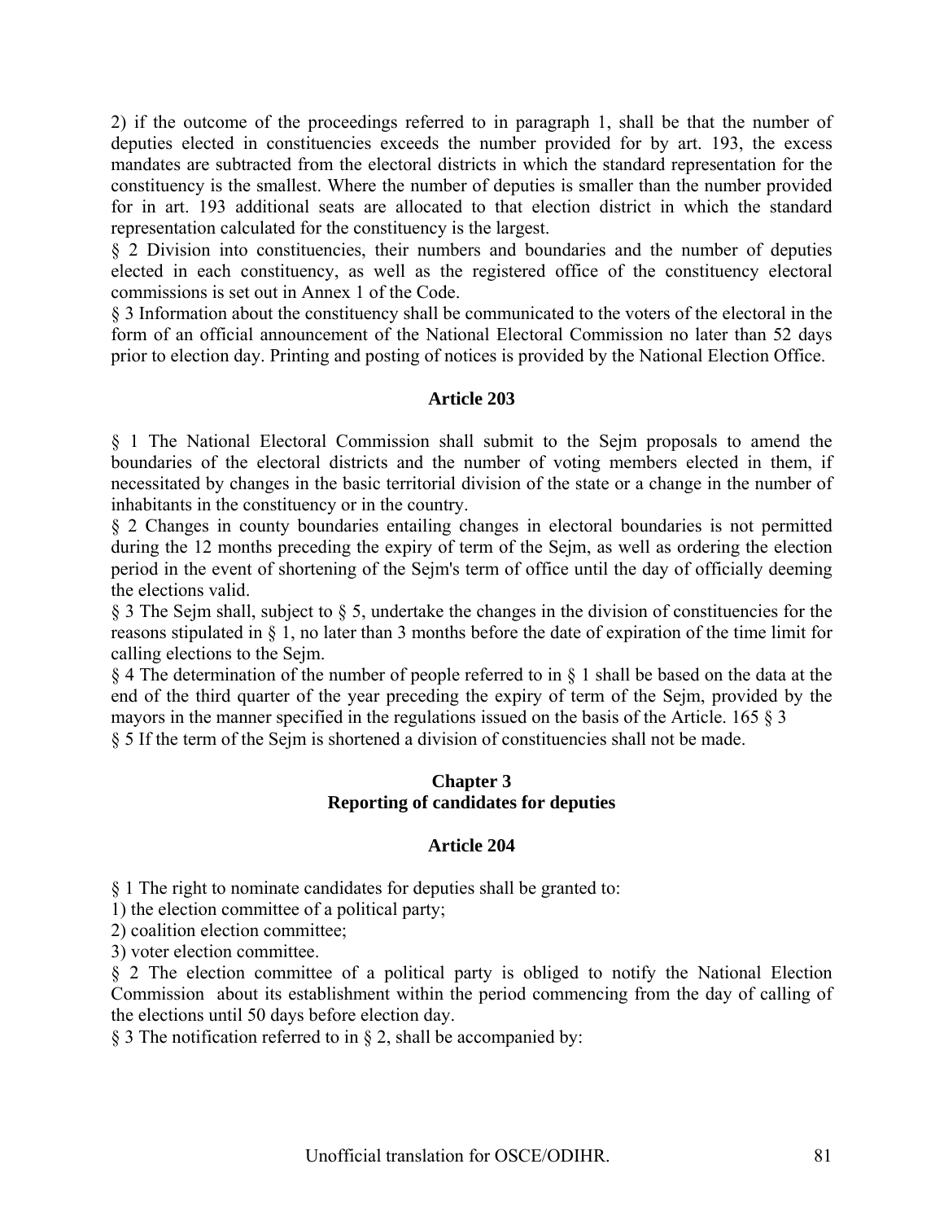2) if the outcome of the proceedings referred to in paragraph 1, shall be that the number of deputies elected in constituencies exceeds the number provided for by art. 193, the excess mandates are subtracted from the electoral districts in which the standard representation for the constituency is the smallest. Where the number of deputies is smaller than the number provided for in art. 193 additional seats are allocated to that election district in which the standard representation calculated for the constituency is the largest.

§ 2 Division into constituencies, their numbers and boundaries and the number of deputies elected in each constituency, as well as the registered office of the constituency electoral commissions is set out in Annex 1 of the Code.

§ 3 Information about the constituency shall be communicated to the voters of the electoral in the form of an official announcement of the National Electoral Commission no later than 52 days prior to election day. Printing and posting of notices is provided by the National Election Office.

### Article 203

§ 1 The National Electoral Commission shall submit to the Sejm proposals to amend the boundaries of the electoral districts and the number of voting members elected in them, if necessitated by changes in the basic territorial division of the state or a change in the number of inhabitants in the constituency or in the country.

§ 2 Changes in county boundaries entailing changes in electoral boundaries is not permitted during the 12 months preceding the expiry of term of the Sejm, as well as ordering the election period in the event of shortening of the Sejm's term of office until the day of officially deeming the elections valid.

§ 3 The Sejm shall, subject to § 5, undertake the changes in the division of constituencies for the reasons stipulated in § 1, no later than 3 months before the date of expiration of the time limit for calling elections to the Sejm.

§ 4 The determination of the number of people referred to in § 1 shall be based on the data at the end of the third quarter of the year preceding the expiry of term of the Sejm, provided by the mayors in the manner specified in the regulations issued on the basis of the Article. 165 § 3

§ 5 If the term of the Sejm is shortened a division of constituencies shall not be made.

## Chapter 3
## Reporting of candidates for deputies

### Article 204

§ 1 The right to nominate candidates for deputies shall be granted to:

1) the election committee of a political party;
2) coalition election committee;
3) voter election committee.

§ 2 The election committee of a political party is obliged to notify the National Election Commission about its establishment within the period commencing from the day of calling of the elections until 50 days before election day.

§ 3 The notification referred to in § 2, shall be accompanied by: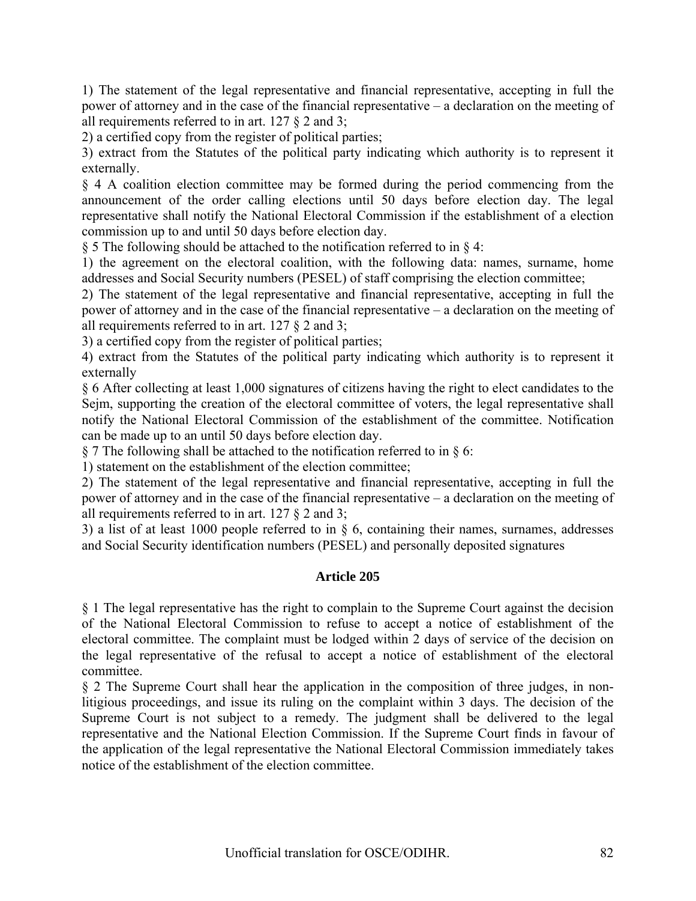1) The statement of the legal representative and financial representative, accepting in full the power of attorney and in the case of the financial representative – a declaration on the meeting of all requirements referred to in art. 127 § 2 and 3;

2) a certified copy from the register of political parties;

3) extract from the Statutes of the political party indicating which authority is to represent it externally.

§ 4 A coalition election committee may be formed during the period commencing from the announcement of the order calling elections until 50 days before election day. The legal representative shall notify the National Electoral Commission if the establishment of a election commission up to and until 50 days before election day.

§ 5 The following should be attached to the notification referred to in § 4:

1) the agreement on the electoral coalition, with the following data: names, surname, home addresses and Social Security numbers (PESEL) of staff comprising the election committee;

2) The statement of the legal representative and financial representative, accepting in full the power of attorney and in the case of the financial representative – a declaration on the meeting of all requirements referred to in art. 127 § 2 and 3;

3) a certified copy from the register of political parties;

4) extract from the Statutes of the political party indicating which authority is to represent it externally

§ 6 After collecting at least 1,000 signatures of citizens having the right to elect candidates to the Sejm, supporting the creation of the electoral committee of voters, the legal representative shall notify the National Electoral Commission of the establishment of the committee. Notification can be made up to an until 50 days before election day.

§ 7 The following shall be attached to the notification referred to in § 6:

1) statement on the establishment of the election committee;

2) The statement of the legal representative and financial representative, accepting in full the power of attorney and in the case of the financial representative – a declaration on the meeting of all requirements referred to in art. 127 § 2 and 3;

3) a list of at least 1000 people referred to in § 6, containing their names, surnames, addresses and Social Security identification numbers (PESEL) and personally deposited signatures

### Article 205

§ 1 The legal representative has the right to complain to the Supreme Court against the decision of the National Electoral Commission to refuse to accept a notice of establishment of the electoral committee. The complaint must be lodged within 2 days of service of the decision on the legal representative of the refusal to accept a notice of establishment of the electoral committee.

§ 2 The Supreme Court shall hear the application in the composition of three judges, in non-litigious proceedings, and issue its ruling on the complaint within 3 days. The decision of the Supreme Court is not subject to a remedy. The judgment shall be delivered to the legal representative and the National Election Commission. If the Supreme Court finds in favour of the application of the legal representative the National Electoral Commission immediately takes notice of the establishment of the election committee.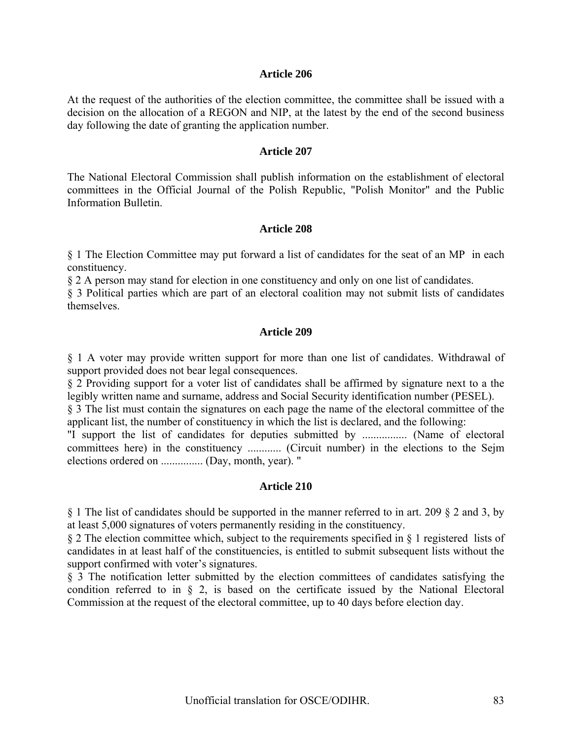### Article 206

At the request of the authorities of the election committee, the committee shall be issued with a decision on the allocation of a REGON and NIP, at the latest by the end of the second business day following the date of granting the application number.

### Article 207

The National Electoral Commission shall publish information on the establishment of electoral committees in the Official Journal of the Polish Republic, "Polish Monitor" and the Public Information Bulletin.

### Article 208

§ 1 The Election Committee may put forward a list of candidates for the seat of an MP in each constituency.
§ 2 A person may stand for election in one constituency and only on one list of candidates.
§ 3 Political parties which are part of an electoral coalition may not submit lists of candidates themselves.

### Article 209

§ 1 A voter may provide written support for more than one list of candidates. Withdrawal of support provided does not bear legal consequences.
§ 2 Providing support for a voter list of candidates shall be affirmed by signature next to a the legibly written name and surname, address and Social Security identification number (PESEL).
§ 3 The list must contain the signatures on each page the name of the electoral committee of the applicant list, the number of constituency in which the list is declared, and the following:
"I support the list of candidates for deputies submitted by ................ (Name of electoral committees here) in the constituency ............ (Circuit number) in the elections to the Sejm elections ordered on ............... (Day, month, year). "

### Article 210

§ 1 The list of candidates should be supported in the manner referred to in art. 209 § 2 and 3, by at least 5,000 signatures of voters permanently residing in the constituency.
§ 2 The election committee which, subject to the requirements specified in § 1 registered lists of candidates in at least half of the constituencies, is entitled to submit subsequent lists without the support confirmed with voter's signatures.
§ 3 The notification letter submitted by the election committees of candidates satisfying the condition referred to in § 2, is based on the certificate issued by the National Electoral Commission at the request of the electoral committee, up to 40 days before election day.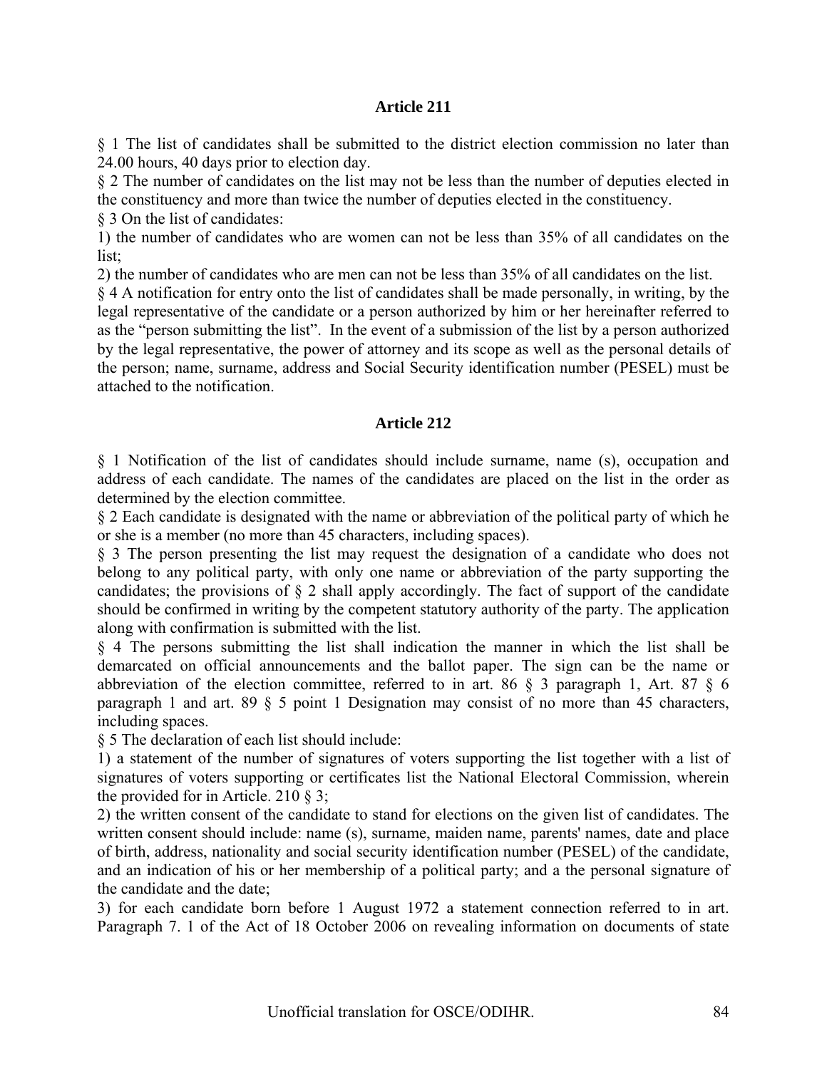### Article 211

§ 1 The list of candidates shall be submitted to the district election commission no later than 24.00 hours, 40 days prior to election day.

§ 2 The number of candidates on the list may not be less than the number of deputies elected in the constituency and more than twice the number of deputies elected in the constituency.

§ 3 On the list of candidates:

1) the number of candidates who are women can not be less than 35% of all candidates on the list;

2) the number of candidates who are men can not be less than 35% of all candidates on the list.

§ 4 A notification for entry onto the list of candidates shall be made personally, in writing, by the legal representative of the candidate or a person authorized by him or her hereinafter referred to as the "person submitting the list". In the event of a submission of the list by a person authorized by the legal representative, the power of attorney and its scope as well as the personal details of the person; name, surname, address and Social Security identification number (PESEL) must be attached to the notification.

### Article 212

§ 1 Notification of the list of candidates should include surname, name (s), occupation and address of each candidate. The names of the candidates are placed on the list in the order as determined by the election committee.

§ 2 Each candidate is designated with the name or abbreviation of the political party of which he or she is a member (no more than 45 characters, including spaces).

§ 3 The person presenting the list may request the designation of a candidate who does not belong to any political party, with only one name or abbreviation of the party supporting the candidates; the provisions of § 2 shall apply accordingly. The fact of support of the candidate should be confirmed in writing by the competent statutory authority of the party. The application along with confirmation is submitted with the list.

§ 4 The persons submitting the list shall indication the manner in which the list shall be demarcated on official announcements and the ballot paper. The sign can be the name or abbreviation of the election committee, referred to in art. 86 § 3 paragraph 1, Art. 87 § 6 paragraph 1 and art. 89 § 5 point 1 Designation may consist of no more than 45 characters, including spaces.

§ 5 The declaration of each list should include:

1) a statement of the number of signatures of voters supporting the list together with a list of signatures of voters supporting or certificates list the National Electoral Commission, wherein the provided for in Article. 210 § 3;

2) the written consent of the candidate to stand for elections on the given list of candidates. The written consent should include: name (s), surname, maiden name, parents' names, date and place of birth, address, nationality and social security identification number (PESEL) of the candidate, and an indication of his or her membership of a political party; and a the personal signature of the candidate and the date;

3) for each candidate born before 1 August 1972 a statement connection referred to in art. Paragraph 7. 1 of the Act of 18 October 2006 on revealing information on documents of state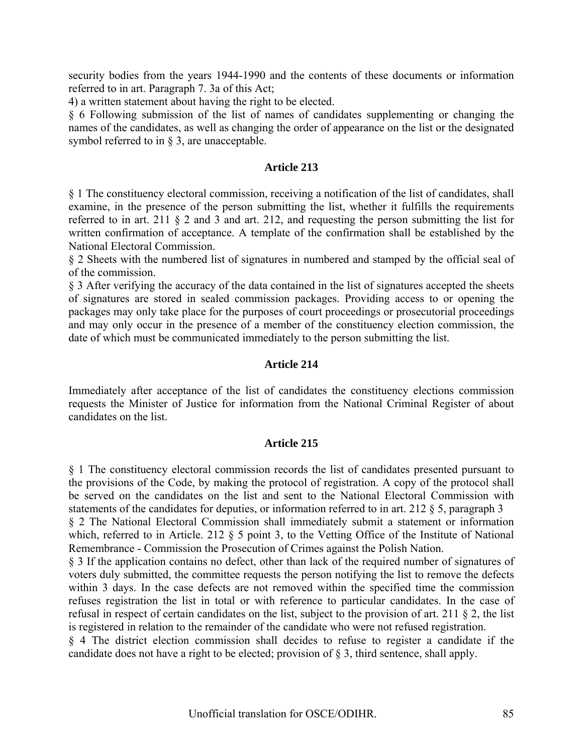security bodies from the years 1944-1990 and the contents of these documents or information referred to in art. Paragraph 7. 3a of this Act;

4) a written statement about having the right to be elected.

§ 6 Following submission of the list of names of candidates supplementing or changing the names of the candidates, as well as changing the order of appearance on the list or the designated symbol referred to in § 3, are unacceptable.

### Article 213

§ 1 The constituency electoral commission, receiving a notification of the list of candidates, shall examine, in the presence of the person submitting the list, whether it fulfills the requirements referred to in art. 211 § 2 and 3 and art. 212, and requesting the person submitting the list for written confirmation of acceptance. A template of the confirmation shall be established by the National Electoral Commission.

§ 2 Sheets with the numbered list of signatures in numbered and stamped by the official seal of of the commission.

§ 3 After verifying the accuracy of the data contained in the list of signatures accepted the sheets of signatures are stored in sealed commission packages. Providing access to or opening the packages may only take place for the purposes of court proceedings or prosecutorial proceedings and may only occur in the presence of a member of the constituency election commission, the date of which must be communicated immediately to the person submitting the list.

### Article 214

Immediately after acceptance of the list of candidates the constituency elections commission requests the Minister of Justice for information from the National Criminal Register of about candidates on the list.

### Article 215

§ 1 The constituency electoral commission records the list of candidates presented pursuant to the provisions of the Code, by making the protocol of registration. A copy of the protocol shall be served on the candidates on the list and sent to the National Electoral Commission with statements of the candidates for deputies, or information referred to in art. 212 § 5, paragraph 3

§ 2 The National Electoral Commission shall immediately submit a statement or information which, referred to in Article. 212 § 5 point 3, to the Vetting Office of the Institute of National Remembrance - Commission the Prosecution of Crimes against the Polish Nation.

§ 3 If the application contains no defect, other than lack of the required number of signatures of voters duly submitted, the committee requests the person notifying the list to remove the defects within 3 days. In the case defects are not removed within the specified time the commission refuses registration the list in total or with reference to particular candidates. In the case of refusal in respect of certain candidates on the list, subject to the provision of art. 211 § 2, the list is registered in relation to the remainder of the candidate who were not refused registration.

§ 4 The district election commission shall decides to refuse to register a candidate if the candidate does not have a right to be elected; provision of § 3, third sentence, shall apply.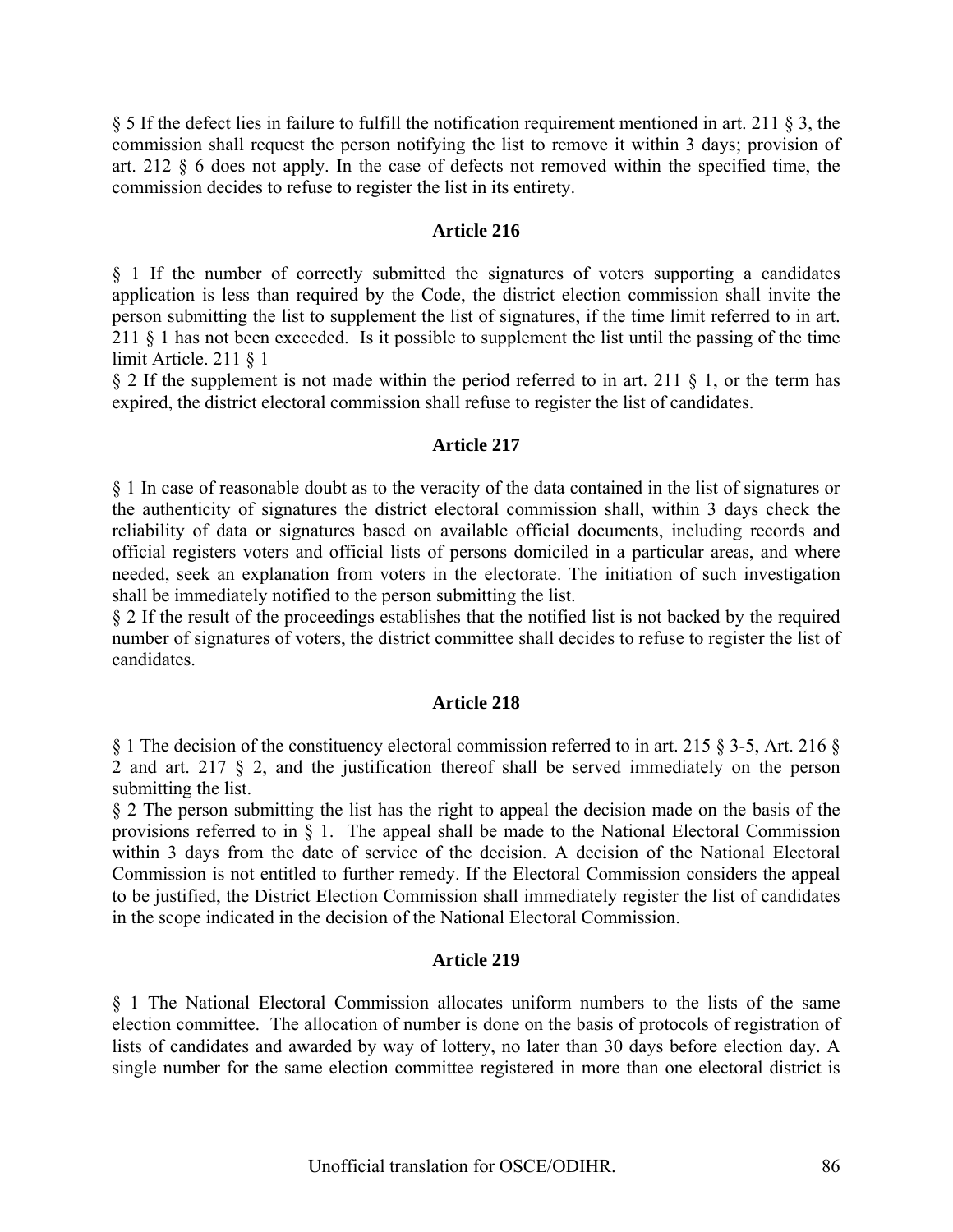§ 5 If the defect lies in failure to fulfill the notification requirement mentioned in art. 211 § 3, the commission shall request the person notifying the list to remove it within 3 days; provision of art. 212 § 6 does not apply. In the case of defects not removed within the specified time, the commission decides to refuse to register the list in its entirety.

### Article 216

§ 1 If the number of correctly submitted the signatures of voters supporting a candidates application is less than required by the Code, the district election commission shall invite the person submitting the list to supplement the list of signatures, if the time limit referred to in art. 211 § 1 has not been exceeded. Is it possible to supplement the list until the passing of the time limit Article. 211 § 1

§ 2 If the supplement is not made within the period referred to in art. 211 § 1, or the term has expired, the district electoral commission shall refuse to register the list of candidates.

### Article 217

§ 1 In case of reasonable doubt as to the veracity of the data contained in the list of signatures or the authenticity of signatures the district electoral commission shall, within 3 days check the reliability of data or signatures based on available official documents, including records and official registers voters and official lists of persons domiciled in a particular areas, and where needed, seek an explanation from voters in the electorate. The initiation of such investigation shall be immediately notified to the person submitting the list.

§ 2 If the result of the proceedings establishes that the notified list is not backed by the required number of signatures of voters, the district committee shall decides to refuse to register the list of candidates.

### Article 218

§ 1 The decision of the constituency electoral commission referred to in art. 215 § 3-5, Art. 216 § 2 and art. 217 § 2, and the justification thereof shall be served immediately on the person submitting the list.

§ 2 The person submitting the list has the right to appeal the decision made on the basis of the provisions referred to in § 1. The appeal shall be made to the National Electoral Commission within 3 days from the date of service of the decision. A decision of the National Electoral Commission is not entitled to further remedy. If the Electoral Commission considers the appeal to be justified, the District Election Commission shall immediately register the list of candidates in the scope indicated in the decision of the National Electoral Commission.

### Article 219

§ 1 The National Electoral Commission allocates uniform numbers to the lists of the same election committee. The allocation of number is done on the basis of protocols of registration of lists of candidates and awarded by way of lottery, no later than 30 days before election day. A single number for the same election committee registered in more than one electoral district is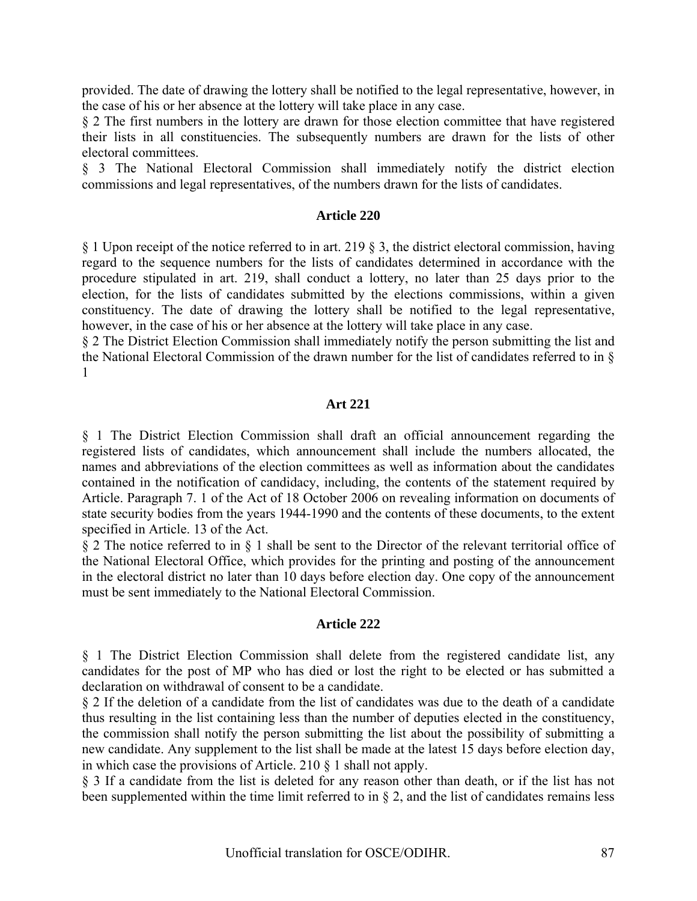provided. The date of drawing the lottery shall be notified to the legal representative, however, in the case of his or her absence at the lottery will take place in any case.

§ 2 The first numbers in the lottery are drawn for those election committee that have registered their lists in all constituencies. The subsequently numbers are drawn for the lists of other electoral committees.

§ 3 The National Electoral Commission shall immediately notify the district election commissions and legal representatives, of the numbers drawn for the lists of candidates.

### Article 220

§ 1 Upon receipt of the notice referred to in art. 219 § 3, the district electoral commission, having regard to the sequence numbers for the lists of candidates determined in accordance with the procedure stipulated in art. 219, shall conduct a lottery, no later than 25 days prior to the election, for the lists of candidates submitted by the elections commissions, within a given constituency. The date of drawing the lottery shall be notified to the legal representative, however, in the case of his or her absence at the lottery will take place in any case.

§ 2 The District Election Commission shall immediately notify the person submitting the list and the National Electoral Commission of the drawn number for the list of candidates referred to in § 1

### Art 221

§ 1 The District Election Commission shall draft an official announcement regarding the registered lists of candidates, which announcement shall include the numbers allocated, the names and abbreviations of the election committees as well as information about the candidates contained in the notification of candidacy, including, the contents of the statement required by Article. Paragraph 7. 1 of the Act of 18 October 2006 on revealing information on documents of state security bodies from the years 1944-1990 and the contents of these documents, to the extent specified in Article. 13 of the Act.

§ 2 The notice referred to in § 1 shall be sent to the Director of the relevant territorial office of the National Electoral Office, which provides for the printing and posting of the announcement in the electoral district no later than 10 days before election day. One copy of the announcement must be sent immediately to the National Electoral Commission.

### Article 222

§ 1 The District Election Commission shall delete from the registered candidate list, any candidates for the post of MP who has died or lost the right to be elected or has submitted a declaration on withdrawal of consent to be a candidate.

§ 2 If the deletion of a candidate from the list of candidates was due to the death of a candidate thus resulting in the list containing less than the number of deputies elected in the constituency, the commission shall notify the person submitting the list about the possibility of submitting a new candidate. Any supplement to the list shall be made at the latest 15 days before election day, in which case the provisions of Article. 210 § 1 shall not apply.

§ 3 If a candidate from the list is deleted for any reason other than death, or if the list has not been supplemented within the time limit referred to in § 2, and the list of candidates remains less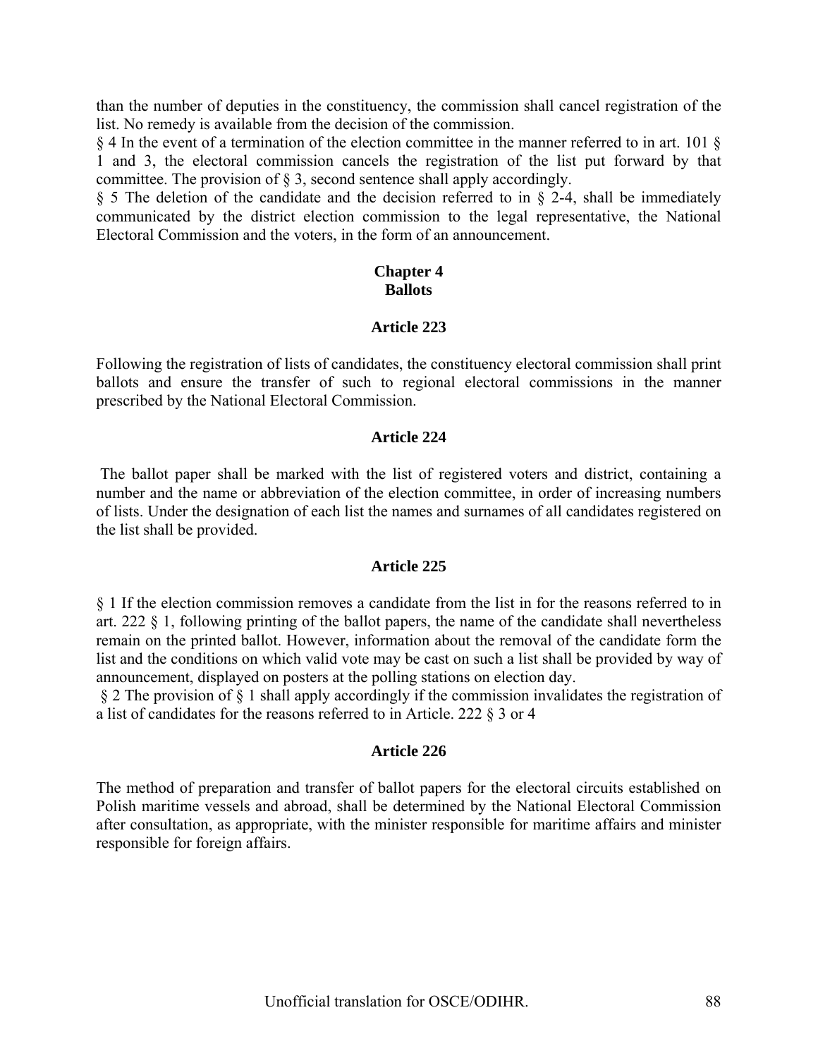than the number of deputies in the constituency, the commission shall cancel registration of the list. No remedy is available from the decision of the commission.

§ 4 In the event of a termination of the election committee in the manner referred to in art. 101 § 1 and 3, the electoral commission cancels the registration of the list put forward by that committee. The provision of § 3, second sentence shall apply accordingly.

§ 5 The deletion of the candidate and the decision referred to in § 2-4, shall be immediately communicated by the district election commission to the legal representative, the National Electoral Commission and the voters, in the form of an announcement.

## Chapter 4
## Ballots

### Article 223

Following the registration of lists of candidates, the constituency electoral commission shall print ballots and ensure the transfer of such to regional electoral commissions in the manner prescribed by the National Electoral Commission.

### Article 224

The ballot paper shall be marked with the list of registered voters and district, containing a number and the name or abbreviation of the election committee, in order of increasing numbers of lists. Under the designation of each list the names and surnames of all candidates registered on the list shall be provided.

### Article 225

§ 1 If the election commission removes a candidate from the list in for the reasons referred to in art. 222 § 1, following printing of the ballot papers, the name of the candidate shall nevertheless remain on the printed ballot. However, information about the removal of the candidate form the list and the conditions on which valid vote may be cast on such a list shall be provided by way of announcement, displayed on posters at the polling stations on election day.

§ 2 The provision of § 1 shall apply accordingly if the commission invalidates the registration of a list of candidates for the reasons referred to in Article. 222 § 3 or 4

### Article 226

The method of preparation and transfer of ballot papers for the electoral circuits established on Polish maritime vessels and abroad, shall be determined by the National Electoral Commission after consultation, as appropriate, with the minister responsible for maritime affairs and minister responsible for foreign affairs.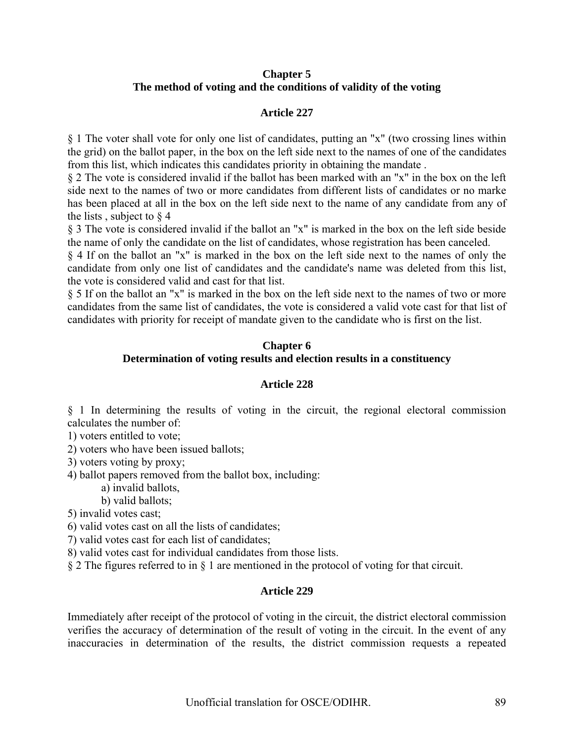## Chapter 5
## The method of voting and the conditions of validity of the voting

### Article 227

§ 1 The voter shall vote for only one list of candidates, putting an "x" (two crossing lines within the grid) on the ballot paper, in the box on the left side next to the names of one of the candidates from this list, which indicates this candidates priority in obtaining the mandate .

§ 2 The vote is considered invalid if the ballot has been marked with an "x" in the box on the left side next to the names of two or more candidates from different lists of candidates or no marke has been placed at all in the box on the left side next to the name of any candidate from any of the lists , subject to § 4

§ 3 The vote is considered invalid if the ballot an "x" is marked in the box on the left side beside the name of only the candidate on the list of candidates, whose registration has been canceled.

§ 4 If on the ballot an "x" is marked in the box on the left side next to the names of only the candidate from only one list of candidates and the candidate's name was deleted from this list, the vote is considered valid and cast for that list.

§ 5 If on the ballot an "x" is marked in the box on the left side next to the names of two or more candidates from the same list of candidates, the vote is considered a valid vote cast for that list of candidates with priority for receipt of mandate given to the candidate who is first on the list.

## Chapter 6
## Determination of voting results and election results in a constituency

### Article 228

§ 1 In determining the results of voting in the circuit, the regional electoral commission calculates the number of:

1) voters entitled to vote;
2) voters who have been issued ballots;
3) voters voting by proxy;
4) ballot papers removed from the ballot box, including:
   a) invalid ballots,
   b) valid ballots;
5) invalid votes cast;
6) valid votes cast on all the lists of candidates;
7) valid votes cast for each list of candidates;
8) valid votes cast for individual candidates from those lists.

§ 2 The figures referred to in § 1 are mentioned in the protocol of voting for that circuit.

### Article 229

Immediately after receipt of the protocol of voting in the circuit, the district electoral commission verifies the accuracy of determination of the result of voting in the circuit. In the event of any inaccuracies in determination of the results, the district commission requests a repeated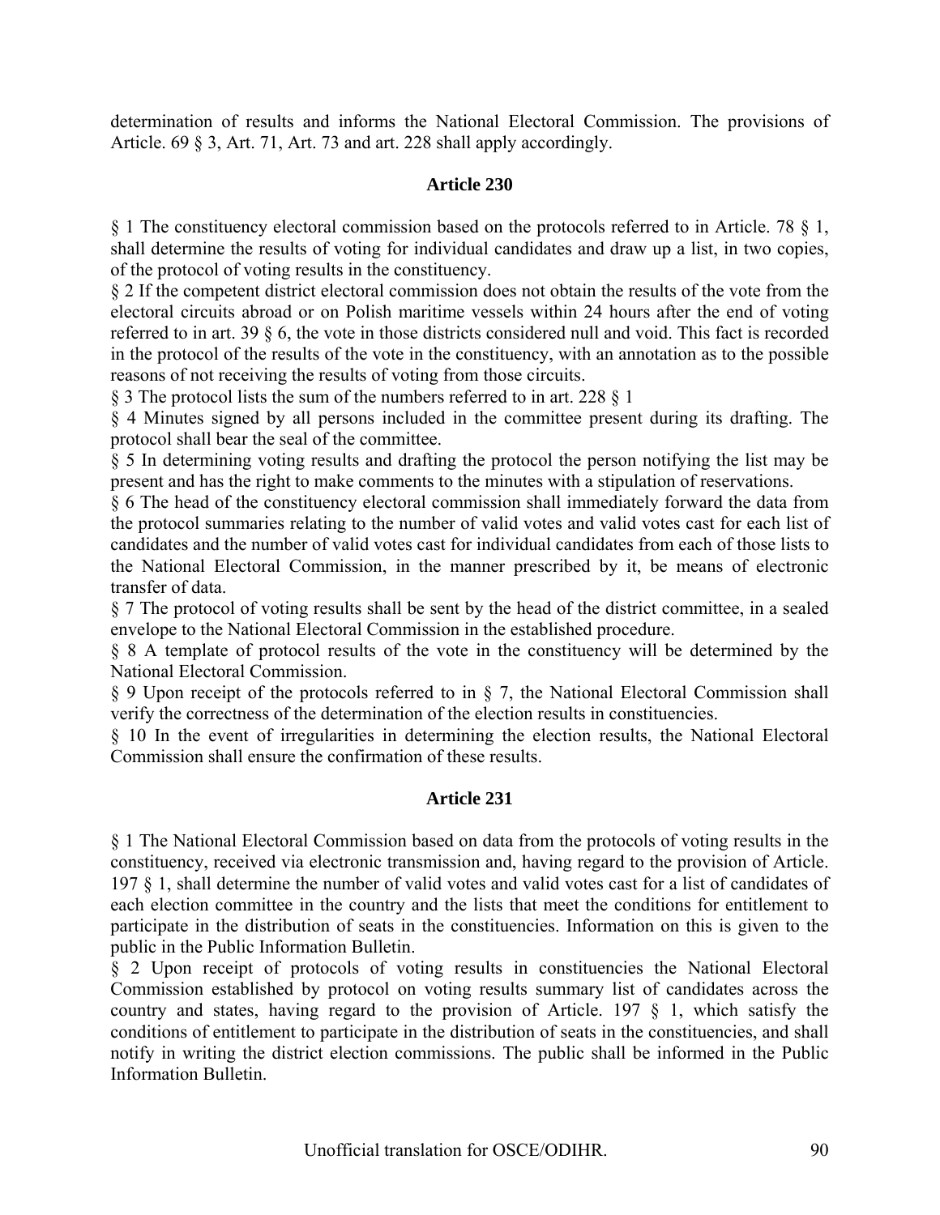determination of results and informs the National Electoral Commission. The provisions of Article. 69 § 3, Art. 71, Art. 73 and art. 228 shall apply accordingly.

### Article 230

§ 1 The constituency electoral commission based on the protocols referred to in Article. 78 § 1, shall determine the results of voting for individual candidates and draw up a list, in two copies, of the protocol of voting results in the constituency.

§ 2 If the competent district electoral commission does not obtain the results of the vote from the electoral circuits abroad or on Polish maritime vessels within 24 hours after the end of voting referred to in art. 39 § 6, the vote in those districts considered null and void. This fact is recorded in the protocol of the results of the vote in the constituency, with an annotation as to the possible reasons of not receiving the results of voting from those circuits.

§ 3 The protocol lists the sum of the numbers referred to in art. 228 § 1

§ 4 Minutes signed by all persons included in the committee present during its drafting. The protocol shall bear the seal of the committee.

§ 5 In determining voting results and drafting the protocol the person notifying the list may be present and has the right to make comments to the minutes with a stipulation of reservations.

§ 6 The head of the constituency electoral commission shall immediately forward the data from the protocol summaries relating to the number of valid votes and valid votes cast for each list of candidates and the number of valid votes cast for individual candidates from each of those lists to the National Electoral Commission, in the manner prescribed by it, be means of electronic transfer of data.

§ 7 The protocol of voting results shall be sent by the head of the district committee, in a sealed envelope to the National Electoral Commission in the established procedure.

§ 8 A template of protocol results of the vote in the constituency will be determined by the National Electoral Commission.

§ 9 Upon receipt of the protocols referred to in § 7, the National Electoral Commission shall verify the correctness of the determination of the election results in constituencies.

§ 10 In the event of irregularities in determining the election results, the National Electoral Commission shall ensure the confirmation of these results.

### Article 231

§ 1 The National Electoral Commission based on data from the protocols of voting results in the constituency, received via electronic transmission and, having regard to the provision of Article. 197 § 1, shall determine the number of valid votes and valid votes cast for a list of candidates of each election committee in the country and the lists that meet the conditions for entitlement to participate in the distribution of seats in the constituencies. Information on this is given to the public in the Public Information Bulletin.

§ 2 Upon receipt of protocols of voting results in constituencies the National Electoral Commission established by protocol on voting results summary list of candidates across the country and states, having regard to the provision of Article. 197 § 1, which satisfy the conditions of entitlement to participate in the distribution of seats in the constituencies, and shall notify in writing the district election commissions. The public shall be informed in the Public Information Bulletin.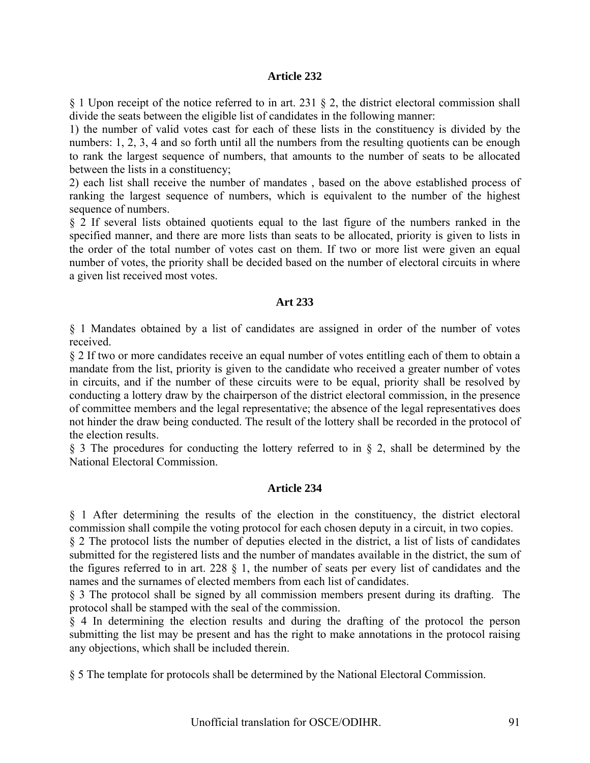### Article 232

§ 1 Upon receipt of the notice referred to in art. 231 § 2, the district electoral commission shall divide the seats between the eligible list of candidates in the following manner:

1) the number of valid votes cast for each of these lists in the constituency is divided by the numbers: 1, 2, 3, 4 and so forth until all the numbers from the resulting quotients can be enough to rank the largest sequence of numbers, that amounts to the number of seats to be allocated between the lists in a constituency;

2) each list shall receive the number of mandates , based on the above established process of ranking the largest sequence of numbers, which is equivalent to the number of the highest sequence of numbers.

§ 2 If several lists obtained quotients equal to the last figure of the numbers ranked in the specified manner, and there are more lists than seats to be allocated, priority is given to lists in the order of the total number of votes cast on them. If two or more list were given an equal number of votes, the priority shall be decided based on the number of electoral circuits in where a given list received most votes.

### Art 233

§ 1 Mandates obtained by a list of candidates are assigned in order of the number of votes received.

§ 2 If two or more candidates receive an equal number of votes entitling each of them to obtain a mandate from the list, priority is given to the candidate who received a greater number of votes in circuits, and if the number of these circuits were to be equal, priority shall be resolved by conducting a lottery draw by the chairperson of the district electoral commission, in the presence of committee members and the legal representative; the absence of the legal representatives does not hinder the draw being conducted. The result of the lottery shall be recorded in the protocol of the election results.

§ 3 The procedures for conducting the lottery referred to in § 2, shall be determined by the National Electoral Commission.

### Article 234

§ 1 After determining the results of the election in the constituency, the district electoral commission shall compile the voting protocol for each chosen deputy in a circuit, in two copies.

§ 2 The protocol lists the number of deputies elected in the district, a list of lists of candidates submitted for the registered lists and the number of mandates available in the district, the sum of the figures referred to in art. 228 § 1, the number of seats per every list of candidates and the names and the surnames of elected members from each list of candidates.

§ 3 The protocol shall be signed by all commission members present during its drafting. The protocol shall be stamped with the seal of the commission.

§ 4 In determining the election results and during the drafting of the protocol the person submitting the list may be present and has the right to make annotations in the protocol raising any objections, which shall be included therein.

§ 5 The template for protocols shall be determined by the National Electoral Commission.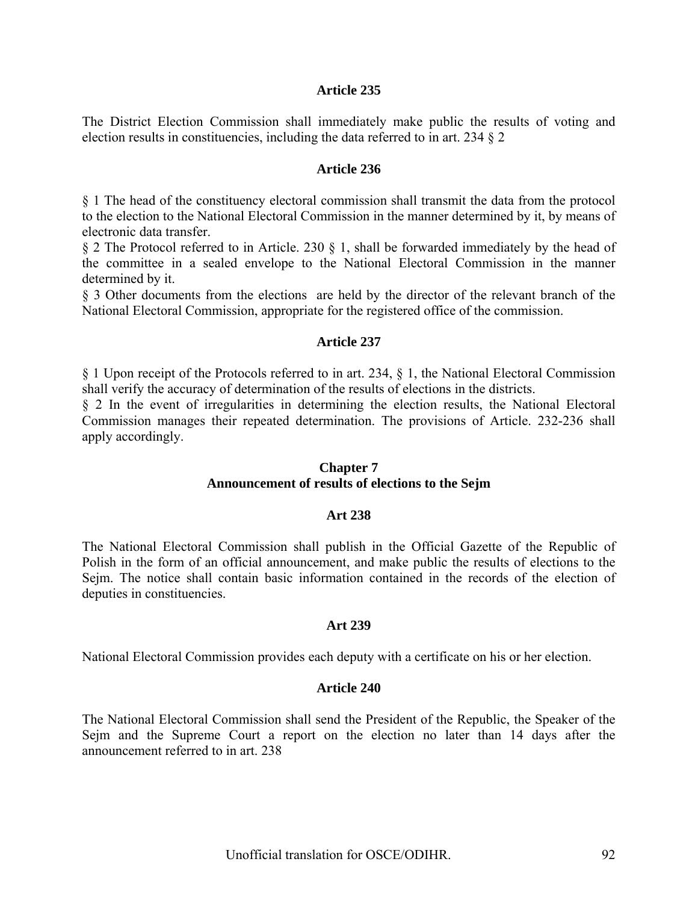### Article 235

The District Election Commission shall immediately make public the results of voting and election results in constituencies, including the data referred to in art. 234 § 2

### Article 236

§ 1 The head of the constituency electoral commission shall transmit the data from the protocol to the election to the National Electoral Commission in the manner determined by it, by means of electronic data transfer.

§ 2 The Protocol referred to in Article. 230 § 1, shall be forwarded immediately by the head of the committee in a sealed envelope to the National Electoral Commission in the manner determined by it.

§ 3 Other documents from the elections are held by the director of the relevant branch of the National Electoral Commission, appropriate for the registered office of the commission.

### Article 237

§ 1 Upon receipt of the Protocols referred to in art. 234, § 1, the National Electoral Commission shall verify the accuracy of determination of the results of elections in the districts.

§ 2 In the event of irregularities in determining the election results, the National Electoral Commission manages their repeated determination. The provisions of Article. 232-236 shall apply accordingly.

## Chapter 7
## Announcement of results of elections to the Sejm

### Art 238

The National Electoral Commission shall publish in the Official Gazette of the Republic of Polish in the form of an official announcement, and make public the results of elections to the Sejm. The notice shall contain basic information contained in the records of the election of deputies in constituencies.

### Art 239

National Electoral Commission provides each deputy with a certificate on his or her election.

### Article 240

The National Electoral Commission shall send the President of the Republic, the Speaker of the Sejm and the Supreme Court a report on the election no later than 14 days after the announcement referred to in art. 238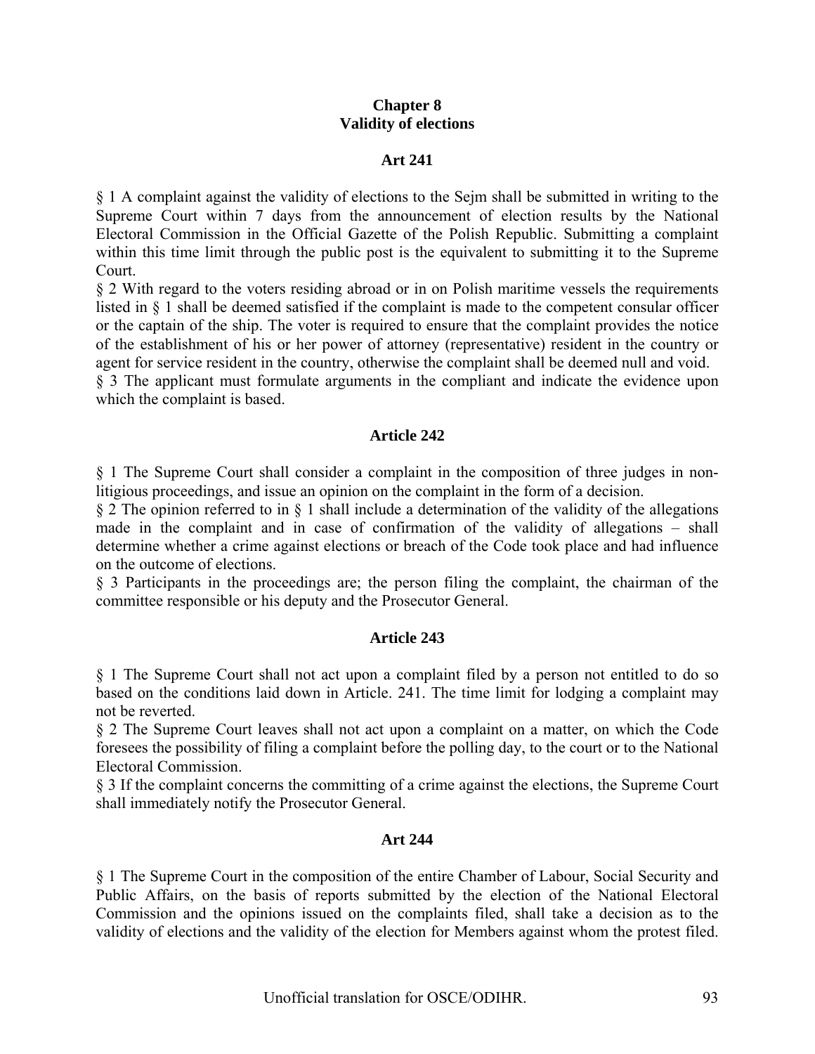## Chapter 8
## Validity of elections

### Art 241

§ 1 A complaint against the validity of elections to the Sejm shall be submitted in writing to the Supreme Court within 7 days from the announcement of election results by the National Electoral Commission in the Official Gazette of the Polish Republic. Submitting a complaint within this time limit through the public post is the equivalent to submitting it to the Supreme Court.
§ 2 With regard to the voters residing abroad or in on Polish maritime vessels the requirements listed in § 1 shall be deemed satisfied if the complaint is made to the competent consular officer or the captain of the ship. The voter is required to ensure that the complaint provides the notice of the establishment of his or her power of attorney (representative) resident in the country or agent for service resident in the country, otherwise the complaint shall be deemed null and void.
§ 3 The applicant must formulate arguments in the compliant and indicate the evidence upon which the complaint is based.

### Article 242

§ 1 The Supreme Court shall consider a complaint in the composition of three judges in non-litigious proceedings, and issue an opinion on the complaint in the form of a decision.
§ 2 The opinion referred to in § 1 shall include a determination of the validity of the allegations made in the complaint and in case of confirmation of the validity of allegations – shall determine whether a crime against elections or breach of the Code took place and had influence on the outcome of elections.
§ 3 Participants in the proceedings are; the person filing the complaint, the chairman of the committee responsible or his deputy and the Prosecutor General.

### Article 243

§ 1 The Supreme Court shall not act upon a complaint filed by a person not entitled to do so based on the conditions laid down in Article. 241. The time limit for lodging a complaint may not be reverted.
§ 2 The Supreme Court leaves shall not act upon a complaint on a matter, on which the Code foresees the possibility of filing a complaint before the polling day, to the court or to the National Electoral Commission.
§ 3 If the complaint concerns the committing of a crime against the elections, the Supreme Court shall immediately notify the Prosecutor General.

### Art 244

§ 1 The Supreme Court in the composition of the entire Chamber of Labour, Social Security and Public Affairs, on the basis of reports submitted by the election of the National Electoral Commission and the opinions issued on the complaints filed, shall take a decision as to the validity of elections and the validity of the election for Members against whom the protest filed.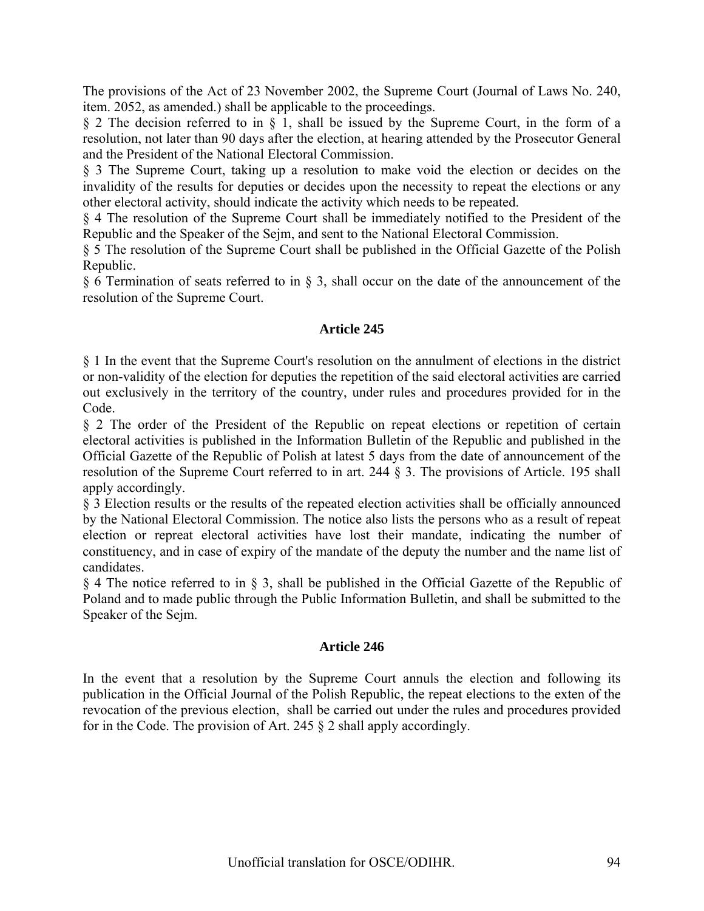The provisions of the Act of 23 November 2002, the Supreme Court (Journal of Laws No. 240, item. 2052, as amended.) shall be applicable to the proceedings.

§ 2 The decision referred to in § 1, shall be issued by the Supreme Court, in the form of a resolution, not later than 90 days after the election, at hearing attended by the Prosecutor General and the President of the National Electoral Commission.

§ 3 The Supreme Court, taking up a resolution to make void the election or decides on the invalidity of the results for deputies or decides upon the necessity to repeat the elections or any other electoral activity, should indicate the activity which needs to be repeated.

§ 4 The resolution of the Supreme Court shall be immediately notified to the President of the Republic and the Speaker of the Sejm, and sent to the National Electoral Commission.

§ 5 The resolution of the Supreme Court shall be published in the Official Gazette of the Polish Republic.

§ 6 Termination of seats referred to in § 3, shall occur on the date of the announcement of the resolution of the Supreme Court.

### Article 245

§ 1 In the event that the Supreme Court's resolution on the annulment of elections in the district or non-validity of the election for deputies the repetition of the said electoral activities are carried out exclusively in the territory of the country, under rules and procedures provided for in the Code.

§ 2 The order of the President of the Republic on repeat elections or repetition of certain electoral activities is published in the Information Bulletin of the Republic and published in the Official Gazette of the Republic of Polish at latest 5 days from the date of announcement of the resolution of the Supreme Court referred to in art. 244 § 3. The provisions of Article. 195 shall apply accordingly.

§ 3 Election results or the results of the repeated election activities shall be officially announced by the National Electoral Commission. The notice also lists the persons who as a result of repeat election or repreat electoral activities have lost their mandate, indicating the number of constituency, and in case of expiry of the mandate of the deputy the number and the name list of candidates.

§ 4 The notice referred to in § 3, shall be published in the Official Gazette of the Republic of Poland and to made public through the Public Information Bulletin, and shall be submitted to the Speaker of the Sejm.

### Article 246

In the event that a resolution by the Supreme Court annuls the election and following its publication in the Official Journal of the Polish Republic, the repeat elections to the exten of the revocation of the previous election, shall be carried out under the rules and procedures provided for in the Code. The provision of Art. 245 § 2 shall apply accordingly.

Unofficial translation for OSCE/ODIHR.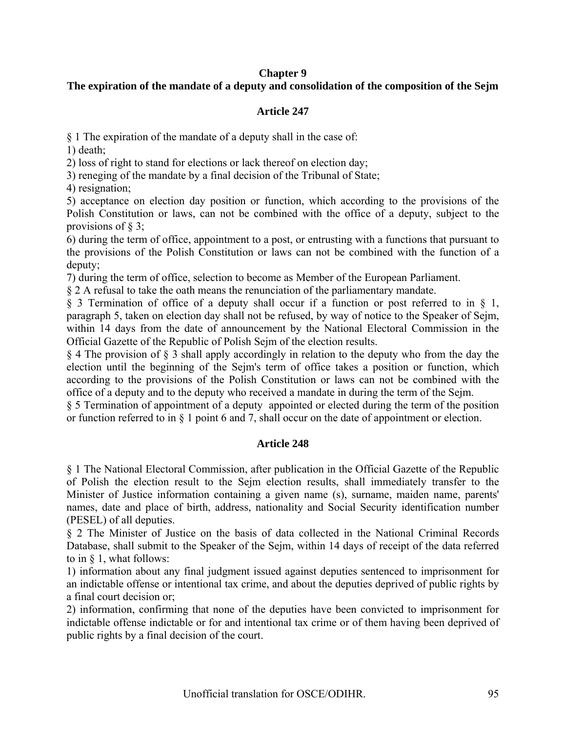## Chapter 9

## The expiration of the mandate of a deputy and consolidation of the composition of the Sejm

### Article 247

§ 1 The expiration of the mandate of a deputy shall in the case of:

1) death;

2) loss of right to stand for elections or lack thereof on election day;

3) reneging of the mandate by a final decision of the Tribunal of State;

4) resignation;

5) acceptance on election day position or function, which according to the provisions of the Polish Constitution or laws, can not be combined with the office of a deputy, subject to the provisions of § 3;

6) during the term of office, appointment to a post, or entrusting with a functions that pursuant to the provisions of the Polish Constitution or laws can not be combined with the function of a deputy;

7) during the term of office, selection to become as Member of the European Parliament.

§ 2 A refusal to take the oath means the renunciation of the parliamentary mandate.

§ 3 Termination of office of a deputy shall occur if a function or post referred to in § 1, paragraph 5, taken on election day shall not be refused, by way of notice to the Speaker of Sejm, within 14 days from the date of announcement by the National Electoral Commission in the Official Gazette of the Republic of Polish Sejm of the election results.

§ 4 The provision of § 3 shall apply accordingly in relation to the deputy who from the day the election until the beginning of the Sejm's term of office takes a position or function, which according to the provisions of the Polish Constitution or laws can not be combined with the office of a deputy and to the deputy who received a mandate in during the term of the Sejm.

§ 5 Termination of appointment of a deputy appointed or elected during the term of the position or function referred to in § 1 point 6 and 7, shall occur on the date of appointment or election.

### Article 248

§ 1 The National Electoral Commission, after publication in the Official Gazette of the Republic of Polish the election result to the Sejm election results, shall immediately transfer to the Minister of Justice information containing a given name (s), surname, maiden name, parents' names, date and place of birth, address, nationality and Social Security identification number (PESEL) of all deputies.

§ 2 The Minister of Justice on the basis of data collected in the National Criminal Records Database, shall submit to the Speaker of the Sejm, within 14 days of receipt of the data referred to in § 1, what follows:

1) information about any final judgment issued against deputies sentenced to imprisonment for an indictable offense or intentional tax crime, and about the deputies deprived of public rights by a final court decision or;

2) information, confirming that none of the deputies have been convicted to imprisonment for indictable offense indictable or for and intentional tax crime or of them having been deprived of public rights by a final decision of the court.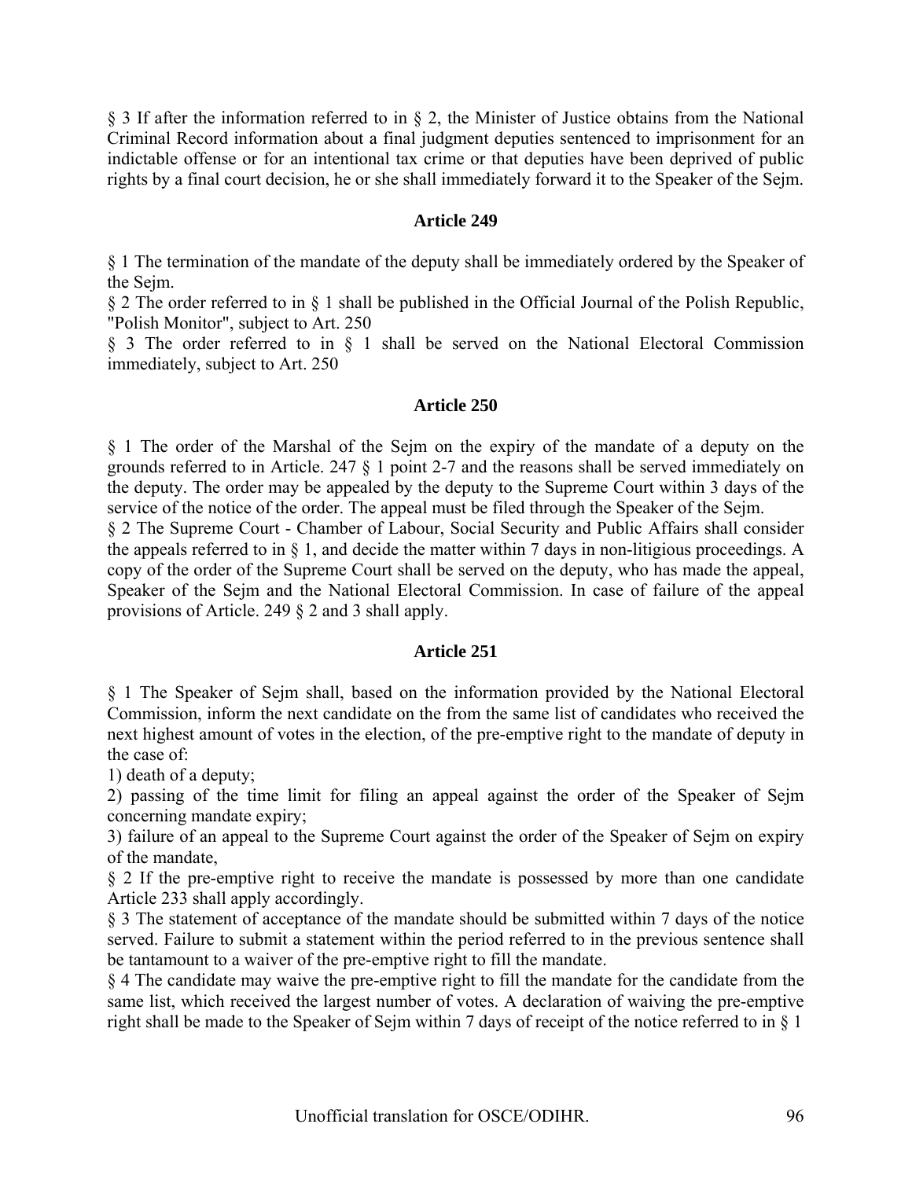§ 3 If after the information referred to in § 2, the Minister of Justice obtains from the National Criminal Record information about a final judgment deputies sentenced to imprisonment for an indictable offense or for an intentional tax crime or that deputies have been deprived of public rights by a final court decision, he or she shall immediately forward it to the Speaker of the Sejm.

### Article 249

§ 1 The termination of the mandate of the deputy shall be immediately ordered by the Speaker of the Sejm.
§ 2 The order referred to in § 1 shall be published in the Official Journal of the Polish Republic, "Polish Monitor", subject to Art. 250
§ 3 The order referred to in § 1 shall be served on the National Electoral Commission immediately, subject to Art. 250

### Article 250

§ 1 The order of the Marshal of the Sejm on the expiry of the mandate of a deputy on the grounds referred to in Article. 247 § 1 point 2-7 and the reasons shall be served immediately on the deputy. The order may be appealed by the deputy to the Supreme Court within 3 days of the service of the notice of the order. The appeal must be filed through the Speaker of the Sejm.
§ 2 The Supreme Court - Chamber of Labour, Social Security and Public Affairs shall consider the appeals referred to in § 1, and decide the matter within 7 days in non-litigious proceedings. A copy of the order of the Supreme Court shall be served on the deputy, who has made the appeal, Speaker of the Sejm and the National Electoral Commission. In case of failure of the appeal provisions of Article. 249 § 2 and 3 shall apply.

### Article 251

§ 1 The Speaker of Sejm shall, based on the information provided by the National Electoral Commission, inform the next candidate on the from the same list of candidates who received the next highest amount of votes in the election, of the pre-emptive right to the mandate of deputy in the case of:
1) death of a deputy;
2) passing of the time limit for filing an appeal against the order of the Speaker of Sejm concerning mandate expiry;
3) failure of an appeal to the Supreme Court against the order of the Speaker of Sejm on expiry of the mandate,
§ 2 If the pre-emptive right to receive the mandate is possessed by more than one candidate Article 233 shall apply accordingly.
§ 3 The statement of acceptance of the mandate should be submitted within 7 days of the notice served. Failure to submit a statement within the period referred to in the previous sentence shall be tantamount to a waiver of the pre-emptive right to fill the mandate.
§ 4 The candidate may waive the pre-emptive right to fill the mandate for the candidate from the same list, which received the largest number of votes. A declaration of waiving the pre-emptive right shall be made to the Speaker of Sejm within 7 days of receipt of the notice referred to in § 1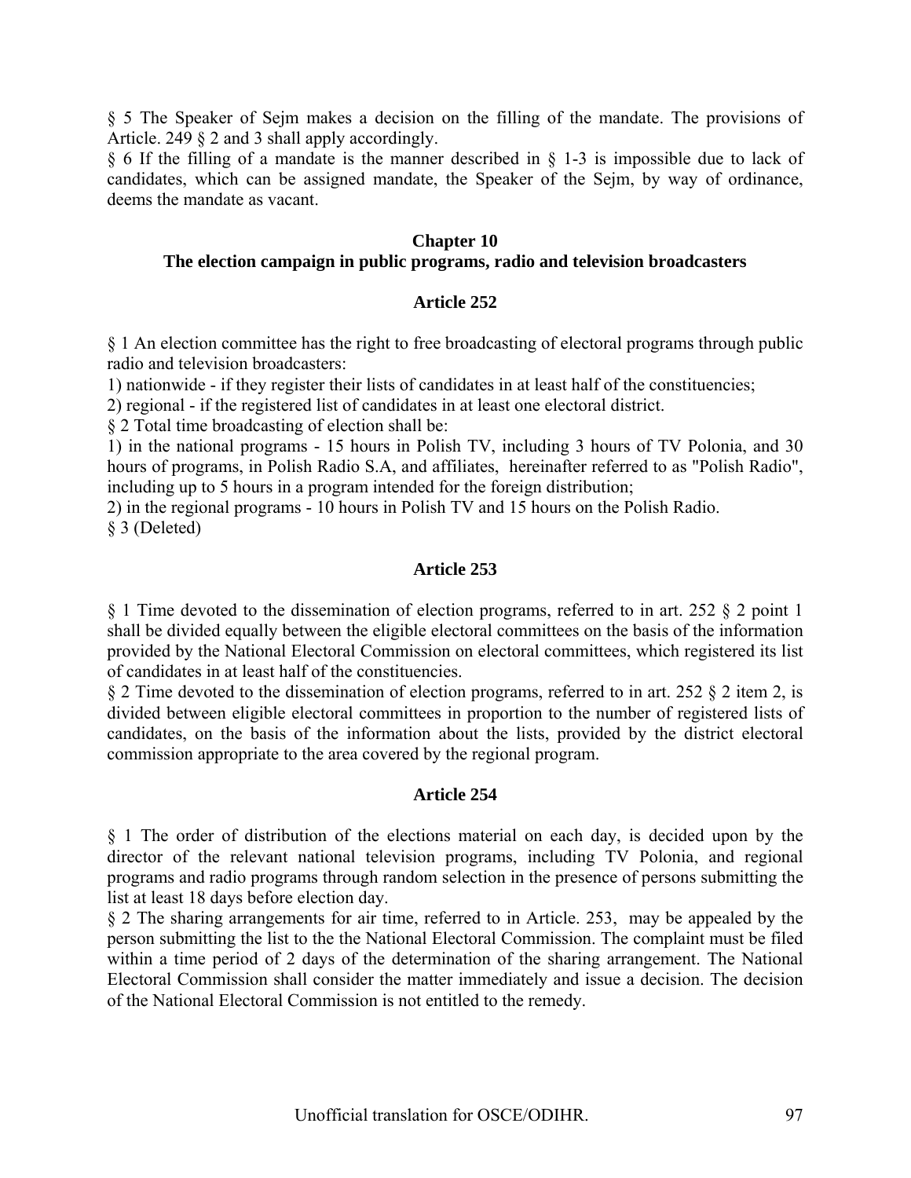§ 5 The Speaker of Sejm makes a decision on the filling of the mandate. The provisions of Article. 249 § 2 and 3 shall apply accordingly.
§ 6 If the filling of a mandate is the manner described in § 1-3 is impossible due to lack of candidates, which can be assigned mandate, the Speaker of the Sejm, by way of ordinance, deems the mandate as vacant.

## Chapter 10
## The election campaign in public programs, radio and television broadcasters

### Article 252

§ 1 An election committee has the right to free broadcasting of electoral programs through public radio and television broadcasters:
1) nationwide - if they register their lists of candidates in at least half of the constituencies;
2) regional - if the registered list of candidates in at least one electoral district.
§ 2 Total time broadcasting of election shall be:
1) in the national programs - 15 hours in Polish TV, including 3 hours of TV Polonia, and 30 hours of programs, in Polish Radio S.A, and affiliates, hereinafter referred to as "Polish Radio", including up to 5 hours in a program intended for the foreign distribution;
2) in the regional programs - 10 hours in Polish TV and 15 hours on the Polish Radio.
§ 3 (Deleted)

### Article 253

§ 1 Time devoted to the dissemination of election programs, referred to in art. 252 § 2 point 1 shall be divided equally between the eligible electoral committees on the basis of the information provided by the National Electoral Commission on electoral committees, which registered its list of candidates in at least half of the constituencies.
§ 2 Time devoted to the dissemination of election programs, referred to in art. 252 § 2 item 2, is divided between eligible electoral committees in proportion to the number of registered lists of candidates, on the basis of the information about the lists, provided by the district electoral commission appropriate to the area covered by the regional program.

### Article 254

§ 1 The order of distribution of the elections material on each day, is decided upon by the director of the relevant national television programs, including TV Polonia, and regional programs and radio programs through random selection in the presence of persons submitting the list at least 18 days before election day.
§ 2 The sharing arrangements for air time, referred to in Article. 253, may be appealed by the person submitting the list to the the National Electoral Commission. The complaint must be filed within a time period of 2 days of the determination of the sharing arrangement. The National Electoral Commission shall consider the matter immediately and issue a decision. The decision of the National Electoral Commission is not entitled to the remedy.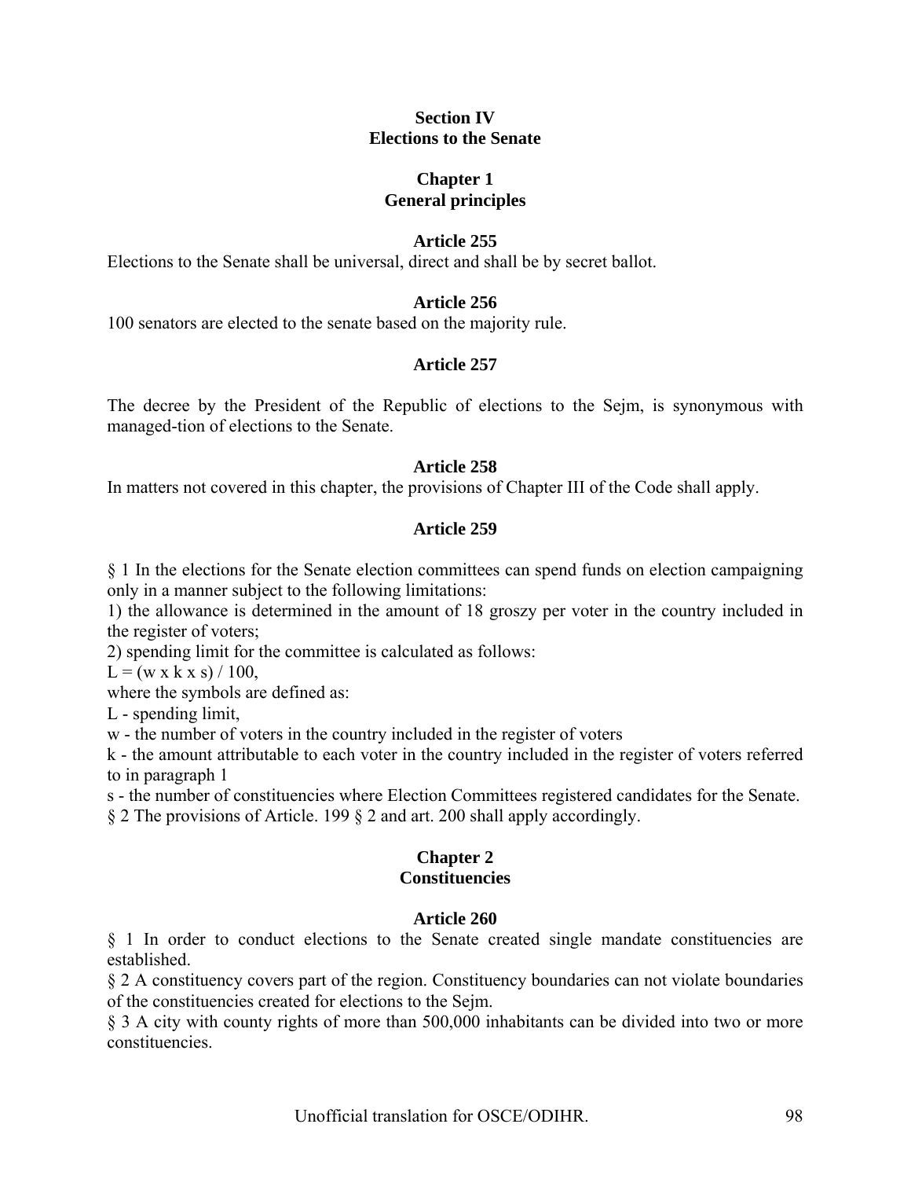## Section IV
## Elections to the Senate

### Chapter 1
### General principles

**Article 255**

Elections to the Senate shall be universal, direct and shall be by secret ballot.

**Article 256**

100 senators are elected to the senate based on the majority rule.

**Article 257**

The decree by the President of the Republic of elections to the Sejm, is synonymous with managed-tion of elections to the Senate.

**Article 258**

In matters not covered in this chapter, the provisions of Chapter III of the Code shall apply.

**Article 259**

§ 1 In the elections for the Senate election committees can spend funds on election campaigning only in a manner subject to the following limitations:

1) the allowance is determined in the amount of 18 groszy per voter in the country included in the register of voters;

2) spending limit for the committee is calculated as follows:

$L = (w \times k \times s) / 100$,

where the symbols are defined as:

L - spending limit,

w - the number of voters in the country included in the register of voters

k - the amount attributable to each voter in the country included in the register of voters referred to in paragraph 1

s - the number of constituencies where Election Committees registered candidates for the Senate.

§ 2 The provisions of Article. 199 § 2 and art. 200 shall apply accordingly.

### Chapter 2
### Constituencies

**Article 260**

§ 1 In order to conduct elections to the Senate created single mandate constituencies are established.

§ 2 A constituency covers part of the region. Constituency boundaries can not violate boundaries of the constituencies created for elections to the Sejm.

§ 3 A city with county rights of more than 500,000 inhabitants can be divided into two or more constituencies.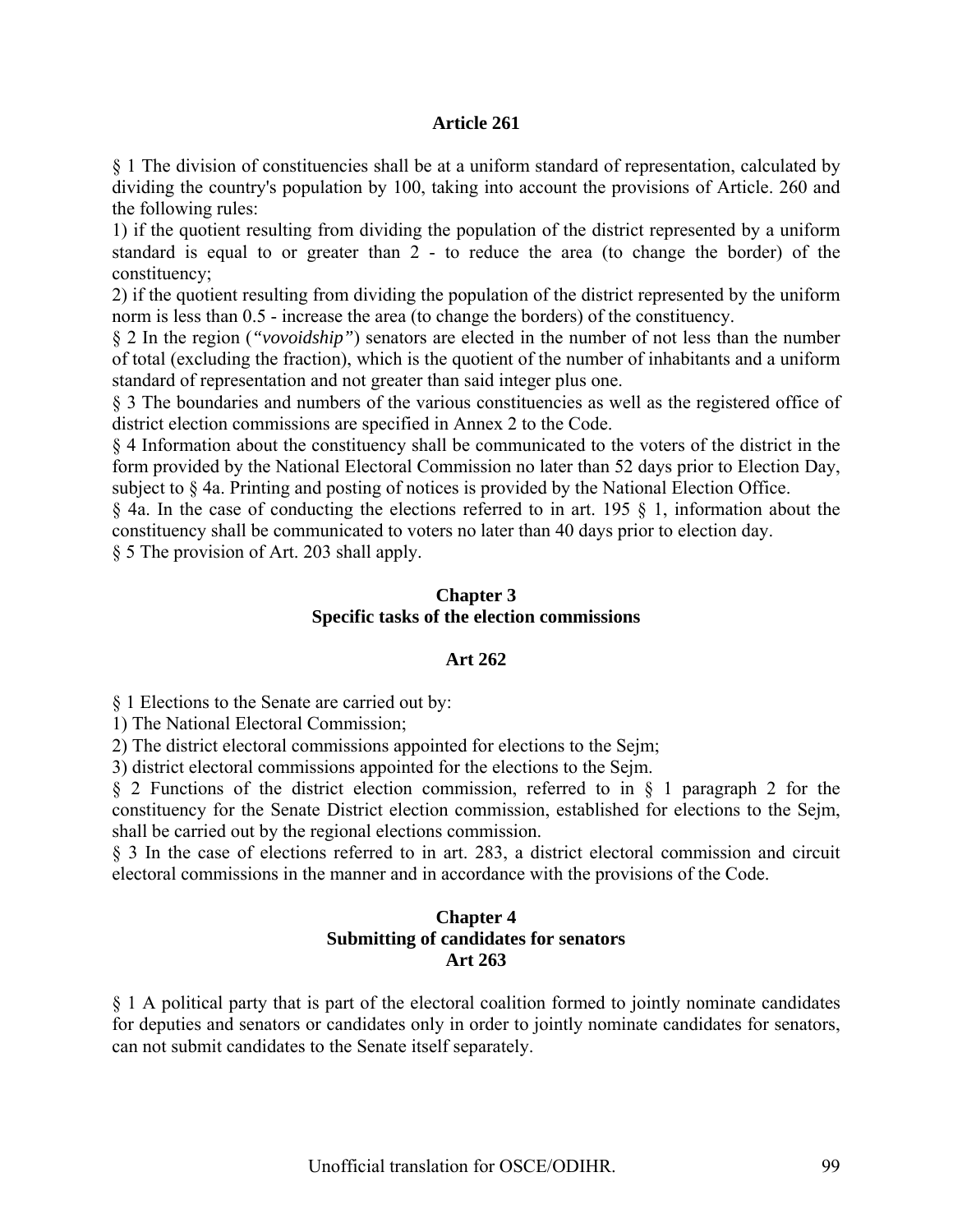### Article 261

§ 1 The division of constituencies shall be at a uniform standard of representation, calculated by dividing the country's population by 100, taking into account the provisions of Article. 260 and the following rules:

1) if the quotient resulting from dividing the population of the district represented by a uniform standard is equal to or greater than 2 - to reduce the area (to change the border) of the constituency;

2) if the quotient resulting from dividing the population of the district represented by the uniform norm is less than 0.5 - increase the area (to change the borders) of the constituency.

§ 2 In the region (*"vovoidship"*) senators are elected in the number of not less than the number of total (excluding the fraction), which is the quotient of the number of inhabitants and a uniform standard of representation and not greater than said integer plus one.

§ 3 The boundaries and numbers of the various constituencies as well as the registered office of district election commissions are specified in Annex 2 to the Code.

§ 4 Information about the constituency shall be communicated to the voters of the district in the form provided by the National Electoral Commission no later than 52 days prior to Election Day, subject to § 4a. Printing and posting of notices is provided by the National Election Office.

§ 4a. In the case of conducting the elections referred to in art. 195 § 1, information about the constituency shall be communicated to voters no later than 40 days prior to election day.

§ 5 The provision of Art. 203 shall apply.

## Chapter 3
## Specific tasks of the election commissions

### Art 262

§ 1 Elections to the Senate are carried out by:

1) The National Electoral Commission;

2) The district electoral commissions appointed for elections to the Sejm;

3) district electoral commissions appointed for the elections to the Sejm.

§ 2 Functions of the district election commission, referred to in § 1 paragraph 2 for the constituency for the Senate District election commission, established for elections to the Sejm, shall be carried out by the regional elections commission.

§ 3 In the case of elections referred to in art. 283, a district electoral commission and circuit electoral commissions in the manner and in accordance with the provisions of the Code.

## Chapter 4
## Submitting of candidates for senators

### Art 263

§ 1 A political party that is part of the electoral coalition formed to jointly nominate candidates for deputies and senators or candidates only in order to jointly nominate candidates for senators, can not submit candidates to the Senate itself separately.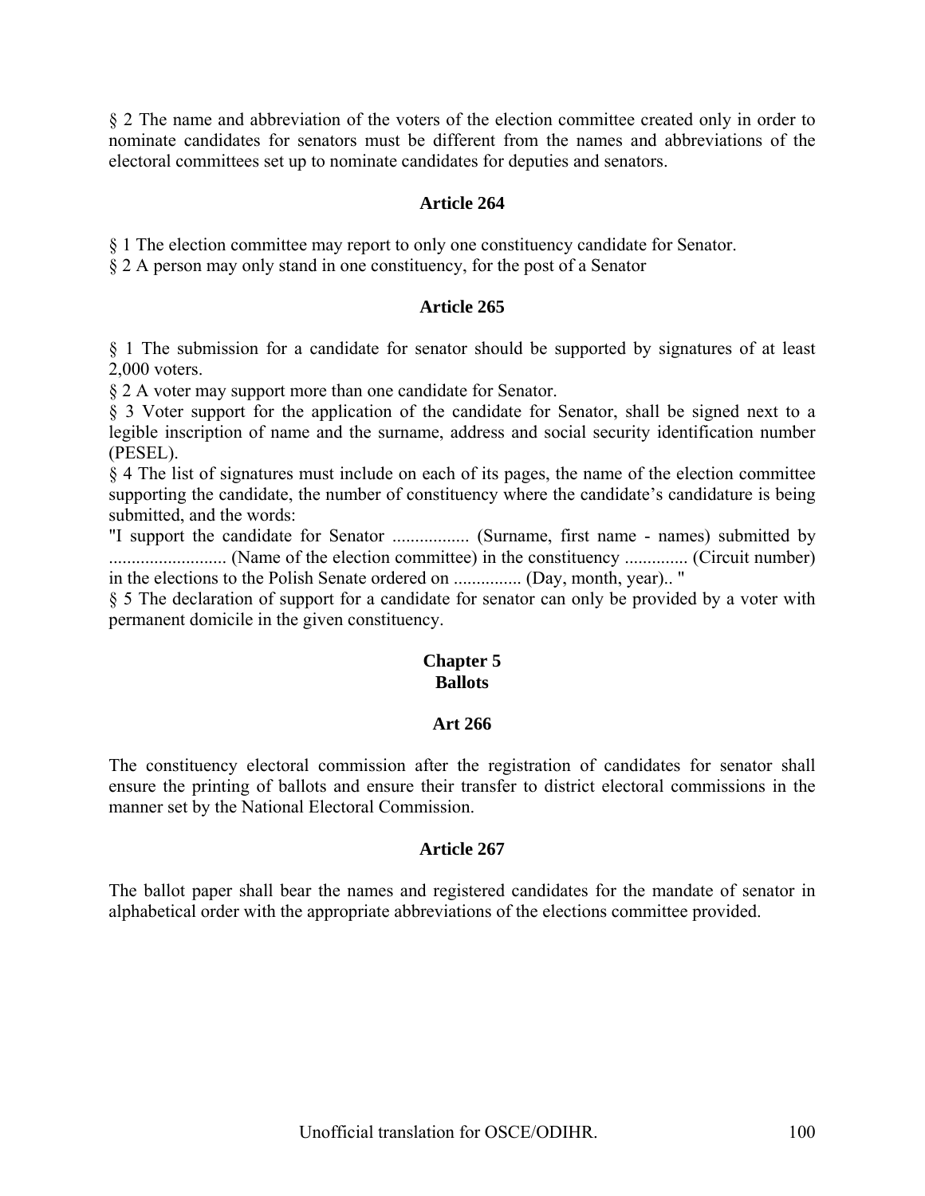§ 2 The name and abbreviation of the voters of the election committee created only in order to nominate candidates for senators must be different from the names and abbreviations of the electoral committees set up to nominate candidates for deputies and senators.

### Article 264

§ 1 The election committee may report to only one constituency candidate for Senator.
§ 2 A person may only stand in one constituency, for the post of a Senator

### Article 265

§ 1 The submission for a candidate for senator should be supported by signatures of at least 2,000 voters.
§ 2 A voter may support more than one candidate for Senator.
§ 3 Voter support for the application of the candidate for Senator, shall be signed next to a legible inscription of name and the surname, address and social security identification number (PESEL).
§ 4 The list of signatures must include on each of its pages, the name of the election committee supporting the candidate, the number of constituency where the candidate's candidature is being submitted, and the words:
"I support the candidate for Senator ................. (Surname, first name - names) submitted by .......................... (Name of the election committee) in the constituency .............. (Circuit number) in the elections to the Polish Senate ordered on ............... (Day, month, year).. "
§ 5 The declaration of support for a candidate for senator can only be provided by a voter with permanent domicile in the given constituency.

## Chapter 5
## Ballots

### Art 266

The constituency electoral commission after the registration of candidates for senator shall ensure the printing of ballots and ensure their transfer to district electoral commissions in the manner set by the National Electoral Commission.

### Article 267

The ballot paper shall bear the names and registered candidates for the mandate of senator in alphabetical order with the appropriate abbreviations of the elections committee provided.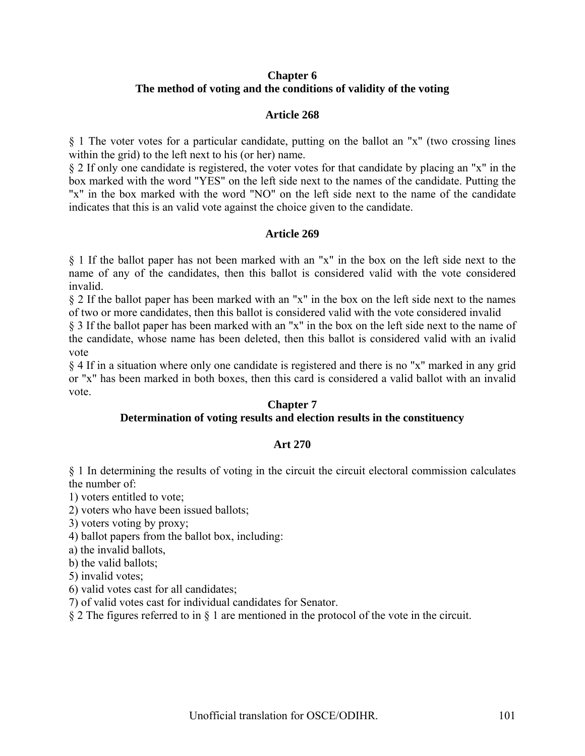## Chapter 6
## The method of voting and the conditions of validity of the voting

### Article 268

§ 1 The voter votes for a particular candidate, putting on the ballot an "x" (two crossing lines within the grid) to the left next to his (or her) name.
§ 2 If only one candidate is registered, the voter votes for that candidate by placing an "x" in the box marked with the word "YES" on the left side next to the names of the candidate. Putting the "x" in the box marked with the word "NO" on the left side next to the name of the candidate indicates that this is an valid vote against the choice given to the candidate.

### Article 269

§ 1 If the ballot paper has not been marked with an "x" in the box on the left side next to the name of any of the candidates, then this ballot is considered valid with the vote considered invalid.
§ 2 If the ballot paper has been marked with an "x" in the box on the left side next to the names of two or more candidates, then this ballot is considered valid with the vote considered invalid
§ 3 If the ballot paper has been marked with an "x" in the box on the left side next to the name of the candidate, whose name has been deleted, then this ballot is considered valid with an ivalid vote
§ 4 If in a situation where only one candidate is registered and there is no "x" marked in any grid or "x" has been marked in both boxes, then this card is considered a valid ballot with an invalid vote.

## Chapter 7
## Determination of voting results and election results in the constituency

### Art 270

§ 1 In determining the results of voting in the circuit the circuit electoral commission calculates the number of:
1) voters entitled to vote;
2) voters who have been issued ballots;
3) voters voting by proxy;
4) ballot papers from the ballot box, including:
a) the invalid ballots,
b) the valid ballots;
5) invalid votes;
6) valid votes cast for all candidates;
7) of valid votes cast for individual candidates for Senator.
§ 2 The figures referred to in § 1 are mentioned in the protocol of the vote in the circuit.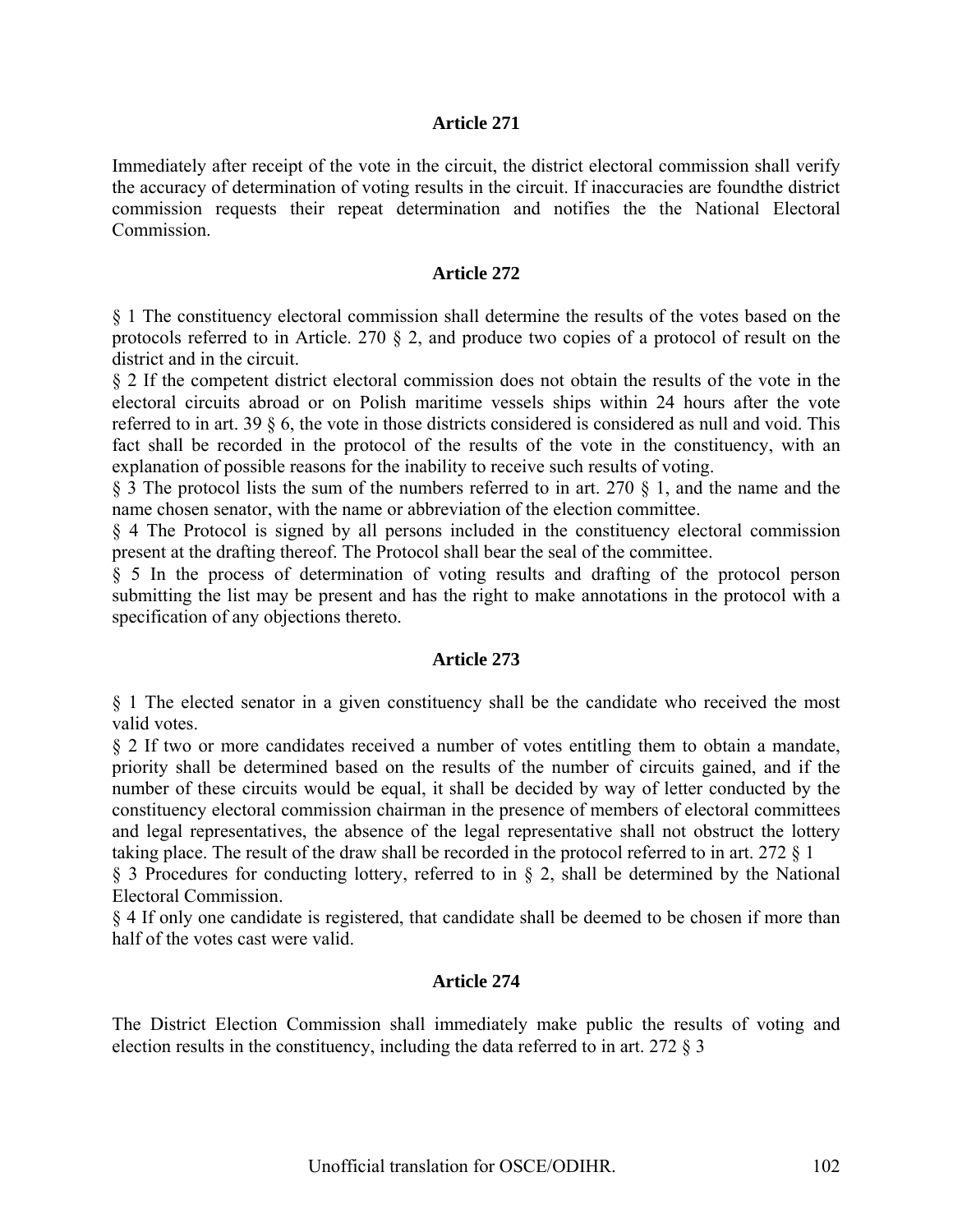**Article 271**

Immediately after receipt of the vote in the circuit, the district electoral commission shall verify the accuracy of determination of voting results in the circuit. If inaccuracies are foundthe district commission requests their repeat determination and notifies the the National Electoral Commission.

**Article 272**

§ 1 The constituency electoral commission shall determine the results of the votes based on the protocols referred to in Article. 270 § 2, and produce two copies of a protocol of result on the district and in the circuit.

§ 2 If the competent district electoral commission does not obtain the results of the vote in the electoral circuits abroad or on Polish maritime vessels ships within 24 hours after the vote referred to in art. 39 § 6, the vote in those districts considered is considered as null and void. This fact shall be recorded in the protocol of the results of the vote in the constituency, with an explanation of possible reasons for the inability to receive such results of voting.

§ 3 The protocol lists the sum of the numbers referred to in art. 270 § 1, and the name and the name chosen senator, with the name or abbreviation of the election committee.

§ 4 The Protocol is signed by all persons included in the constituency electoral commission present at the drafting thereof. The Protocol shall bear the seal of the committee.

§ 5 In the process of determination of voting results and drafting of the protocol person submitting the list may be present and has the right to make annotations in the protocol with a specification of any objections thereto.

**Article 273**

§ 1 The elected senator in a given constituency shall be the candidate who received the most valid votes.

§ 2 If two or more candidates received a number of votes entitling them to obtain a mandate, priority shall be determined based on the results of the number of circuits gained, and if the number of these circuits would be equal, it shall be decided by way of letter conducted by the constituency electoral commission chairman in the presence of members of electoral committees and legal representatives, the absence of the legal representative shall not obstruct the lottery taking place. The result of the draw shall be recorded in the protocol referred to in art. 272 § 1

§ 3 Procedures for conducting lottery, referred to in § 2, shall be determined by the National Electoral Commission.

§ 4 If only one candidate is registered, that candidate shall be deemed to be chosen if more than half of the votes cast were valid.

**Article 274**

The District Election Commission shall immediately make public the results of voting and election results in the constituency, including the data referred to in art. 272 § 3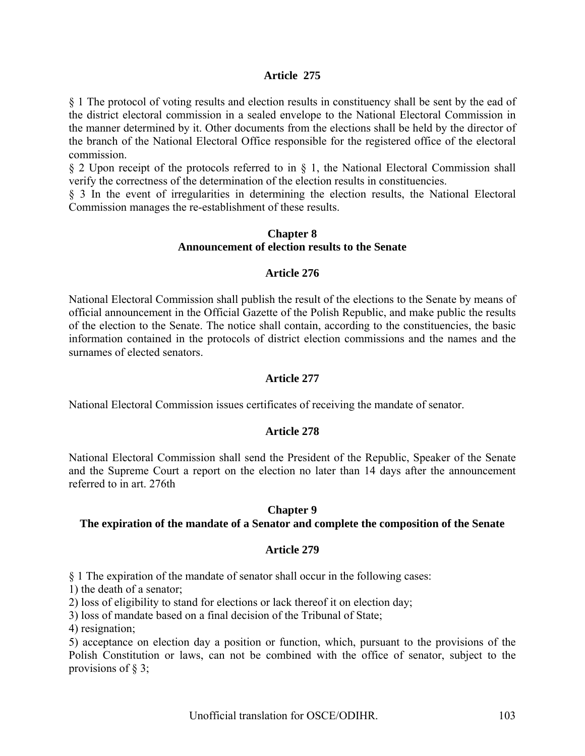### Article 275

§ 1 The protocol of voting results and election results in constituency shall be sent by the ead of the district electoral commission in a sealed envelope to the National Electoral Commission in the manner determined by it. Other documents from the elections shall be held by the director of the branch of the National Electoral Office responsible for the registered office of the electoral commission.

§ 2 Upon receipt of the protocols referred to in § 1, the National Electoral Commission shall verify the correctness of the determination of the election results in constituencies.

§ 3 In the event of irregularities in determining the election results, the National Electoral Commission manages the re-establishment of these results.

## Chapter 8
## Announcement of election results to the Senate

### Article 276

National Electoral Commission shall publish the result of the elections to the Senate by means of official announcement in the Official Gazette of the Polish Republic, and make public the results of the election to the Senate. The notice shall contain, according to the constituencies, the basic information contained in the protocols of district election commissions and the names and the surnames of elected senators.

### Article 277

National Electoral Commission issues certificates of receiving the mandate of senator.

### Article 278

National Electoral Commission shall send the President of the Republic, Speaker of the Senate and the Supreme Court a report on the election no later than 14 days after the announcement referred to in art. 276th

## Chapter 9
## The expiration of the mandate of a Senator and complete the composition of the Senate

### Article 279

§ 1 The expiration of the mandate of senator shall occur in the following cases:

1) the death of a senator;

2) loss of eligibility to stand for elections or lack thereof it on election day;

3) loss of mandate based on a final decision of the Tribunal of State;

4) resignation;

5) acceptance on election day a position or function, which, pursuant to the provisions of the Polish Constitution or laws, can not be combined with the office of senator, subject to the provisions of § 3;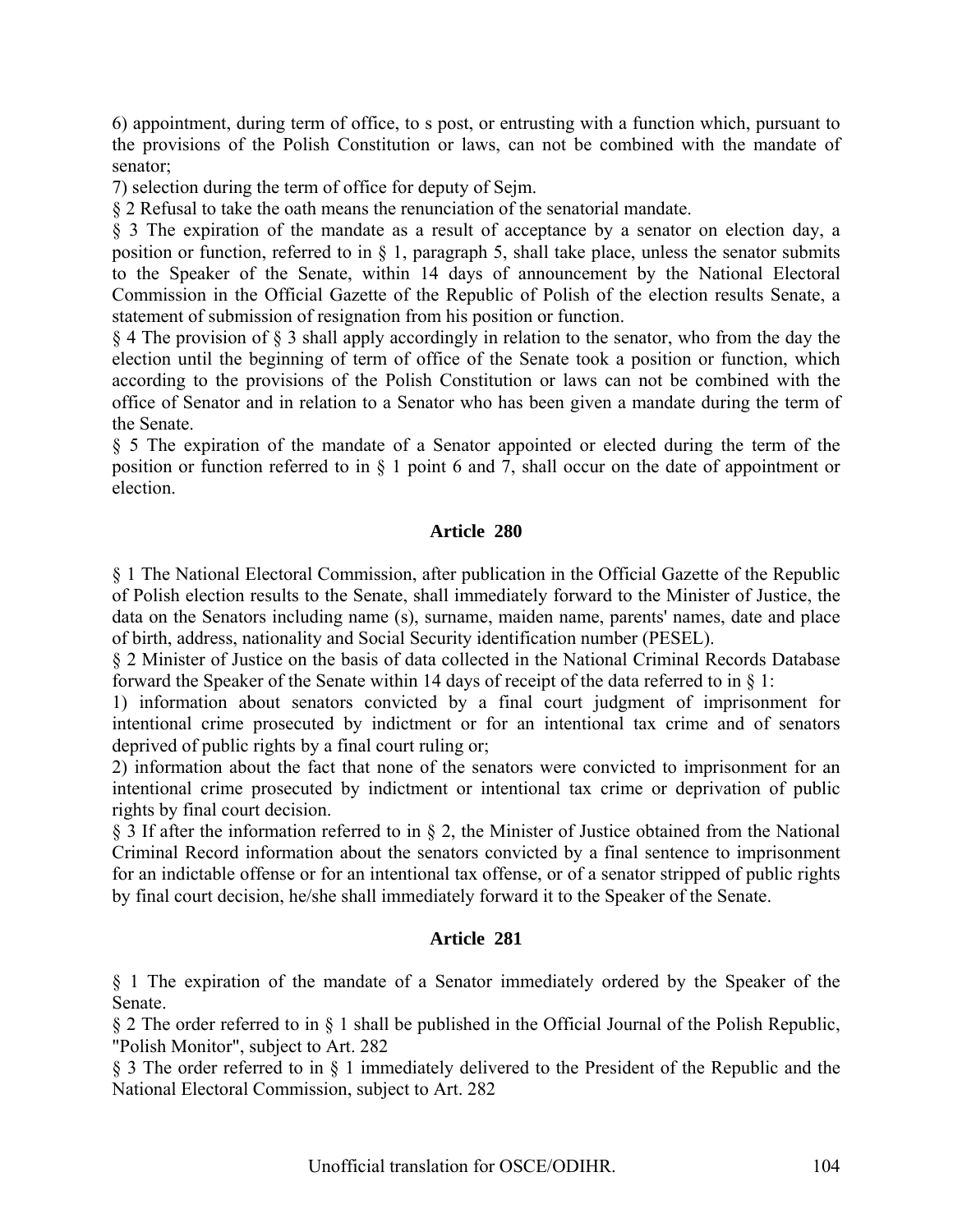6) appointment, during term of office, to s post, or entrusting with a function which, pursuant to the provisions of the Polish Constitution or laws, can not be combined with the mandate of senator;

7) selection during the term of office for deputy of Sejm.

§ 2 Refusal to take the oath means the renunciation of the senatorial mandate.

§ 3 The expiration of the mandate as a result of acceptance by a senator on election day, a position or function, referred to in § 1, paragraph 5, shall take place, unless the senator submits to the Speaker of the Senate, within 14 days of announcement by the National Electoral Commission in the Official Gazette of the Republic of Polish of the election results Senate, a statement of submission of resignation from his position or function.

§ 4 The provision of § 3 shall apply accordingly in relation to the senator, who from the day the election until the beginning of term of office of the Senate took a position or function, which according to the provisions of the Polish Constitution or laws can not be combined with the office of Senator and in relation to a Senator who has been given a mandate during the term of the Senate.

§ 5 The expiration of the mandate of a Senator appointed or elected during the term of the position or function referred to in § 1 point 6 and 7, shall occur on the date of appointment or election.

### Article 280

§ 1 The National Electoral Commission, after publication in the Official Gazette of the Republic of Polish election results to the Senate, shall immediately forward to the Minister of Justice, the data on the Senators including name (s), surname, maiden name, parents' names, date and place of birth, address, nationality and Social Security identification number (PESEL).

§ 2 Minister of Justice on the basis of data collected in the National Criminal Records Database forward the Speaker of the Senate within 14 days of receipt of the data referred to in § 1:

1) information about senators convicted by a final court judgment of imprisonment for intentional crime prosecuted by indictment or for an intentional tax crime and of senators deprived of public rights by a final court ruling or;

2) information about the fact that none of the senators were convicted to imprisonment for an intentional crime prosecuted by indictment or intentional tax crime or deprivation of public rights by final court decision.

§ 3 If after the information referred to in § 2, the Minister of Justice obtained from the National Criminal Record information about the senators convicted by a final sentence to imprisonment for an indictable offense or for an intentional tax offense, or of a senator stripped of public rights by final court decision, he/she shall immediately forward it to the Speaker of the Senate.

### Article 281

§ 1 The expiration of the mandate of a Senator immediately ordered by the Speaker of the Senate.

§ 2 The order referred to in § 1 shall be published in the Official Journal of the Polish Republic, "Polish Monitor", subject to Art. 282

§ 3 The order referred to in § 1 immediately delivered to the President of the Republic and the National Electoral Commission, subject to Art. 282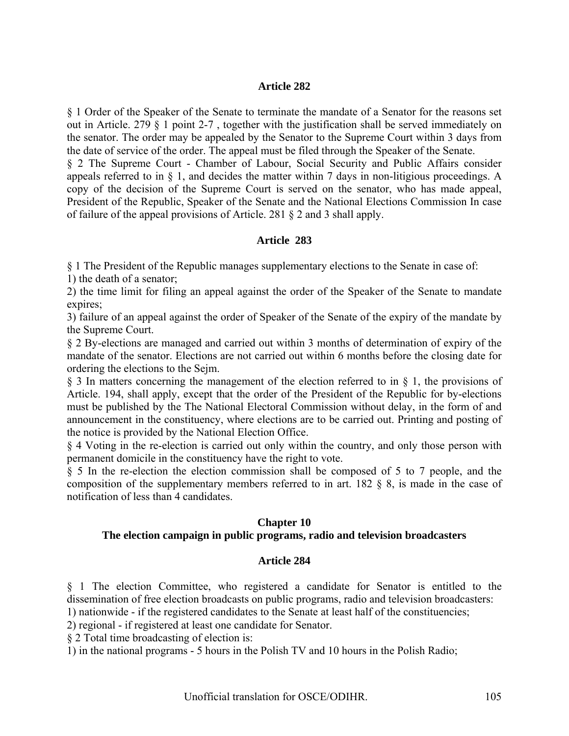### Article 282

§ 1 Order of the Speaker of the Senate to terminate the mandate of a Senator for the reasons set out in Article. 279 § 1 point 2-7 , together with the justification shall be served immediately on the senator. The order may be appealed by the Senator to the Supreme Court within 3 days from the date of service of the order. The appeal must be filed through the Speaker of the Senate.
§ 2 The Supreme Court - Chamber of Labour, Social Security and Public Affairs consider appeals referred to in § 1, and decides the matter within 7 days in non-litigious proceedings. A copy of the decision of the Supreme Court is served on the senator, who has made appeal, President of the Republic, Speaker of the Senate and the National Elections Commission In case of failure of the appeal provisions of Article. 281 § 2 and 3 shall apply.

### Article 283

§ 1 The President of the Republic manages supplementary elections to the Senate in case of:
1) the death of a senator;
2) the time limit for filing an appeal against the order of the Speaker of the Senate to mandate expires;
3) failure of an appeal against the order of Speaker of the Senate of the expiry of the mandate by the Supreme Court.
§ 2 By-elections are managed and carried out within 3 months of determination of expiry of the mandate of the senator. Elections are not carried out within 6 months before the closing date for ordering the elections to the Sejm.
§ 3 In matters concerning the management of the election referred to in § 1, the provisions of Article. 194, shall apply, except that the order of the President of the Republic for by-elections must be published by the The National Electoral Commission without delay, in the form of and announcement in the constituency, where elections are to be carried out. Printing and posting of the notice is provided by the National Election Office.
§ 4 Voting in the re-election is carried out only within the country, and only those person with permanent domicile in the constituency have the right to vote.
§ 5 In the re-election the election commission shall be composed of 5 to 7 people, and the composition of the supplementary members referred to in art. 182 § 8, is made in the case of notification of less than 4 candidates.

## Chapter 10
## The election campaign in public programs, radio and television broadcasters

### Article 284

§ 1 The election Committee, who registered a candidate for Senator is entitled to the dissemination of free election broadcasts on public programs, radio and television broadcasters:
1) nationwide - if the registered candidates to the Senate at least half of the constituencies;
2) regional - if registered at least one candidate for Senator.
§ 2 Total time broadcasting of election is:
1) in the national programs - 5 hours in the Polish TV and 10 hours in the Polish Radio;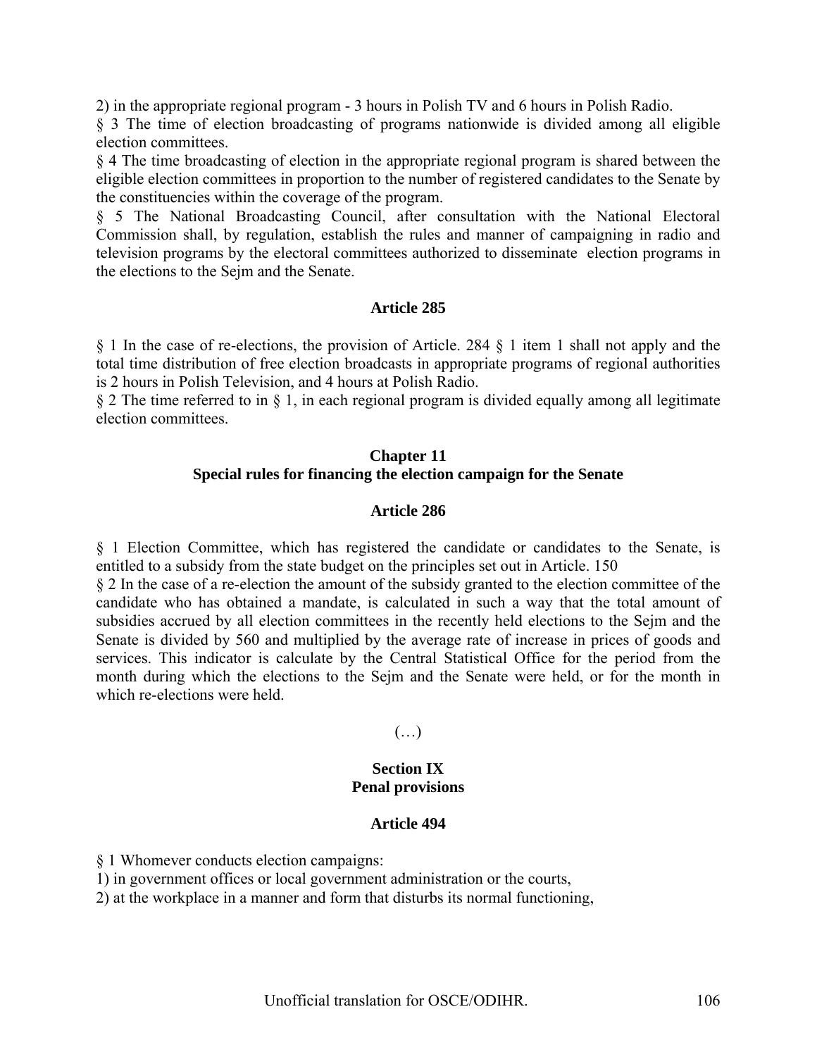2) in the appropriate regional program - 3 hours in Polish TV and 6 hours in Polish Radio.

§ 3 The time of election broadcasting of programs nationwide is divided among all eligible election committees.

§ 4 The time broadcasting of election in the appropriate regional program is shared between the eligible election committees in proportion to the number of registered candidates to the Senate by the constituencies within the coverage of the program.

§ 5 The National Broadcasting Council, after consultation with the National Electoral Commission shall, by regulation, establish the rules and manner of campaigning in radio and television programs by the electoral committees authorized to disseminate election programs in the elections to the Sejm and the Senate.

**Article 285**

§ 1 In the case of re-elections, the provision of Article. 284 § 1 item 1 shall not apply and the total time distribution of free election broadcasts in appropriate programs of regional authorities is 2 hours in Polish Television, and 4 hours at Polish Radio.

§ 2 The time referred to in § 1, in each regional program is divided equally among all legitimate election committees.

## Chapter 11
## Special rules for financing the election campaign for the Senate

**Article 286**

§ 1 Election Committee, which has registered the candidate or candidates to the Senate, is entitled to a subsidy from the state budget on the principles set out in Article. 150

§ 2 In the case of a re-election the amount of the subsidy granted to the election committee of the candidate who has obtained a mandate, is calculated in such a way that the total amount of subsidies accrued by all election committees in the recently held elections to the Sejm and the Senate is divided by 560 and multiplied by the average rate of increase in prices of goods and services. This indicator is calculate by the Central Statistical Office for the period from the month during which the elections to the Sejm and the Senate were held, or for the month in which re-elections were held.

(…)

## Section IX
## Penal provisions

**Article 494**

§ 1 Whomever conducts election campaigns:

1) in government offices or local government administration or the courts,

2) at the workplace in a manner and form that disturbs its normal functioning,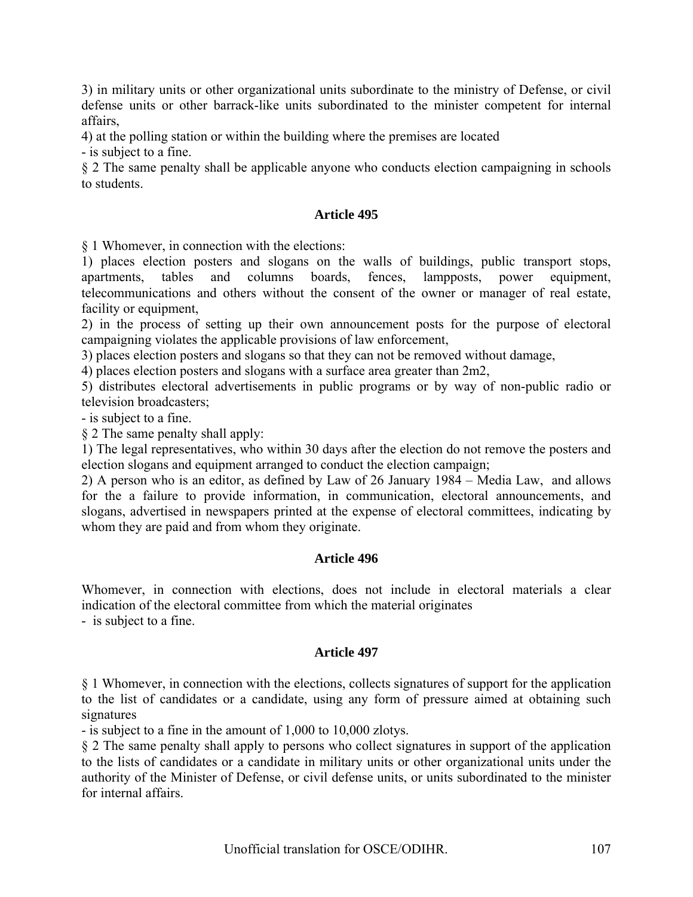3) in military units or other organizational units subordinate to the ministry of Defense, or civil defense units or other barrack-like units subordinated to the minister competent for internal affairs,

4) at the polling station or within the building where the premises are located

- is subject to a fine.

§ 2 The same penalty shall be applicable anyone who conducts election campaigning in schools to students.

### Article 495

§ 1 Whomever, in connection with the elections:

1) places election posters and slogans on the walls of buildings, public transport stops, apartments, tables and columns boards, fences, lampposts, power equipment, telecommunications and others without the consent of the owner or manager of real estate, facility or equipment,

2) in the process of setting up their own announcement posts for the purpose of electoral campaigning violates the applicable provisions of law enforcement,

3) places election posters and slogans so that they can not be removed without damage,

4) places election posters and slogans with a surface area greater than 2m2,

5) distributes electoral advertisements in public programs or by way of non-public radio or television broadcasters;

- is subject to a fine.

§ 2 The same penalty shall apply:

1) The legal representatives, who within 30 days after the election do not remove the posters and election slogans and equipment arranged to conduct the election campaign;

2) A person who is an editor, as defined by Law of 26 January 1984 – Media Law, and allows for the a failure to provide information, in communication, electoral announcements, and slogans, advertised in newspapers printed at the expense of electoral committees, indicating by whom they are paid and from whom they originate.

### Article 496

Whomever, in connection with elections, does not include in electoral materials a clear indication of the electoral committee from which the material originates

- is subject to a fine.

### Article 497

§ 1 Whomever, in connection with the elections, collects signatures of support for the application to the list of candidates or a candidate, using any form of pressure aimed at obtaining such signatures

- is subject to a fine in the amount of 1,000 to 10,000 zlotys.

§ 2 The same penalty shall apply to persons who collect signatures in support of the application to the lists of candidates or a candidate in military units or other organizational units under the authority of the Minister of Defense, or civil defense units, or units subordinated to the minister for internal affairs.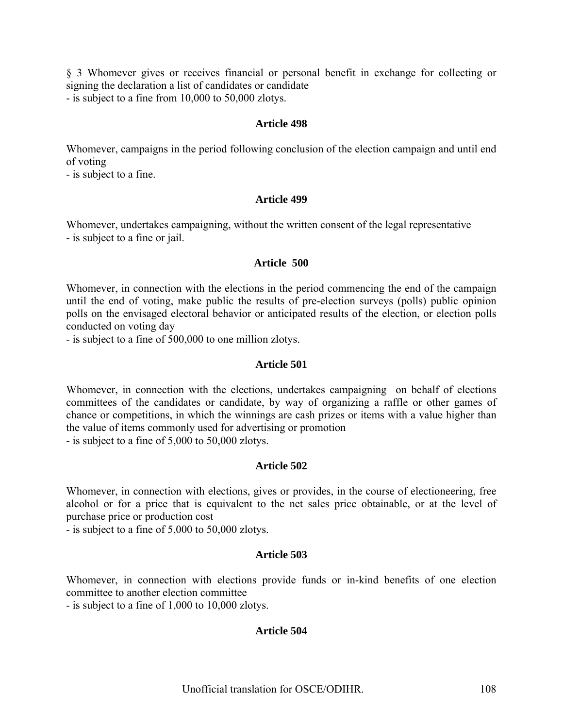§ 3 Whomever gives or receives financial or personal benefit in exchange for collecting or signing the declaration a list of candidates or candidate
- is subject to a fine from 10,000 to 50,000 zlotys.

**Article 498**

Whomever, campaigns in the period following conclusion of the election campaign and until end of voting
- is subject to a fine.

**Article 499**

Whomever, undertakes campaigning, without the written consent of the legal representative
- is subject to a fine or jail.

**Article 500**

Whomever, in connection with the elections in the period commencing the end of the campaign until the end of voting, make public the results of pre-election surveys (polls) public opinion polls on the envisaged electoral behavior or anticipated results of the election, or election polls conducted on voting day
- is subject to a fine of 500,000 to one million zlotys.

**Article 501**

Whomever, in connection with the elections, undertakes campaigning on behalf of elections committees of the candidates or candidate, by way of organizing a raffle or other games of chance or competitions, in which the winnings are cash prizes or items with a value higher than the value of items commonly used for advertising or promotion
- is subject to a fine of 5,000 to 50,000 zlotys.

**Article 502**

Whomever, in connection with elections, gives or provides, in the course of electioneering, free alcohol or for a price that is equivalent to the net sales price obtainable, or at the level of purchase price or production cost
- is subject to a fine of 5,000 to 50,000 zlotys.

**Article 503**

Whomever, in connection with elections provide funds or in-kind benefits of one election committee to another election committee
- is subject to a fine of 1,000 to 10,000 zlotys.

**Article 504**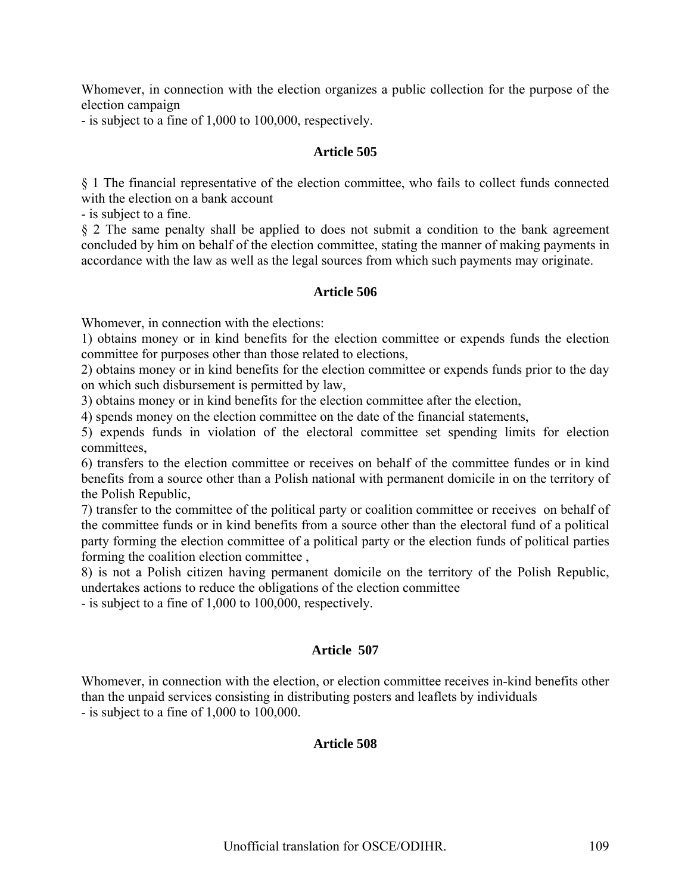Whomever, in connection with the election organizes a public collection for the purpose of the election campaign

- is subject to a fine of 1,000 to 100,000, respectively.

### Article 505

§ 1 The financial representative of the election committee, who fails to collect funds connected with the election on a bank account

- is subject to a fine.

§ 2 The same penalty shall be applied to does not submit a condition to the bank agreement concluded by him on behalf of the election committee, stating the manner of making payments in accordance with the law as well as the legal sources from which such payments may originate.

### Article 506

Whomever, in connection with the elections:

1) obtains money or in kind benefits for the election committee or expends funds the election committee for purposes other than those related to elections,

2) obtains money or in kind benefits for the election committee or expends funds prior to the day on which such disbursement is permitted by law,

3) obtains money or in kind benefits for the election committee after the election,

4) spends money on the election committee on the date of the financial statements,

5) expends funds in violation of the electoral committee set spending limits for election committees,

6) transfers to the election committee or receives on behalf of the committee fundes or in kind benefits from a source other than a Polish national with permanent domicile in on the territory of the Polish Republic,

7) transfer to the committee of the political party or coalition committee or receives on behalf of the committee funds or in kind benefits from a source other than the electoral fund of a political party forming the election committee of a political party or the election funds of political parties forming the coalition election committee ,

8) is not a Polish citizen having permanent domicile on the territory of the Polish Republic, undertakes actions to reduce the obligations of the election committee

- is subject to a fine of 1,000 to 100,000, respectively.

### Article 507

Whomever, in connection with the election, or election committee receives in-kind benefits other than the unpaid services consisting in distributing posters and leaflets by individuals

- is subject to a fine of 1,000 to 100,000.

### Article 508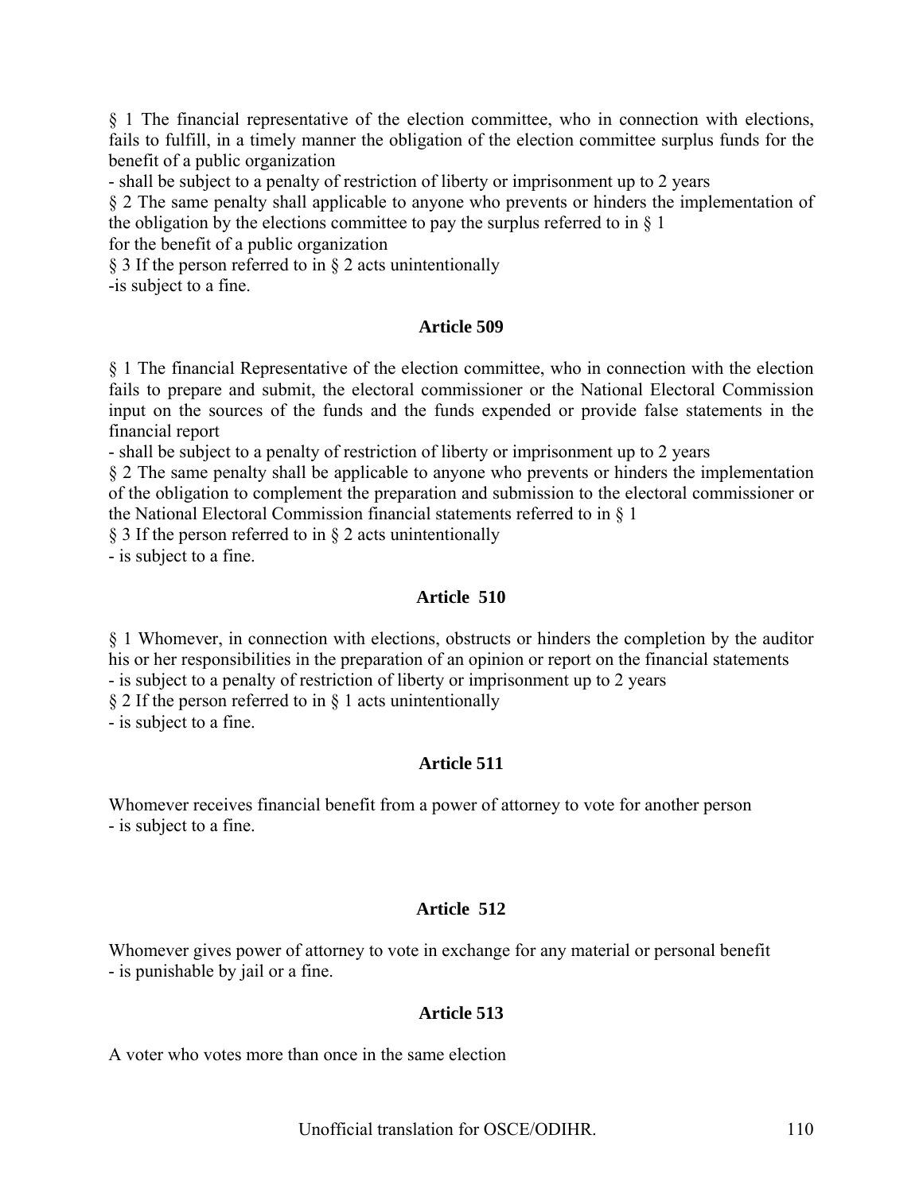§ 1 The financial representative of the election committee, who in connection with elections, fails to fulfill, in a timely manner the obligation of the election committee surplus funds for the benefit of a public organization

- shall be subject to a penalty of restriction of liberty or imprisonment up to 2 years

§ 2 The same penalty shall applicable to anyone who prevents or hinders the implementation of the obligation by the elections committee to pay the surplus referred to in § 1 for the benefit of a public organization

§ 3 If the person referred to in § 2 acts unintentionally

-is subject to a fine.

**Article 509**

§ 1 The financial Representative of the election committee, who in connection with the election fails to prepare and submit, the electoral commissioner or the National Electoral Commission input on the sources of the funds and the funds expended or provide false statements in the financial report

- shall be subject to a penalty of restriction of liberty or imprisonment up to 2 years

§ 2 The same penalty shall be applicable to anyone who prevents or hinders the implementation of the obligation to complement the preparation and submission to the electoral commissioner or the National Electoral Commission financial statements referred to in § 1

§ 3 If the person referred to in § 2 acts unintentionally

- is subject to a fine.

**Article 510**

§ 1 Whomever, in connection with elections, obstructs or hinders the completion by the auditor his or her responsibilities in the preparation of an opinion or report on the financial statements

- is subject to a penalty of restriction of liberty or imprisonment up to 2 years

§ 2 If the person referred to in § 1 acts unintentionally

- is subject to a fine.

**Article 511**

Whomever receives financial benefit from a power of attorney to vote for another person

- is subject to a fine.

**Article 512**

Whomever gives power of attorney to vote in exchange for any material or personal benefit

- is punishable by jail or a fine.

**Article 513**

A voter who votes more than once in the same election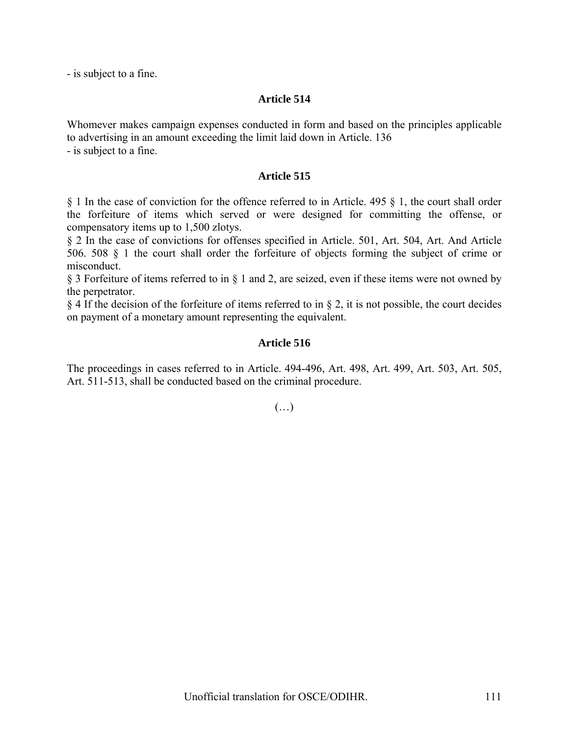- is subject to a fine.

### Article 514

Whomever makes campaign expenses conducted in form and based on the principles applicable to advertising in an amount exceeding the limit laid down in Article. 136
- is subject to a fine.

### Article 515

§ 1 In the case of conviction for the offence referred to in Article. 495 § 1, the court shall order the forfeiture of items which served or were designed for committing the offense, or compensatory items up to 1,500 zlotys.
§ 2 In the case of convictions for offenses specified in Article. 501, Art. 504, Art. And Article 506. 508 § 1 the court shall order the forfeiture of objects forming the subject of crime or misconduct.
§ 3 Forfeiture of items referred to in § 1 and 2, are seized, even if these items were not owned by the perpetrator.
§ 4 If the decision of the forfeiture of items referred to in § 2, it is not possible, the court decides on payment of a monetary amount representing the equivalent.

### Article 516

The proceedings in cases referred to in Article. 494-496, Art. 498, Art. 499, Art. 503, Art. 505, Art. 511-513, shall be conducted based on the criminal procedure.

(…)

Unofficial translation for OSCE/ODIHR.